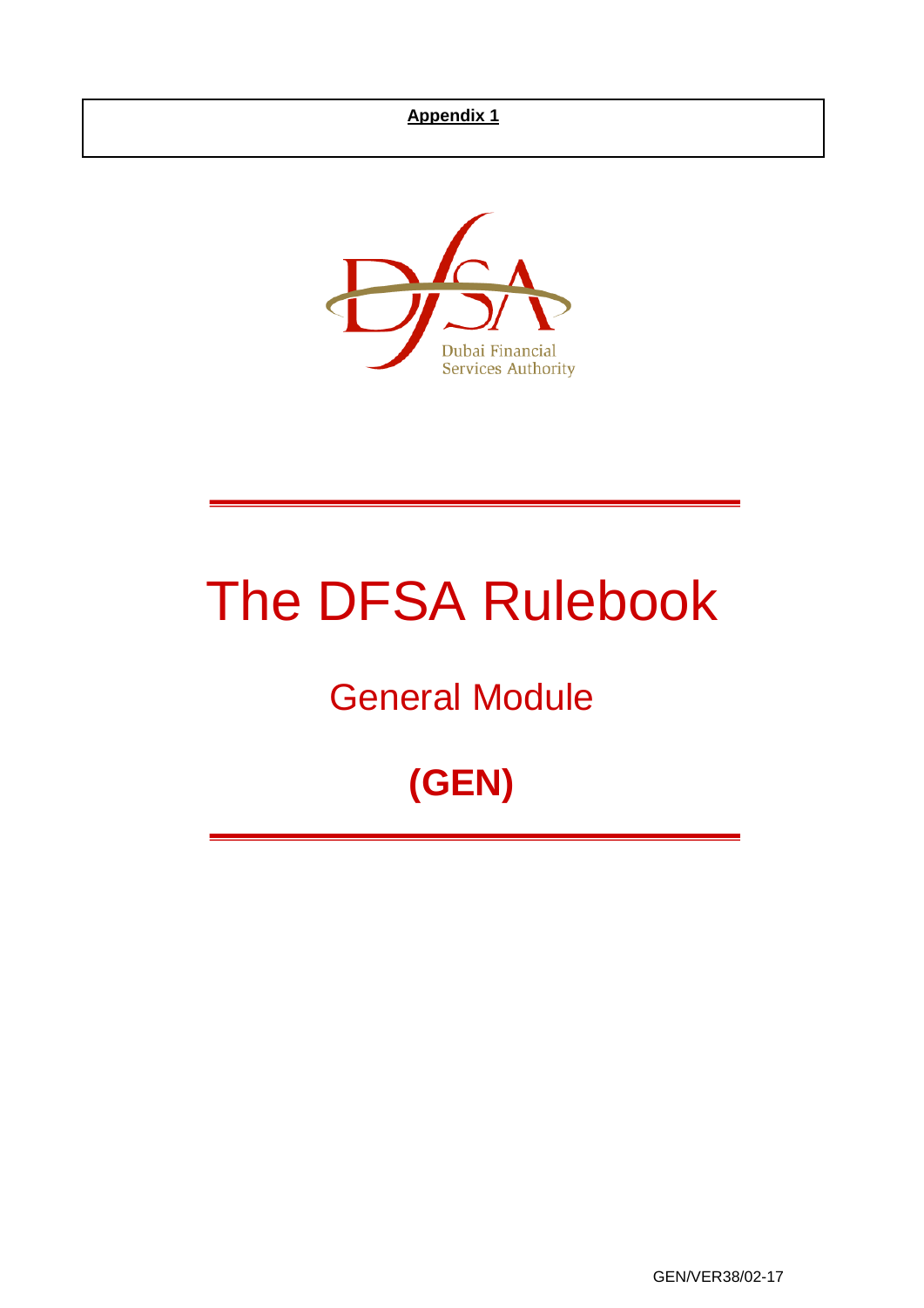**Appendix 1**

Dubai Financial Services Authority

# The DFSA Rulebook

## General Module

## **(GEN)**

GEN/VER38/02-17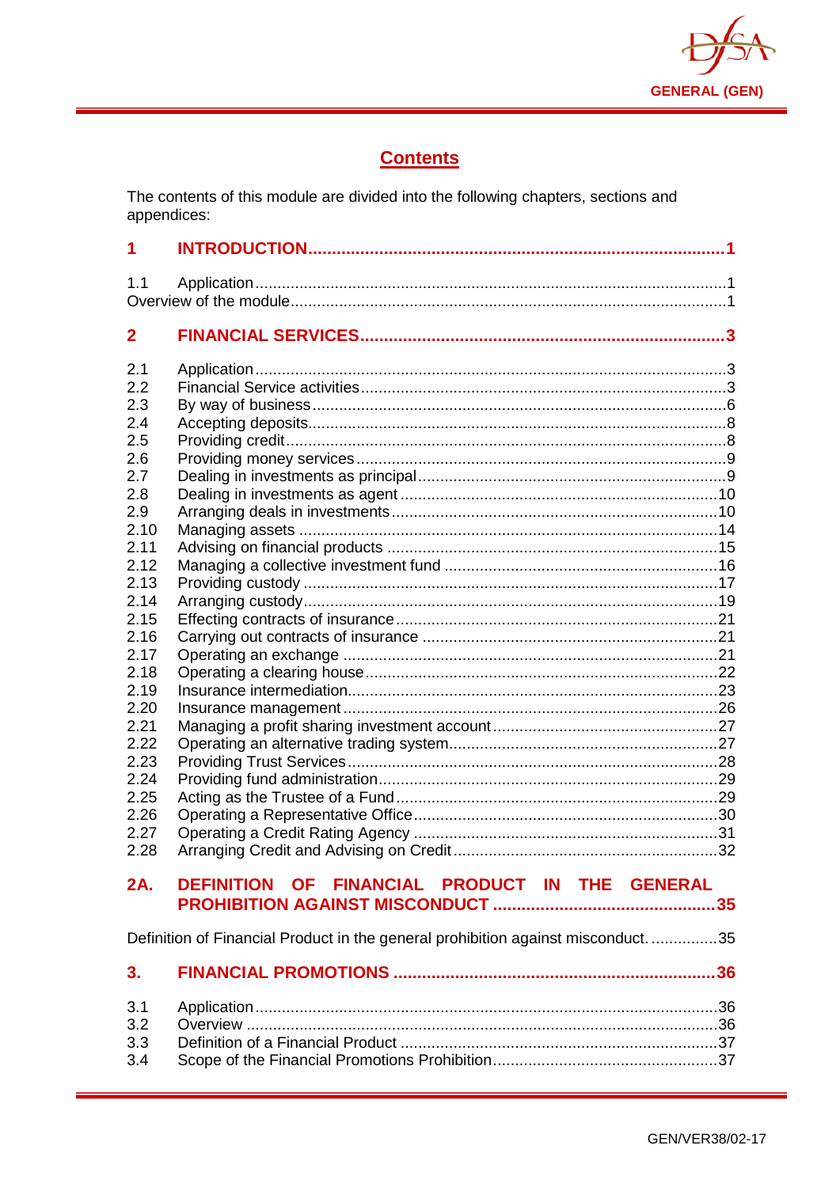## Contents

The contents of this module are divided into the following chapters, sections and appendices:

**1 INTRODUCTION ........................................................................................ 1**

1.1 Application ........................................................................................................ 1
Overview of the module ........................................................................................ 1

**2 FINANCIAL SERVICES ............................................................................ 3**

2.1 Application ........................................................................................................ 3
2.2 Financial Service activities ................................................................................ 3
2.3 By way of business ............................................................................................ 6
2.4 Accepting deposits ............................................................................................. 8
2.5 Providing credit .................................................................................................. 8
2.6 Providing money services ................................................................................... 9
2.7 Dealing in investments as principal ..................................................................... 9
2.8 Dealing in investments as agent ....................................................................... 10
2.9 Arranging deals in investments ......................................................................... 10
2.10 Managing assets ............................................................................................. 14
2.11 Advising on financial products ......................................................................... 15
2.12 Managing a collective investment fund ............................................................ 16
2.13 Providing custody ............................................................................................ 17
2.14 Arranging custody ........................................................................................... 19
2.15 Effecting contracts of insurance ....................................................................... 21
2.16 Carrying out contracts of insurance ................................................................. 21
2.17 Operating an exchange ................................................................................... 21
2.18 Operating a clearing house ............................................................................. 22
2.19 Insurance intermediation .................................................................................. 23
2.20 Insurance management .................................................................................... 26
2.21 Managing a profit sharing investment account ................................................. 27
2.22 Operating an alternative trading system ........................................................... 27
2.23 Providing Trust Services .................................................................................. 28
2.24 Providing fund administration ........................................................................... 29
2.25 Acting as the Trustee of a Fund ....................................................................... 29
2.26 Operating a Representative Office ................................................................... 30
2.27 Operating a Credit Rating Agency .................................................................... 31
2.28 Arranging Credit and Advising on Credit .......................................................... 32

**2A. DEFINITION OF FINANCIAL PRODUCT IN THE GENERAL PROHIBITION AGAINST MISCONDUCT ................................................ 35**

Definition of Financial Product in the general prohibition against misconduct. ............... 35

**3. FINANCIAL PROMOTIONS ..................................................................... 36**

3.1 Application ........................................................................................................ 36
3.2 Overview ........................................................................................................... 36
3.3 Definition of a Financial Product ......................................................................... 37
3.4 Scope of the Financial Promotions Prohibition ..................................................... 37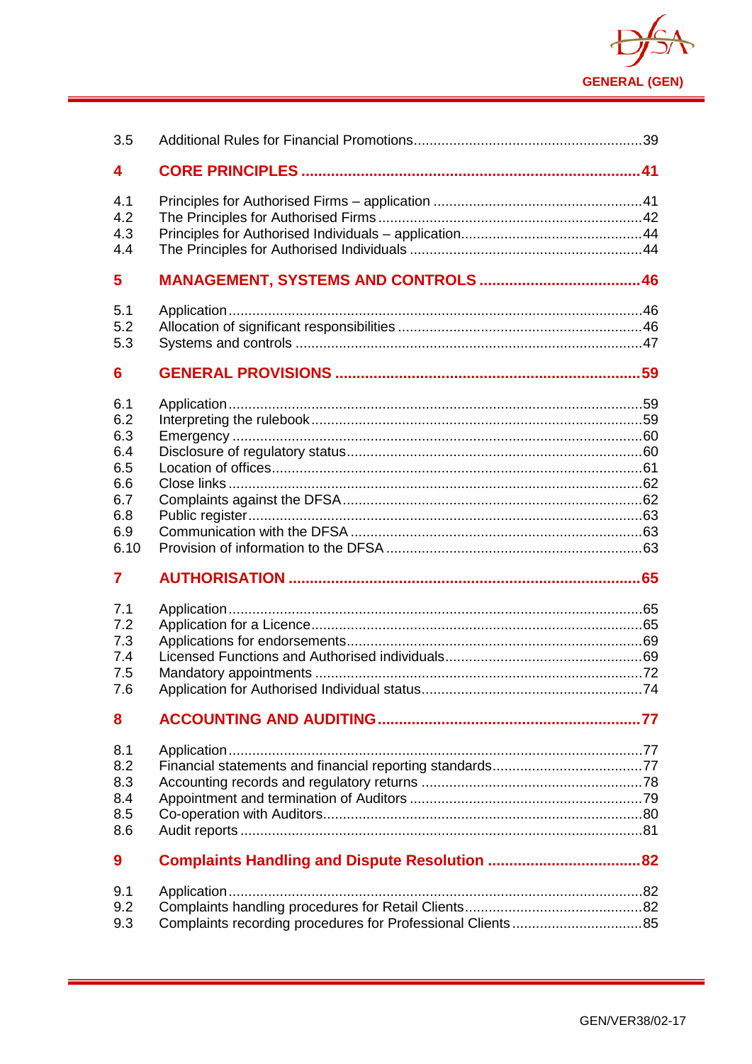| | | |
|---|---|---|
| 3.5 | Additional Rules for Financial Promotions | 39 |
| **4** | **CORE PRINCIPLES** | **41** |
| 4.1 | Principles for Authorised Firms – application | 41 |
| 4.2 | The Principles for Authorised Firms | 42 |
| 4.3 | Principles for Authorised Individuals – application | 44 |
| 4.4 | The Principles for Authorised Individuals | 44 |
| **5** | **MANAGEMENT, SYSTEMS AND CONTROLS** | **46** |
| 5.1 | Application | 46 |
| 5.2 | Allocation of significant responsibilities | 46 |
| 5.3 | Systems and controls | 47 |
| **6** | **GENERAL PROVISIONS** | **59** |
| 6.1 | Application | 59 |
| 6.2 | Interpreting the rulebook | 59 |
| 6.3 | Emergency | 60 |
| 6.4 | Disclosure of regulatory status | 60 |
| 6.5 | Location of offices | 61 |
| 6.6 | Close links | 62 |
| 6.7 | Complaints against the DFSA | 62 |
| 6.8 | Public register | 63 |
| 6.9 | Communication with the DFSA | 63 |
| 6.10 | Provision of information to the DFSA | 63 |
| **7** | **AUTHORISATION** | **65** |
| 7.1 | Application | 65 |
| 7.2 | Application for a Licence | 65 |
| 7.3 | Applications for endorsements | 69 |
| 7.4 | Licensed Functions and Authorised individuals | 69 |
| 7.5 | Mandatory appointments | 72 |
| 7.6 | Application for Authorised Individual status | 74 |
| **8** | **ACCOUNTING AND AUDITING** | **77** |
| 8.1 | Application | 77 |
| 8.2 | Financial statements and financial reporting standards | 77 |
| 8.3 | Accounting records and regulatory returns | 78 |
| 8.4 | Appointment and termination of Auditors | 79 |
| 8.5 | Co-operation with Auditors | 80 |
| 8.6 | Audit reports | 81 |
| **9** | **Complaints Handling and Dispute Resolution** | **82** |
| 9.1 | Application | 82 |
| 9.2 | Complaints handling procedures for Retail Clients | 82 |
| 9.3 | Complaints recording procedures for Professional Clients | 85 |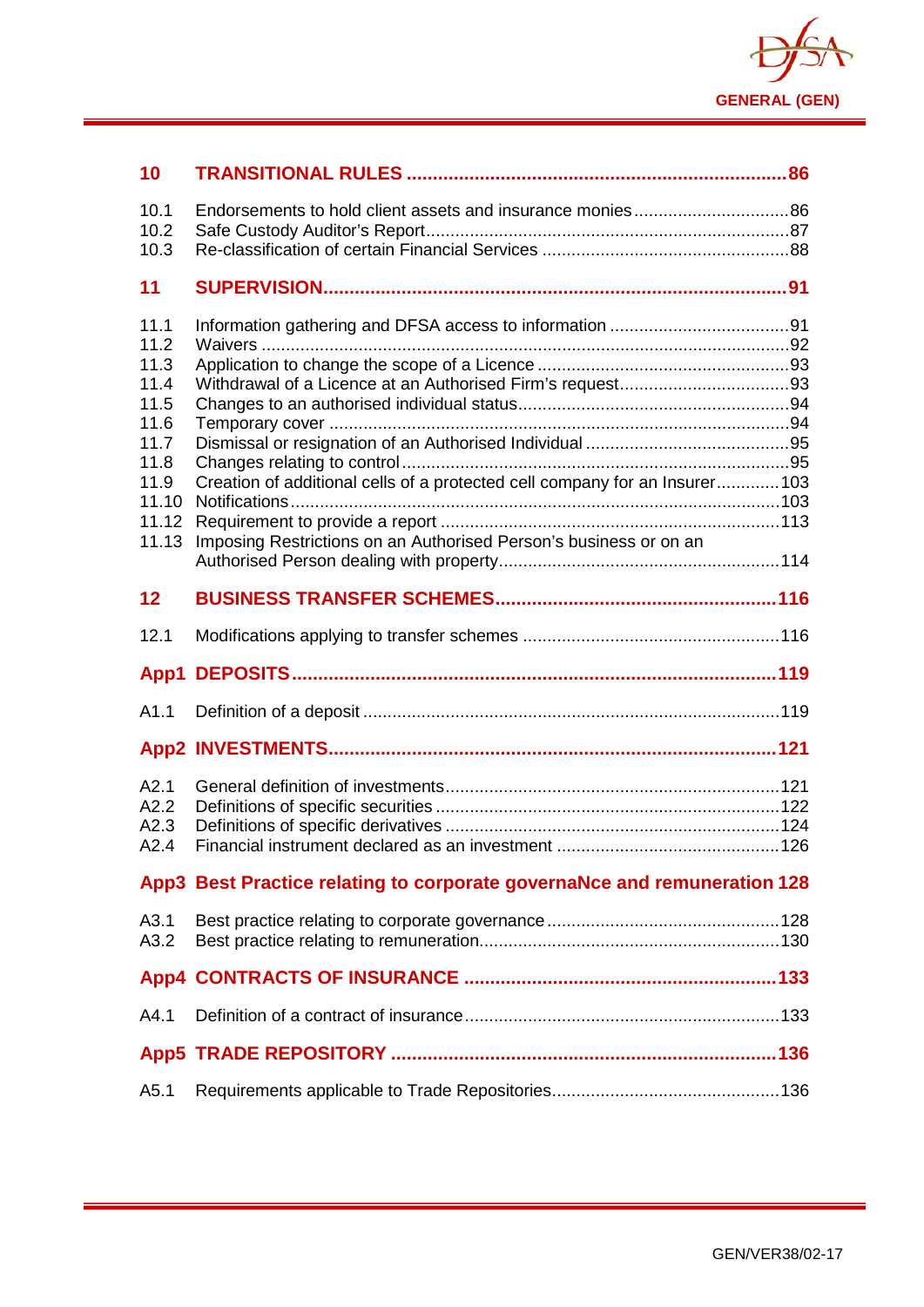| | | |
|---|---|---|
| **10** | **TRANSITIONAL RULES** | **86** |
| 10.1 | Endorsements to hold client assets and insurance monies | 86 |
| 10.2 | Safe Custody Auditor's Report | 87 |
| 10.3 | Re-classification of certain Financial Services | 88 |
| **11** | **SUPERVISION** | **91** |
| 11.1 | Information gathering and DFSA access to information | 91 |
| 11.2 | Waivers | 92 |
| 11.3 | Application to change the scope of a Licence | 93 |
| 11.4 | Withdrawal of a Licence at an Authorised Firm's request | 93 |
| 11.5 | Changes to an authorised individual status | 94 |
| 11.6 | Temporary cover | 94 |
| 11.7 | Dismissal or resignation of an Authorised Individual | 95 |
| 11.8 | Changes relating to control | 95 |
| 11.9 | Creation of additional cells of a protected cell company for an Insurer | 103 |
| 11.10 | Notifications | 103 |
| 11.12 | Requirement to provide a report | 113 |
| 11.13 | Imposing Restrictions on an Authorised Person's business or on an Authorised Person dealing with property | 114 |
| **12** | **BUSINESS TRANSFER SCHEMES** | **116** |
| 12.1 | Modifications applying to transfer schemes | 116 |
| **App1** | **DEPOSITS** | **119** |
| A1.1 | Definition of a deposit | 119 |
| **App2** | **INVESTMENTS** | **121** |
| A2.1 | General definition of investments | 121 |
| A2.2 | Definitions of specific securities | 122 |
| A2.3 | Definitions of specific derivatives | 124 |
| A2.4 | Financial instrument declared as an investment | 126 |
| **App3** | **Best Practice relating to corporate governaNce and remuneration** | **128** |
| A3.1 | Best practice relating to corporate governance | 128 |
| A3.2 | Best practice relating to remuneration | 130 |
| **App4** | **CONTRACTS OF INSURANCE** | **133** |
| A4.1 | Definition of a contract of insurance | 133 |
| **App5** | **TRADE REPOSITORY** | **136** |
| A5.1 | Requirements applicable to Trade Repositories | 136 |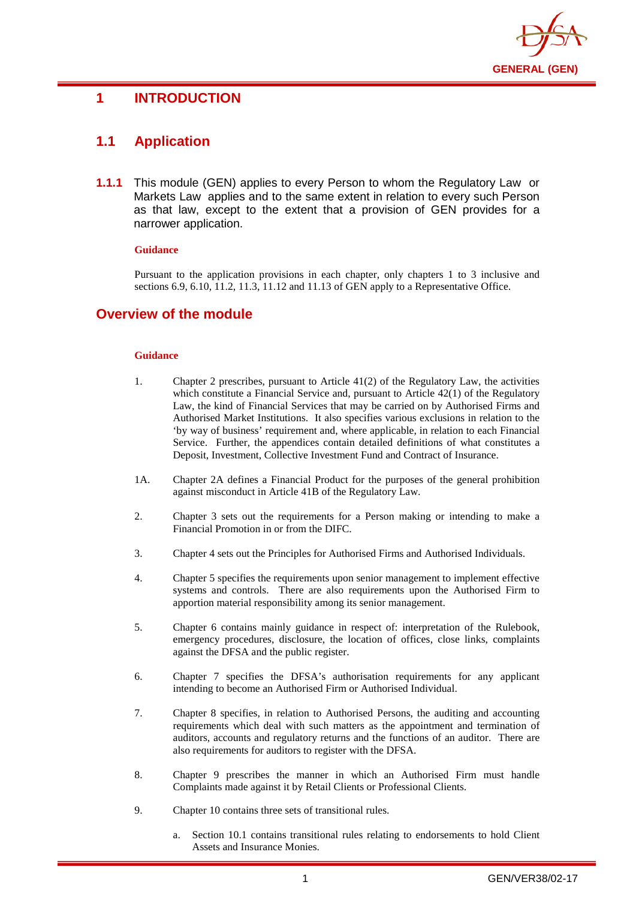# 1 INTRODUCTION

## 1.1 Application

**1.1.1** This module (GEN) applies to every Person to whom the Regulatory Law or Markets Law applies and to the same extent in relation to every such Person as that law, except to the extent that a provision of GEN provides for a narrower application.

**Guidance**

Pursuant to the application provisions in each chapter, only chapters 1 to 3 inclusive and sections 6.9, 6.10, 11.2, 11.3, 11.12 and 11.13 of GEN apply to a Representative Office.

## Overview of the module

**Guidance**

1. Chapter 2 prescribes, pursuant to Article 41(2) of the Regulatory Law, the activities which constitute a Financial Service and, pursuant to Article 42(1) of the Regulatory Law, the kind of Financial Services that may be carried on by Authorised Firms and Authorised Market Institutions. It also specifies various exclusions in relation to the 'by way of business' requirement and, where applicable, in relation to each Financial Service. Further, the appendices contain detailed definitions of what constitutes a Deposit, Investment, Collective Investment Fund and Contract of Insurance.

1A. Chapter 2A defines a Financial Product for the purposes of the general prohibition against misconduct in Article 41B of the Regulatory Law.

2. Chapter 3 sets out the requirements for a Person making or intending to make a Financial Promotion in or from the DIFC.

3. Chapter 4 sets out the Principles for Authorised Firms and Authorised Individuals.

4. Chapter 5 specifies the requirements upon senior management to implement effective systems and controls. There are also requirements upon the Authorised Firm to apportion material responsibility among its senior management.

5. Chapter 6 contains mainly guidance in respect of: interpretation of the Rulebook, emergency procedures, disclosure, the location of offices, close links, complaints against the DFSA and the public register.

6. Chapter 7 specifies the DFSA's authorisation requirements for any applicant intending to become an Authorised Firm or Authorised Individual.

7. Chapter 8 specifies, in relation to Authorised Persons, the auditing and accounting requirements which deal with such matters as the appointment and termination of auditors, accounts and regulatory returns and the functions of an auditor. There are also requirements for auditors to register with the DFSA.

8. Chapter 9 prescribes the manner in which an Authorised Firm must handle Complaints made against it by Retail Clients or Professional Clients.

9. Chapter 10 contains three sets of transitional rules.

   a. Section 10.1 contains transitional rules relating to endorsements to hold Client Assets and Insurance Monies.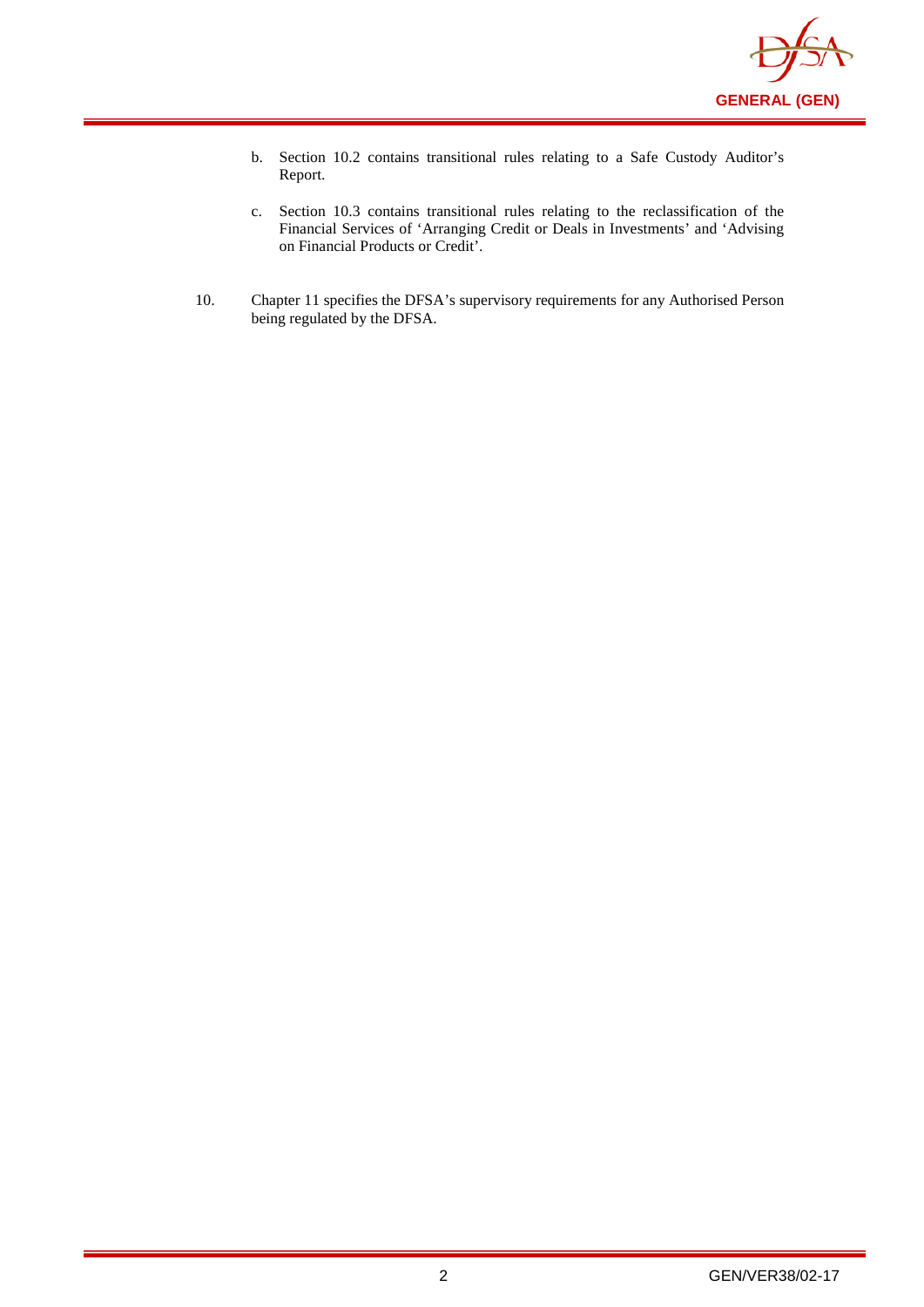b. Section 10.2 contains transitional rules relating to a Safe Custody Auditor's Report.

c. Section 10.3 contains transitional rules relating to the reclassification of the Financial Services of 'Arranging Credit or Deals in Investments' and 'Advising on Financial Products or Credit'.

10. Chapter 11 specifies the DFSA's supervisory requirements for any Authorised Person being regulated by the DFSA.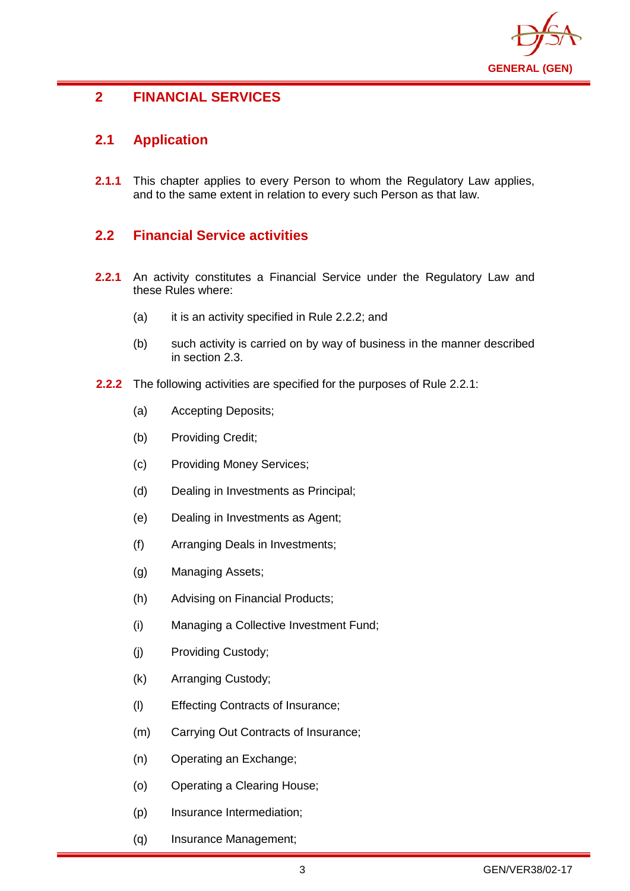## 2 FINANCIAL SERVICES

### 2.1 Application

**2.1.1** This chapter applies to every Person to whom the Regulatory Law applies, and to the same extent in relation to every such Person as that law.

### 2.2 Financial Service activities

**2.2.1** An activity constitutes a Financial Service under the Regulatory Law and these Rules where:

(a) it is an activity specified in Rule 2.2.2; and

(b) such activity is carried on by way of business in the manner described in section 2.3.

**2.2.2** The following activities are specified for the purposes of Rule 2.2.1:

(a) Accepting Deposits;

(b) Providing Credit;

(c) Providing Money Services;

(d) Dealing in Investments as Principal;

(e) Dealing in Investments as Agent;

(f) Arranging Deals in Investments;

(g) Managing Assets;

(h) Advising on Financial Products;

(i) Managing a Collective Investment Fund;

(j) Providing Custody;

(k) Arranging Custody;

(l) Effecting Contracts of Insurance;

(m) Carrying Out Contracts of Insurance;

(n) Operating an Exchange;

(o) Operating a Clearing House;

(p) Insurance Intermediation;

(q) Insurance Management;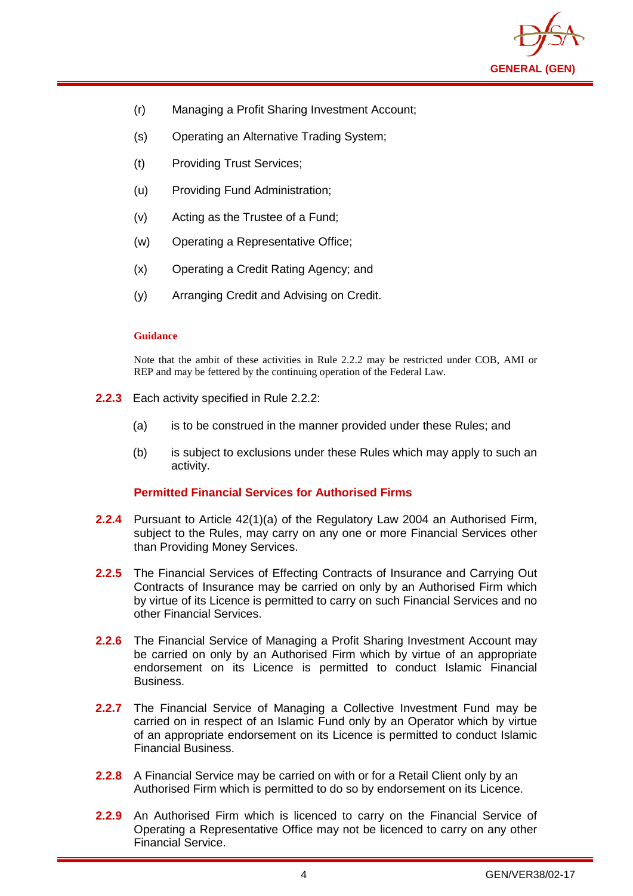(r) Managing a Profit Sharing Investment Account;

(s) Operating an Alternative Trading System;

(t) Providing Trust Services;

(u) Providing Fund Administration;

(v) Acting as the Trustee of a Fund;

(w) Operating a Representative Office;

(x) Operating a Credit Rating Agency; and

(y) Arranging Credit and Advising on Credit.

**Guidance**

Note that the ambit of these activities in Rule 2.2.2 may be restricted under COB, AMI or REP and may be fettered by the continuing operation of the Federal Law.

**2.2.3** Each activity specified in Rule 2.2.2:

(a) is to be construed in the manner provided under these Rules; and

(b) is subject to exclusions under these Rules which may apply to such an activity.

### Permitted Financial Services for Authorised Firms

**2.2.4** Pursuant to Article 42(1)(a) of the Regulatory Law 2004 an Authorised Firm, subject to the Rules, may carry on any one or more Financial Services other than Providing Money Services.

**2.2.5** The Financial Services of Effecting Contracts of Insurance and Carrying Out Contracts of Insurance may be carried on only by an Authorised Firm which by virtue of its Licence is permitted to carry on such Financial Services and no other Financial Services.

**2.2.6** The Financial Service of Managing a Profit Sharing Investment Account may be carried on only by an Authorised Firm which by virtue of an appropriate endorsement on its Licence is permitted to conduct Islamic Financial Business.

**2.2.7** The Financial Service of Managing a Collective Investment Fund may be carried on in respect of an Islamic Fund only by an Operator which by virtue of an appropriate endorsement on its Licence is permitted to conduct Islamic Financial Business.

**2.2.8** A Financial Service may be carried on with or for a Retail Client only by an Authorised Firm which is permitted to do so by endorsement on its Licence.

**2.2.9** An Authorised Firm which is licenced to carry on the Financial Service of Operating a Representative Office may not be licenced to carry on any other Financial Service.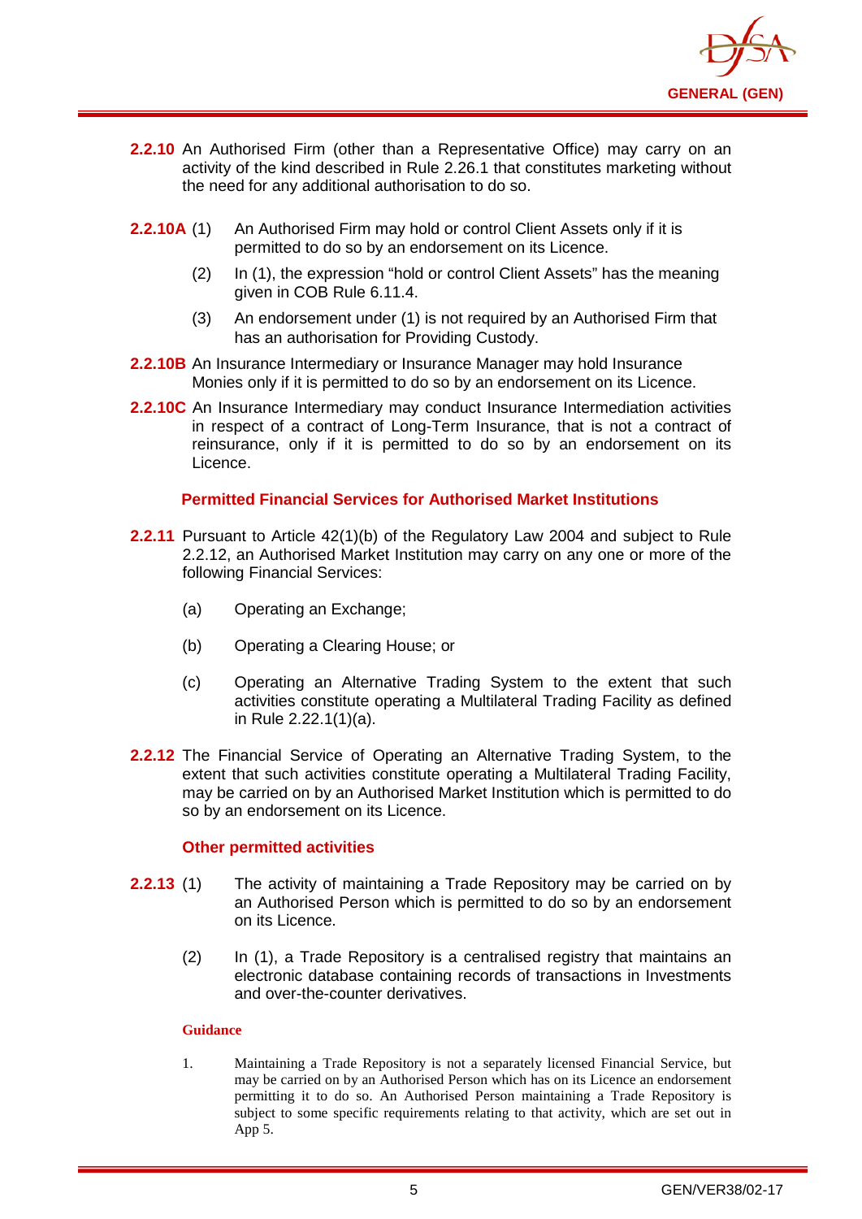**2.2.10** An Authorised Firm (other than a Representative Office) may carry on an activity of the kind described in Rule 2.26.1 that constitutes marketing without the need for any additional authorisation to do so.

**2.2.10A** (1) An Authorised Firm may hold or control Client Assets only if it is permitted to do so by an endorsement on its Licence.

(2) In (1), the expression "hold or control Client Assets" has the meaning given in COB Rule 6.11.4.

(3) An endorsement under (1) is not required by an Authorised Firm that has an authorisation for Providing Custody.

**2.2.10B** An Insurance Intermediary or Insurance Manager may hold Insurance Monies only if it is permitted to do so by an endorsement on its Licence.

**2.2.10C** An Insurance Intermediary may conduct Insurance Intermediation activities in respect of a contract of Long-Term Insurance, that is not a contract of reinsurance, only if it is permitted to do so by an endorsement on its Licence.

### Permitted Financial Services for Authorised Market Institutions

**2.2.11** Pursuant to Article 42(1)(b) of the Regulatory Law 2004 and subject to Rule 2.2.12, an Authorised Market Institution may carry on any one or more of the following Financial Services:

(a) Operating an Exchange;

(b) Operating a Clearing House; or

(c) Operating an Alternative Trading System to the extent that such activities constitute operating a Multilateral Trading Facility as defined in Rule 2.22.1(1)(a).

**2.2.12** The Financial Service of Operating an Alternative Trading System, to the extent that such activities constitute operating a Multilateral Trading Facility, may be carried on by an Authorised Market Institution which is permitted to do so by an endorsement on its Licence.

### Other permitted activities

**2.2.13** (1) The activity of maintaining a Trade Repository may be carried on by an Authorised Person which is permitted to do so by an endorsement on its Licence.

(2) In (1), a Trade Repository is a centralised registry that maintains an electronic database containing records of transactions in Investments and over-the-counter derivatives.

**Guidance**

1. Maintaining a Trade Repository is not a separately licensed Financial Service, but may be carried on by an Authorised Person which has on its Licence an endorsement permitting it to do so. An Authorised Person maintaining a Trade Repository is subject to some specific requirements relating to that activity, which are set out in App 5.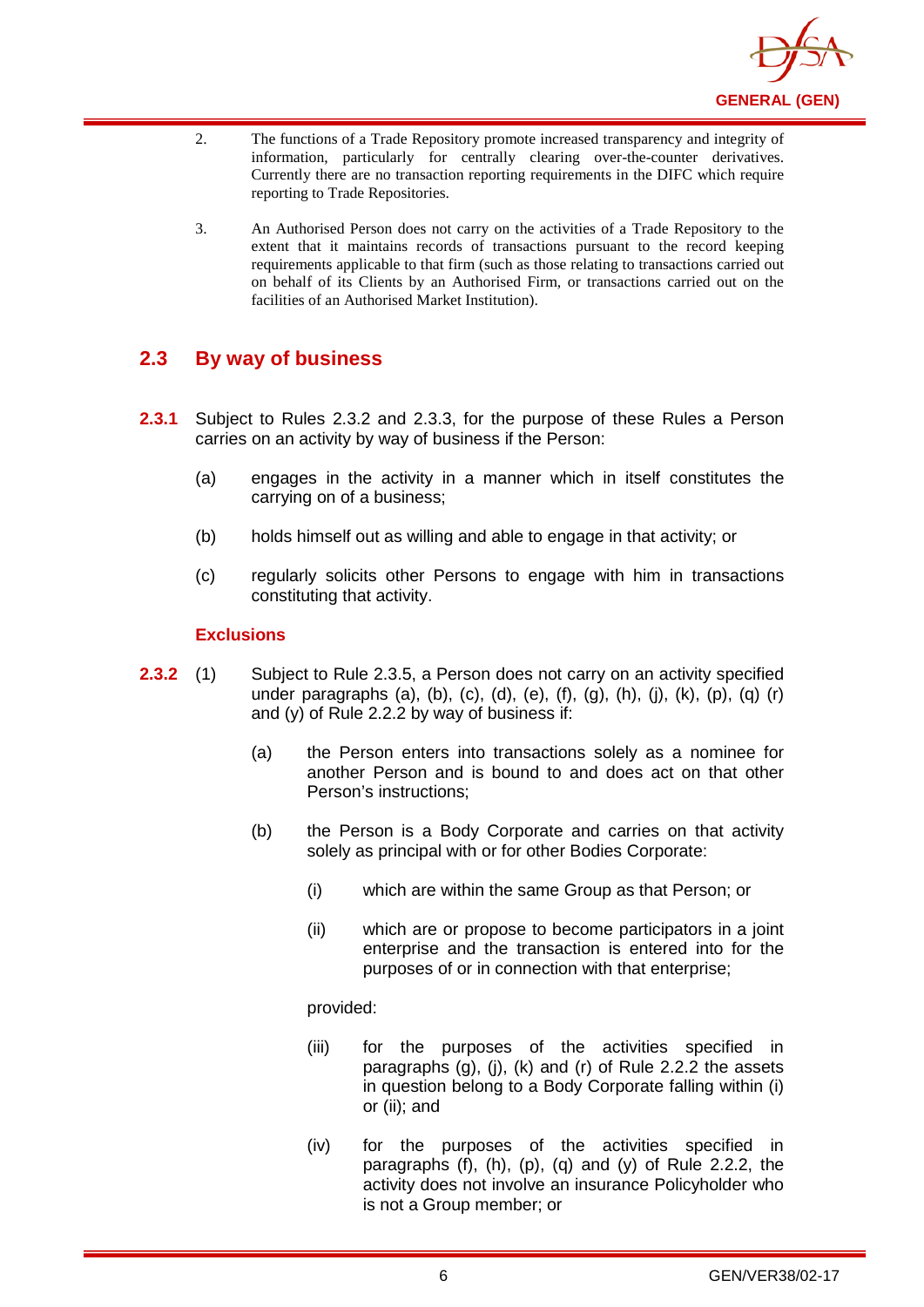2. The functions of a Trade Repository promote increased transparency and integrity of information, particularly for centrally clearing over-the-counter derivatives. Currently there are no transaction reporting requirements in the DIFC which require reporting to Trade Repositories.

3. An Authorised Person does not carry on the activities of a Trade Repository to the extent that it maintains records of transactions pursuant to the record keeping requirements applicable to that firm (such as those relating to transactions carried out on behalf of its Clients by an Authorised Firm, or transactions carried out on the facilities of an Authorised Market Institution).

## 2.3 By way of business

**2.3.1** Subject to Rules 2.3.2 and 2.3.3, for the purpose of these Rules a Person carries on an activity by way of business if the Person:

(a) engages in the activity in a manner which in itself constitutes the carrying on of a business;

(b) holds himself out as willing and able to engage in that activity; or

(c) regularly solicits other Persons to engage with him in transactions constituting that activity.

### Exclusions

**2.3.2** (1) Subject to Rule 2.3.5, a Person does not carry on an activity specified under paragraphs (a), (b), (c), (d), (e), (f), (g), (h), (j), (k), (p), (q) (r) and (y) of Rule 2.2.2 by way of business if:

(a) the Person enters into transactions solely as a nominee for another Person and is bound to and does act on that other Person's instructions;

(b) the Person is a Body Corporate and carries on that activity solely as principal with or for other Bodies Corporate:

(i) which are within the same Group as that Person; or

(ii) which are or propose to become participators in a joint enterprise and the transaction is entered into for the purposes of or in connection with that enterprise;

provided:

(iii) for the purposes of the activities specified in paragraphs (g), (j), (k) and (r) of Rule 2.2.2 the assets in question belong to a Body Corporate falling within (i) or (ii); and

(iv) for the purposes of the activities specified in paragraphs (f), (h), (p), (q) and (y) of Rule 2.2.2, the activity does not involve an insurance Policyholder who is not a Group member; or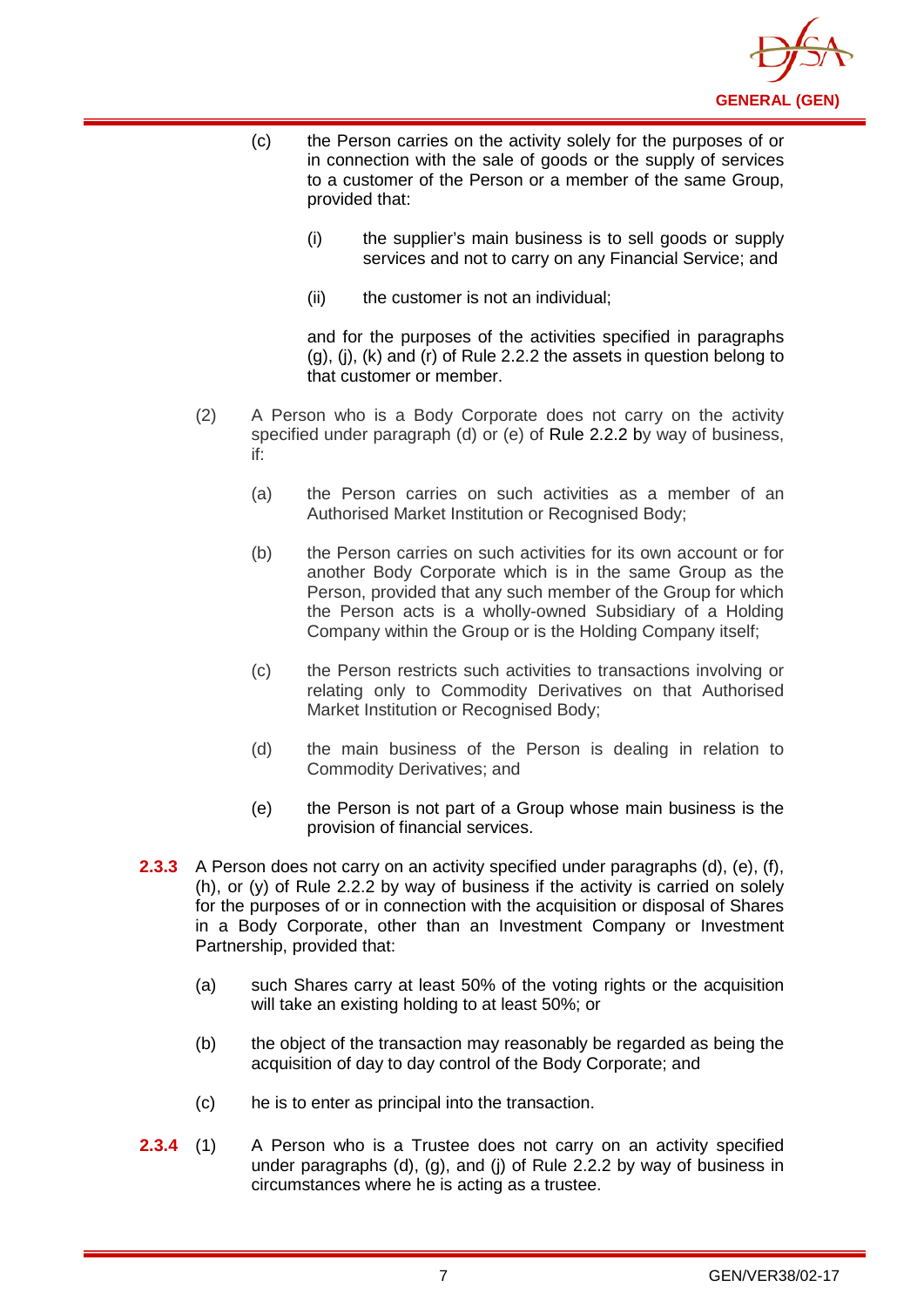(c) the Person carries on the activity solely for the purposes of or in connection with the sale of goods or the supply of services to a customer of the Person or a member of the same Group, provided that:

(i) the supplier's main business is to sell goods or supply services and not to carry on any Financial Service; and

(ii) the customer is not an individual;

and for the purposes of the activities specified in paragraphs (g), (j), (k) and (r) of Rule 2.2.2 the assets in question belong to that customer or member.

(2) A Person who is a Body Corporate does not carry on the activity specified under paragraph (d) or (e) of Rule 2.2.2 by way of business, if:

(a) the Person carries on such activities as a member of an Authorised Market Institution or Recognised Body;

(b) the Person carries on such activities for its own account or for another Body Corporate which is in the same Group as the Person, provided that any such member of the Group for which the Person acts is a wholly-owned Subsidiary of a Holding Company within the Group or is the Holding Company itself;

(c) the Person restricts such activities to transactions involving or relating only to Commodity Derivatives on that Authorised Market Institution or Recognised Body;

(d) the main business of the Person is dealing in relation to Commodity Derivatives; and

(e) the Person is not part of a Group whose main business is the provision of financial services.

**2.3.3** A Person does not carry on an activity specified under paragraphs (d), (e), (f), (h), or (y) of Rule 2.2.2 by way of business if the activity is carried on solely for the purposes of or in connection with the acquisition or disposal of Shares in a Body Corporate, other than an Investment Company or Investment Partnership, provided that:

(a) such Shares carry at least 50% of the voting rights or the acquisition will take an existing holding to at least 50%; or

(b) the object of the transaction may reasonably be regarded as being the acquisition of day to day control of the Body Corporate; and

(c) he is to enter as principal into the transaction.

**2.3.4** (1) A Person who is a Trustee does not carry on an activity specified under paragraphs (d), (g), and (j) of Rule 2.2.2 by way of business in circumstances where he is acting as a trustee.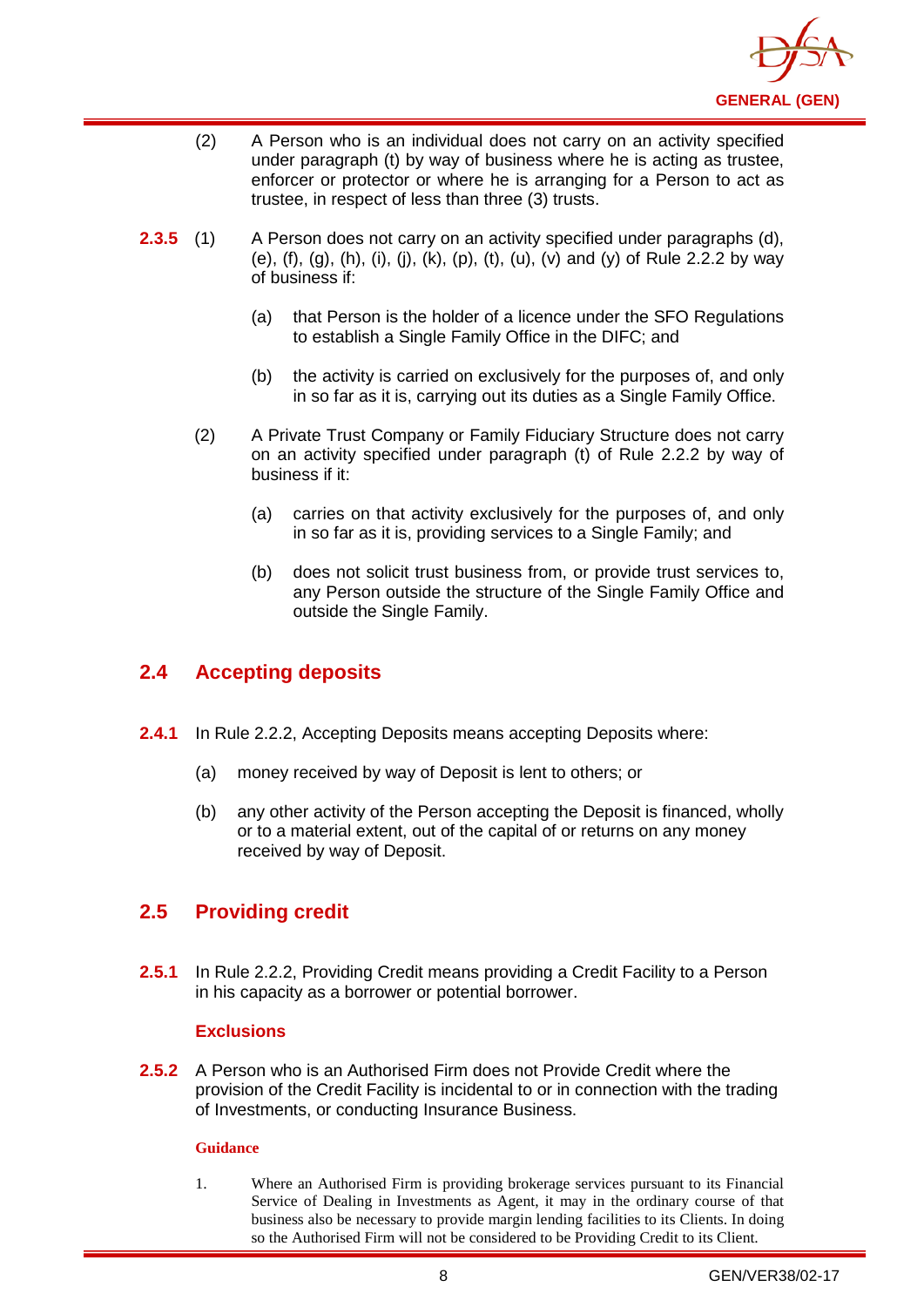(2) A Person who is an individual does not carry on an activity specified under paragraph (t) by way of business where he is acting as trustee, enforcer or protector or where he is arranging for a Person to act as trustee, in respect of less than three (3) trusts.

**2.3.5** (1) A Person does not carry on an activity specified under paragraphs (d), (e), (f), (g), (h), (i), (j), (k), (p), (t), (u), (v) and (y) of Rule 2.2.2 by way of business if:

(a) that Person is the holder of a licence under the SFO Regulations to establish a Single Family Office in the DIFC; and

(b) the activity is carried on exclusively for the purposes of, and only in so far as it is, carrying out its duties as a Single Family Office.

(2) A Private Trust Company or Family Fiduciary Structure does not carry on an activity specified under paragraph (t) of Rule 2.2.2 by way of business if it:

(a) carries on that activity exclusively for the purposes of, and only in so far as it is, providing services to a Single Family; and

(b) does not solicit trust business from, or provide trust services to, any Person outside the structure of the Single Family Office and outside the Single Family.

## 2.4 Accepting deposits

**2.4.1** In Rule 2.2.2, Accepting Deposits means accepting Deposits where:

(a) money received by way of Deposit is lent to others; or

(b) any other activity of the Person accepting the Deposit is financed, wholly or to a material extent, out of the capital of or returns on any money received by way of Deposit.

## 2.5 Providing credit

**2.5.1** In Rule 2.2.2, Providing Credit means providing a Credit Facility to a Person in his capacity as a borrower or potential borrower.

### Exclusions

**2.5.2** A Person who is an Authorised Firm does not Provide Credit where the provision of the Credit Facility is incidental to or in connection with the trading of Investments, or conducting Insurance Business.

**Guidance**

1. Where an Authorised Firm is providing brokerage services pursuant to its Financial Service of Dealing in Investments as Agent, it may in the ordinary course of that business also be necessary to provide margin lending facilities to its Clients. In doing so the Authorised Firm will not be considered to be Providing Credit to its Client.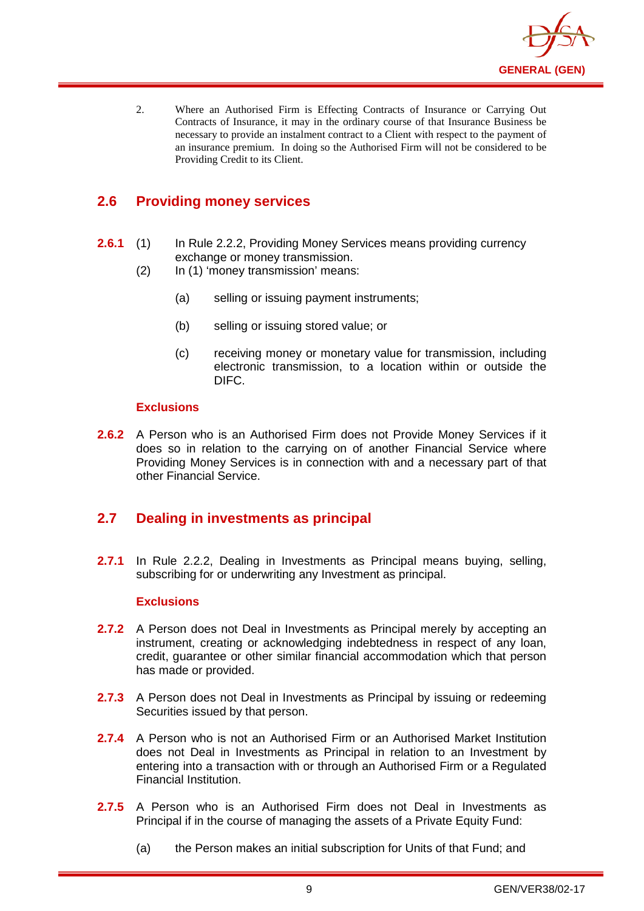2. Where an Authorised Firm is Effecting Contracts of Insurance or Carrying Out Contracts of Insurance, it may in the ordinary course of that Insurance Business be necessary to provide an instalment contract to a Client with respect to the payment of an insurance premium. In doing so the Authorised Firm will not be considered to be Providing Credit to its Client.

## 2.6 Providing money services

**2.6.1** (1) In Rule 2.2.2, Providing Money Services means providing currency exchange or money transmission.

(2) In (1) 'money transmission' means:

(a) selling or issuing payment instruments;

(b) selling or issuing stored value; or

(c) receiving money or monetary value for transmission, including electronic transmission, to a location within or outside the DIFC.

### Exclusions

**2.6.2** A Person who is an Authorised Firm does not Provide Money Services if it does so in relation to the carrying on of another Financial Service where Providing Money Services is in connection with and a necessary part of that other Financial Service.

## 2.7 Dealing in investments as principal

**2.7.1** In Rule 2.2.2, Dealing in Investments as Principal means buying, selling, subscribing for or underwriting any Investment as principal.

### Exclusions

**2.7.2** A Person does not Deal in Investments as Principal merely by accepting an instrument, creating or acknowledging indebtedness in respect of any loan, credit, guarantee or other similar financial accommodation which that person has made or provided.

**2.7.3** A Person does not Deal in Investments as Principal by issuing or redeeming Securities issued by that person.

**2.7.4** A Person who is not an Authorised Firm or an Authorised Market Institution does not Deal in Investments as Principal in relation to an Investment by entering into a transaction with or through an Authorised Firm or a Regulated Financial Institution.

**2.7.5** A Person who is an Authorised Firm does not Deal in Investments as Principal if in the course of managing the assets of a Private Equity Fund:

(a) the Person makes an initial subscription for Units of that Fund; and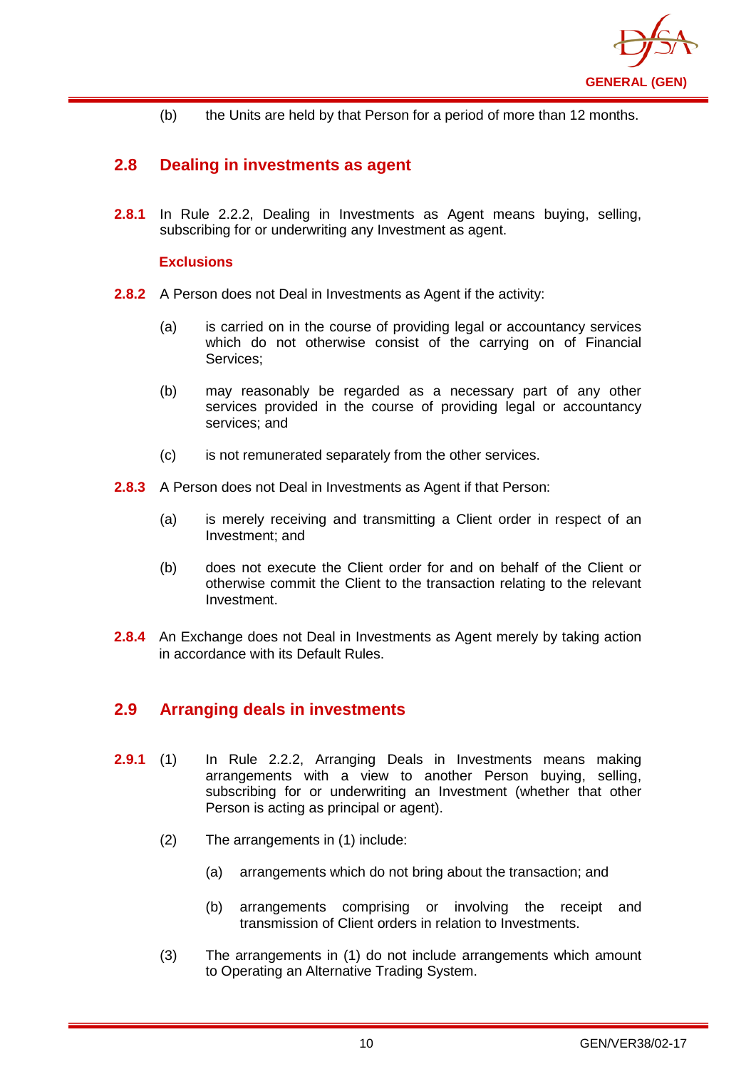(b) the Units are held by that Person for a period of more than 12 months.

## 2.8 Dealing in investments as agent

**2.8.1** In Rule 2.2.2, Dealing in Investments as Agent means buying, selling, subscribing for or underwriting any Investment as agent.

**Exclusions**

**2.8.2** A Person does not Deal in Investments as Agent if the activity:

(a) is carried on in the course of providing legal or accountancy services which do not otherwise consist of the carrying on of Financial Services;

(b) may reasonably be regarded as a necessary part of any other services provided in the course of providing legal or accountancy services; and

(c) is not remunerated separately from the other services.

**2.8.3** A Person does not Deal in Investments as Agent if that Person:

(a) is merely receiving and transmitting a Client order in respect of an Investment; and

(b) does not execute the Client order for and on behalf of the Client or otherwise commit the Client to the transaction relating to the relevant Investment.

**2.8.4** An Exchange does not Deal in Investments as Agent merely by taking action in accordance with its Default Rules.

## 2.9 Arranging deals in investments

**2.9.1** (1) In Rule 2.2.2, Arranging Deals in Investments means making arrangements with a view to another Person buying, selling, subscribing for or underwriting an Investment (whether that other Person is acting as principal or agent).

(2) The arrangements in (1) include:

(a) arrangements which do not bring about the transaction; and

(b) arrangements comprising or involving the receipt and transmission of Client orders in relation to Investments.

(3) The arrangements in (1) do not include arrangements which amount to Operating an Alternative Trading System.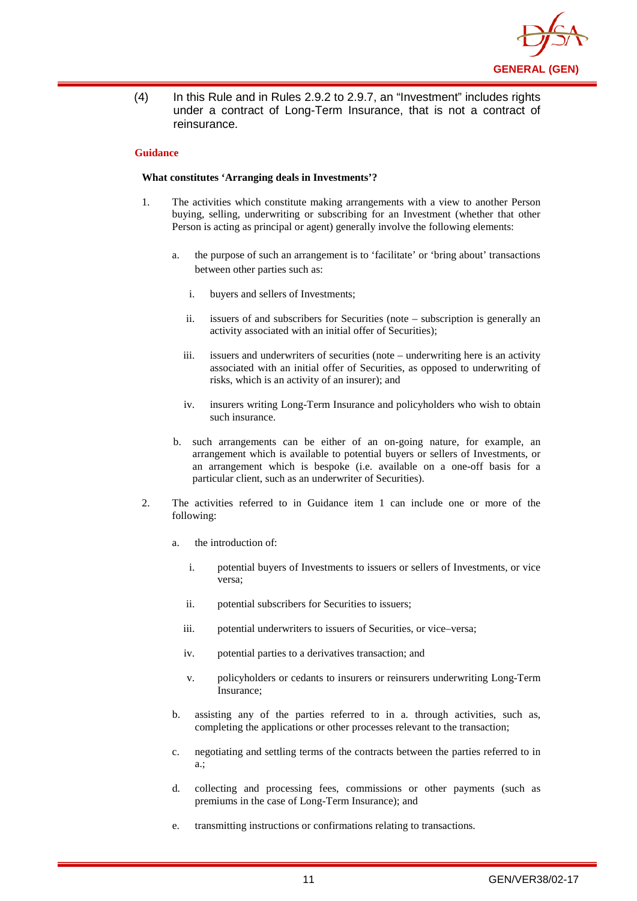(4) In this Rule and in Rules 2.9.2 to 2.9.7, an "Investment" includes rights under a contract of Long-Term Insurance, that is not a contract of reinsurance.

**Guidance**

**What constitutes 'Arranging deals in Investments'?**

1. The activities which constitute making arrangements with a view to another Person buying, selling, underwriting or subscribing for an Investment (whether that other Person is acting as principal or agent) generally involve the following elements:

   a. the purpose of such an arrangement is to 'facilitate' or 'bring about' transactions between other parties such as:

      i. buyers and sellers of Investments;

      ii. issuers of and subscribers for Securities (note – subscription is generally an activity associated with an initial offer of Securities);

      iii. issuers and underwriters of securities (note – underwriting here is an activity associated with an initial offer of Securities, as opposed to underwriting of risks, which is an activity of an insurer); and

      iv. insurers writing Long-Term Insurance and policyholders who wish to obtain such insurance.

   b. such arrangements can be either of an on-going nature, for example, an arrangement which is available to potential buyers or sellers of Investments, or an arrangement which is bespoke (i.e. available on a one-off basis for a particular client, such as an underwriter of Securities).

2. The activities referred to in Guidance item 1 can include one or more of the following:

   a. the introduction of:

      i. potential buyers of Investments to issuers or sellers of Investments, or vice versa;

      ii. potential subscribers for Securities to issuers;

      iii. potential underwriters to issuers of Securities, or vice–versa;

      iv. potential parties to a derivatives transaction; and

      v. policyholders or cedants to insurers or reinsurers underwriting Long-Term Insurance;

   b. assisting any of the parties referred to in a. through activities, such as, completing the applications or other processes relevant to the transaction;

   c. negotiating and settling terms of the contracts between the parties referred to in a.;

   d. collecting and processing fees, commissions or other payments (such as premiums in the case of Long-Term Insurance); and

   e. transmitting instructions or confirmations relating to transactions.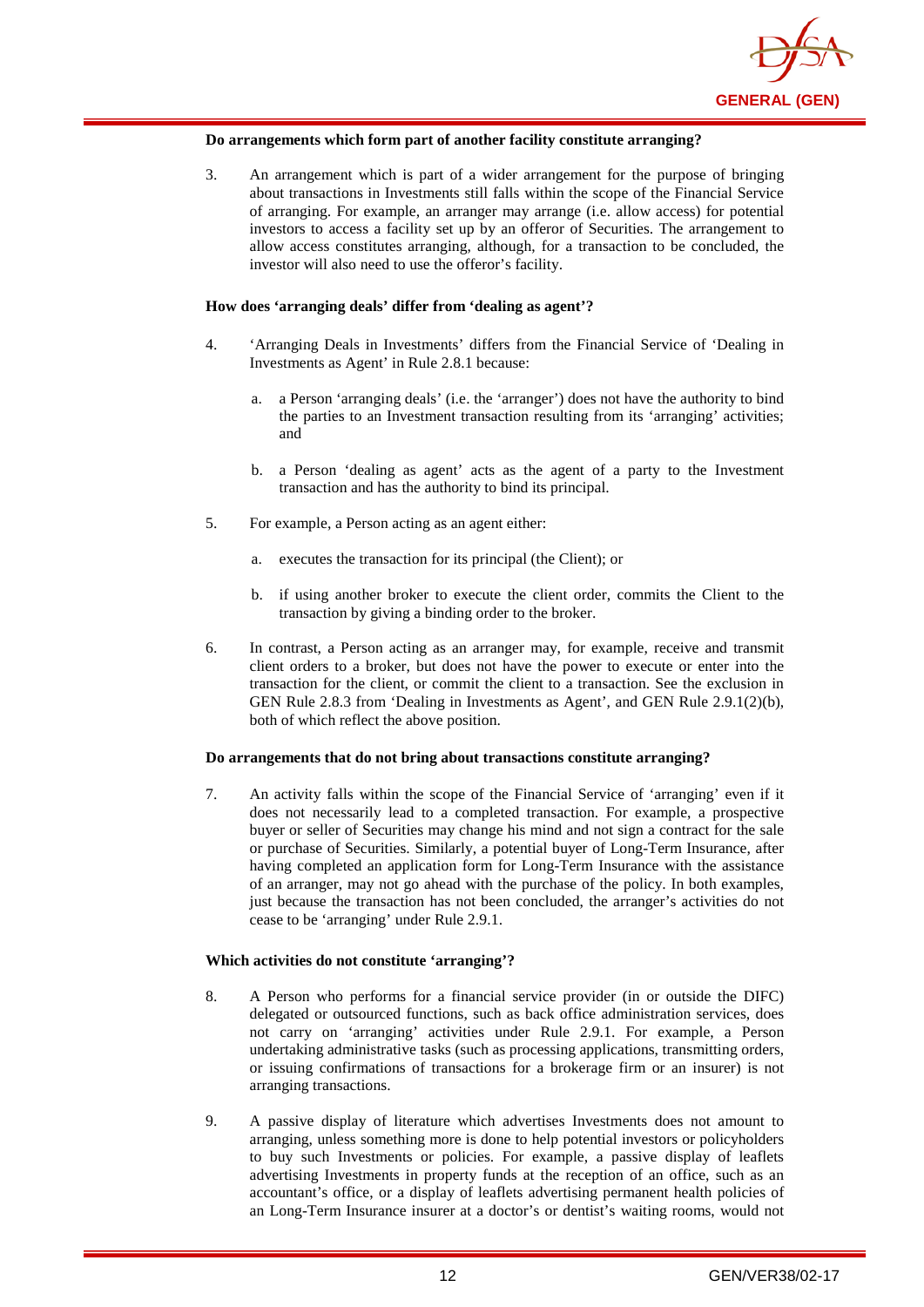**Do arrangements which form part of another facility constitute arranging?**

3. An arrangement which is part of a wider arrangement for the purpose of bringing about transactions in Investments still falls within the scope of the Financial Service of arranging. For example, an arranger may arrange (i.e. allow access) for potential investors to access a facility set up by an offeror of Securities. The arrangement to allow access constitutes arranging, although, for a transaction to be concluded, the investor will also need to use the offeror's facility.

**How does 'arranging deals' differ from 'dealing as agent'?**

4. 'Arranging Deals in Investments' differs from the Financial Service of 'Dealing in Investments as Agent' in Rule 2.8.1 because:

   a. a Person 'arranging deals' (i.e. the 'arranger') does not have the authority to bind the parties to an Investment transaction resulting from its 'arranging' activities; and

   b. a Person 'dealing as agent' acts as the agent of a party to the Investment transaction and has the authority to bind its principal.

5. For example, a Person acting as an agent either:

   a. executes the transaction for its principal (the Client); or

   b. if using another broker to execute the client order, commits the Client to the transaction by giving a binding order to the broker.

6. In contrast, a Person acting as an arranger may, for example, receive and transmit client orders to a broker, but does not have the power to execute or enter into the transaction for the client, or commit the client to a transaction. See the exclusion in GEN Rule 2.8.3 from 'Dealing in Investments as Agent', and GEN Rule 2.9.1(2)(b), both of which reflect the above position.

**Do arrangements that do not bring about transactions constitute arranging?**

7. An activity falls within the scope of the Financial Service of 'arranging' even if it does not necessarily lead to a completed transaction. For example, a prospective buyer or seller of Securities may change his mind and not sign a contract for the sale or purchase of Securities. Similarly, a potential buyer of Long-Term Insurance, after having completed an application form for Long-Term Insurance with the assistance of an arranger, may not go ahead with the purchase of the policy. In both examples, just because the transaction has not been concluded, the arranger's activities do not cease to be 'arranging' under Rule 2.9.1.

**Which activities do not constitute 'arranging'?**

8. A Person who performs for a financial service provider (in or outside the DIFC) delegated or outsourced functions, such as back office administration services, does not carry on 'arranging' activities under Rule 2.9.1. For example, a Person undertaking administrative tasks (such as processing applications, transmitting orders, or issuing confirmations of transactions for a brokerage firm or an insurer) is not arranging transactions.

9. A passive display of literature which advertises Investments does not amount to arranging, unless something more is done to help potential investors or policyholders to buy such Investments or policies. For example, a passive display of leaflets advertising Investments in property funds at the reception of an office, such as an accountant's office, or a display of leaflets advertising permanent health policies of an Long-Term Insurance insurer at a doctor's or dentist's waiting rooms, would not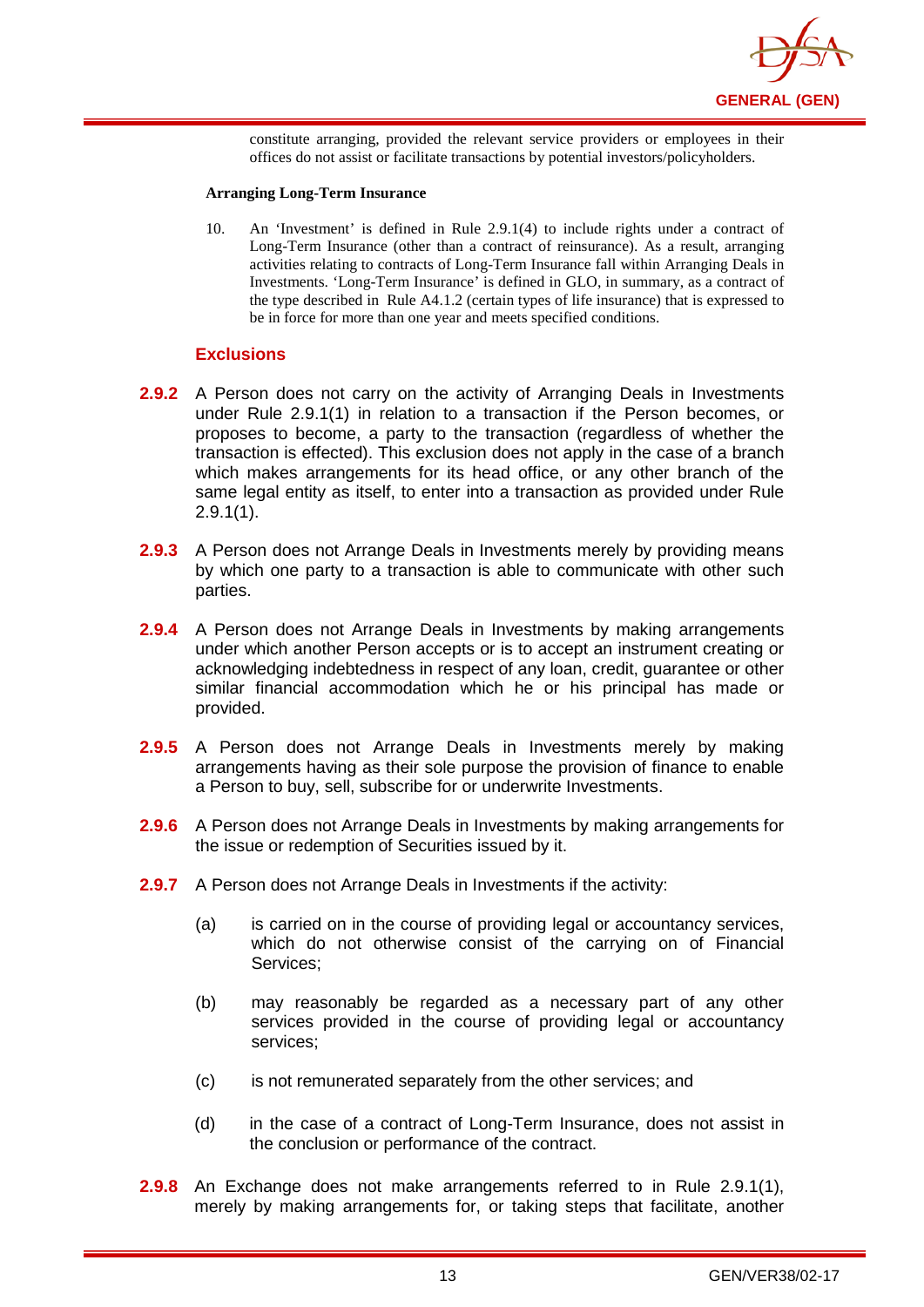constitute arranging, provided the relevant service providers or employees in their offices do not assist or facilitate transactions by potential investors/policyholders.

**Arranging Long-Term Insurance**

10. An 'Investment' is defined in Rule 2.9.1(4) to include rights under a contract of Long-Term Insurance (other than a contract of reinsurance). As a result, arranging activities relating to contracts of Long-Term Insurance fall within Arranging Deals in Investments. 'Long-Term Insurance' is defined in GLO, in summary, as a contract of the type described in Rule A4.1.2 (certain types of life insurance) that is expressed to be in force for more than one year and meets specified conditions.

### Exclusions

**2.9.2** A Person does not carry on the activity of Arranging Deals in Investments under Rule 2.9.1(1) in relation to a transaction if the Person becomes, or proposes to become, a party to the transaction (regardless of whether the transaction is effected). This exclusion does not apply in the case of a branch which makes arrangements for its head office, or any other branch of the same legal entity as itself, to enter into a transaction as provided under Rule 2.9.1(1).

**2.9.3** A Person does not Arrange Deals in Investments merely by providing means by which one party to a transaction is able to communicate with other such parties.

**2.9.4** A Person does not Arrange Deals in Investments by making arrangements under which another Person accepts or is to accept an instrument creating or acknowledging indebtedness in respect of any loan, credit, guarantee or other similar financial accommodation which he or his principal has made or provided.

**2.9.5** A Person does not Arrange Deals in Investments merely by making arrangements having as their sole purpose the provision of finance to enable a Person to buy, sell, subscribe for or underwrite Investments.

**2.9.6** A Person does not Arrange Deals in Investments by making arrangements for the issue or redemption of Securities issued by it.

**2.9.7** A Person does not Arrange Deals in Investments if the activity:

(a) is carried on in the course of providing legal or accountancy services, which do not otherwise consist of the carrying on of Financial Services;

(b) may reasonably be regarded as a necessary part of any other services provided in the course of providing legal or accountancy services;

(c) is not remunerated separately from the other services; and

(d) in the case of a contract of Long-Term Insurance, does not assist in the conclusion or performance of the contract.

**2.9.8** An Exchange does not make arrangements referred to in Rule 2.9.1(1), merely by making arrangements for, or taking steps that facilitate, another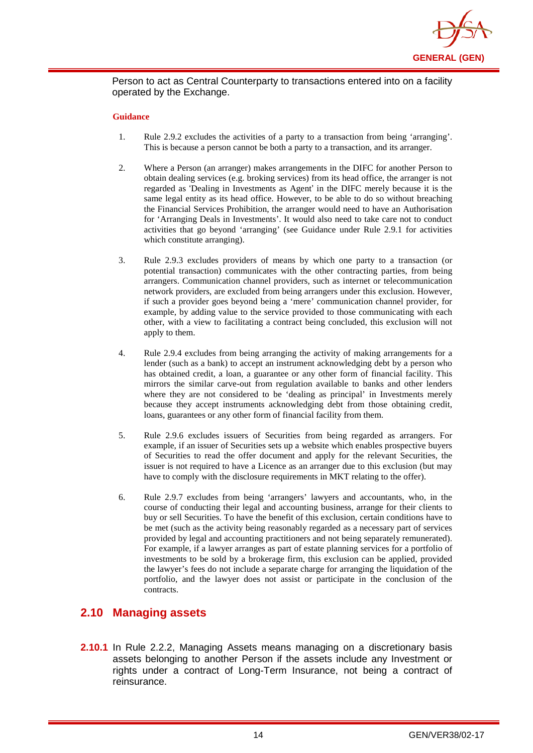Person to act as Central Counterparty to transactions entered into on a facility operated by the Exchange.

**Guidance**

1. Rule 2.9.2 excludes the activities of a party to a transaction from being 'arranging'. This is because a person cannot be both a party to a transaction, and its arranger.

2. Where a Person (an arranger) makes arrangements in the DIFC for another Person to obtain dealing services (e.g. broking services) from its head office, the arranger is not regarded as 'Dealing in Investments as Agent' in the DIFC merely because it is the same legal entity as its head office. However, to be able to do so without breaching the Financial Services Prohibition, the arranger would need to have an Authorisation for 'Arranging Deals in Investments'. It would also need to take care not to conduct activities that go beyond 'arranging' (see Guidance under Rule 2.9.1 for activities which constitute arranging).

3. Rule 2.9.3 excludes providers of means by which one party to a transaction (or potential transaction) communicates with the other contracting parties, from being arrangers. Communication channel providers, such as internet or telecommunication network providers, are excluded from being arrangers under this exclusion. However, if such a provider goes beyond being a 'mere' communication channel provider, for example, by adding value to the service provided to those communicating with each other, with a view to facilitating a contract being concluded, this exclusion will not apply to them.

4. Rule 2.9.4 excludes from being arranging the activity of making arrangements for a lender (such as a bank) to accept an instrument acknowledging debt by a person who has obtained credit, a loan, a guarantee or any other form of financial facility. This mirrors the similar carve-out from regulation available to banks and other lenders where they are not considered to be 'dealing as principal' in Investments merely because they accept instruments acknowledging debt from those obtaining credit, loans, guarantees or any other form of financial facility from them.

5. Rule 2.9.6 excludes issuers of Securities from being regarded as arrangers. For example, if an issuer of Securities sets up a website which enables prospective buyers of Securities to read the offer document and apply for the relevant Securities, the issuer is not required to have a Licence as an arranger due to this exclusion (but may have to comply with the disclosure requirements in MKT relating to the offer).

6. Rule 2.9.7 excludes from being 'arrangers' lawyers and accountants, who, in the course of conducting their legal and accounting business, arrange for their clients to buy or sell Securities. To have the benefit of this exclusion, certain conditions have to be met (such as the activity being reasonably regarded as a necessary part of services provided by legal and accounting practitioners and not being separately remunerated). For example, if a lawyer arranges as part of estate planning services for a portfolio of investments to be sold by a brokerage firm, this exclusion can be applied, provided the lawyer's fees do not include a separate charge for arranging the liquidation of the portfolio, and the lawyer does not assist or participate in the conclusion of the contracts.

## 2.10 Managing assets

**2.10.1** In Rule 2.2.2, Managing Assets means managing on a discretionary basis assets belonging to another Person if the assets include any Investment or rights under a contract of Long-Term Insurance, not being a contract of reinsurance.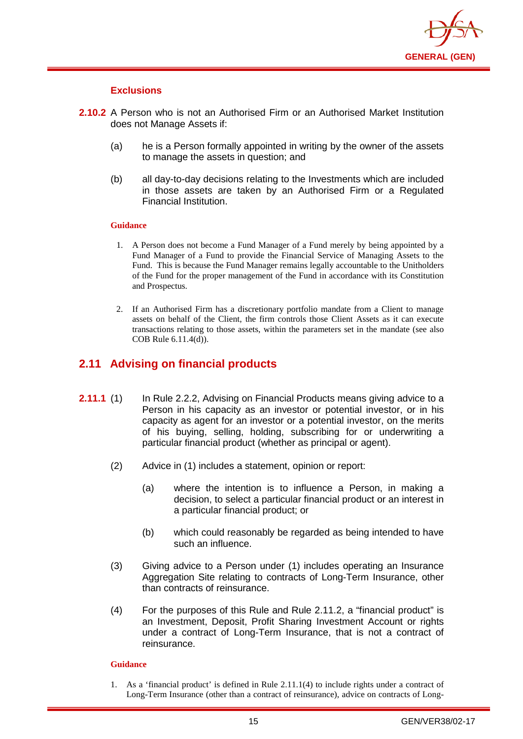#### Exclusions

**2.10.2** A Person who is not an Authorised Firm or an Authorised Market Institution does not Manage Assets if:

(a) he is a Person formally appointed in writing by the owner of the assets to manage the assets in question; and

(b) all day-to-day decisions relating to the Investments which are included in those assets are taken by an Authorised Firm or a Regulated Financial Institution.

**Guidance**

1. A Person does not become a Fund Manager of a Fund merely by being appointed by a Fund Manager of a Fund to provide the Financial Service of Managing Assets to the Fund. This is because the Fund Manager remains legally accountable to the Unitholders of the Fund for the proper management of the Fund in accordance with its Constitution and Prospectus.

2. If an Authorised Firm has a discretionary portfolio mandate from a Client to manage assets on behalf of the Client, the firm controls those Client Assets as it can execute transactions relating to those assets, within the parameters set in the mandate (see also COB Rule 6.11.4(d)).

## 2.11 Advising on financial products

**2.11.1** (1) In Rule 2.2.2, Advising on Financial Products means giving advice to a Person in his capacity as an investor or potential investor, or in his capacity as agent for an investor or a potential investor, on the merits of his buying, selling, holding, subscribing for or underwriting a particular financial product (whether as principal or agent).

(2) Advice in (1) includes a statement, opinion or report:

(a) where the intention is to influence a Person, in making a decision, to select a particular financial product or an interest in a particular financial product; or

(b) which could reasonably be regarded as being intended to have such an influence.

(3) Giving advice to a Person under (1) includes operating an Insurance Aggregation Site relating to contracts of Long-Term Insurance, other than contracts of reinsurance.

(4) For the purposes of this Rule and Rule 2.11.2, a "financial product" is an Investment, Deposit, Profit Sharing Investment Account or rights under a contract of Long-Term Insurance, that is not a contract of reinsurance.

**Guidance**

1. As a 'financial product' is defined in Rule 2.11.1(4) to include rights under a contract of Long-Term Insurance (other than a contract of reinsurance), advice on contracts of Long-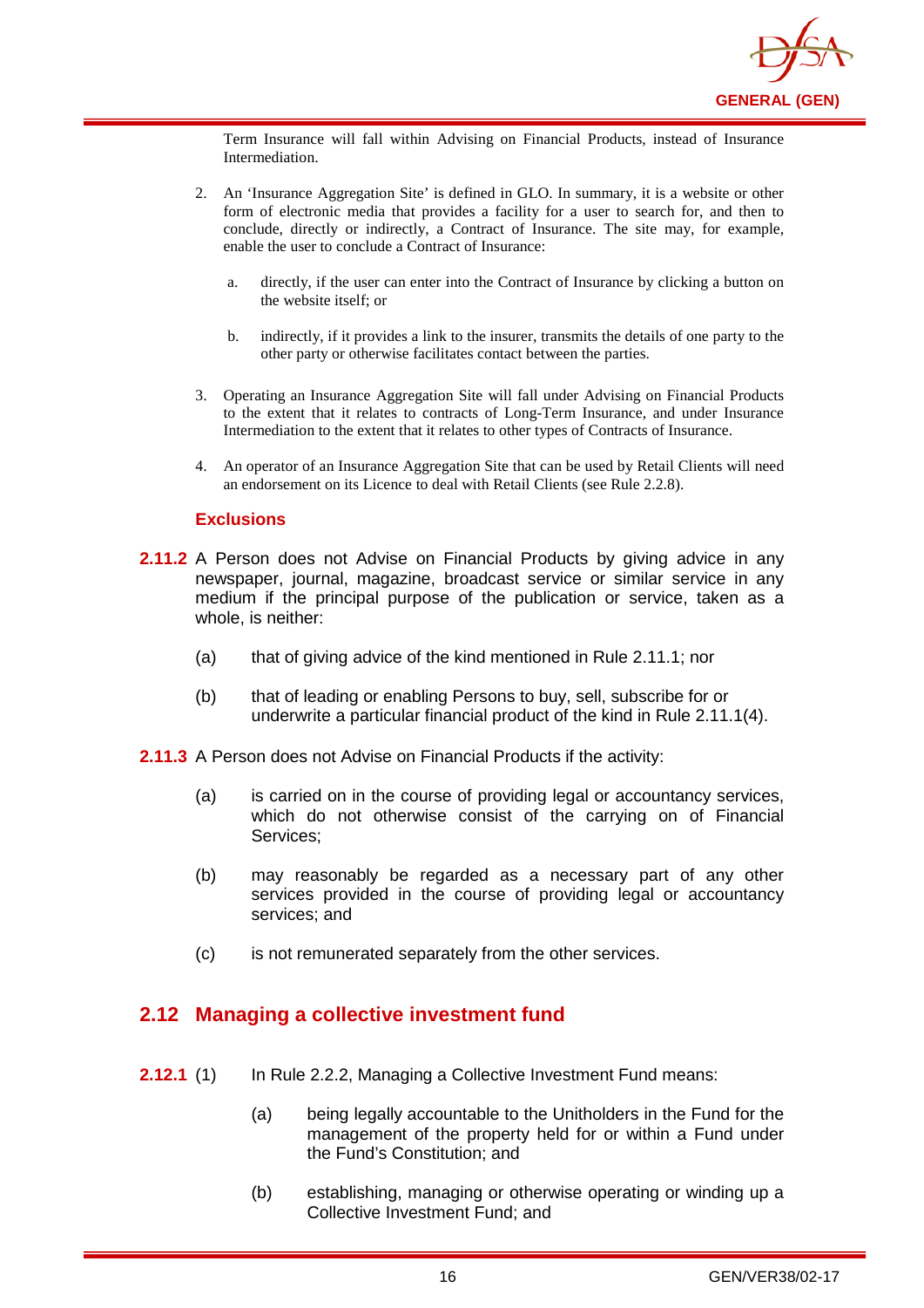Term Insurance will fall within Advising on Financial Products, instead of Insurance Intermediation.

2. An 'Insurance Aggregation Site' is defined in GLO. In summary, it is a website or other form of electronic media that provides a facility for a user to search for, and then to conclude, directly or indirectly, a Contract of Insurance. The site may, for example, enable the user to conclude a Contract of Insurance:

   a. directly, if the user can enter into the Contract of Insurance by clicking a button on the website itself; or

   b. indirectly, if it provides a link to the insurer, transmits the details of one party to the other party or otherwise facilitates contact between the parties.

3. Operating an Insurance Aggregation Site will fall under Advising on Financial Products to the extent that it relates to contracts of Long-Term Insurance, and under Insurance Intermediation to the extent that it relates to other types of Contracts of Insurance.

4. An operator of an Insurance Aggregation Site that can be used by Retail Clients will need an endorsement on its Licence to deal with Retail Clients (see Rule 2.2.8).

### Exclusions

**2.11.2** A Person does not Advise on Financial Products by giving advice in any newspaper, journal, magazine, broadcast service or similar service in any medium if the principal purpose of the publication or service, taken as a whole, is neither:

(a) that of giving advice of the kind mentioned in Rule 2.11.1; nor

(b) that of leading or enabling Persons to buy, sell, subscribe for or underwrite a particular financial product of the kind in Rule 2.11.1(4).

**2.11.3** A Person does not Advise on Financial Products if the activity:

(a) is carried on in the course of providing legal or accountancy services, which do not otherwise consist of the carrying on of Financial Services;

(b) may reasonably be regarded as a necessary part of any other services provided in the course of providing legal or accountancy services; and

(c) is not remunerated separately from the other services.

## 2.12 Managing a collective investment fund

**2.12.1** (1) In Rule 2.2.2, Managing a Collective Investment Fund means:

(a) being legally accountable to the Unitholders in the Fund for the management of the property held for or within a Fund under the Fund's Constitution; and

(b) establishing, managing or otherwise operating or winding up a Collective Investment Fund; and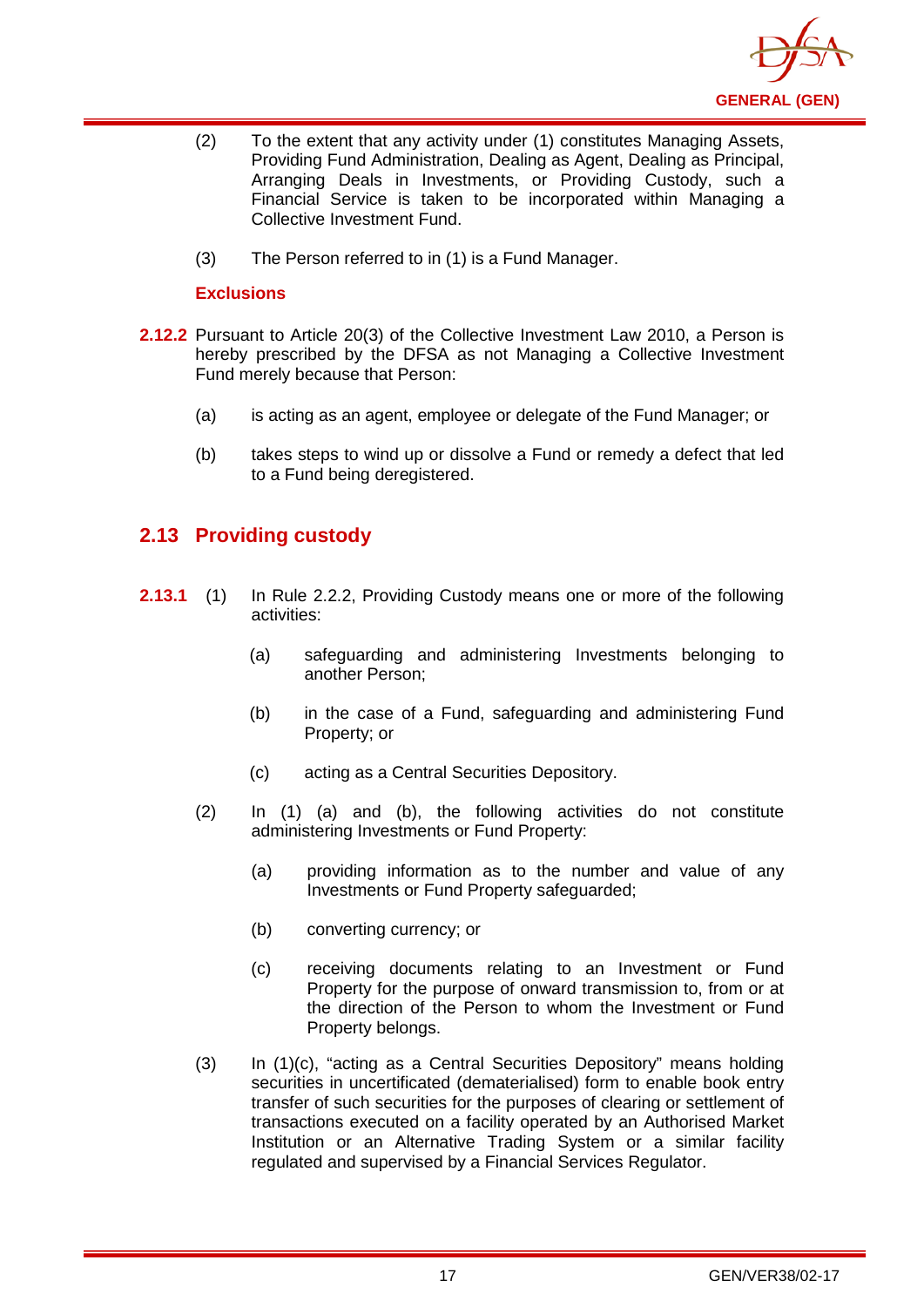(2) To the extent that any activity under (1) constitutes Managing Assets, Providing Fund Administration, Dealing as Agent, Dealing as Principal, Arranging Deals in Investments, or Providing Custody, such a Financial Service is taken to be incorporated within Managing a Collective Investment Fund.

(3) The Person referred to in (1) is a Fund Manager.

**Exclusions**

**2.12.2** Pursuant to Article 20(3) of the Collective Investment Law 2010, a Person is hereby prescribed by the DFSA as not Managing a Collective Investment Fund merely because that Person:

(a) is acting as an agent, employee or delegate of the Fund Manager; or

(b) takes steps to wind up or dissolve a Fund or remedy a defect that led to a Fund being deregistered.

## 2.13 Providing custody

**2.13.1** (1) In Rule 2.2.2, Providing Custody means one or more of the following activities:

(a) safeguarding and administering Investments belonging to another Person;

(b) in the case of a Fund, safeguarding and administering Fund Property; or

(c) acting as a Central Securities Depository.

(2) In (1) (a) and (b), the following activities do not constitute administering Investments or Fund Property:

(a) providing information as to the number and value of any Investments or Fund Property safeguarded;

(b) converting currency; or

(c) receiving documents relating to an Investment or Fund Property for the purpose of onward transmission to, from or at the direction of the Person to whom the Investment or Fund Property belongs.

(3) In (1)(c), "acting as a Central Securities Depository" means holding securities in uncertificated (dematerialised) form to enable book entry transfer of such securities for the purposes of clearing or settlement of transactions executed on a facility operated by an Authorised Market Institution or an Alternative Trading System or a similar facility regulated and supervised by a Financial Services Regulator.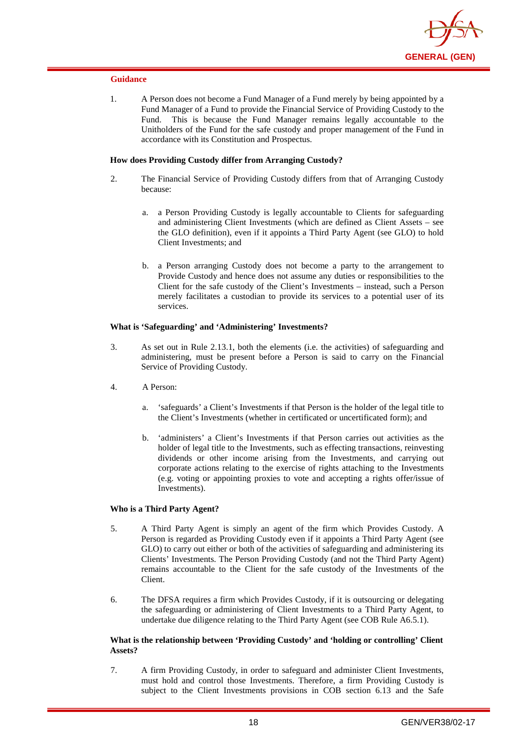**Guidance**

1. A Person does not become a Fund Manager of a Fund merely by being appointed by a Fund Manager of a Fund to provide the Financial Service of Providing Custody to the Fund. This is because the Fund Manager remains legally accountable to the Unitholders of the Fund for the safe custody and proper management of the Fund in accordance with its Constitution and Prospectus.

**How does Providing Custody differ from Arranging Custody?**

2. The Financial Service of Providing Custody differs from that of Arranging Custody because:

   a. a Person Providing Custody is legally accountable to Clients for safeguarding and administering Client Investments (which are defined as Client Assets – see the GLO definition), even if it appoints a Third Party Agent (see GLO) to hold Client Investments; and

   b. a Person arranging Custody does not become a party to the arrangement to Provide Custody and hence does not assume any duties or responsibilities to the Client for the safe custody of the Client's Investments – instead, such a Person merely facilitates a custodian to provide its services to a potential user of its services.

**What is 'Safeguarding' and 'Administering' Investments?**

3. As set out in Rule 2.13.1, both the elements (i.e. the activities) of safeguarding and administering, must be present before a Person is said to carry on the Financial Service of Providing Custody.

4. A Person:

   a. 'safeguards' a Client's Investments if that Person is the holder of the legal title to the Client's Investments (whether in certificated or uncertificated form); and

   b. 'administers' a Client's Investments if that Person carries out activities as the holder of legal title to the Investments, such as effecting transactions, reinvesting dividends or other income arising from the Investments, and carrying out corporate actions relating to the exercise of rights attaching to the Investments (e.g. voting or appointing proxies to vote and accepting a rights offer/issue of Investments).

**Who is a Third Party Agent?**

5. A Third Party Agent is simply an agent of the firm which Provides Custody. A Person is regarded as Providing Custody even if it appoints a Third Party Agent (see GLO) to carry out either or both of the activities of safeguarding and administering its Clients' Investments. The Person Providing Custody (and not the Third Party Agent) remains accountable to the Client for the safe custody of the Investments of the Client.

6. The DFSA requires a firm which Provides Custody, if it is outsourcing or delegating the safeguarding or administering of Client Investments to a Third Party Agent, to undertake due diligence relating to the Third Party Agent (see COB Rule A6.5.1).

**What is the relationship between 'Providing Custody' and 'holding or controlling' Client Assets?**

7. A firm Providing Custody, in order to safeguard and administer Client Investments, must hold and control those Investments. Therefore, a firm Providing Custody is subject to the Client Investments provisions in COB section 6.13 and the Safe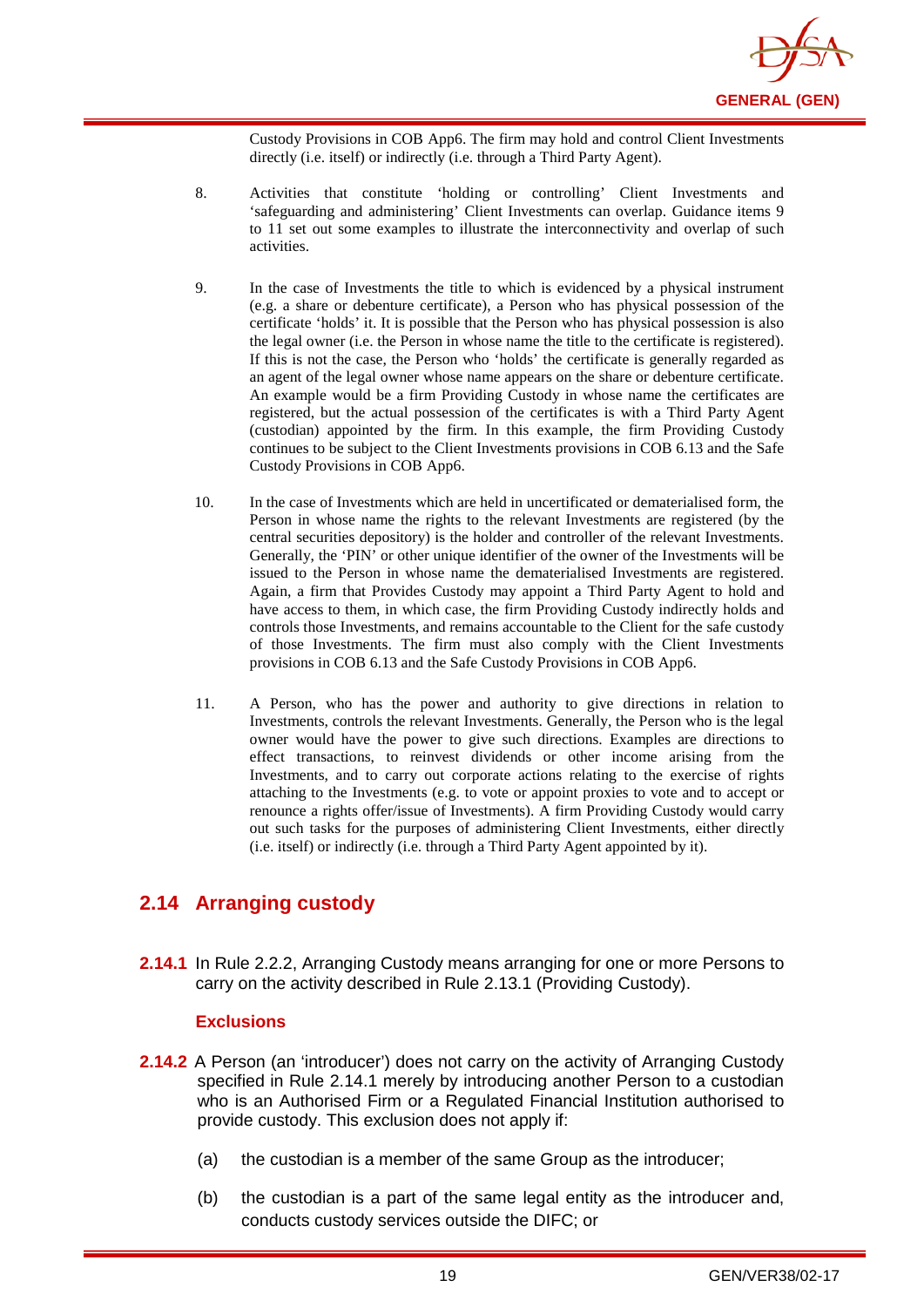Custody Provisions in COB App6. The firm may hold and control Client Investments directly (i.e. itself) or indirectly (i.e. through a Third Party Agent).

8. Activities that constitute 'holding or controlling' Client Investments and 'safeguarding and administering' Client Investments can overlap. Guidance items 9 to 11 set out some examples to illustrate the interconnectivity and overlap of such activities.

9. In the case of Investments the title to which is evidenced by a physical instrument (e.g. a share or debenture certificate), a Person who has physical possession of the certificate 'holds' it. It is possible that the Person who has physical possession is also the legal owner (i.e. the Person in whose name the title to the certificate is registered). If this is not the case, the Person who 'holds' the certificate is generally regarded as an agent of the legal owner whose name appears on the share or debenture certificate. An example would be a firm Providing Custody in whose name the certificates are registered, but the actual possession of the certificates is with a Third Party Agent (custodian) appointed by the firm. In this example, the firm Providing Custody continues to be subject to the Client Investments provisions in COB 6.13 and the Safe Custody Provisions in COB App6.

10. In the case of Investments which are held in uncertificated or dematerialised form, the Person in whose name the rights to the relevant Investments are registered (by the central securities depository) is the holder and controller of the relevant Investments. Generally, the 'PIN' or other unique identifier of the owner of the Investments will be issued to the Person in whose name the dematerialised Investments are registered. Again, a firm that Provides Custody may appoint a Third Party Agent to hold and have access to them, in which case, the firm Providing Custody indirectly holds and controls those Investments, and remains accountable to the Client for the safe custody of those Investments. The firm must also comply with the Client Investments provisions in COB 6.13 and the Safe Custody Provisions in COB App6.

11. A Person, who has the power and authority to give directions in relation to Investments, controls the relevant Investments. Generally, the Person who is the legal owner would have the power to give such directions. Examples are directions to effect transactions, to reinvest dividends or other income arising from the Investments, and to carry out corporate actions relating to the exercise of rights attaching to the Investments (e.g. to vote or appoint proxies to vote and to accept or renounce a rights offer/issue of Investments). A firm Providing Custody would carry out such tasks for the purposes of administering Client Investments, either directly (i.e. itself) or indirectly (i.e. through a Third Party Agent appointed by it).

## 2.14 Arranging custody

**2.14.1** In Rule 2.2.2, Arranging Custody means arranging for one or more Persons to carry on the activity described in Rule 2.13.1 (Providing Custody).

### Exclusions

**2.14.2** A Person (an 'introducer') does not carry on the activity of Arranging Custody specified in Rule 2.14.1 merely by introducing another Person to a custodian who is an Authorised Firm or a Regulated Financial Institution authorised to provide custody. This exclusion does not apply if:

(a) the custodian is a member of the same Group as the introducer;

(b) the custodian is a part of the same legal entity as the introducer and, conducts custody services outside the DIFC; or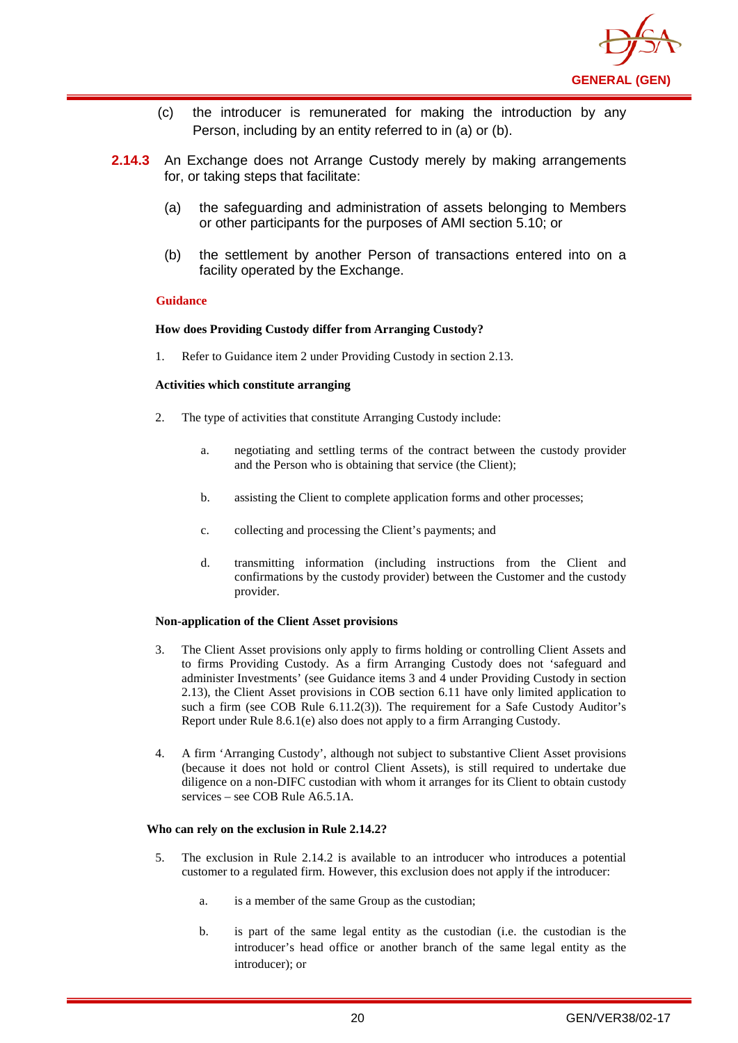(c) the introducer is remunerated for making the introduction by any Person, including by an entity referred to in (a) or (b).

**2.14.3** An Exchange does not Arrange Custody merely by making arrangements for, or taking steps that facilitate:

(a) the safeguarding and administration of assets belonging to Members or other participants for the purposes of AMI section 5.10; or

(b) the settlement by another Person of transactions entered into on a facility operated by the Exchange.

**Guidance**

**How does Providing Custody differ from Arranging Custody?**

1. Refer to Guidance item 2 under Providing Custody in section 2.13.

**Activities which constitute arranging**

2. The type of activities that constitute Arranging Custody include:

   a. negotiating and settling terms of the contract between the custody provider and the Person who is obtaining that service (the Client);

   b. assisting the Client to complete application forms and other processes;

   c. collecting and processing the Client's payments; and

   d. transmitting information (including instructions from the Client and confirmations by the custody provider) between the Customer and the custody provider.

**Non-application of the Client Asset provisions**

3. The Client Asset provisions only apply to firms holding or controlling Client Assets and to firms Providing Custody. As a firm Arranging Custody does not 'safeguard and administer Investments' (see Guidance items 3 and 4 under Providing Custody in section 2.13), the Client Asset provisions in COB section 6.11 have only limited application to such a firm (see COB Rule 6.11.2(3)). The requirement for a Safe Custody Auditor's Report under Rule 8.6.1(e) also does not apply to a firm Arranging Custody.

4. A firm 'Arranging Custody', although not subject to substantive Client Asset provisions (because it does not hold or control Client Assets), is still required to undertake due diligence on a non-DIFC custodian with whom it arranges for its Client to obtain custody services – see COB Rule A6.5.1A.

**Who can rely on the exclusion in Rule 2.14.2?**

5. The exclusion in Rule 2.14.2 is available to an introducer who introduces a potential customer to a regulated firm. However, this exclusion does not apply if the introducer:

   a. is a member of the same Group as the custodian;

   b. is part of the same legal entity as the custodian (i.e. the custodian is the introducer's head office or another branch of the same legal entity as the introducer); or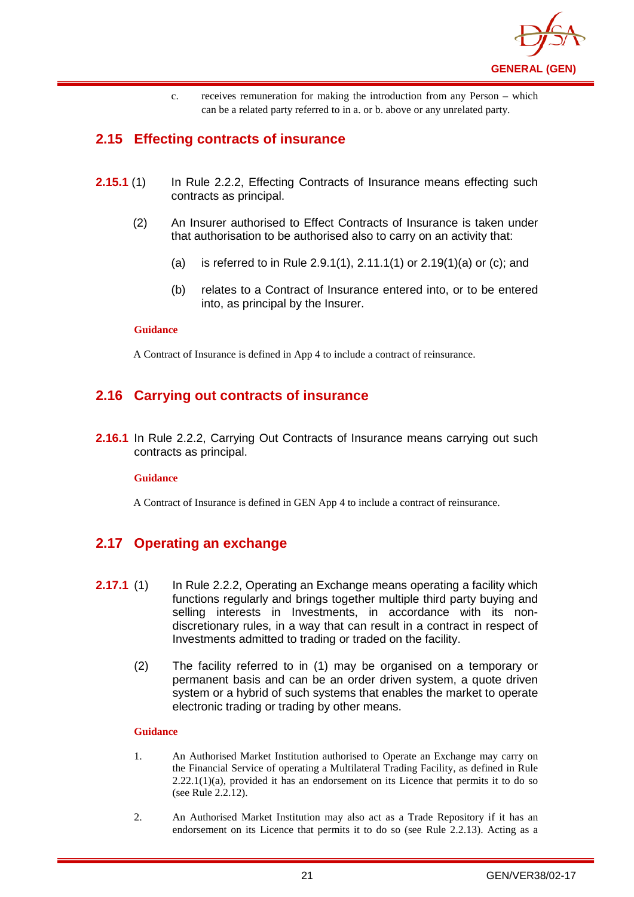c. receives remuneration for making the introduction from any Person – which can be a related party referred to in a. or b. above or any unrelated party.

## 2.15 Effecting contracts of insurance

**2.15.1** (1) In Rule 2.2.2, Effecting Contracts of Insurance means effecting such contracts as principal.

(2) An Insurer authorised to Effect Contracts of Insurance is taken under that authorisation to be authorised also to carry on an activity that:

(a) is referred to in Rule 2.9.1(1), 2.11.1(1) or 2.19(1)(a) or (c); and

(b) relates to a Contract of Insurance entered into, or to be entered into, as principal by the Insurer.

**Guidance**

A Contract of Insurance is defined in App 4 to include a contract of reinsurance.

## 2.16 Carrying out contracts of insurance

**2.16.1** In Rule 2.2.2, Carrying Out Contracts of Insurance means carrying out such contracts as principal.

**Guidance**

A Contract of Insurance is defined in GEN App 4 to include a contract of reinsurance.

## 2.17 Operating an exchange

**2.17.1** (1) In Rule 2.2.2, Operating an Exchange means operating a facility which functions regularly and brings together multiple third party buying and selling interests in Investments, in accordance with its non-discretionary rules, in a way that can result in a contract in respect of Investments admitted to trading or traded on the facility.

(2) The facility referred to in (1) may be organised on a temporary or permanent basis and can be an order driven system, a quote driven system or a hybrid of such systems that enables the market to operate electronic trading or trading by other means.

**Guidance**

1. An Authorised Market Institution authorised to Operate an Exchange may carry on the Financial Service of operating a Multilateral Trading Facility, as defined in Rule 2.22.1(1)(a), provided it has an endorsement on its Licence that permits it to do so (see Rule 2.2.12).

2. An Authorised Market Institution may also act as a Trade Repository if it has an endorsement on its Licence that permits it to do so (see Rule 2.2.13). Acting as a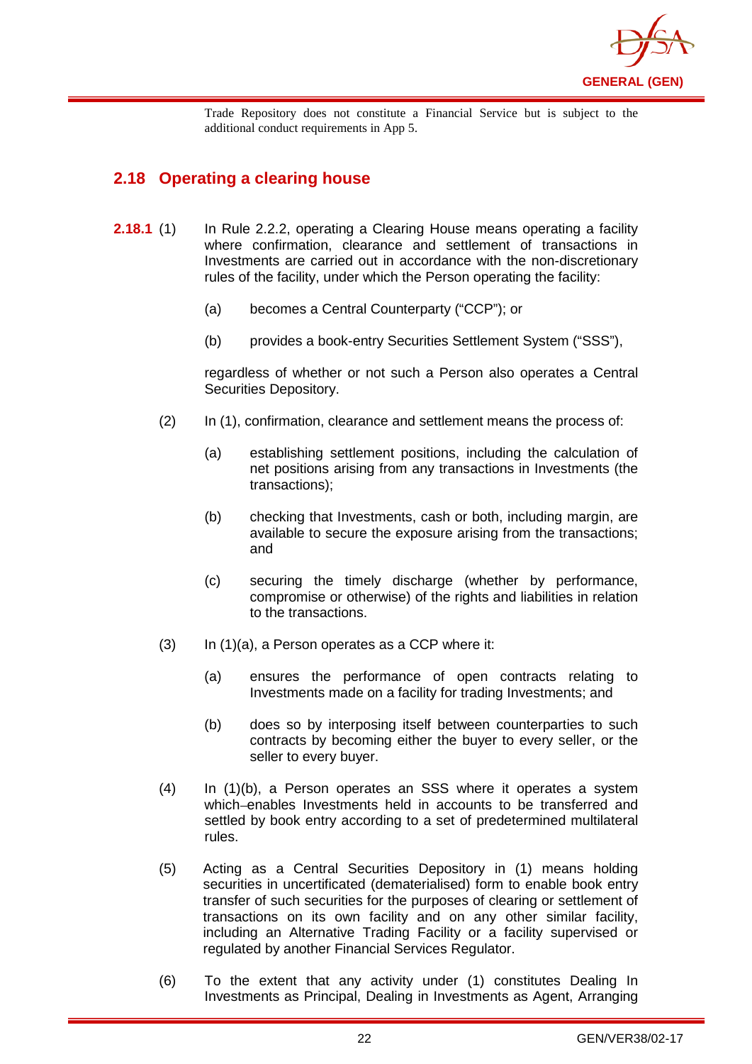Trade Repository does not constitute a Financial Service but is subject to the additional conduct requirements in App 5.

## 2.18 Operating a clearing house

**2.18.1** (1) In Rule 2.2.2, operating a Clearing House means operating a facility where confirmation, clearance and settlement of transactions in Investments are carried out in accordance with the non-discretionary rules of the facility, under which the Person operating the facility:

(a) becomes a Central Counterparty ("CCP"); or

(b) provides a book-entry Securities Settlement System ("SSS"),

regardless of whether or not such a Person also operates a Central Securities Depository.

(2) In (1), confirmation, clearance and settlement means the process of:

(a) establishing settlement positions, including the calculation of net positions arising from any transactions in Investments (the transactions);

(b) checking that Investments, cash or both, including margin, are available to secure the exposure arising from the transactions; and

(c) securing the timely discharge (whether by performance, compromise or otherwise) of the rights and liabilities in relation to the transactions.

(3) In (1)(a), a Person operates as a CCP where it:

(a) ensures the performance of open contracts relating to Investments made on a facility for trading Investments; and

(b) does so by interposing itself between counterparties to such contracts by becoming either the buyer to every seller, or the seller to every buyer.

(4) In (1)(b), a Person operates an SSS where it operates a system which enables Investments held in accounts to be transferred and settled by book entry according to a set of predetermined multilateral rules.

(5) Acting as a Central Securities Depository in (1) means holding securities in uncertificated (dematerialised) form to enable book entry transfer of such securities for the purposes of clearing or settlement of transactions on its own facility and on any other similar facility, including an Alternative Trading Facility or a facility supervised or regulated by another Financial Services Regulator.

(6) To the extent that any activity under (1) constitutes Dealing In Investments as Principal, Dealing in Investments as Agent, Arranging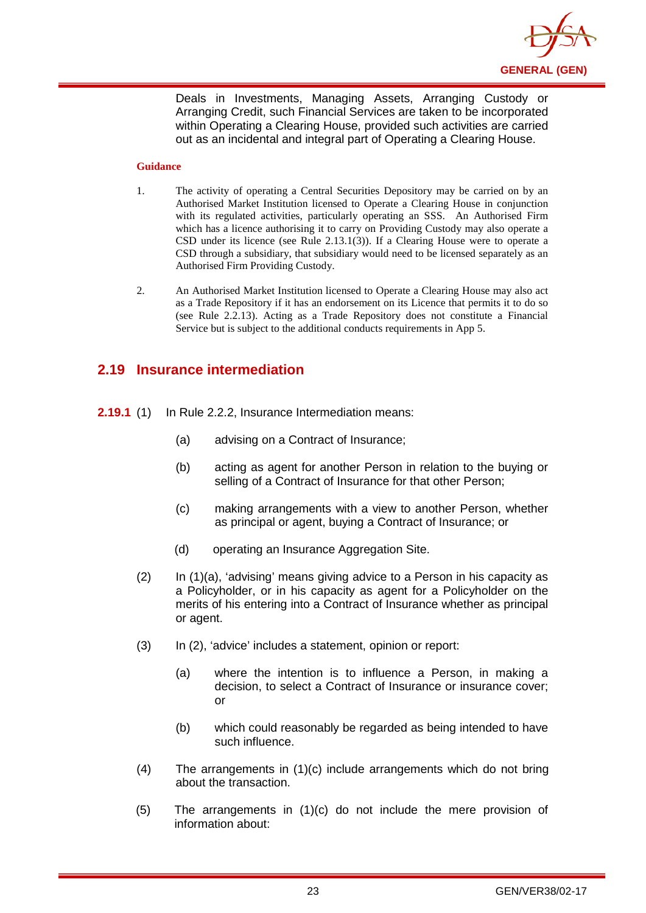Deals in Investments, Managing Assets, Arranging Custody or Arranging Credit, such Financial Services are taken to be incorporated within Operating a Clearing House, provided such activities are carried out as an incidental and integral part of Operating a Clearing House.

**Guidance**

1. The activity of operating a Central Securities Depository may be carried on by an Authorised Market Institution licensed to Operate a Clearing House in conjunction with its regulated activities, particularly operating an SSS. An Authorised Firm which has a licence authorising it to carry on Providing Custody may also operate a CSD under its licence (see Rule 2.13.1(3)). If a Clearing House were to operate a CSD through a subsidiary, that subsidiary would need to be licensed separately as an Authorised Firm Providing Custody.

2. An Authorised Market Institution licensed to Operate a Clearing House may also act as a Trade Repository if it has an endorsement on its Licence that permits it to do so (see Rule 2.2.13). Acting as a Trade Repository does not constitute a Financial Service but is subject to the additional conducts requirements in App 5.

## 2.19 Insurance intermediation

**2.19.1** (1) In Rule 2.2.2, Insurance Intermediation means:

(a) advising on a Contract of Insurance;

(b) acting as agent for another Person in relation to the buying or selling of a Contract of Insurance for that other Person;

(c) making arrangements with a view to another Person, whether as principal or agent, buying a Contract of Insurance; or

(d) operating an Insurance Aggregation Site.

(2) In (1)(a), 'advising' means giving advice to a Person in his capacity as a Policyholder, or in his capacity as agent for a Policyholder on the merits of his entering into a Contract of Insurance whether as principal or agent.

(3) In (2), 'advice' includes a statement, opinion or report:

(a) where the intention is to influence a Person, in making a decision, to select a Contract of Insurance or insurance cover; or

(b) which could reasonably be regarded as being intended to have such influence.

(4) The arrangements in (1)(c) include arrangements which do not bring about the transaction.

(5) The arrangements in (1)(c) do not include the mere provision of information about: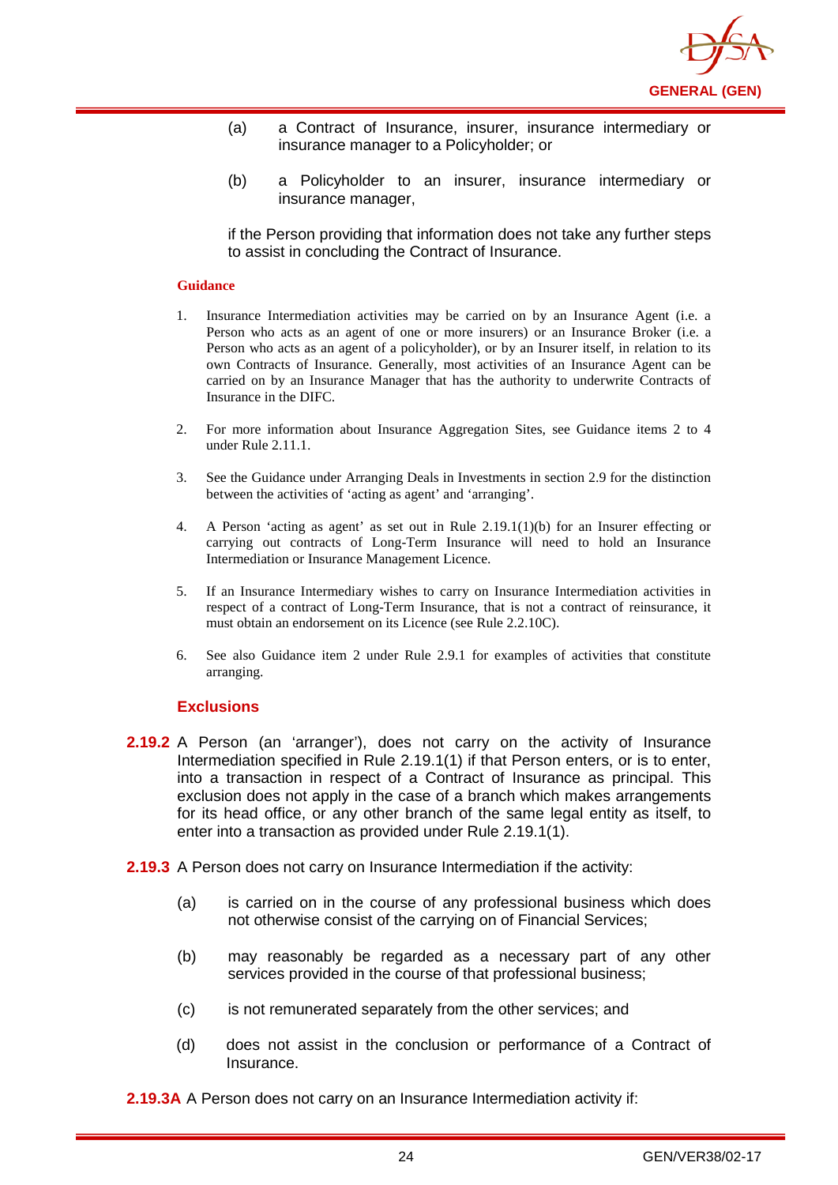(a) a Contract of Insurance, insurer, insurance intermediary or insurance manager to a Policyholder; or

(b) a Policyholder to an insurer, insurance intermediary or insurance manager,

if the Person providing that information does not take any further steps to assist in concluding the Contract of Insurance.

**Guidance**

1. Insurance Intermediation activities may be carried on by an Insurance Agent (i.e. a Person who acts as an agent of one or more insurers) or an Insurance Broker (i.e. a Person who acts as an agent of a policyholder), or by an Insurer itself, in relation to its own Contracts of Insurance. Generally, most activities of an Insurance Agent can be carried on by an Insurance Manager that has the authority to underwrite Contracts of Insurance in the DIFC.

2. For more information about Insurance Aggregation Sites, see Guidance items 2 to 4 under Rule 2.11.1.

3. See the Guidance under Arranging Deals in Investments in section 2.9 for the distinction between the activities of 'acting as agent' and 'arranging'.

4. A Person 'acting as agent' as set out in Rule 2.19.1(1)(b) for an Insurer effecting or carrying out contracts of Long-Term Insurance will need to hold an Insurance Intermediation or Insurance Management Licence.

5. If an Insurance Intermediary wishes to carry on Insurance Intermediation activities in respect of a contract of Long-Term Insurance, that is not a contract of reinsurance, it must obtain an endorsement on its Licence (see Rule 2.2.10C).

6. See also Guidance item 2 under Rule 2.9.1 for examples of activities that constitute arranging.

### Exclusions

**2.19.2** A Person (an 'arranger'), does not carry on the activity of Insurance Intermediation specified in Rule 2.19.1(1) if that Person enters, or is to enter, into a transaction in respect of a Contract of Insurance as principal. This exclusion does not apply in the case of a branch which makes arrangements for its head office, or any other branch of the same legal entity as itself, to enter into a transaction as provided under Rule 2.19.1(1).

**2.19.3** A Person does not carry on Insurance Intermediation if the activity:

(a) is carried on in the course of any professional business which does not otherwise consist of the carrying on of Financial Services;

(b) may reasonably be regarded as a necessary part of any other services provided in the course of that professional business;

(c) is not remunerated separately from the other services; and

(d) does not assist in the conclusion or performance of a Contract of Insurance.

**2.19.3A** A Person does not carry on an Insurance Intermediation activity if: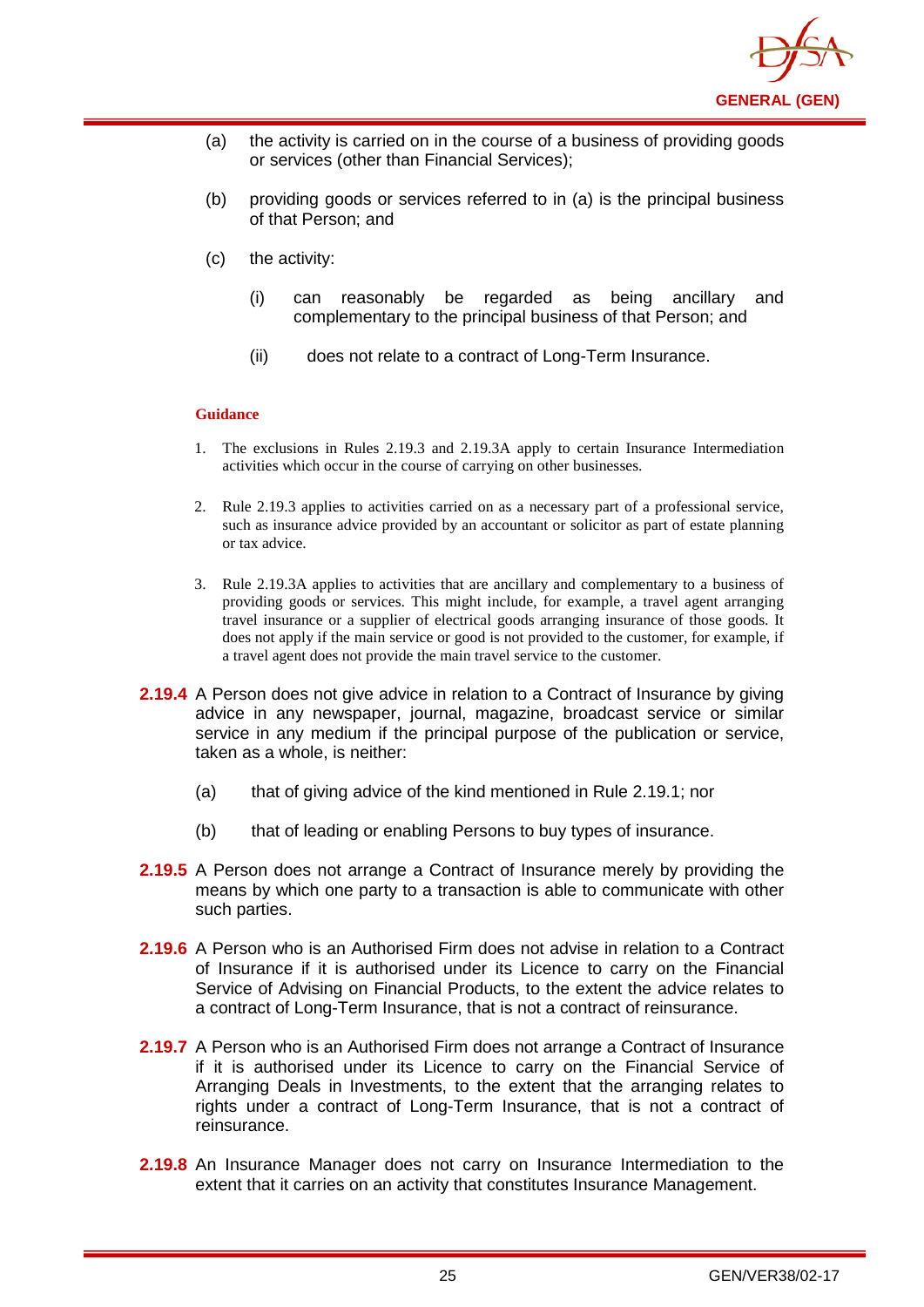(a) the activity is carried on in the course of a business of providing goods or services (other than Financial Services);

(b) providing goods or services referred to in (a) is the principal business of that Person; and

(c) the activity:

   (i) can reasonably be regarded as being ancillary and complementary to the principal business of that Person; and

   (ii) does not relate to a contract of Long-Term Insurance.

**Guidance**

1. The exclusions in Rules 2.19.3 and 2.19.3A apply to certain Insurance Intermediation activities which occur in the course of carrying on other businesses.

2. Rule 2.19.3 applies to activities carried on as a necessary part of a professional service, such as insurance advice provided by an accountant or solicitor as part of estate planning or tax advice.

3. Rule 2.19.3A applies to activities that are ancillary and complementary to a business of providing goods or services. This might include, for example, a travel agent arranging travel insurance or a supplier of electrical goods arranging insurance of those goods. It does not apply if the main service or good is not provided to the customer, for example, if a travel agent does not provide the main travel service to the customer.

**2.19.4** A Person does not give advice in relation to a Contract of Insurance by giving advice in any newspaper, journal, magazine, broadcast service or similar service in any medium if the principal purpose of the publication or service, taken as a whole, is neither:

(a) that of giving advice of the kind mentioned in Rule 2.19.1; nor

(b) that of leading or enabling Persons to buy types of insurance.

**2.19.5** A Person does not arrange a Contract of Insurance merely by providing the means by which one party to a transaction is able to communicate with other such parties.

**2.19.6** A Person who is an Authorised Firm does not advise in relation to a Contract of Insurance if it is authorised under its Licence to carry on the Financial Service of Advising on Financial Products, to the extent the advice relates to a contract of Long-Term Insurance, that is not a contract of reinsurance.

**2.19.7** A Person who is an Authorised Firm does not arrange a Contract of Insurance if it is authorised under its Licence to carry on the Financial Service of Arranging Deals in Investments, to the extent that the arranging relates to rights under a contract of Long-Term Insurance, that is not a contract of reinsurance.

**2.19.8** An Insurance Manager does not carry on Insurance Intermediation to the extent that it carries on an activity that constitutes Insurance Management.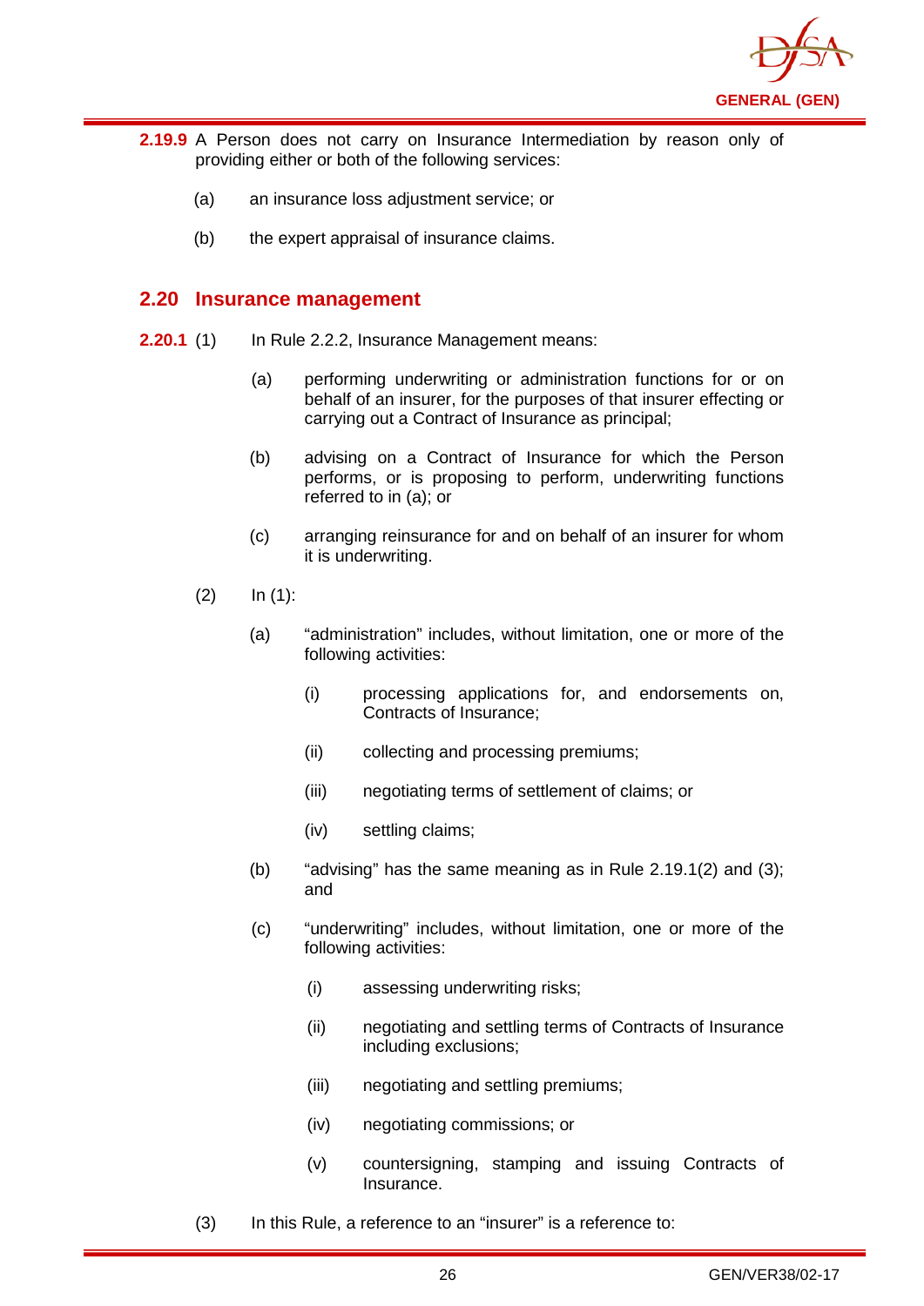**2.19.9** A Person does not carry on Insurance Intermediation by reason only of providing either or both of the following services:

(a) an insurance loss adjustment service; or

(b) the expert appraisal of insurance claims.

## 2.20 Insurance management

**2.20.1** (1) In Rule 2.2.2, Insurance Management means:

(a) performing underwriting or administration functions for or on behalf of an insurer, for the purposes of that insurer effecting or carrying out a Contract of Insurance as principal;

(b) advising on a Contract of Insurance for which the Person performs, or is proposing to perform, underwriting functions referred to in (a); or

(c) arranging reinsurance for and on behalf of an insurer for whom it is underwriting.

(2) In (1):

(a) "administration" includes, without limitation, one or more of the following activities:

(i) processing applications for, and endorsements on, Contracts of Insurance;

(ii) collecting and processing premiums;

(iii) negotiating terms of settlement of claims; or

(iv) settling claims;

(b) "advising" has the same meaning as in Rule 2.19.1(2) and (3); and

(c) "underwriting" includes, without limitation, one or more of the following activities:

(i) assessing underwriting risks;

(ii) negotiating and settling terms of Contracts of Insurance including exclusions;

(iii) negotiating and settling premiums;

(iv) negotiating commissions; or

(v) countersigning, stamping and issuing Contracts of Insurance.

(3) In this Rule, a reference to an "insurer" is a reference to: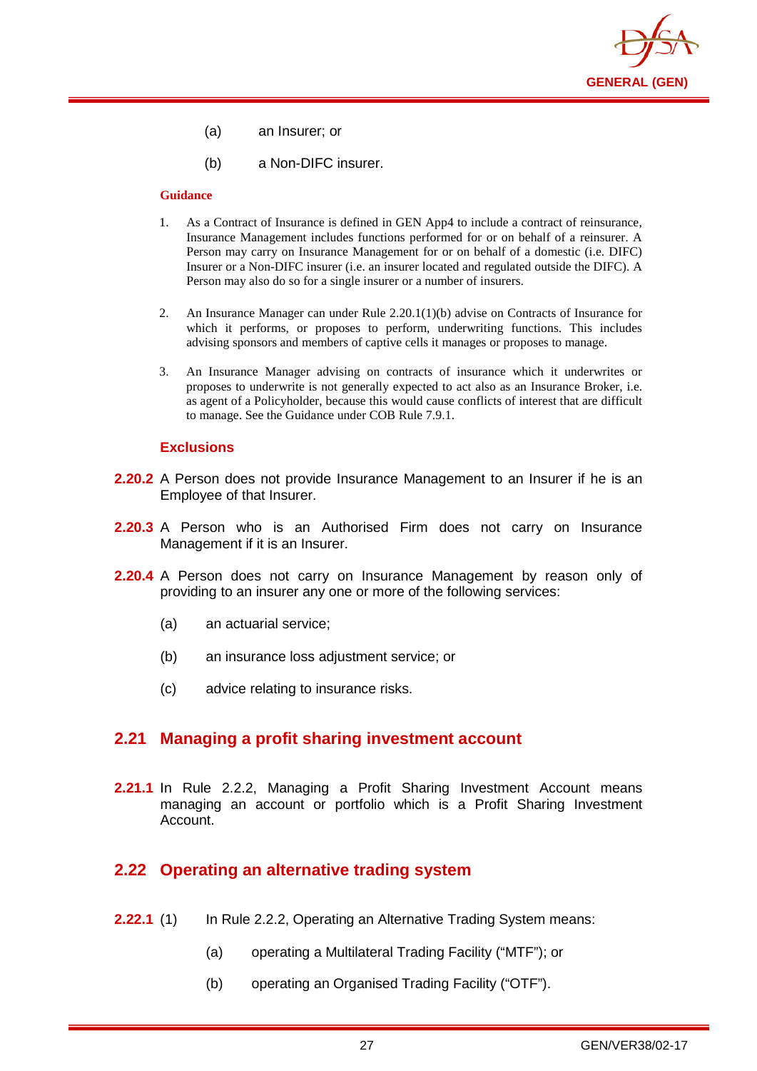(a) an Insurer; or

(b) a Non-DIFC insurer.

**Guidance**

1. As a Contract of Insurance is defined in GEN App4 to include a contract of reinsurance, Insurance Management includes functions performed for or on behalf of a reinsurer. A Person may carry on Insurance Management for or on behalf of a domestic (i.e. DIFC) Insurer or a Non-DIFC insurer (i.e. an insurer located and regulated outside the DIFC). A Person may also do so for a single insurer or a number of insurers.

2. An Insurance Manager can under Rule 2.20.1(1)(b) advise on Contracts of Insurance for which it performs, or proposes to perform, underwriting functions. This includes advising sponsors and members of captive cells it manages or proposes to manage.

3. An Insurance Manager advising on contracts of insurance which it underwrites or proposes to underwrite is not generally expected to act also as an Insurance Broker, i.e. as agent of a Policyholder, because this would cause conflicts of interest that are difficult to manage. See the Guidance under COB Rule 7.9.1.

**Exclusions**

**2.20.2** A Person does not provide Insurance Management to an Insurer if he is an Employee of that Insurer.

**2.20.3** A Person who is an Authorised Firm does not carry on Insurance Management if it is an Insurer.

**2.20.4** A Person does not carry on Insurance Management by reason only of providing to an insurer any one or more of the following services:

(a) an actuarial service;

(b) an insurance loss adjustment service; or

(c) advice relating to insurance risks.

## 2.21 Managing a profit sharing investment account

**2.21.1** In Rule 2.2.2, Managing a Profit Sharing Investment Account means managing an account or portfolio which is a Profit Sharing Investment Account.

## 2.22 Operating an alternative trading system

**2.22.1** (1) In Rule 2.2.2, Operating an Alternative Trading System means:

(a) operating a Multilateral Trading Facility ("MTF"); or

(b) operating an Organised Trading Facility ("OTF").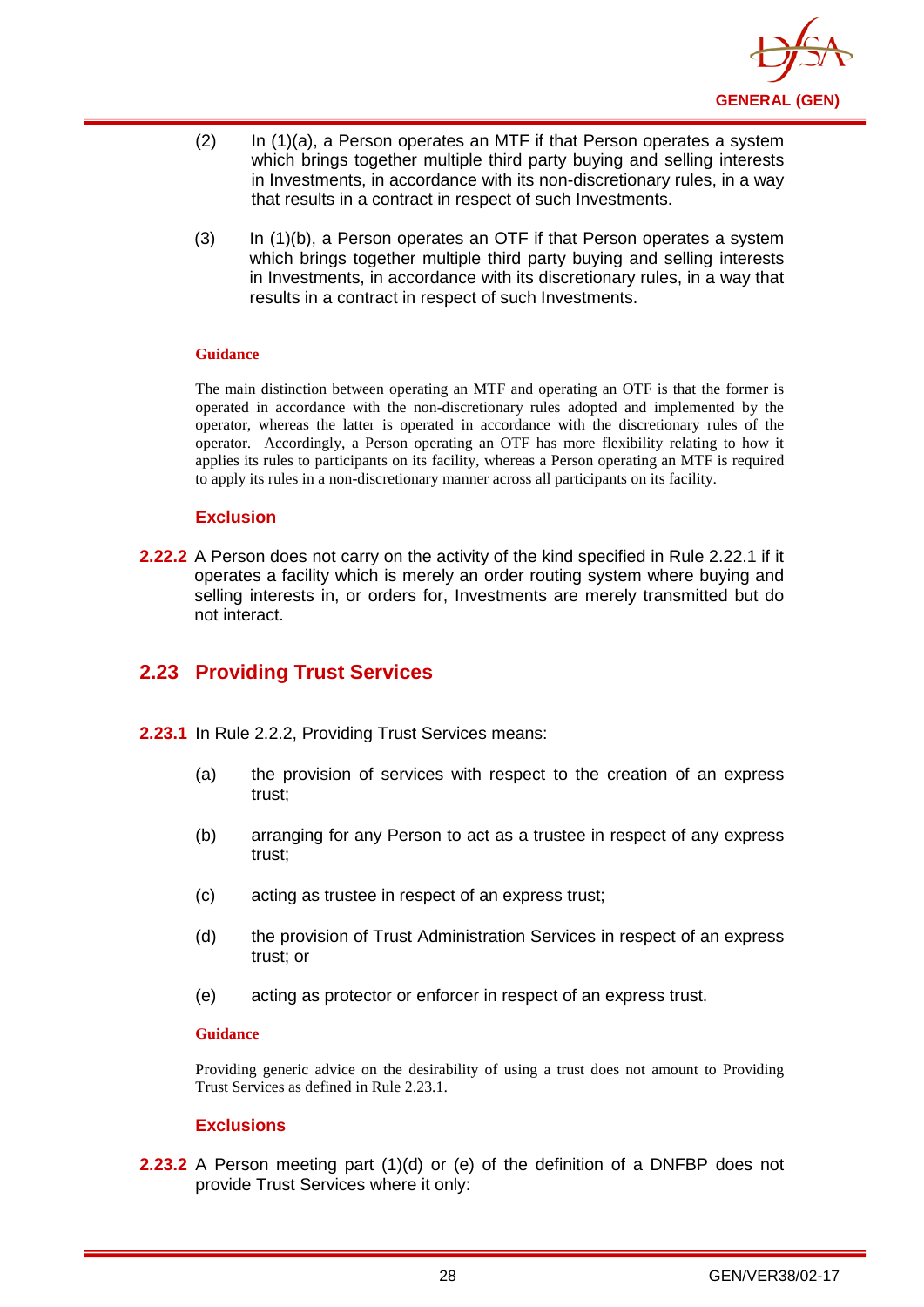(2) In (1)(a), a Person operates an MTF if that Person operates a system which brings together multiple third party buying and selling interests in Investments, in accordance with its non-discretionary rules, in a way that results in a contract in respect of such Investments.

(3) In (1)(b), a Person operates an OTF if that Person operates a system which brings together multiple third party buying and selling interests in Investments, in accordance with its discretionary rules, in a way that results in a contract in respect of such Investments.

**Guidance**

The main distinction between operating an MTF and operating an OTF is that the former is operated in accordance with the non-discretionary rules adopted and implemented by the operator, whereas the latter is operated in accordance with the discretionary rules of the operator. Accordingly, a Person operating an OTF has more flexibility relating to how it applies its rules to participants on its facility, whereas a Person operating an MTF is required to apply its rules in a non-discretionary manner across all participants on its facility.

### Exclusion

**2.22.2** A Person does not carry on the activity of the kind specified in Rule 2.22.1 if it operates a facility which is merely an order routing system where buying and selling interests in, or orders for, Investments are merely transmitted but do not interact.

## 2.23 Providing Trust Services

**2.23.1** In Rule 2.2.2, Providing Trust Services means:

(a) the provision of services with respect to the creation of an express trust;

(b) arranging for any Person to act as a trustee in respect of any express trust;

(c) acting as trustee in respect of an express trust;

(d) the provision of Trust Administration Services in respect of an express trust; or

(e) acting as protector or enforcer in respect of an express trust.

**Guidance**

Providing generic advice on the desirability of using a trust does not amount to Providing Trust Services as defined in Rule 2.23.1.

### Exclusions

**2.23.2** A Person meeting part (1)(d) or (e) of the definition of a DNFBP does not provide Trust Services where it only: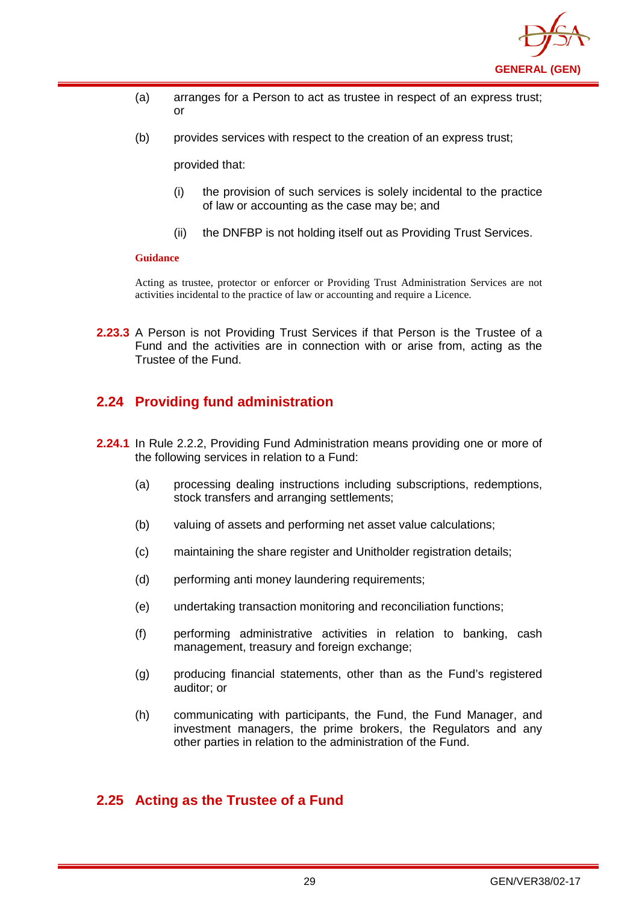(a) arranges for a Person to act as trustee in respect of an express trust; or

(b) provides services with respect to the creation of an express trust;

provided that:

(i) the provision of such services is solely incidental to the practice of law or accounting as the case may be; and

(ii) the DNFBP is not holding itself out as Providing Trust Services.

**Guidance**

Acting as trustee, protector or enforcer or Providing Trust Administration Services are not activities incidental to the practice of law or accounting and require a Licence.

**2.23.3** A Person is not Providing Trust Services if that Person is the Trustee of a Fund and the activities are in connection with or arise from, acting as the Trustee of the Fund.

## 2.24 Providing fund administration

**2.24.1** In Rule 2.2.2, Providing Fund Administration means providing one or more of the following services in relation to a Fund:

(a) processing dealing instructions including subscriptions, redemptions, stock transfers and arranging settlements;

(b) valuing of assets and performing net asset value calculations;

(c) maintaining the share register and Unitholder registration details;

(d) performing anti money laundering requirements;

(e) undertaking transaction monitoring and reconciliation functions;

(f) performing administrative activities in relation to banking, cash management, treasury and foreign exchange;

(g) producing financial statements, other than as the Fund's registered auditor; or

(h) communicating with participants, the Fund, the Fund Manager, and investment managers, the prime brokers, the Regulators and any other parties in relation to the administration of the Fund.

## 2.25 Acting as the Trustee of a Fund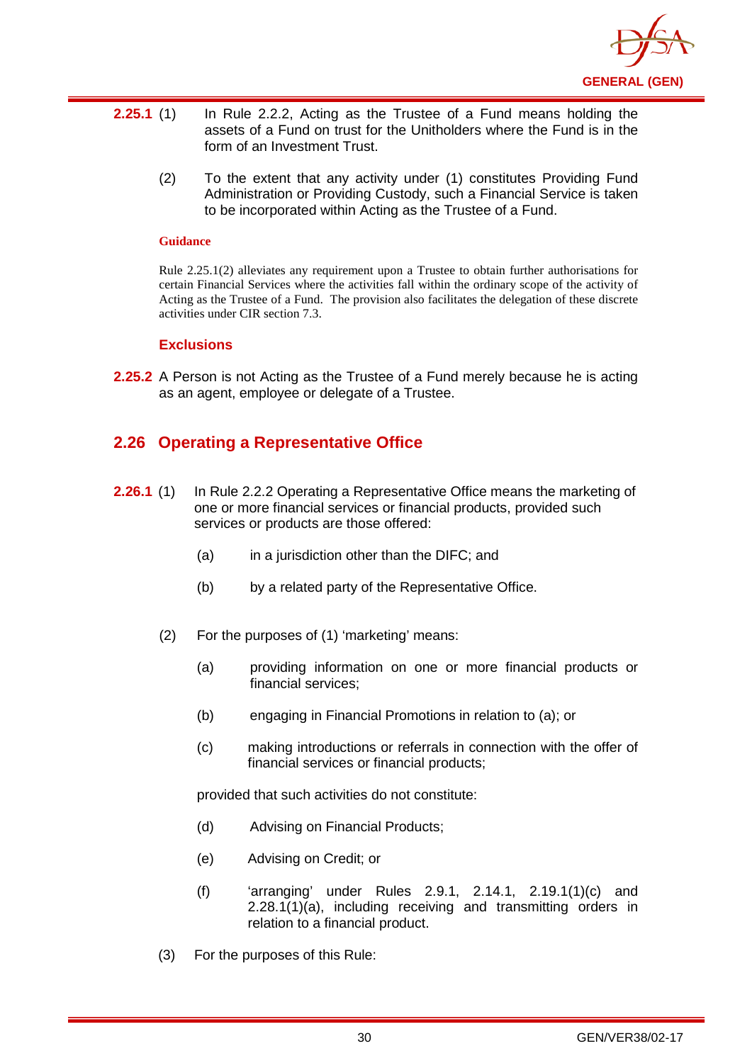**2.25.1** (1) In Rule 2.2.2, Acting as the Trustee of a Fund means holding the assets of a Fund on trust for the Unitholders where the Fund is in the form of an Investment Trust.

(2) To the extent that any activity under (1) constitutes Providing Fund Administration or Providing Custody, such a Financial Service is taken to be incorporated within Acting as the Trustee of a Fund.

**Guidance**

Rule 2.25.1(2) alleviates any requirement upon a Trustee to obtain further authorisations for certain Financial Services where the activities fall within the ordinary scope of the activity of Acting as the Trustee of a Fund. The provision also facilitates the delegation of these discrete activities under CIR section 7.3.

**Exclusions**

**2.25.2** A Person is not Acting as the Trustee of a Fund merely because he is acting as an agent, employee or delegate of a Trustee.

## 2.26 Operating a Representative Office

**2.26.1** (1) In Rule 2.2.2 Operating a Representative Office means the marketing of one or more financial services or financial products, provided such services or products are those offered:

(a) in a jurisdiction other than the DIFC; and

(b) by a related party of the Representative Office.

(2) For the purposes of (1) 'marketing' means:

(a) providing information on one or more financial products or financial services;

(b) engaging in Financial Promotions in relation to (a); or

(c) making introductions or referrals in connection with the offer of financial services or financial products;

provided that such activities do not constitute:

(d) Advising on Financial Products;

(e) Advising on Credit; or

(f) 'arranging' under Rules 2.9.1, 2.14.1, 2.19.1(1)(c) and 2.28.1(1)(a), including receiving and transmitting orders in relation to a financial product.

(3) For the purposes of this Rule: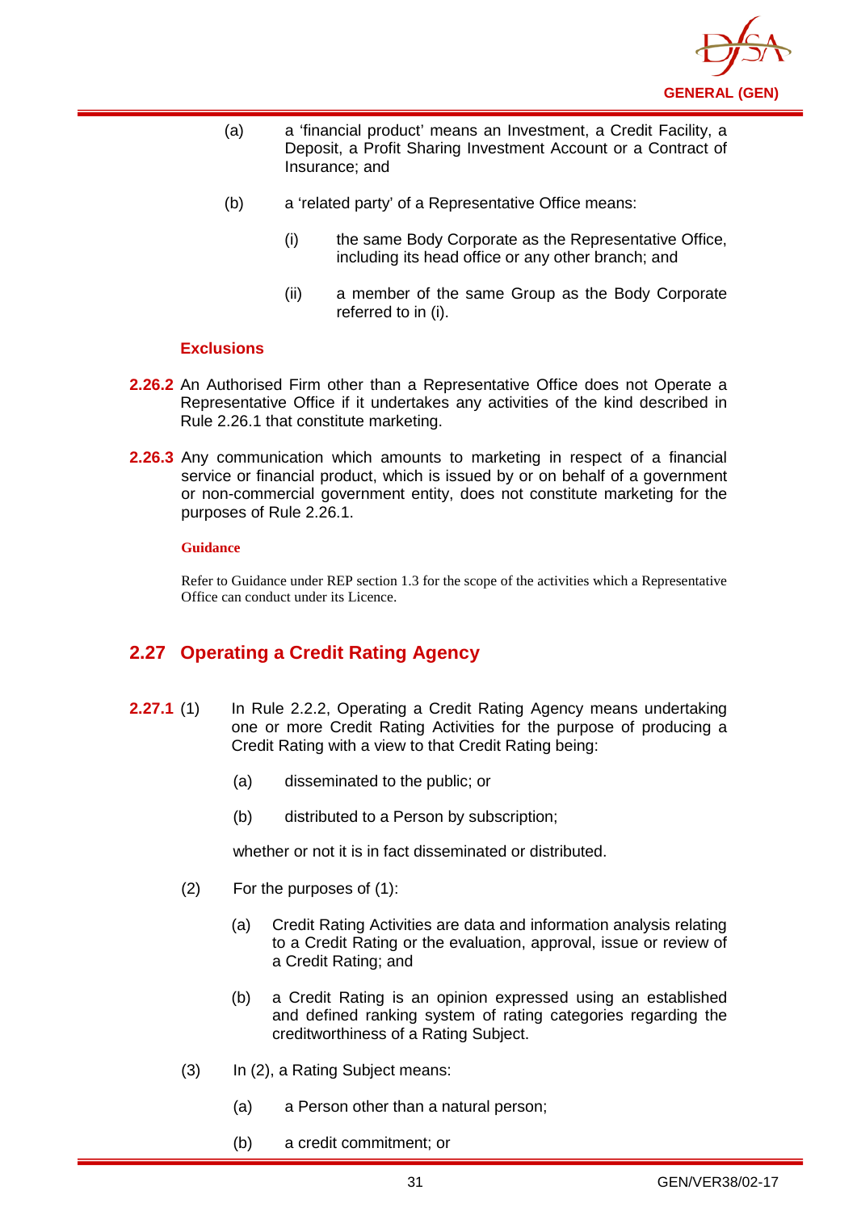(a) a 'financial product' means an Investment, a Credit Facility, a Deposit, a Profit Sharing Investment Account or a Contract of Insurance; and

(b) a 'related party' of a Representative Office means:

  (i) the same Body Corporate as the Representative Office, including its head office or any other branch; and

  (ii) a member of the same Group as the Body Corporate referred to in (i).

### Exclusions

**2.26.2** An Authorised Firm other than a Representative Office does not Operate a Representative Office if it undertakes any activities of the kind described in Rule 2.26.1 that constitute marketing.

**2.26.3** Any communication which amounts to marketing in respect of a financial service or financial product, which is issued by or on behalf of a government or non-commercial government entity, does not constitute marketing for the purposes of Rule 2.26.1.

**Guidance**

Refer to Guidance under REP section 1.3 for the scope of the activities which a Representative Office can conduct under its Licence.

## 2.27 Operating a Credit Rating Agency

**2.27.1** (1) In Rule 2.2.2, Operating a Credit Rating Agency means undertaking one or more Credit Rating Activities for the purpose of producing a Credit Rating with a view to that Credit Rating being:

  (a) disseminated to the public; or

  (b) distributed to a Person by subscription;

  whether or not it is in fact disseminated or distributed.

(2) For the purposes of (1):

  (a) Credit Rating Activities are data and information analysis relating to a Credit Rating or the evaluation, approval, issue or review of a Credit Rating; and

  (b) a Credit Rating is an opinion expressed using an established and defined ranking system of rating categories regarding the creditworthiness of a Rating Subject.

(3) In (2), a Rating Subject means:

  (a) a Person other than a natural person;

  (b) a credit commitment; or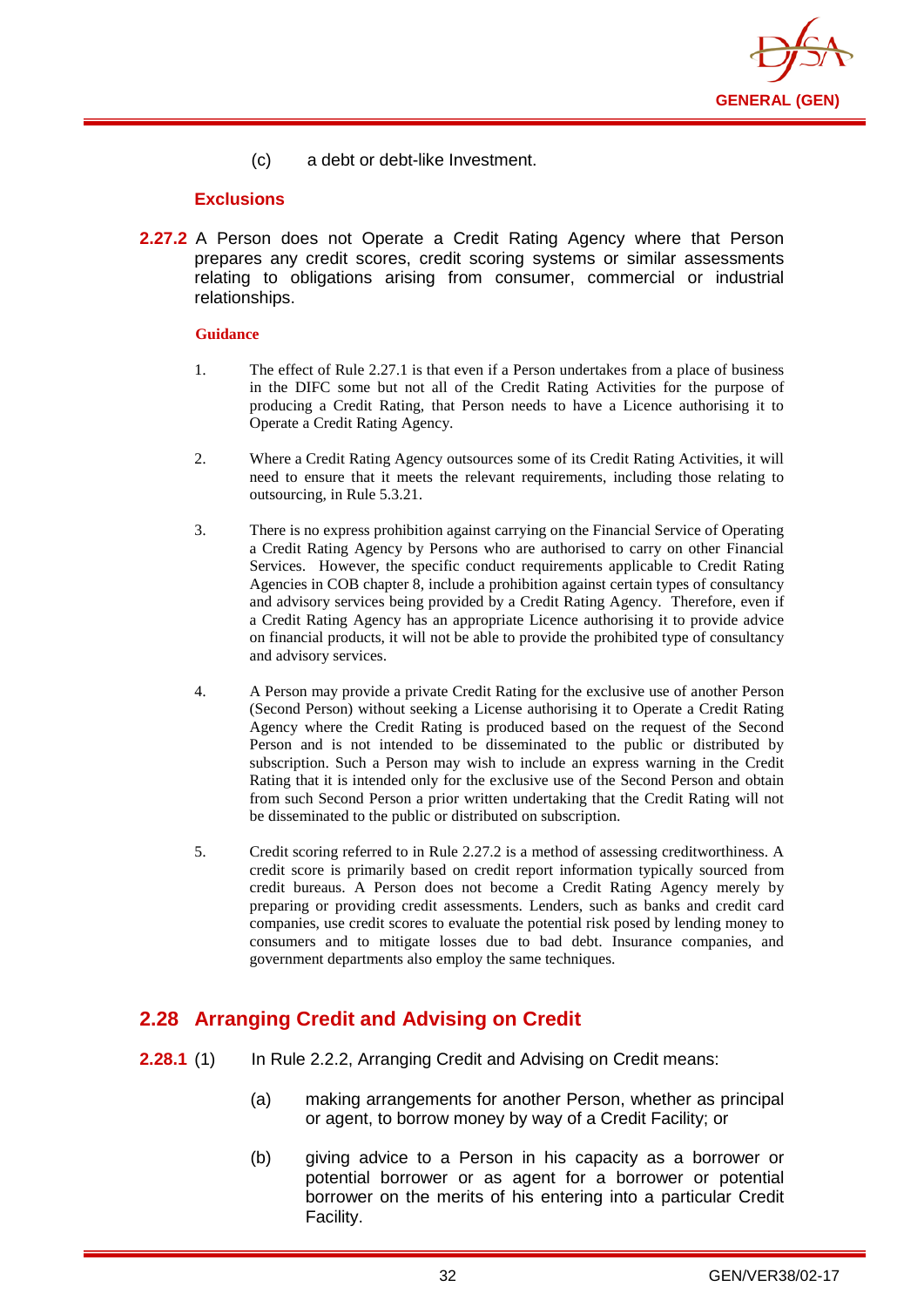(c) a debt or debt-like Investment.

#### Exclusions

**2.27.2** A Person does not Operate a Credit Rating Agency where that Person prepares any credit scores, credit scoring systems or similar assessments relating to obligations arising from consumer, commercial or industrial relationships.

##### Guidance

1. The effect of Rule 2.27.1 is that even if a Person undertakes from a place of business in the DIFC some but not all of the Credit Rating Activities for the purpose of producing a Credit Rating, that Person needs to have a Licence authorising it to Operate a Credit Rating Agency.

2. Where a Credit Rating Agency outsources some of its Credit Rating Activities, it will need to ensure that it meets the relevant requirements, including those relating to outsourcing, in Rule 5.3.21.

3. There is no express prohibition against carrying on the Financial Service of Operating a Credit Rating Agency by Persons who are authorised to carry on other Financial Services. However, the specific conduct requirements applicable to Credit Rating Agencies in COB chapter 8, include a prohibition against certain types of consultancy and advisory services being provided by a Credit Rating Agency. Therefore, even if a Credit Rating Agency has an appropriate Licence authorising it to provide advice on financial products, it will not be able to provide the prohibited type of consultancy and advisory services.

4. A Person may provide a private Credit Rating for the exclusive use of another Person (Second Person) without seeking a License authorising it to Operate a Credit Rating Agency where the Credit Rating is produced based on the request of the Second Person and is not intended to be disseminated to the public or distributed by subscription. Such a Person may wish to include an express warning in the Credit Rating that it is intended only for the exclusive use of the Second Person and obtain from such Second Person a prior written undertaking that the Credit Rating will not be disseminated to the public or distributed on subscription.

5. Credit scoring referred to in Rule 2.27.2 is a method of assessing creditworthiness. A credit score is primarily based on credit report information typically sourced from credit bureaus. A Person does not become a Credit Rating Agency merely by preparing or providing credit assessments. Lenders, such as banks and credit card companies, use credit scores to evaluate the potential risk posed by lending money to consumers and to mitigate losses due to bad debt. Insurance companies, and government departments also employ the same techniques.

## 2.28 Arranging Credit and Advising on Credit

**2.28.1** (1) In Rule 2.2.2, Arranging Credit and Advising on Credit means:

(a) making arrangements for another Person, whether as principal or agent, to borrow money by way of a Credit Facility; or

(b) giving advice to a Person in his capacity as a borrower or potential borrower or as agent for a borrower or potential borrower on the merits of his entering into a particular Credit Facility.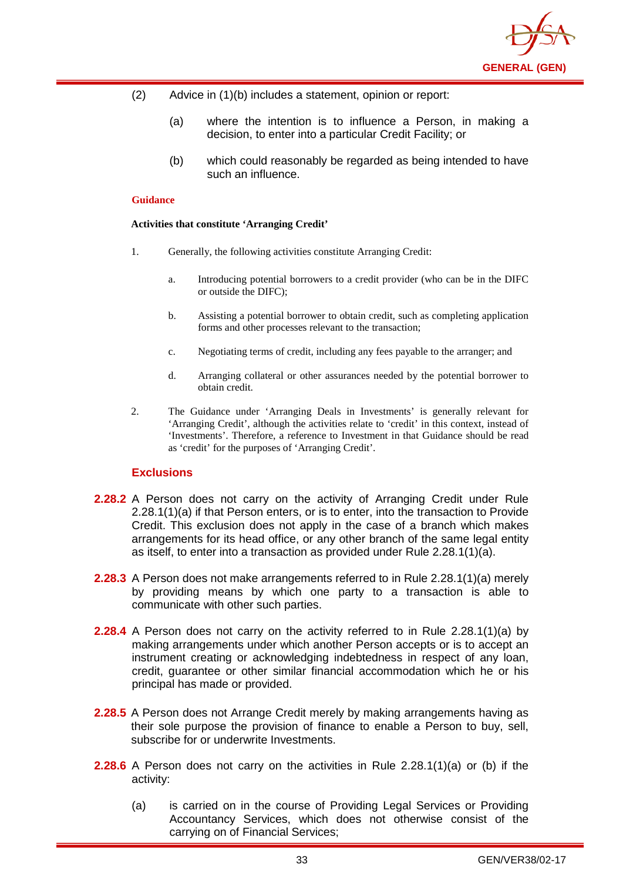(2) Advice in (1)(b) includes a statement, opinion or report:

(a) where the intention is to influence a Person, in making a decision, to enter into a particular Credit Facility; or

(b) which could reasonably be regarded as being intended to have such an influence.

**Guidance**

**Activities that constitute 'Arranging Credit'**

1. Generally, the following activities constitute Arranging Credit:

   a. Introducing potential borrowers to a credit provider (who can be in the DIFC or outside the DIFC);

   b. Assisting a potential borrower to obtain credit, such as completing application forms and other processes relevant to the transaction;

   c. Negotiating terms of credit, including any fees payable to the arranger; and

   d. Arranging collateral or other assurances needed by the potential borrower to obtain credit.

2. The Guidance under 'Arranging Deals in Investments' is generally relevant for 'Arranging Credit', although the activities relate to 'credit' in this context, instead of 'Investments'. Therefore, a reference to Investment in that Guidance should be read as 'credit' for the purposes of 'Arranging Credit'.

**Exclusions**

**2.28.2** A Person does not carry on the activity of Arranging Credit under Rule 2.28.1(1)(a) if that Person enters, or is to enter, into the transaction to Provide Credit. This exclusion does not apply in the case of a branch which makes arrangements for its head office, or any other branch of the same legal entity as itself, to enter into a transaction as provided under Rule 2.28.1(1)(a).

**2.28.3** A Person does not make arrangements referred to in Rule 2.28.1(1)(a) merely by providing means by which one party to a transaction is able to communicate with other such parties.

**2.28.4** A Person does not carry on the activity referred to in Rule 2.28.1(1)(a) by making arrangements under which another Person accepts or is to accept an instrument creating or acknowledging indebtedness in respect of any loan, credit, guarantee or other similar financial accommodation which he or his principal has made or provided.

**2.28.5** A Person does not Arrange Credit merely by making arrangements having as their sole purpose the provision of finance to enable a Person to buy, sell, subscribe for or underwrite Investments.

**2.28.6** A Person does not carry on the activities in Rule 2.28.1(1)(a) or (b) if the activity:

(a) is carried on in the course of Providing Legal Services or Providing Accountancy Services, which does not otherwise consist of the carrying on of Financial Services;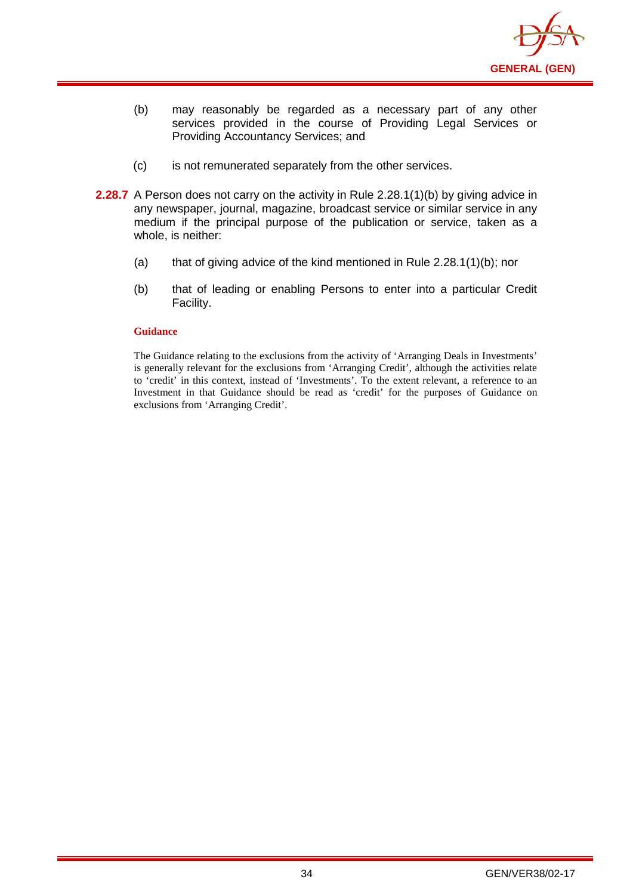(b) may reasonably be regarded as a necessary part of any other services provided in the course of Providing Legal Services or Providing Accountancy Services; and

(c) is not remunerated separately from the other services.

**2.28.7** A Person does not carry on the activity in Rule 2.28.1(1)(b) by giving advice in any newspaper, journal, magazine, broadcast service or similar service in any medium if the principal purpose of the publication or service, taken as a whole, is neither:

(a) that of giving advice of the kind mentioned in Rule 2.28.1(1)(b); nor

(b) that of leading or enabling Persons to enter into a particular Credit Facility.

**Guidance**

The Guidance relating to the exclusions from the activity of 'Arranging Deals in Investments' is generally relevant for the exclusions from 'Arranging Credit', although the activities relate to 'credit' in this context, instead of 'Investments'. To the extent relevant, a reference to an Investment in that Guidance should be read as 'credit' for the purposes of Guidance on exclusions from 'Arranging Credit'.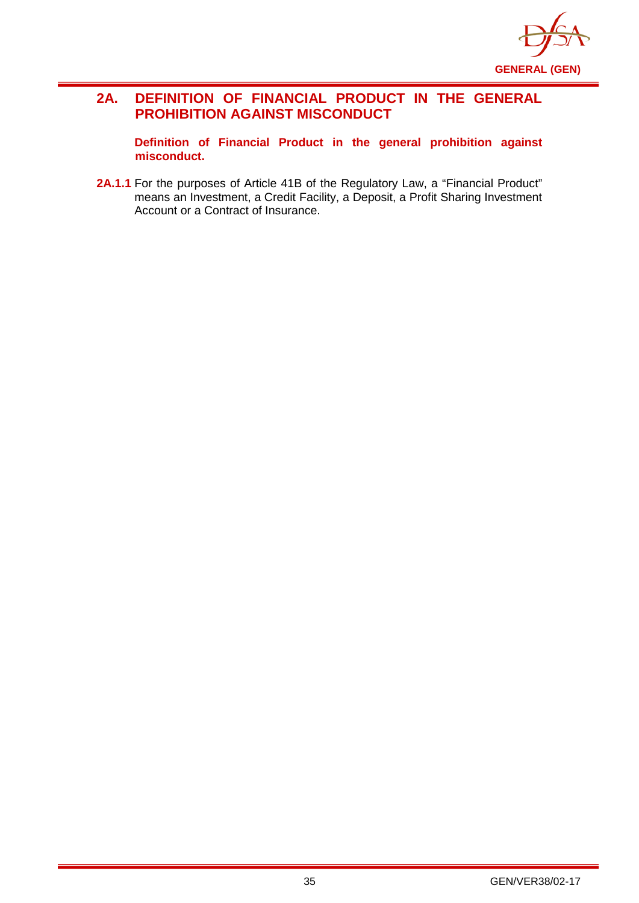## 2A. DEFINITION OF FINANCIAL PRODUCT IN THE GENERAL PROHIBITION AGAINST MISCONDUCT

**Definition of Financial Product in the general prohibition against misconduct.**

**2A.1.1** For the purposes of Article 41B of the Regulatory Law, a "Financial Product" means an Investment, a Credit Facility, a Deposit, a Profit Sharing Investment Account or a Contract of Insurance.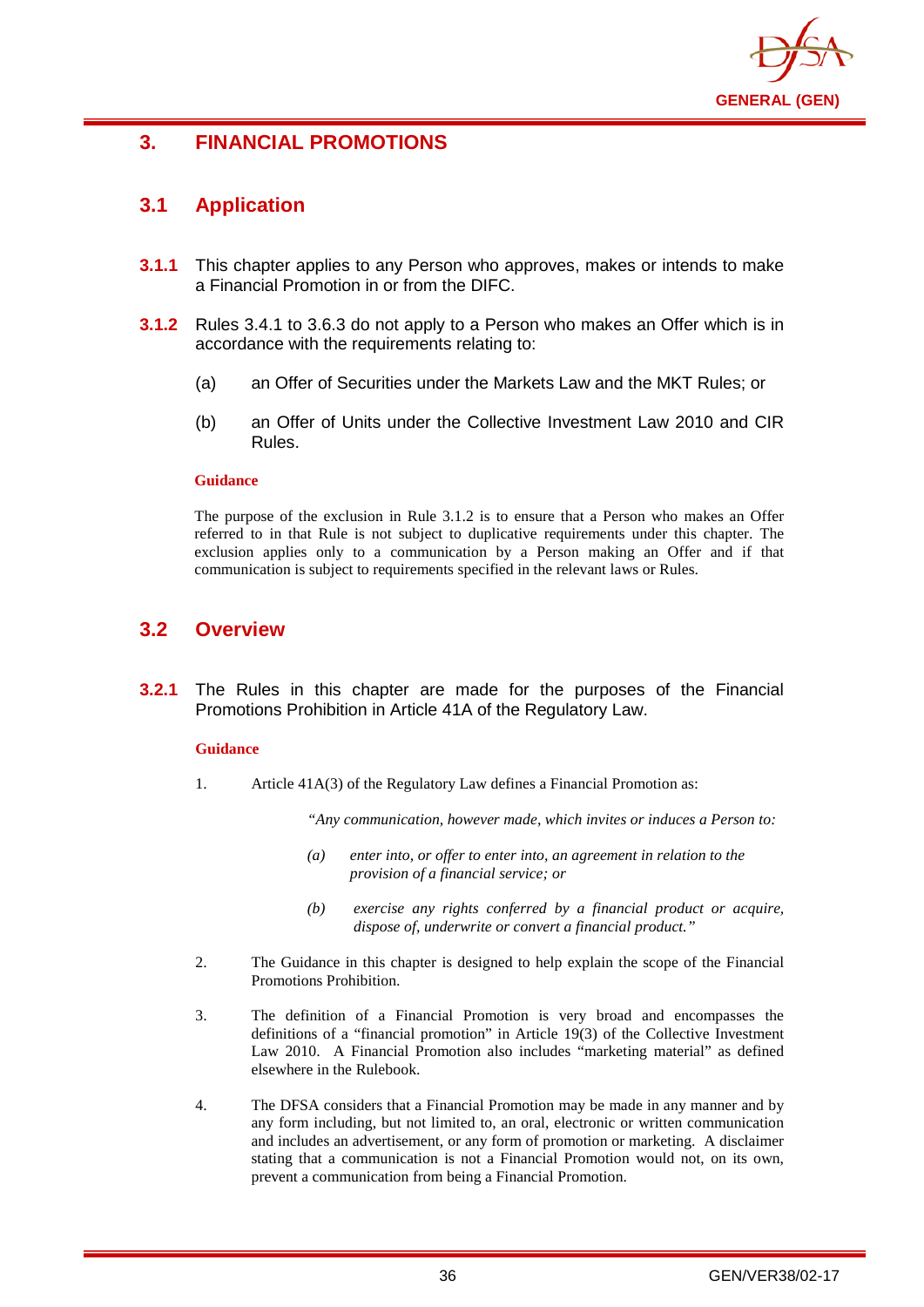## 3. FINANCIAL PROMOTIONS

### 3.1 Application

**3.1.1** This chapter applies to any Person who approves, makes or intends to make a Financial Promotion in or from the DIFC.

**3.1.2** Rules 3.4.1 to 3.6.3 do not apply to a Person who makes an Offer which is in accordance with the requirements relating to:

(a) an Offer of Securities under the Markets Law and the MKT Rules; or

(b) an Offer of Units under the Collective Investment Law 2010 and CIR Rules.

**Guidance**

The purpose of the exclusion in Rule 3.1.2 is to ensure that a Person who makes an Offer referred to in that Rule is not subject to duplicative requirements under this chapter. The exclusion applies only to a communication by a Person making an Offer and if that communication is subject to requirements specified in the relevant laws or Rules.

### 3.2 Overview

**3.2.1** The Rules in this chapter are made for the purposes of the Financial Promotions Prohibition in Article 41A of the Regulatory Law.

**Guidance**

1. Article 41A(3) of the Regulatory Law defines a Financial Promotion as:

   *"Any communication, however made, which invites or induces a Person to:*

   *(a) enter into, or offer to enter into, an agreement in relation to the provision of a financial service; or*

   *(b) exercise any rights conferred by a financial product or acquire, dispose of, underwrite or convert a financial product."*

2. The Guidance in this chapter is designed to help explain the scope of the Financial Promotions Prohibition.

3. The definition of a Financial Promotion is very broad and encompasses the definitions of a "financial promotion" in Article 19(3) of the Collective Investment Law 2010. A Financial Promotion also includes "marketing material" as defined elsewhere in the Rulebook.

4. The DFSA considers that a Financial Promotion may be made in any manner and by any form including, but not limited to, an oral, electronic or written communication and includes an advertisement, or any form of promotion or marketing. A disclaimer stating that a communication is not a Financial Promotion would not, on its own, prevent a communication from being a Financial Promotion.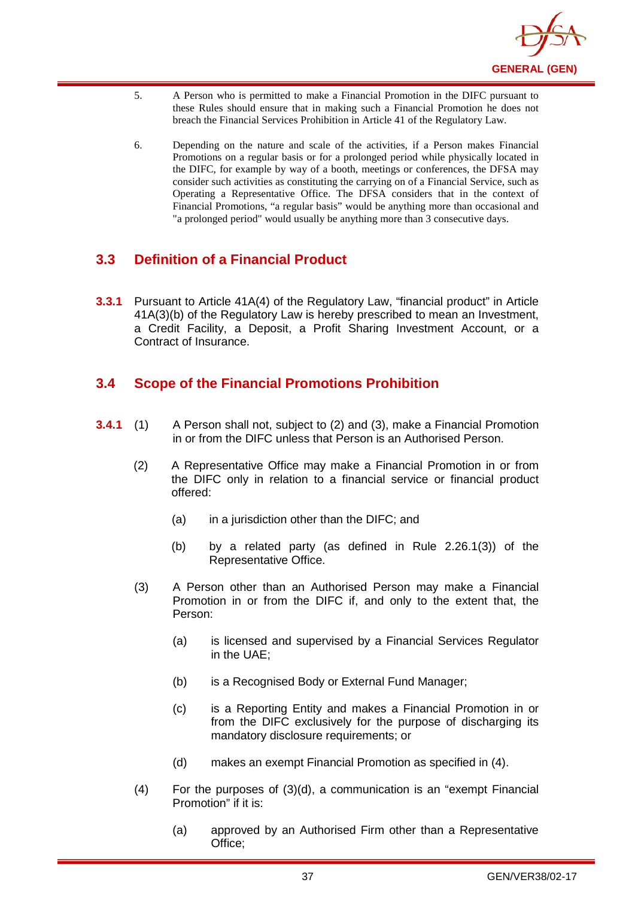5. A Person who is permitted to make a Financial Promotion in the DIFC pursuant to these Rules should ensure that in making such a Financial Promotion he does not breach the Financial Services Prohibition in Article 41 of the Regulatory Law.

6. Depending on the nature and scale of the activities, if a Person makes Financial Promotions on a regular basis or for a prolonged period while physically located in the DIFC, for example by way of a booth, meetings or conferences, the DFSA may consider such activities as constituting the carrying on of a Financial Service, such as Operating a Representative Office. The DFSA considers that in the context of Financial Promotions, "a regular basis" would be anything more than occasional and "a prolonged period" would usually be anything more than 3 consecutive days.

## 3.3 Definition of a Financial Product

**3.3.1** Pursuant to Article 41A(4) of the Regulatory Law, "financial product" in Article 41A(3)(b) of the Regulatory Law is hereby prescribed to mean an Investment, a Credit Facility, a Deposit, a Profit Sharing Investment Account, or a Contract of Insurance.

## 3.4 Scope of the Financial Promotions Prohibition

**3.4.1** (1) A Person shall not, subject to (2) and (3), make a Financial Promotion in or from the DIFC unless that Person is an Authorised Person.

(2) A Representative Office may make a Financial Promotion in or from the DIFC only in relation to a financial service or financial product offered:

(a) in a jurisdiction other than the DIFC; and

(b) by a related party (as defined in Rule 2.26.1(3)) of the Representative Office.

(3) A Person other than an Authorised Person may make a Financial Promotion in or from the DIFC if, and only to the extent that, the Person:

(a) is licensed and supervised by a Financial Services Regulator in the UAE;

(b) is a Recognised Body or External Fund Manager;

(c) is a Reporting Entity and makes a Financial Promotion in or from the DIFC exclusively for the purpose of discharging its mandatory disclosure requirements; or

(d) makes an exempt Financial Promotion as specified in (4).

(4) For the purposes of (3)(d), a communication is an "exempt Financial Promotion" if it is:

(a) approved by an Authorised Firm other than a Representative Office;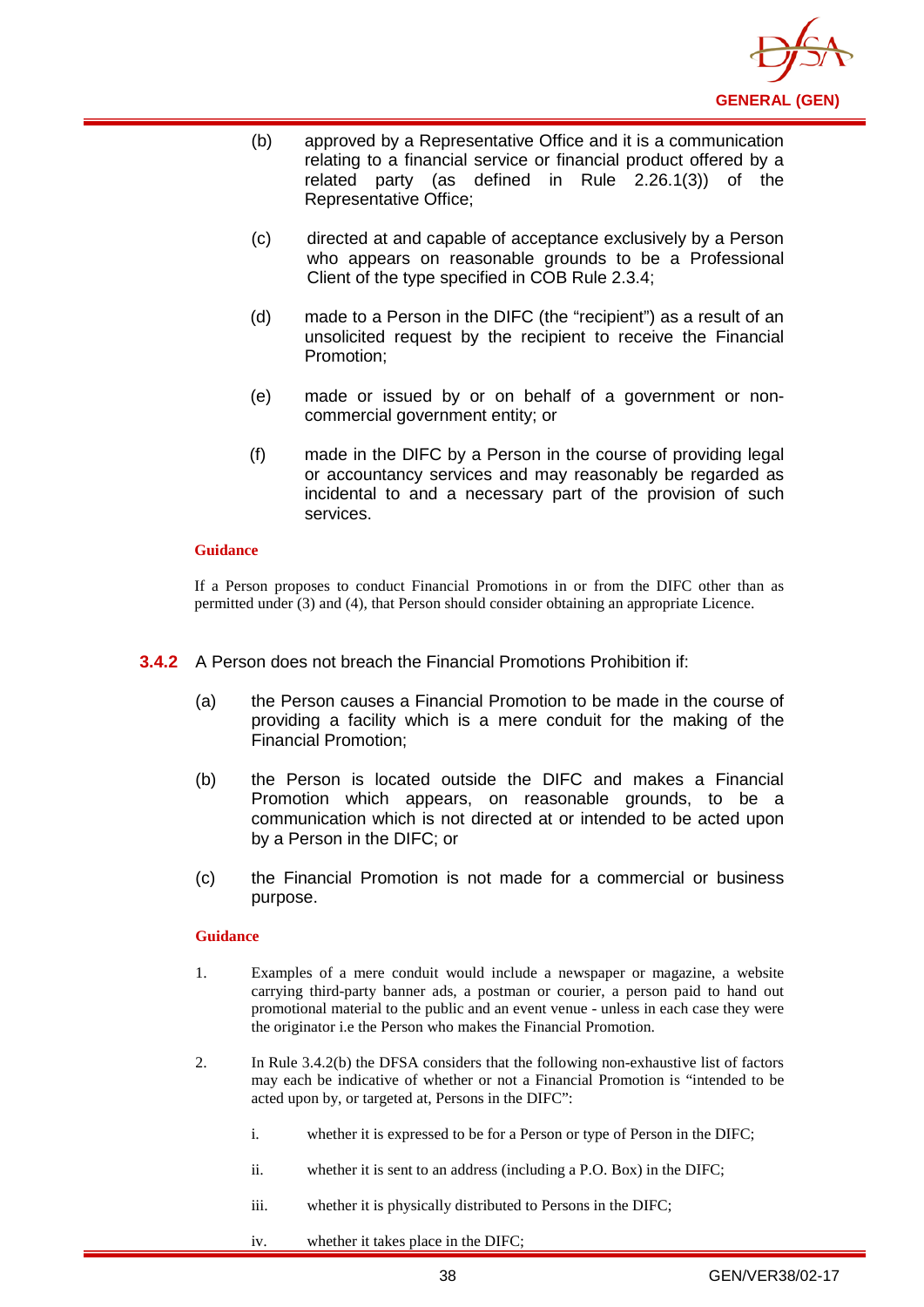(b) approved by a Representative Office and it is a communication relating to a financial service or financial product offered by a related party (as defined in Rule 2.26.1(3)) of the Representative Office;

(c) directed at and capable of acceptance exclusively by a Person who appears on reasonable grounds to be a Professional Client of the type specified in COB Rule 2.3.4;

(d) made to a Person in the DIFC (the "recipient") as a result of an unsolicited request by the recipient to receive the Financial Promotion;

(e) made or issued by or on behalf of a government or non-commercial government entity; or

(f) made in the DIFC by a Person in the course of providing legal or accountancy services and may reasonably be regarded as incidental to and a necessary part of the provision of such services.

**Guidance**

If a Person proposes to conduct Financial Promotions in or from the DIFC other than as permitted under (3) and (4), that Person should consider obtaining an appropriate Licence.

**3.4.2** A Person does not breach the Financial Promotions Prohibition if:

(a) the Person causes a Financial Promotion to be made in the course of providing a facility which is a mere conduit for the making of the Financial Promotion;

(b) the Person is located outside the DIFC and makes a Financial Promotion which appears, on reasonable grounds, to be a communication which is not directed at or intended to be acted upon by a Person in the DIFC; or

(c) the Financial Promotion is not made for a commercial or business purpose.

**Guidance**

1. Examples of a mere conduit would include a newspaper or magazine, a website carrying third-party banner ads, a postman or courier, a person paid to hand out promotional material to the public and an event venue - unless in each case they were the originator i.e the Person who makes the Financial Promotion.

2. In Rule 3.4.2(b) the DFSA considers that the following non-exhaustive list of factors may each be indicative of whether or not a Financial Promotion is "intended to be acted upon by, or targeted at, Persons in the DIFC":

   i. whether it is expressed to be for a Person or type of Person in the DIFC;

   ii. whether it is sent to an address (including a P.O. Box) in the DIFC;

   iii. whether it is physically distributed to Persons in the DIFC;

   iv. whether it takes place in the DIFC;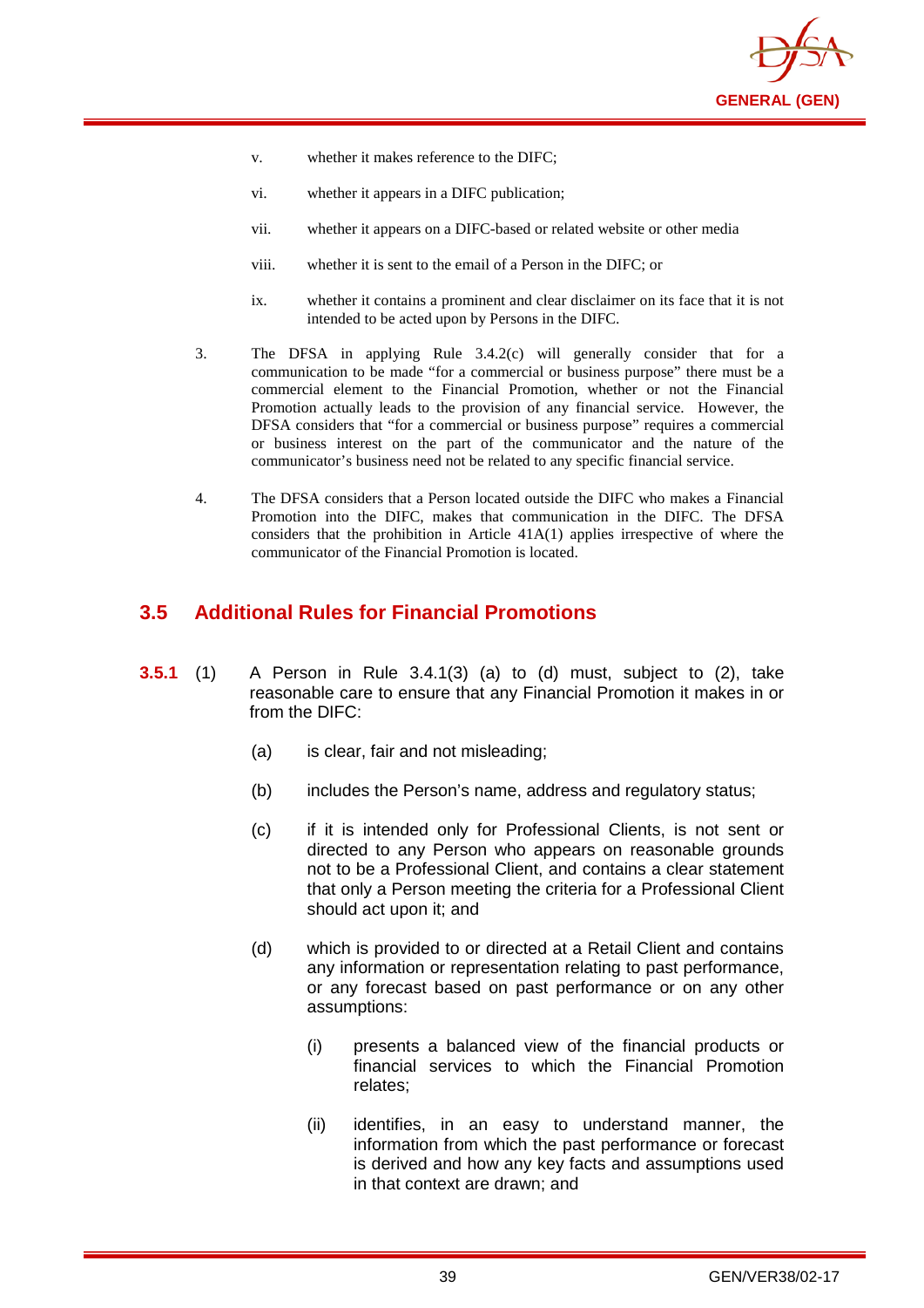v. whether it makes reference to the DIFC;

vi. whether it appears in a DIFC publication;

vii. whether it appears on a DIFC-based or related website or other media

viii. whether it is sent to the email of a Person in the DIFC; or

ix. whether it contains a prominent and clear disclaimer on its face that it is not intended to be acted upon by Persons in the DIFC.

3. The DFSA in applying Rule 3.4.2(c) will generally consider that for a communication to be made "for a commercial or business purpose" there must be a commercial element to the Financial Promotion, whether or not the Financial Promotion actually leads to the provision of any financial service. However, the DFSA considers that "for a commercial or business purpose" requires a commercial or business interest on the part of the communicator and the nature of the communicator's business need not be related to any specific financial service.

4. The DFSA considers that a Person located outside the DIFC who makes a Financial Promotion into the DIFC, makes that communication in the DIFC. The DFSA considers that the prohibition in Article 41A(1) applies irrespective of where the communicator of the Financial Promotion is located.

## 3.5 Additional Rules for Financial Promotions

**3.5.1** (1) A Person in Rule 3.4.1(3) (a) to (d) must, subject to (2), take reasonable care to ensure that any Financial Promotion it makes in or from the DIFC:

(a) is clear, fair and not misleading;

(b) includes the Person's name, address and regulatory status;

(c) if it is intended only for Professional Clients, is not sent or directed to any Person who appears on reasonable grounds not to be a Professional Client, and contains a clear statement that only a Person meeting the criteria for a Professional Client should act upon it; and

(d) which is provided to or directed at a Retail Client and contains any information or representation relating to past performance, or any forecast based on past performance or on any other assumptions:

(i) presents a balanced view of the financial products or financial services to which the Financial Promotion relates;

(ii) identifies, in an easy to understand manner, the information from which the past performance or forecast is derived and how any key facts and assumptions used in that context are drawn; and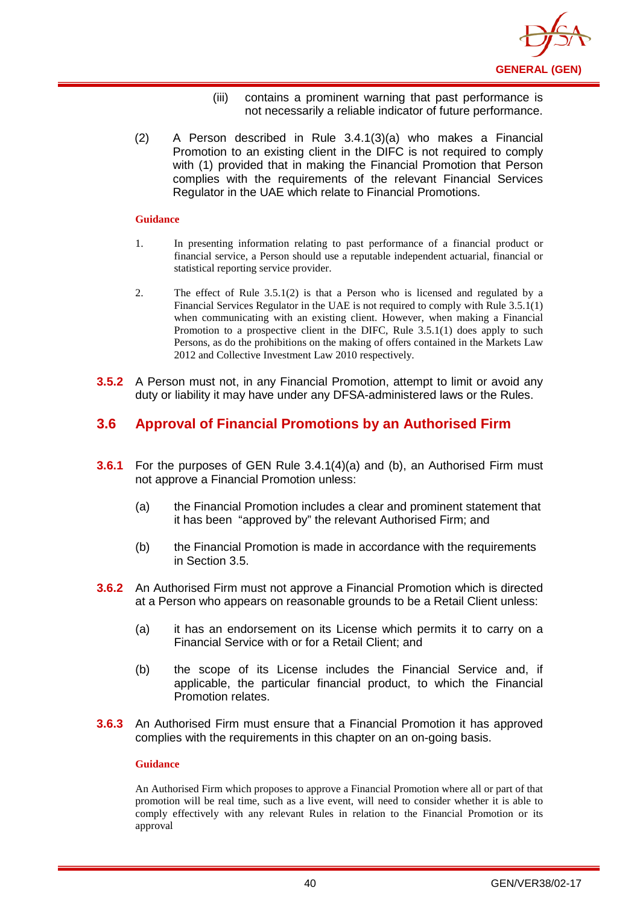(iii) contains a prominent warning that past performance is not necessarily a reliable indicator of future performance.

(2) A Person described in Rule 3.4.1(3)(a) who makes a Financial Promotion to an existing client in the DIFC is not required to comply with (1) provided that in making the Financial Promotion that Person complies with the requirements of the relevant Financial Services Regulator in the UAE which relate to Financial Promotions.

**Guidance**

1. In presenting information relating to past performance of a financial product or financial service, a Person should use a reputable independent actuarial, financial or statistical reporting service provider.

2. The effect of Rule 3.5.1(2) is that a Person who is licensed and regulated by a Financial Services Regulator in the UAE is not required to comply with Rule 3.5.1(1) when communicating with an existing client. However, when making a Financial Promotion to a prospective client in the DIFC, Rule 3.5.1(1) does apply to such Persons, as do the prohibitions on the making of offers contained in the Markets Law 2012 and Collective Investment Law 2010 respectively.

**3.5.2** A Person must not, in any Financial Promotion, attempt to limit or avoid any duty or liability it may have under any DFSA-administered laws or the Rules.

## 3.6 Approval of Financial Promotions by an Authorised Firm

**3.6.1** For the purposes of GEN Rule 3.4.1(4)(a) and (b), an Authorised Firm must not approve a Financial Promotion unless:

(a) the Financial Promotion includes a clear and prominent statement that it has been "approved by" the relevant Authorised Firm; and

(b) the Financial Promotion is made in accordance with the requirements in Section 3.5.

**3.6.2** An Authorised Firm must not approve a Financial Promotion which is directed at a Person who appears on reasonable grounds to be a Retail Client unless:

(a) it has an endorsement on its License which permits it to carry on a Financial Service with or for a Retail Client; and

(b) the scope of its License includes the Financial Service and, if applicable, the particular financial product, to which the Financial Promotion relates.

**3.6.3** An Authorised Firm must ensure that a Financial Promotion it has approved complies with the requirements in this chapter on an on-going basis.

**Guidance**

An Authorised Firm which proposes to approve a Financial Promotion where all or part of that promotion will be real time, such as a live event, will need to consider whether it is able to comply effectively with any relevant Rules in relation to the Financial Promotion or its approval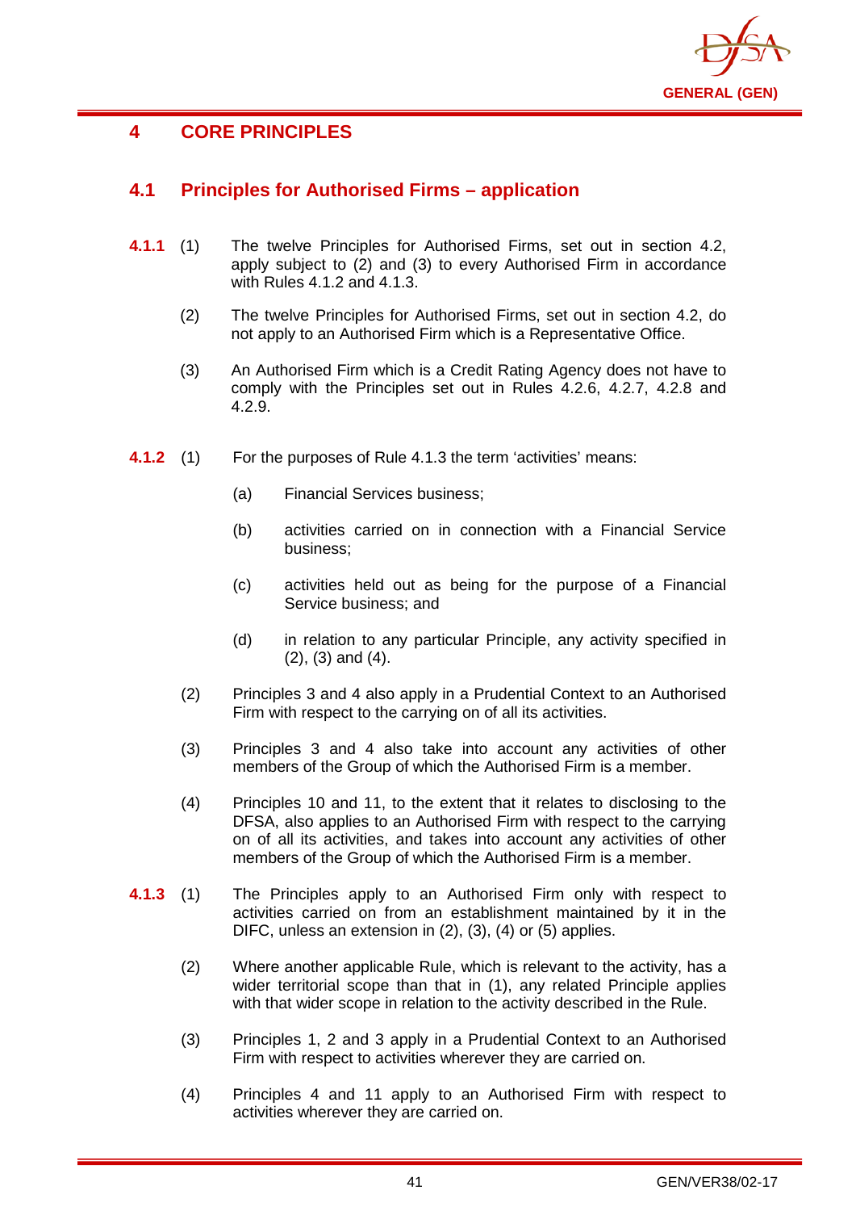# 4 CORE PRINCIPLES

## 4.1 Principles for Authorised Firms – application

**4.1.1** (1) The twelve Principles for Authorised Firms, set out in section 4.2, apply subject to (2) and (3) to every Authorised Firm in accordance with Rules 4.1.2 and 4.1.3.

(2) The twelve Principles for Authorised Firms, set out in section 4.2, do not apply to an Authorised Firm which is a Representative Office.

(3) An Authorised Firm which is a Credit Rating Agency does not have to comply with the Principles set out in Rules 4.2.6, 4.2.7, 4.2.8 and 4.2.9.

**4.1.2** (1) For the purposes of Rule 4.1.3 the term 'activities' means:

(a) Financial Services business;

(b) activities carried on in connection with a Financial Service business;

(c) activities held out as being for the purpose of a Financial Service business; and

(d) in relation to any particular Principle, any activity specified in (2), (3) and (4).

(2) Principles 3 and 4 also apply in a Prudential Context to an Authorised Firm with respect to the carrying on of all its activities.

(3) Principles 3 and 4 also take into account any activities of other members of the Group of which the Authorised Firm is a member.

(4) Principles 10 and 11, to the extent that it relates to disclosing to the DFSA, also applies to an Authorised Firm with respect to the carrying on of all its activities, and takes into account any activities of other members of the Group of which the Authorised Firm is a member.

**4.1.3** (1) The Principles apply to an Authorised Firm only with respect to activities carried on from an establishment maintained by it in the DIFC, unless an extension in (2), (3), (4) or (5) applies.

(2) Where another applicable Rule, which is relevant to the activity, has a wider territorial scope than that in (1), any related Principle applies with that wider scope in relation to the activity described in the Rule.

(3) Principles 1, 2 and 3 apply in a Prudential Context to an Authorised Firm with respect to activities wherever they are carried on.

(4) Principles 4 and 11 apply to an Authorised Firm with respect to activities wherever they are carried on.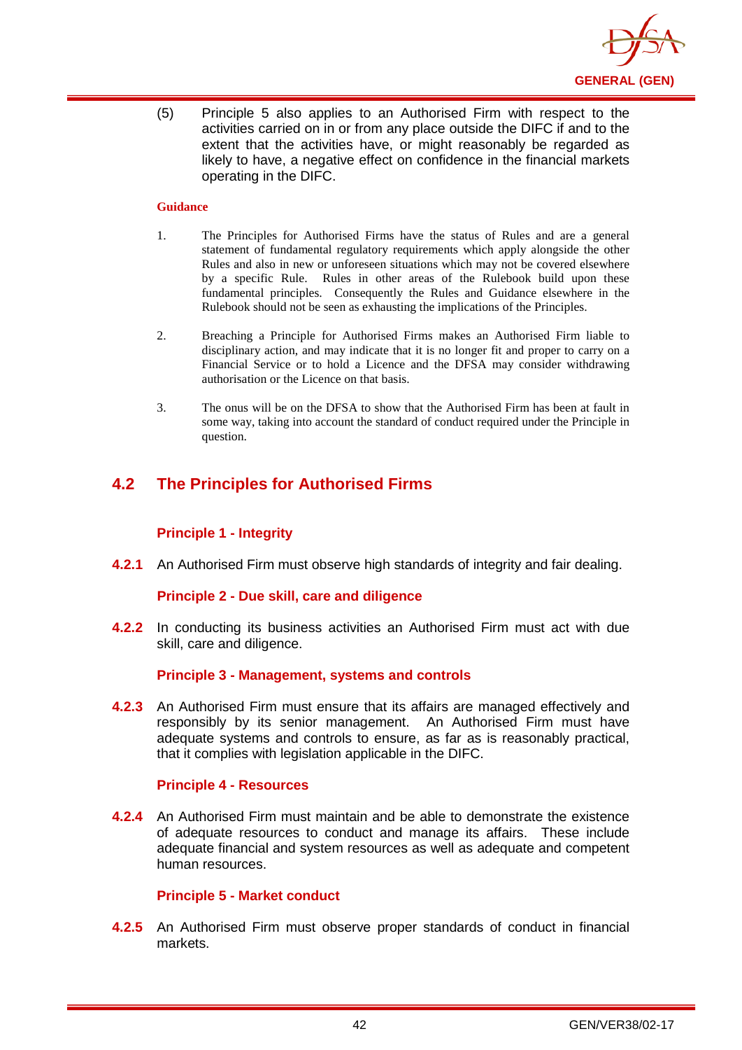(5) Principle 5 also applies to an Authorised Firm with respect to the activities carried on in or from any place outside the DIFC if and to the extent that the activities have, or might reasonably be regarded as likely to have, a negative effect on confidence in the financial markets operating in the DIFC.

**Guidance**

1. The Principles for Authorised Firms have the status of Rules and are a general statement of fundamental regulatory requirements which apply alongside the other Rules and also in new or unforeseen situations which may not be covered elsewhere by a specific Rule. Rules in other areas of the Rulebook build upon these fundamental principles. Consequently the Rules and Guidance elsewhere in the Rulebook should not be seen as exhausting the implications of the Principles.

2. Breaching a Principle for Authorised Firms makes an Authorised Firm liable to disciplinary action, and may indicate that it is no longer fit and proper to carry on a Financial Service or to hold a Licence and the DFSA may consider withdrawing authorisation or the Licence on that basis.

3. The onus will be on the DFSA to show that the Authorised Firm has been at fault in some way, taking into account the standard of conduct required under the Principle in question.

## 4.2 The Principles for Authorised Firms

### Principle 1 - Integrity

**4.2.1** An Authorised Firm must observe high standards of integrity and fair dealing.

### Principle 2 - Due skill, care and diligence

**4.2.2** In conducting its business activities an Authorised Firm must act with due skill, care and diligence.

### Principle 3 - Management, systems and controls

**4.2.3** An Authorised Firm must ensure that its affairs are managed effectively and responsibly by its senior management. An Authorised Firm must have adequate systems and controls to ensure, as far as is reasonably practical, that it complies with legislation applicable in the DIFC.

### Principle 4 - Resources

**4.2.4** An Authorised Firm must maintain and be able to demonstrate the existence of adequate resources to conduct and manage its affairs. These include adequate financial and system resources as well as adequate and competent human resources.

### Principle 5 - Market conduct

**4.2.5** An Authorised Firm must observe proper standards of conduct in financial markets.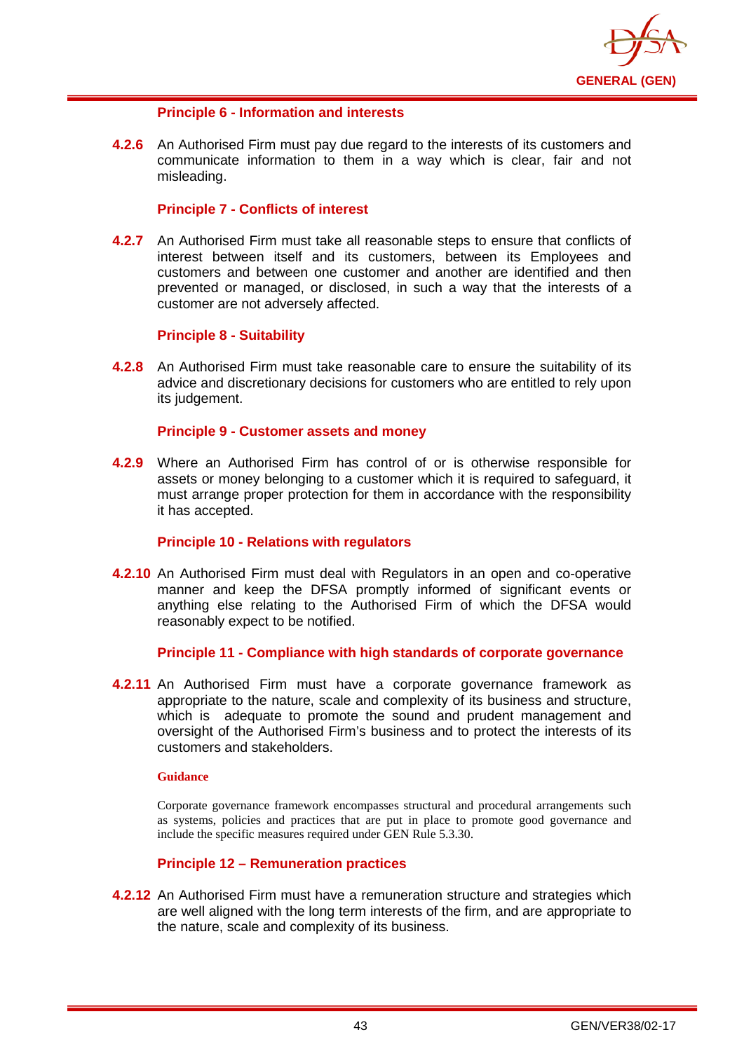#### Principle 6 - Information and interests

**4.2.6** An Authorised Firm must pay due regard to the interests of its customers and communicate information to them in a way which is clear, fair and not misleading.

#### Principle 7 - Conflicts of interest

**4.2.7** An Authorised Firm must take all reasonable steps to ensure that conflicts of interest between itself and its customers, between its Employees and customers and between one customer and another are identified and then prevented or managed, or disclosed, in such a way that the interests of a customer are not adversely affected.

#### Principle 8 - Suitability

**4.2.8** An Authorised Firm must take reasonable care to ensure the suitability of its advice and discretionary decisions for customers who are entitled to rely upon its judgement.

#### Principle 9 - Customer assets and money

**4.2.9** Where an Authorised Firm has control of or is otherwise responsible for assets or money belonging to a customer which it is required to safeguard, it must arrange proper protection for them in accordance with the responsibility it has accepted.

#### Principle 10 - Relations with regulators

**4.2.10** An Authorised Firm must deal with Regulators in an open and co-operative manner and keep the DFSA promptly informed of significant events or anything else relating to the Authorised Firm of which the DFSA would reasonably expect to be notified.

#### Principle 11 - Compliance with high standards of corporate governance

**4.2.11** An Authorised Firm must have a corporate governance framework as appropriate to the nature, scale and complexity of its business and structure, which is adequate to promote the sound and prudent management and oversight of the Authorised Firm's business and to protect the interests of its customers and stakeholders.

**Guidance**

Corporate governance framework encompasses structural and procedural arrangements such as systems, policies and practices that are put in place to promote good governance and include the specific measures required under GEN Rule 5.3.30.

#### Principle 12 – Remuneration practices

**4.2.12** An Authorised Firm must have a remuneration structure and strategies which are well aligned with the long term interests of the firm, and are appropriate to the nature, scale and complexity of its business.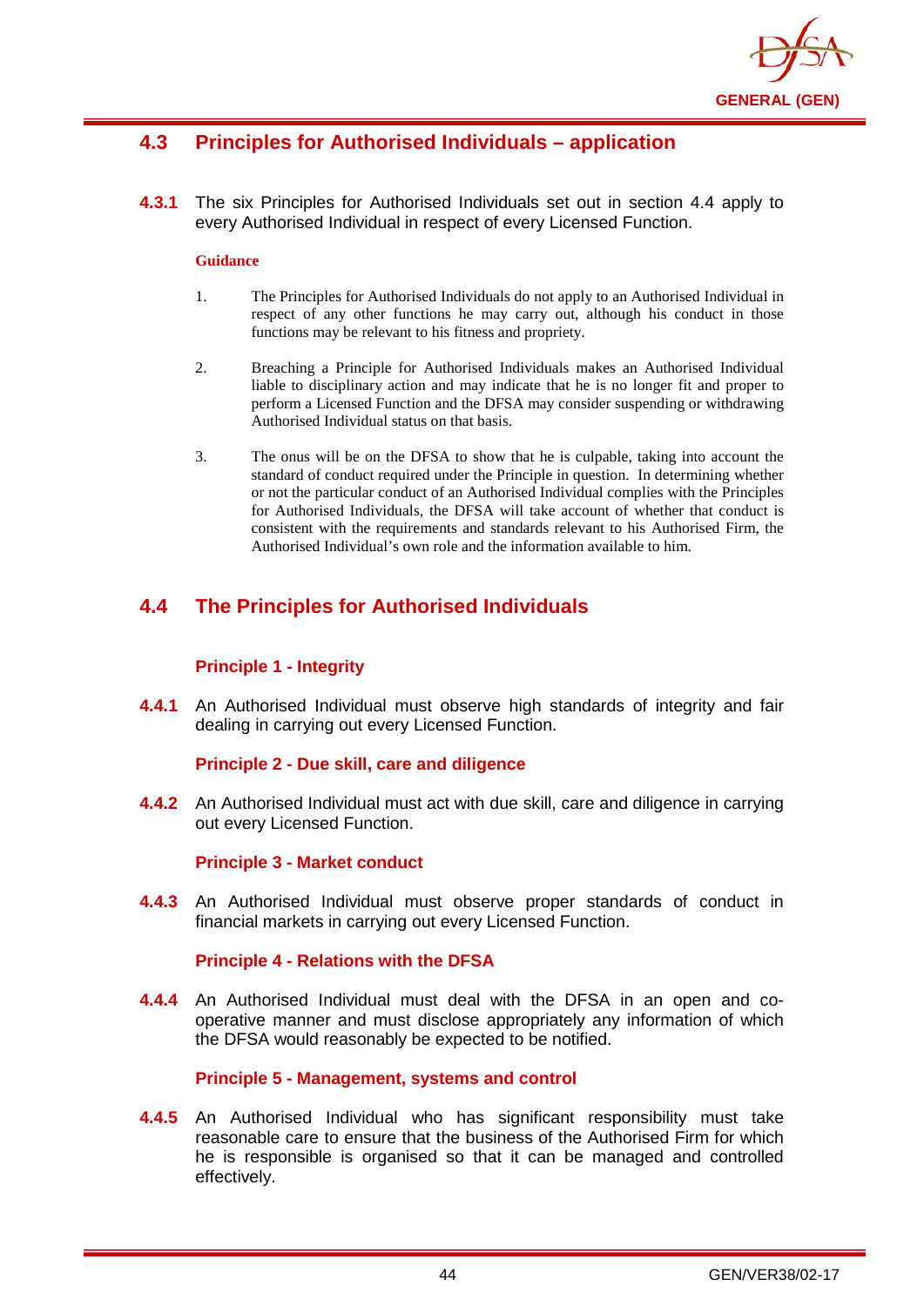## 4.3 Principles for Authorised Individuals – application

**4.3.1** The six Principles for Authorised Individuals set out in section 4.4 apply to every Authorised Individual in respect of every Licensed Function.

**Guidance**

1. The Principles for Authorised Individuals do not apply to an Authorised Individual in respect of any other functions he may carry out, although his conduct in those functions may be relevant to his fitness and propriety.

2. Breaching a Principle for Authorised Individuals makes an Authorised Individual liable to disciplinary action and may indicate that he is no longer fit and proper to perform a Licensed Function and the DFSA may consider suspending or withdrawing Authorised Individual status on that basis.

3. The onus will be on the DFSA to show that he is culpable, taking into account the standard of conduct required under the Principle in question. In determining whether or not the particular conduct of an Authorised Individual complies with the Principles for Authorised Individuals, the DFSA will take account of whether that conduct is consistent with the requirements and standards relevant to his Authorised Firm, the Authorised Individual's own role and the information available to him.

## 4.4 The Principles for Authorised Individuals

### Principle 1 - Integrity

**4.4.1** An Authorised Individual must observe high standards of integrity and fair dealing in carrying out every Licensed Function.

### Principle 2 - Due skill, care and diligence

**4.4.2** An Authorised Individual must act with due skill, care and diligence in carrying out every Licensed Function.

### Principle 3 - Market conduct

**4.4.3** An Authorised Individual must observe proper standards of conduct in financial markets in carrying out every Licensed Function.

### Principle 4 - Relations with the DFSA

**4.4.4** An Authorised Individual must deal with the DFSA in an open and co-operative manner and must disclose appropriately any information of which the DFSA would reasonably be expected to be notified.

### Principle 5 - Management, systems and control

**4.4.5** An Authorised Individual who has significant responsibility must take reasonable care to ensure that the business of the Authorised Firm for which he is responsible is organised so that it can be managed and controlled effectively.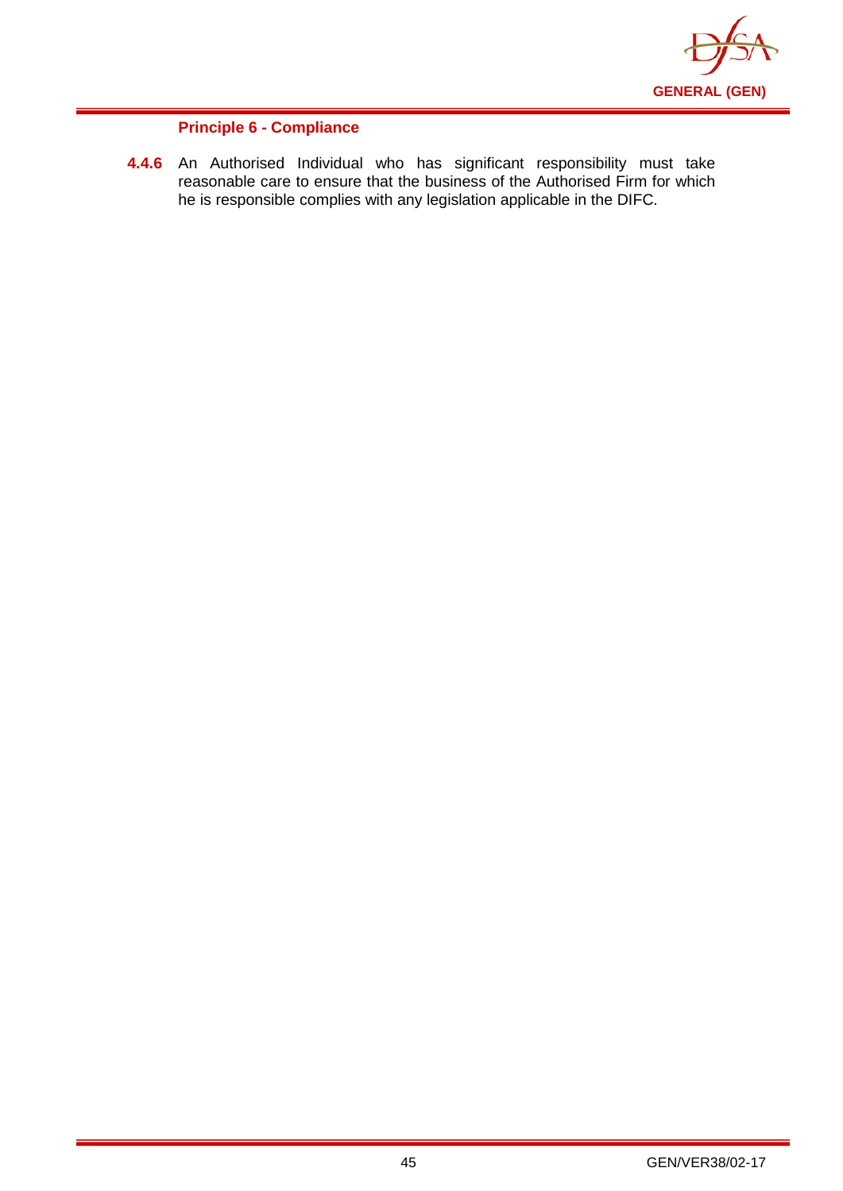**Principle 6 - Compliance**

**4.4.6** An Authorised Individual who has significant responsibility must take reasonable care to ensure that the business of the Authorised Firm for which he is responsible complies with any legislation applicable in the DIFC.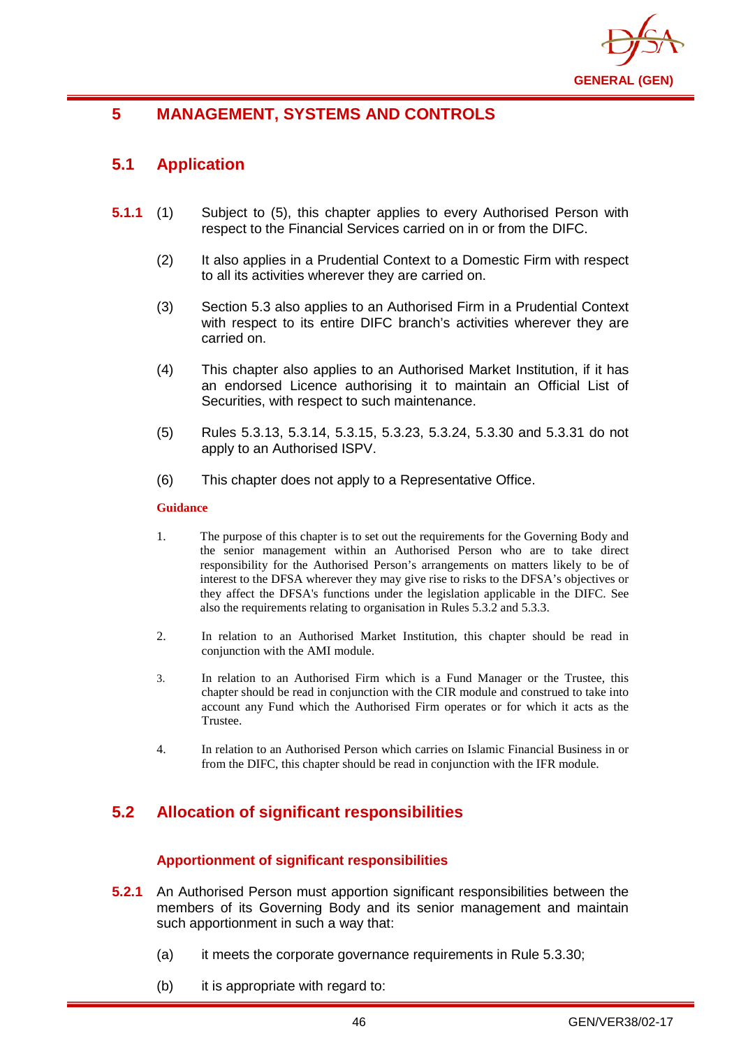# 5 MANAGEMENT, SYSTEMS AND CONTROLS

## 5.1 Application

**5.1.1** (1) Subject to (5), this chapter applies to every Authorised Person with respect to the Financial Services carried on in or from the DIFC.

(2) It also applies in a Prudential Context to a Domestic Firm with respect to all its activities wherever they are carried on.

(3) Section 5.3 also applies to an Authorised Firm in a Prudential Context with respect to its entire DIFC branch's activities wherever they are carried on.

(4) This chapter also applies to an Authorised Market Institution, if it has an endorsed Licence authorising it to maintain an Official List of Securities, with respect to such maintenance.

(5) Rules 5.3.13, 5.3.14, 5.3.15, 5.3.23, 5.3.24, 5.3.30 and 5.3.31 do not apply to an Authorised ISPV.

(6) This chapter does not apply to a Representative Office.

**Guidance**

1. The purpose of this chapter is to set out the requirements for the Governing Body and the senior management within an Authorised Person who are to take direct responsibility for the Authorised Person's arrangements on matters likely to be of interest to the DFSA wherever they may give rise to risks to the DFSA's objectives or they affect the DFSA's functions under the legislation applicable in the DIFC. See also the requirements relating to organisation in Rules 5.3.2 and 5.3.3.

2. In relation to an Authorised Market Institution, this chapter should be read in conjunction with the AMI module.

3. In relation to an Authorised Firm which is a Fund Manager or the Trustee, this chapter should be read in conjunction with the CIR module and construed to take into account any Fund which the Authorised Firm operates or for which it acts as the Trustee.

4. In relation to an Authorised Person which carries on Islamic Financial Business in or from the DIFC, this chapter should be read in conjunction with the IFR module.

## 5.2 Allocation of significant responsibilities

### Apportionment of significant responsibilities

**5.2.1** An Authorised Person must apportion significant responsibilities between the members of its Governing Body and its senior management and maintain such apportionment in such a way that:

(a) it meets the corporate governance requirements in Rule 5.3.30;

(b) it is appropriate with regard to: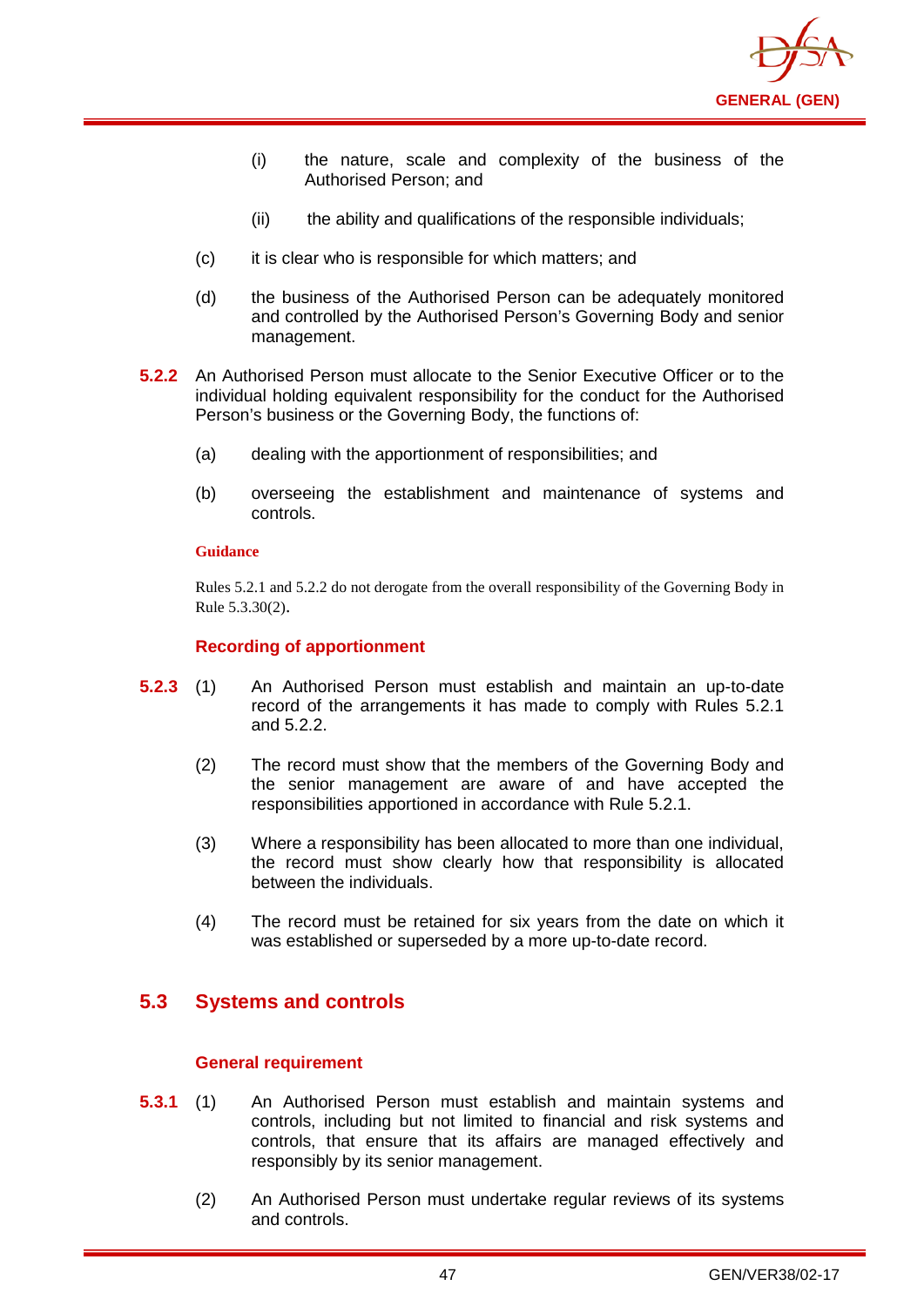(i) the nature, scale and complexity of the business of the Authorised Person; and

(ii) the ability and qualifications of the responsible individuals;

(c) it is clear who is responsible for which matters; and

(d) the business of the Authorised Person can be adequately monitored and controlled by the Authorised Person's Governing Body and senior management.

**5.2.2** An Authorised Person must allocate to the Senior Executive Officer or to the individual holding equivalent responsibility for the conduct for the Authorised Person's business or the Governing Body, the functions of:

(a) dealing with the apportionment of responsibilities; and

(b) overseeing the establishment and maintenance of systems and controls.

**Guidance**

Rules 5.2.1 and 5.2.2 do not derogate from the overall responsibility of the Governing Body in Rule 5.3.30(2).

### Recording of apportionment

**5.2.3** (1) An Authorised Person must establish and maintain an up-to-date record of the arrangements it has made to comply with Rules 5.2.1 and 5.2.2.

(2) The record must show that the members of the Governing Body and the senior management are aware of and have accepted the responsibilities apportioned in accordance with Rule 5.2.1.

(3) Where a responsibility has been allocated to more than one individual, the record must show clearly how that responsibility is allocated between the individuals.

(4) The record must be retained for six years from the date on which it was established or superseded by a more up-to-date record.

## 5.3 Systems and controls

### General requirement

**5.3.1** (1) An Authorised Person must establish and maintain systems and controls, including but not limited to financial and risk systems and controls, that ensure that its affairs are managed effectively and responsibly by its senior management.

(2) An Authorised Person must undertake regular reviews of its systems and controls.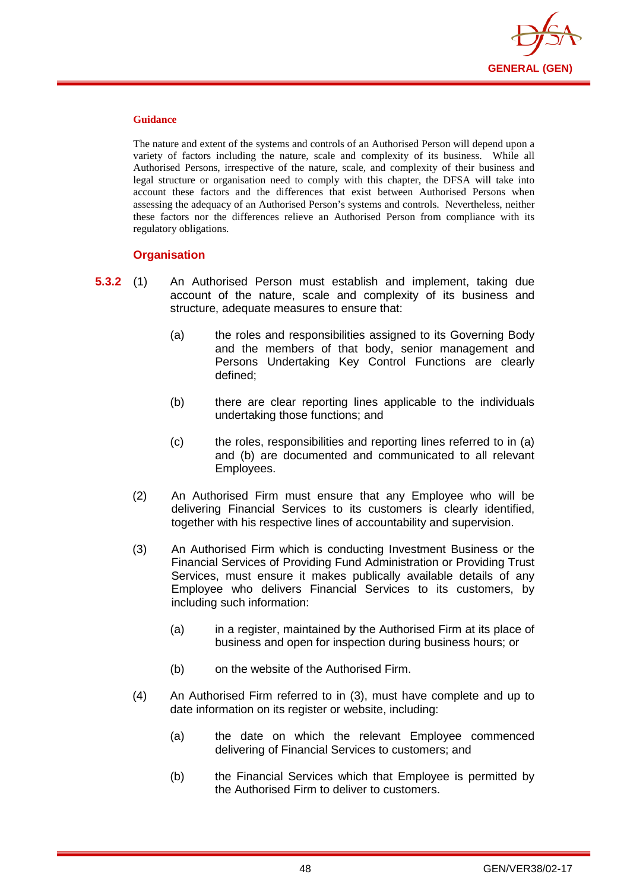#### Guidance

The nature and extent of the systems and controls of an Authorised Person will depend upon a variety of factors including the nature, scale and complexity of its business. While all Authorised Persons, irrespective of the nature, scale, and complexity of their business and legal structure or organisation need to comply with this chapter, the DFSA will take into account these factors and the differences that exist between Authorised Persons when assessing the adequacy of an Authorised Person's systems and controls. Nevertheless, neither these factors nor the differences relieve an Authorised Person from compliance with its regulatory obligations.

### Organisation

**5.3.2** (1) An Authorised Person must establish and implement, taking due account of the nature, scale and complexity of its business and structure, adequate measures to ensure that:

(a) the roles and responsibilities assigned to its Governing Body and the members of that body, senior management and Persons Undertaking Key Control Functions are clearly defined;

(b) there are clear reporting lines applicable to the individuals undertaking those functions; and

(c) the roles, responsibilities and reporting lines referred to in (a) and (b) are documented and communicated to all relevant Employees.

(2) An Authorised Firm must ensure that any Employee who will be delivering Financial Services to its customers is clearly identified, together with his respective lines of accountability and supervision.

(3) An Authorised Firm which is conducting Investment Business or the Financial Services of Providing Fund Administration or Providing Trust Services, must ensure it makes publically available details of any Employee who delivers Financial Services to its customers, by including such information:

(a) in a register, maintained by the Authorised Firm at its place of business and open for inspection during business hours; or

(b) on the website of the Authorised Firm.

(4) An Authorised Firm referred to in (3), must have complete and up to date information on its register or website, including:

(a) the date on which the relevant Employee commenced delivering of Financial Services to customers; and

(b) the Financial Services which that Employee is permitted by the Authorised Firm to deliver to customers.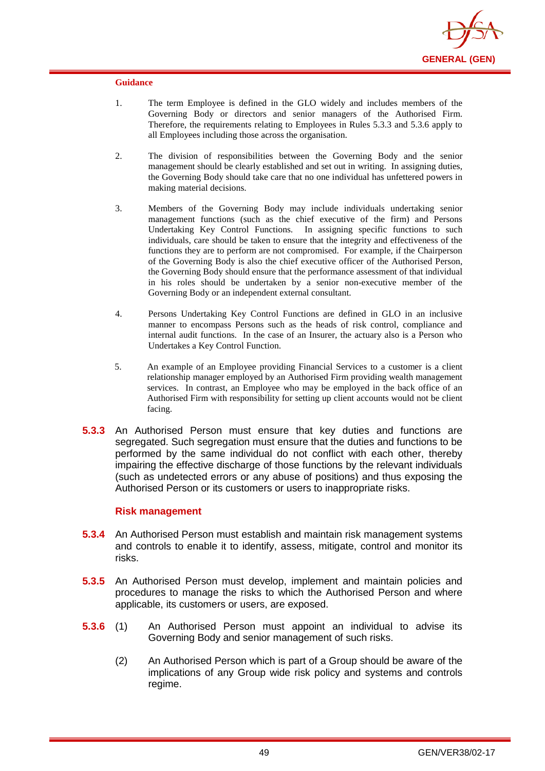**Guidance**

1. The term Employee is defined in the GLO widely and includes members of the Governing Body or directors and senior managers of the Authorised Firm. Therefore, the requirements relating to Employees in Rules 5.3.3 and 5.3.6 apply to all Employees including those across the organisation.

2. The division of responsibilities between the Governing Body and the senior management should be clearly established and set out in writing. In assigning duties, the Governing Body should take care that no one individual has unfettered powers in making material decisions.

3. Members of the Governing Body may include individuals undertaking senior management functions (such as the chief executive of the firm) and Persons Undertaking Key Control Functions. In assigning specific functions to such individuals, care should be taken to ensure that the integrity and effectiveness of the functions they are to perform are not compromised. For example, if the Chairperson of the Governing Body is also the chief executive officer of the Authorised Person, the Governing Body should ensure that the performance assessment of that individual in his roles should be undertaken by a senior non-executive member of the Governing Body or an independent external consultant.

4. Persons Undertaking Key Control Functions are defined in GLO in an inclusive manner to encompass Persons such as the heads of risk control, compliance and internal audit functions. In the case of an Insurer, the actuary also is a Person who Undertakes a Key Control Function.

5. An example of an Employee providing Financial Services to a customer is a client relationship manager employed by an Authorised Firm providing wealth management services. In contrast, an Employee who may be employed in the back office of an Authorised Firm with responsibility for setting up client accounts would not be client facing.

**5.3.3** An Authorised Person must ensure that key duties and functions are segregated. Such segregation must ensure that the duties and functions to be performed by the same individual do not conflict with each other, thereby impairing the effective discharge of those functions by the relevant individuals (such as undetected errors or any abuse of positions) and thus exposing the Authorised Person or its customers or users to inappropriate risks.

### Risk management

**5.3.4** An Authorised Person must establish and maintain risk management systems and controls to enable it to identify, assess, mitigate, control and monitor its risks.

**5.3.5** An Authorised Person must develop, implement and maintain policies and procedures to manage the risks to which the Authorised Person and where applicable, its customers or users, are exposed.

**5.3.6** (1) An Authorised Person must appoint an individual to advise its Governing Body and senior management of such risks.

(2) An Authorised Person which is part of a Group should be aware of the implications of any Group wide risk policy and systems and controls regime.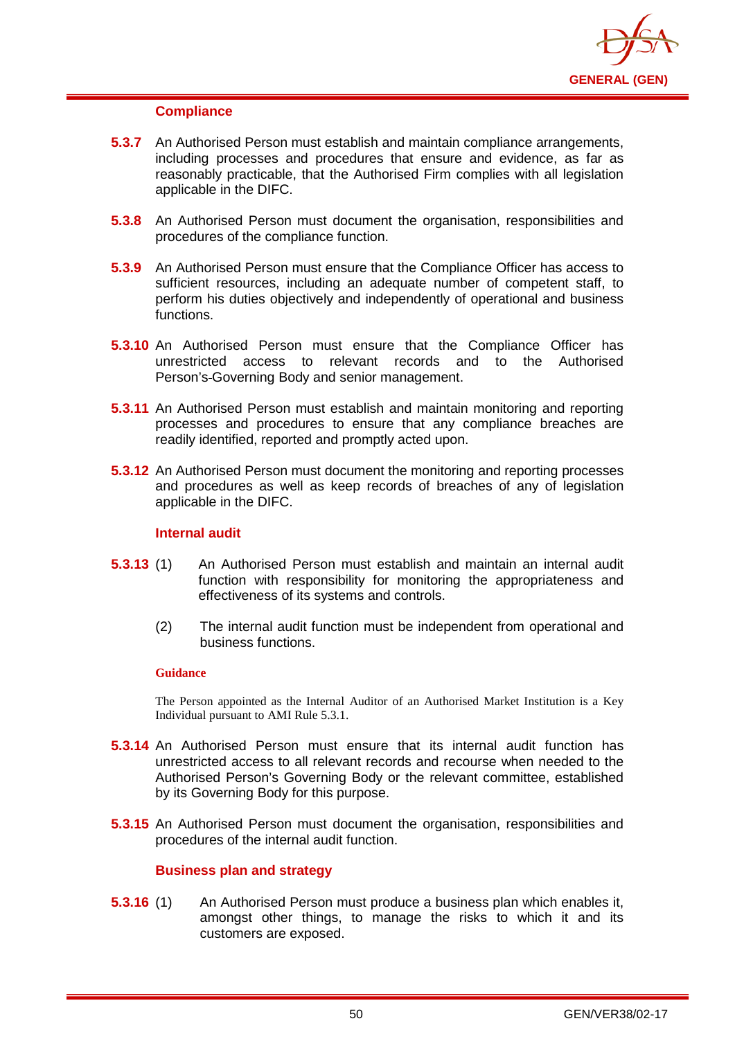### Compliance

**5.3.7** An Authorised Person must establish and maintain compliance arrangements, including processes and procedures that ensure and evidence, as far as reasonably practicable, that the Authorised Firm complies with all legislation applicable in the DIFC.

**5.3.8** An Authorised Person must document the organisation, responsibilities and procedures of the compliance function.

**5.3.9** An Authorised Person must ensure that the Compliance Officer has access to sufficient resources, including an adequate number of competent staff, to perform his duties objectively and independently of operational and business functions.

**5.3.10** An Authorised Person must ensure that the Compliance Officer has unrestricted access to relevant records and to the Authorised Person's Governing Body and senior management.

**5.3.11** An Authorised Person must establish and maintain monitoring and reporting processes and procedures to ensure that any compliance breaches are readily identified, reported and promptly acted upon.

**5.3.12** An Authorised Person must document the monitoring and reporting processes and procedures as well as keep records of breaches of any of legislation applicable in the DIFC.

### Internal audit

**5.3.13** (1) An Authorised Person must establish and maintain an internal audit function with responsibility for monitoring the appropriateness and effectiveness of its systems and controls.

(2) The internal audit function must be independent from operational and business functions.

**Guidance**

The Person appointed as the Internal Auditor of an Authorised Market Institution is a Key Individual pursuant to AMI Rule 5.3.1.

**5.3.14** An Authorised Person must ensure that its internal audit function has unrestricted access to all relevant records and recourse when needed to the Authorised Person's Governing Body or the relevant committee, established by its Governing Body for this purpose.

**5.3.15** An Authorised Person must document the organisation, responsibilities and procedures of the internal audit function.

### Business plan and strategy

**5.3.16** (1) An Authorised Person must produce a business plan which enables it, amongst other things, to manage the risks to which it and its customers are exposed.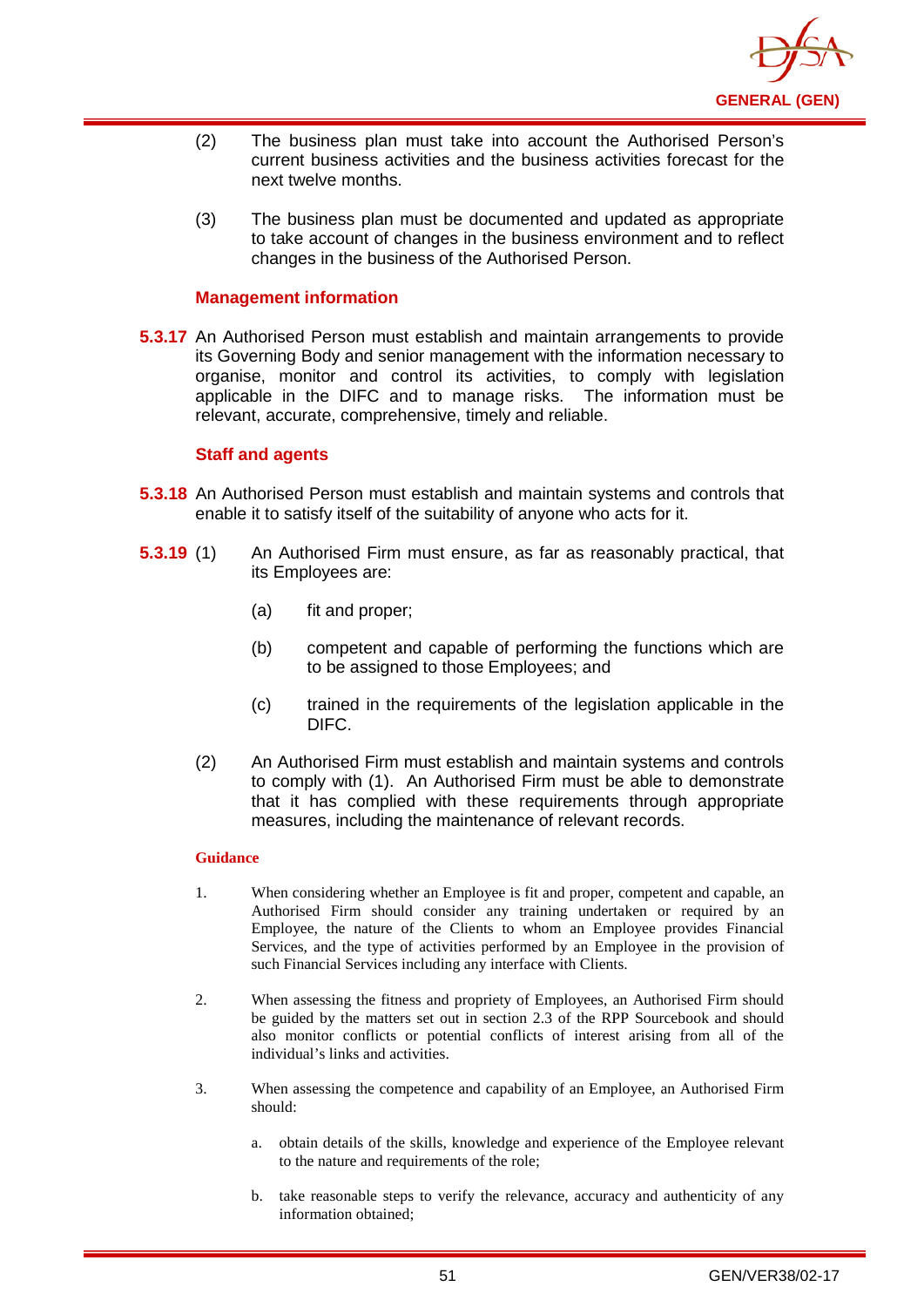(2) The business plan must take into account the Authorised Person's current business activities and the business activities forecast for the next twelve months.

(3) The business plan must be documented and updated as appropriate to take account of changes in the business environment and to reflect changes in the business of the Authorised Person.

#### Management information

**5.3.17** An Authorised Person must establish and maintain arrangements to provide its Governing Body and senior management with the information necessary to organise, monitor and control its activities, to comply with legislation applicable in the DIFC and to manage risks. The information must be relevant, accurate, comprehensive, timely and reliable.

#### Staff and agents

**5.3.18** An Authorised Person must establish and maintain systems and controls that enable it to satisfy itself of the suitability of anyone who acts for it.

**5.3.19** (1) An Authorised Firm must ensure, as far as reasonably practical, that its Employees are:

(a) fit and proper;

(b) competent and capable of performing the functions which are to be assigned to those Employees; and

(c) trained in the requirements of the legislation applicable in the DIFC.

(2) An Authorised Firm must establish and maintain systems and controls to comply with (1). An Authorised Firm must be able to demonstrate that it has complied with these requirements through appropriate measures, including the maintenance of relevant records.

**Guidance**

1. When considering whether an Employee is fit and proper, competent and capable, an Authorised Firm should consider any training undertaken or required by an Employee, the nature of the Clients to whom an Employee provides Financial Services, and the type of activities performed by an Employee in the provision of such Financial Services including any interface with Clients.

2. When assessing the fitness and propriety of Employees, an Authorised Firm should be guided by the matters set out in section 2.3 of the RPP Sourcebook and should also monitor conflicts or potential conflicts of interest arising from all of the individual's links and activities.

3. When assessing the competence and capability of an Employee, an Authorised Firm should:

   a. obtain details of the skills, knowledge and experience of the Employee relevant to the nature and requirements of the role;

   b. take reasonable steps to verify the relevance, accuracy and authenticity of any information obtained;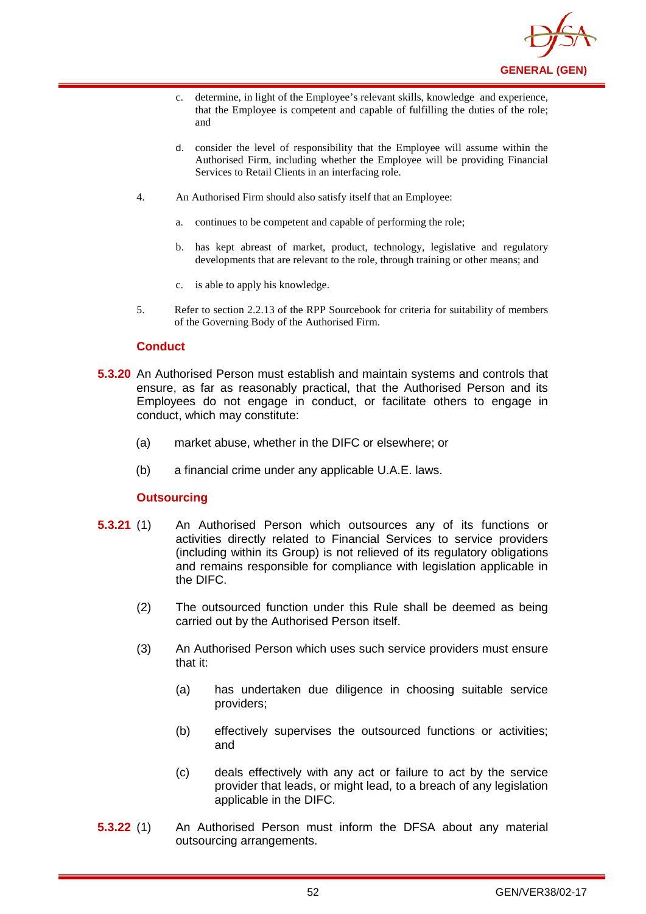c. determine, in light of the Employee's relevant skills, knowledge and experience, that the Employee is competent and capable of fulfilling the duties of the role; and

d. consider the level of responsibility that the Employee will assume within the Authorised Firm, including whether the Employee will be providing Financial Services to Retail Clients in an interfacing role.

4. An Authorised Firm should also satisfy itself that an Employee:

a. continues to be competent and capable of performing the role;

b. has kept abreast of market, product, technology, legislative and regulatory developments that are relevant to the role, through training or other means; and

c. is able to apply his knowledge.

5. Refer to section 2.2.13 of the RPP Sourcebook for criteria for suitability of members of the Governing Body of the Authorised Firm.

### Conduct

**5.3.20** An Authorised Person must establish and maintain systems and controls that ensure, as far as reasonably practical, that the Authorised Person and its Employees do not engage in conduct, or facilitate others to engage in conduct, which may constitute:

(a) market abuse, whether in the DIFC or elsewhere; or

(b) a financial crime under any applicable U.A.E. laws.

### Outsourcing

**5.3.21** (1) An Authorised Person which outsources any of its functions or activities directly related to Financial Services to service providers (including within its Group) is not relieved of its regulatory obligations and remains responsible for compliance with legislation applicable in the DIFC.

(2) The outsourced function under this Rule shall be deemed as being carried out by the Authorised Person itself.

(3) An Authorised Person which uses such service providers must ensure that it:

(a) has undertaken due diligence in choosing suitable service providers;

(b) effectively supervises the outsourced functions or activities; and

(c) deals effectively with any act or failure to act by the service provider that leads, or might lead, to a breach of any legislation applicable in the DIFC.

**5.3.22** (1) An Authorised Person must inform the DFSA about any material outsourcing arrangements.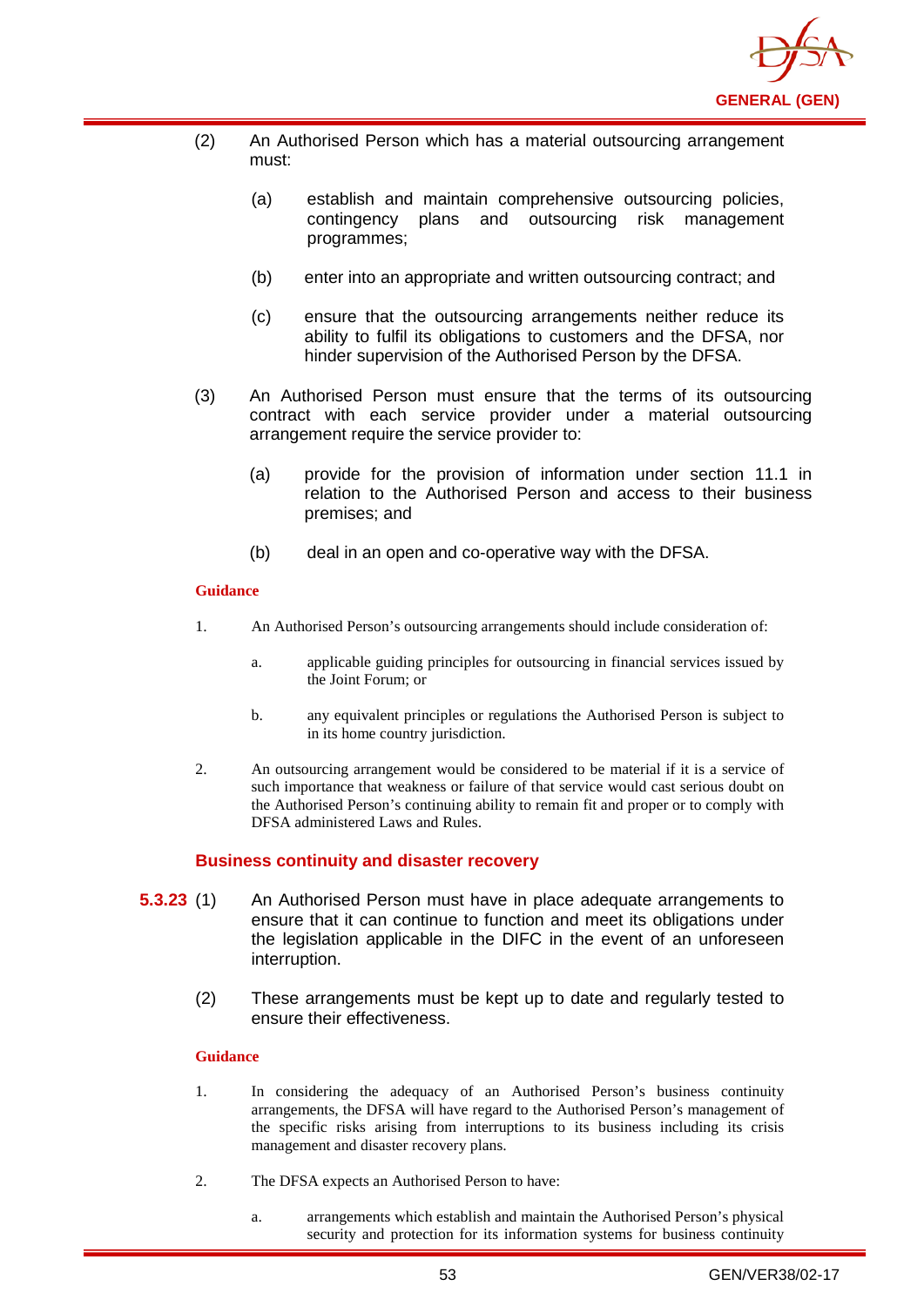(2) An Authorised Person which has a material outsourcing arrangement must:

   (a) establish and maintain comprehensive outsourcing policies, contingency plans and outsourcing risk management programmes;

   (b) enter into an appropriate and written outsourcing contract; and

   (c) ensure that the outsourcing arrangements neither reduce its ability to fulfil its obligations to customers and the DFSA, nor hinder supervision of the Authorised Person by the DFSA.

(3) An Authorised Person must ensure that the terms of its outsourcing contract with each service provider under a material outsourcing arrangement require the service provider to:

   (a) provide for the provision of information under section 11.1 in relation to the Authorised Person and access to their business premises; and

   (b) deal in an open and co-operative way with the DFSA.

**Guidance**

1. An Authorised Person's outsourcing arrangements should include consideration of:

   a. applicable guiding principles for outsourcing in financial services issued by the Joint Forum; or

   b. any equivalent principles or regulations the Authorised Person is subject to in its home country jurisdiction.

2. An outsourcing arrangement would be considered to be material if it is a service of such importance that weakness or failure of that service would cast serious doubt on the Authorised Person's continuing ability to remain fit and proper or to comply with DFSA administered Laws and Rules.

### Business continuity and disaster recovery

**5.3.23** (1) An Authorised Person must have in place adequate arrangements to ensure that it can continue to function and meet its obligations under the legislation applicable in the DIFC in the event of an unforeseen interruption.

(2) These arrangements must be kept up to date and regularly tested to ensure their effectiveness.

**Guidance**

1. In considering the adequacy of an Authorised Person's business continuity arrangements, the DFSA will have regard to the Authorised Person's management of the specific risks arising from interruptions to its business including its crisis management and disaster recovery plans.

2. The DFSA expects an Authorised Person to have:

   a. arrangements which establish and maintain the Authorised Person's physical security and protection for its information systems for business continuity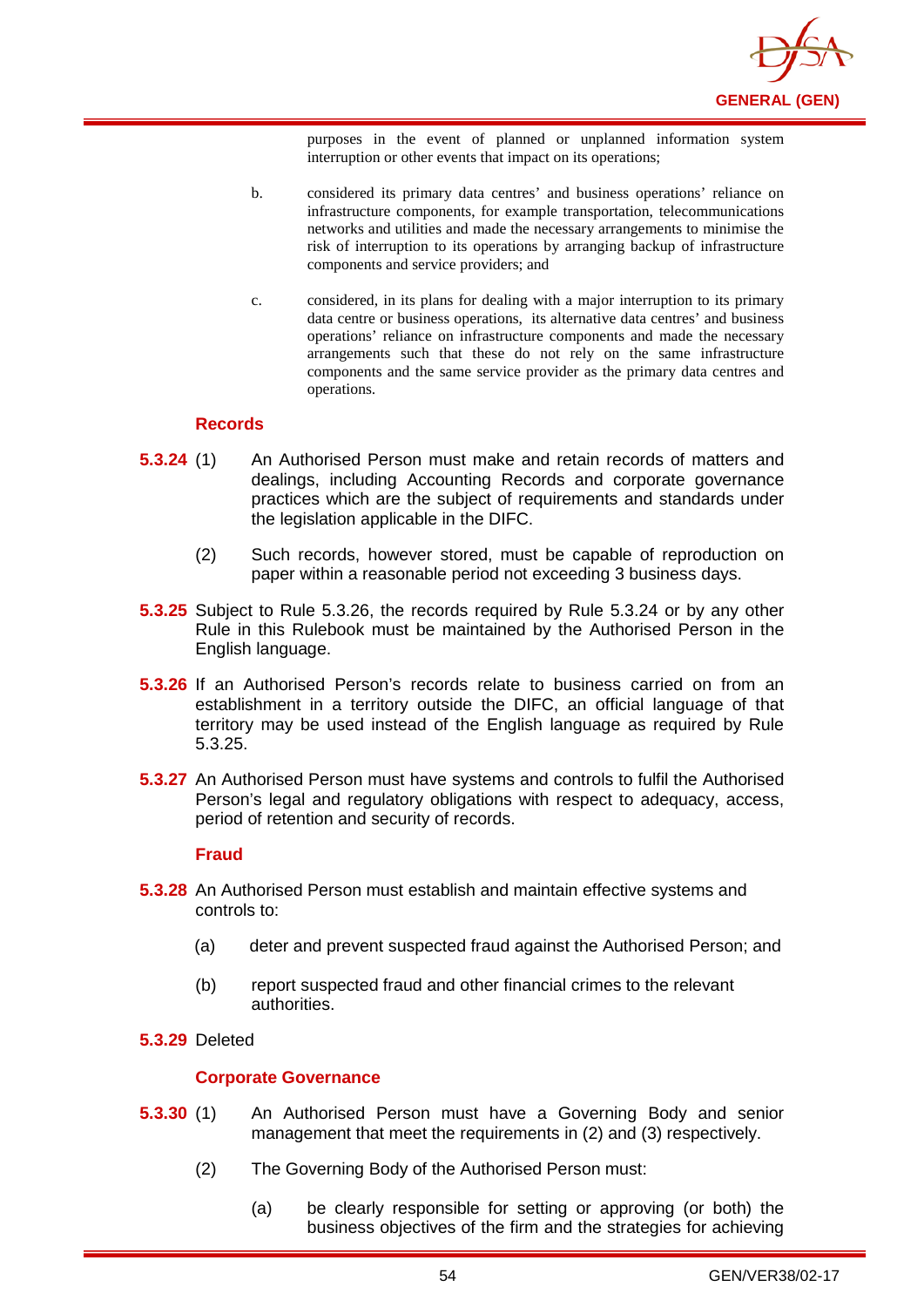purposes in the event of planned or unplanned information system interruption or other events that impact on its operations;

b. considered its primary data centres' and business operations' reliance on infrastructure components, for example transportation, telecommunications networks and utilities and made the necessary arrangements to minimise the risk of interruption to its operations by arranging backup of infrastructure components and service providers; and

c. considered, in its plans for dealing with a major interruption to its primary data centre or business operations, its alternative data centres' and business operations' reliance on infrastructure components and made the necessary arrangements such that these do not rely on the same infrastructure components and the same service provider as the primary data centres and operations.

### Records

**5.3.24** (1) An Authorised Person must make and retain records of matters and dealings, including Accounting Records and corporate governance practices which are the subject of requirements and standards under the legislation applicable in the DIFC.

(2) Such records, however stored, must be capable of reproduction on paper within a reasonable period not exceeding 3 business days.

**5.3.25** Subject to Rule 5.3.26, the records required by Rule 5.3.24 or by any other Rule in this Rulebook must be maintained by the Authorised Person in the English language.

**5.3.26** If an Authorised Person's records relate to business carried on from an establishment in a territory outside the DIFC, an official language of that territory may be used instead of the English language as required by Rule 5.3.25.

**5.3.27** An Authorised Person must have systems and controls to fulfil the Authorised Person's legal and regulatory obligations with respect to adequacy, access, period of retention and security of records.

### Fraud

**5.3.28** An Authorised Person must establish and maintain effective systems and controls to:

(a) deter and prevent suspected fraud against the Authorised Person; and

(b) report suspected fraud and other financial crimes to the relevant authorities.

**5.3.29** Deleted

### Corporate Governance

**5.3.30** (1) An Authorised Person must have a Governing Body and senior management that meet the requirements in (2) and (3) respectively.

(2) The Governing Body of the Authorised Person must:

(a) be clearly responsible for setting or approving (or both) the business objectives of the firm and the strategies for achieving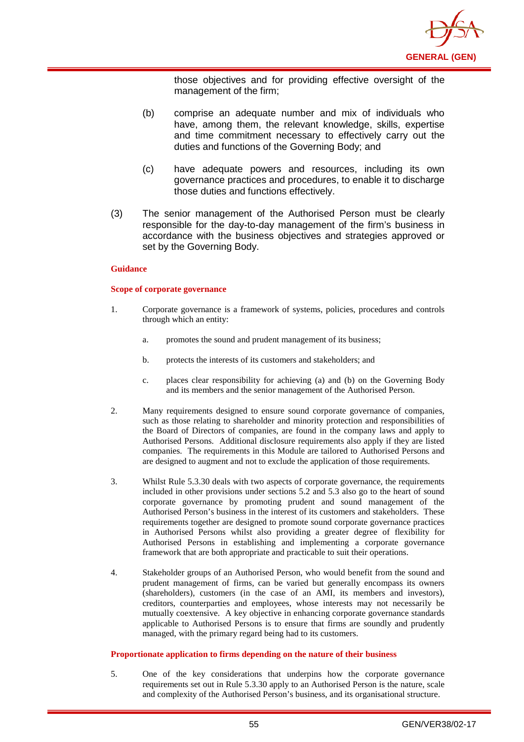those objectives and for providing effective oversight of the management of the firm;

(b) comprise an adequate number and mix of individuals who have, among them, the relevant knowledge, skills, expertise and time commitment necessary to effectively carry out the duties and functions of the Governing Body; and

(c) have adequate powers and resources, including its own governance practices and procedures, to enable it to discharge those duties and functions effectively.

(3) The senior management of the Authorised Person must be clearly responsible for the day-to-day management of the firm's business in accordance with the business objectives and strategies approved or set by the Governing Body.

**Guidance**

**Scope of corporate governance**

1. Corporate governance is a framework of systems, policies, procedures and controls through which an entity:

   a. promotes the sound and prudent management of its business;

   b. protects the interests of its customers and stakeholders; and

   c. places clear responsibility for achieving (a) and (b) on the Governing Body and its members and the senior management of the Authorised Person.

2. Many requirements designed to ensure sound corporate governance of companies, such as those relating to shareholder and minority protection and responsibilities of the Board of Directors of companies, are found in the company laws and apply to Authorised Persons. Additional disclosure requirements also apply if they are listed companies. The requirements in this Module are tailored to Authorised Persons and are designed to augment and not to exclude the application of those requirements.

3. Whilst Rule 5.3.30 deals with two aspects of corporate governance, the requirements included in other provisions under sections 5.2 and 5.3 also go to the heart of sound corporate governance by promoting prudent and sound management of the Authorised Person's business in the interest of its customers and stakeholders. These requirements together are designed to promote sound corporate governance practices in Authorised Persons whilst also providing a greater degree of flexibility for Authorised Persons in establishing and implementing a corporate governance framework that are both appropriate and practicable to suit their operations.

4. Stakeholder groups of an Authorised Person, who would benefit from the sound and prudent management of firms, can be varied but generally encompass its owners (shareholders), customers (in the case of an AMI, its members and investors), creditors, counterparties and employees, whose interests may not necessarily be mutually coextensive. A key objective in enhancing corporate governance standards applicable to Authorised Persons is to ensure that firms are soundly and prudently managed, with the primary regard being had to its customers.

**Proportionate application to firms depending on the nature of their business**

5. One of the key considerations that underpins how the corporate governance requirements set out in Rule 5.3.30 apply to an Authorised Person is the nature, scale and complexity of the Authorised Person's business, and its organisational structure.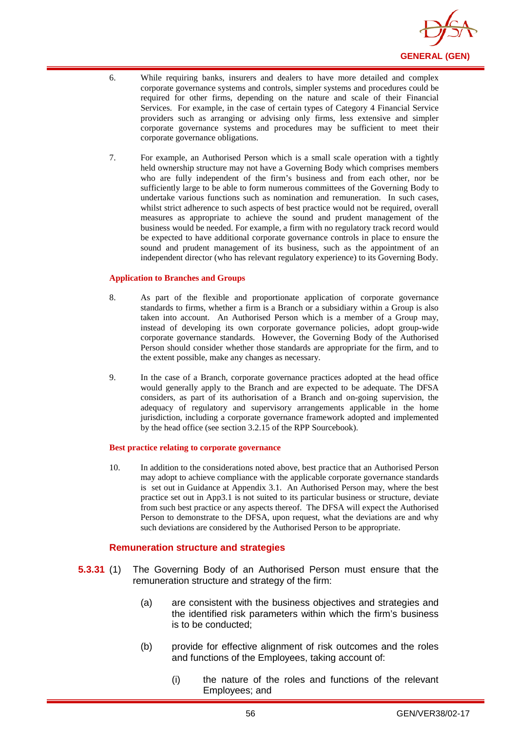6. While requiring banks, insurers and dealers to have more detailed and complex corporate governance systems and controls, simpler systems and procedures could be required for other firms, depending on the nature and scale of their Financial Services. For example, in the case of certain types of Category 4 Financial Service providers such as arranging or advising only firms, less extensive and simpler corporate governance systems and procedures may be sufficient to meet their corporate governance obligations.

7. For example, an Authorised Person which is a small scale operation with a tightly held ownership structure may not have a Governing Body which comprises members who are fully independent of the firm's business and from each other, nor be sufficiently large to be able to form numerous committees of the Governing Body to undertake various functions such as nomination and remuneration. In such cases, whilst strict adherence to such aspects of best practice would not be required, overall measures as appropriate to achieve the sound and prudent management of the business would be needed. For example, a firm with no regulatory track record would be expected to have additional corporate governance controls in place to ensure the sound and prudent management of its business, such as the appointment of an independent director (who has relevant regulatory experience) to its Governing Body.

**Application to Branches and Groups**

8. As part of the flexible and proportionate application of corporate governance standards to firms, whether a firm is a Branch or a subsidiary within a Group is also taken into account. An Authorised Person which is a member of a Group may, instead of developing its own corporate governance policies, adopt group-wide corporate governance standards. However, the Governing Body of the Authorised Person should consider whether those standards are appropriate for the firm, and to the extent possible, make any changes as necessary.

9. In the case of a Branch, corporate governance practices adopted at the head office would generally apply to the Branch and are expected to be adequate. The DFSA considers, as part of its authorisation of a Branch and on-going supervision, the adequacy of regulatory and supervisory arrangements applicable in the home jurisdiction, including a corporate governance framework adopted and implemented by the head office (see section 3.2.15 of the RPP Sourcebook).

**Best practice relating to corporate governance**

10. In addition to the considerations noted above, best practice that an Authorised Person may adopt to achieve compliance with the applicable corporate governance standards is set out in Guidance at Appendix 3.1. An Authorised Person may, where the best practice set out in App3.1 is not suited to its particular business or structure, deviate from such best practice or any aspects thereof. The DFSA will expect the Authorised Person to demonstrate to the DFSA, upon request, what the deviations are and why such deviations are considered by the Authorised Person to be appropriate.

### Remuneration structure and strategies

**5.3.31** (1) The Governing Body of an Authorised Person must ensure that the remuneration structure and strategy of the firm:

(a) are consistent with the business objectives and strategies and the identified risk parameters within which the firm's business is to be conducted;

(b) provide for effective alignment of risk outcomes and the roles and functions of the Employees, taking account of:

(i) the nature of the roles and functions of the relevant Employees; and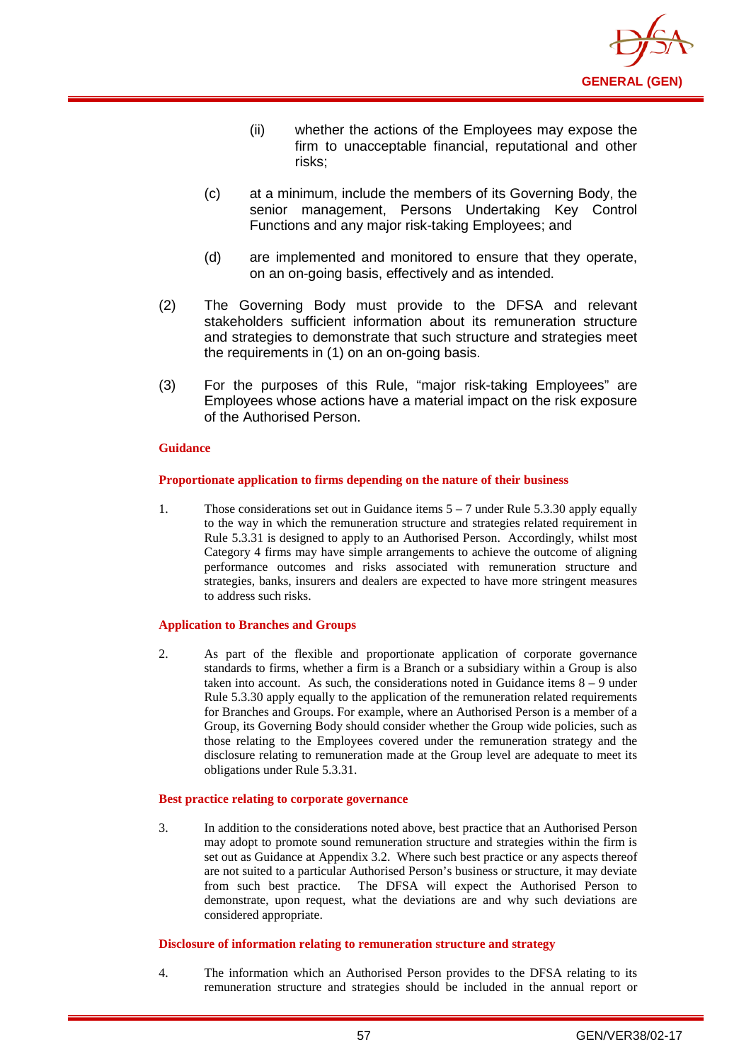(ii) whether the actions of the Employees may expose the firm to unacceptable financial, reputational and other risks;

(c) at a minimum, include the members of its Governing Body, the senior management, Persons Undertaking Key Control Functions and any major risk-taking Employees; and

(d) are implemented and monitored to ensure that they operate, on an on-going basis, effectively and as intended.

(2) The Governing Body must provide to the DFSA and relevant stakeholders sufficient information about its remuneration structure and strategies to demonstrate that such structure and strategies meet the requirements in (1) on an on-going basis.

(3) For the purposes of this Rule, "major risk-taking Employees" are Employees whose actions have a material impact on the risk exposure of the Authorised Person.

**Guidance**

**Proportionate application to firms depending on the nature of their business**

1. Those considerations set out in Guidance items 5 – 7 under Rule 5.3.30 apply equally to the way in which the remuneration structure and strategies related requirement in Rule 5.3.31 is designed to apply to an Authorised Person. Accordingly, whilst most Category 4 firms may have simple arrangements to achieve the outcome of aligning performance outcomes and risks associated with remuneration structure and strategies, banks, insurers and dealers are expected to have more stringent measures to address such risks.

**Application to Branches and Groups**

2. As part of the flexible and proportionate application of corporate governance standards to firms, whether a firm is a Branch or a subsidiary within a Group is also taken into account. As such, the considerations noted in Guidance items 8 – 9 under Rule 5.3.30 apply equally to the application of the remuneration related requirements for Branches and Groups. For example, where an Authorised Person is a member of a Group, its Governing Body should consider whether the Group wide policies, such as those relating to the Employees covered under the remuneration strategy and the disclosure relating to remuneration made at the Group level are adequate to meet its obligations under Rule 5.3.31.

**Best practice relating to corporate governance**

3. In addition to the considerations noted above, best practice that an Authorised Person may adopt to promote sound remuneration structure and strategies within the firm is set out as Guidance at Appendix 3.2. Where such best practice or any aspects thereof are not suited to a particular Authorised Person's business or structure, it may deviate from such best practice. The DFSA will expect the Authorised Person to demonstrate, upon request, what the deviations are and why such deviations are considered appropriate.

**Disclosure of information relating to remuneration structure and strategy**

4. The information which an Authorised Person provides to the DFSA relating to its remuneration structure and strategies should be included in the annual report or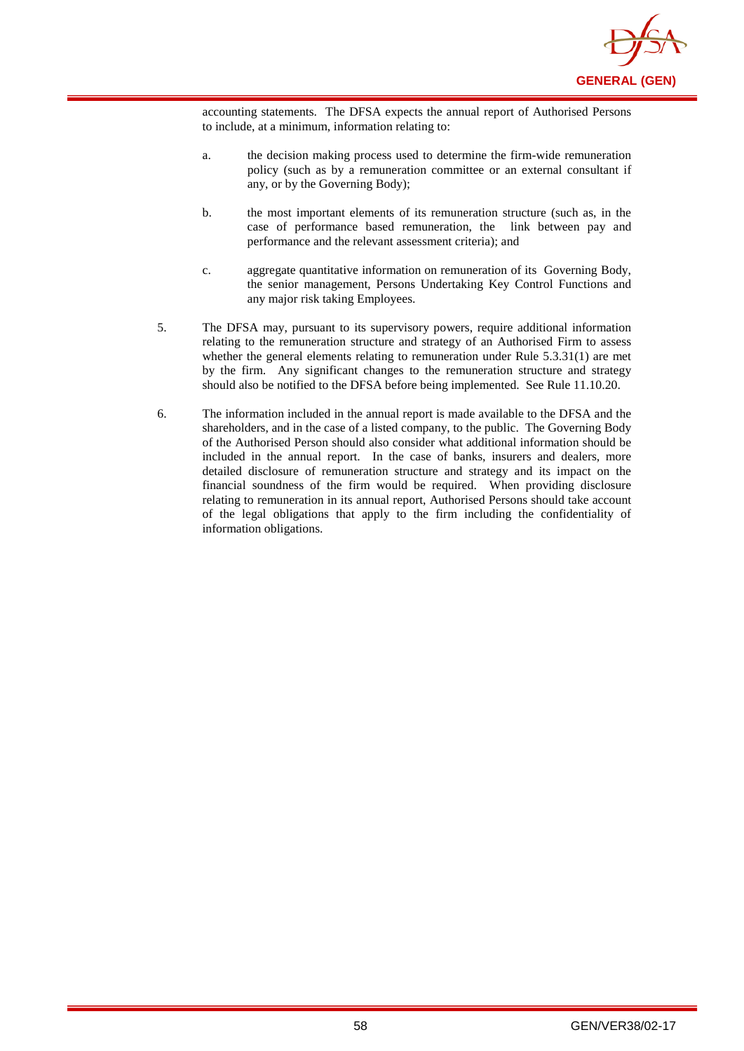accounting statements. The DFSA expects the annual report of Authorised Persons to include, at a minimum, information relating to:

a. the decision making process used to determine the firm-wide remuneration policy (such as by a remuneration committee or an external consultant if any, or by the Governing Body);

b. the most important elements of its remuneration structure (such as, in the case of performance based remuneration, the link between pay and performance and the relevant assessment criteria); and

c. aggregate quantitative information on remuneration of its Governing Body, the senior management, Persons Undertaking Key Control Functions and any major risk taking Employees.

5. The DFSA may, pursuant to its supervisory powers, require additional information relating to the remuneration structure and strategy of an Authorised Firm to assess whether the general elements relating to remuneration under Rule 5.3.31(1) are met by the firm. Any significant changes to the remuneration structure and strategy should also be notified to the DFSA before being implemented. See Rule 11.10.20.

6. The information included in the annual report is made available to the DFSA and the shareholders, and in the case of a listed company, to the public. The Governing Body of the Authorised Person should also consider what additional information should be included in the annual report. In the case of banks, insurers and dealers, more detailed disclosure of remuneration structure and strategy and its impact on the financial soundness of the firm would be required. When providing disclosure relating to remuneration in its annual report, Authorised Persons should take account of the legal obligations that apply to the firm including the confidentiality of information obligations.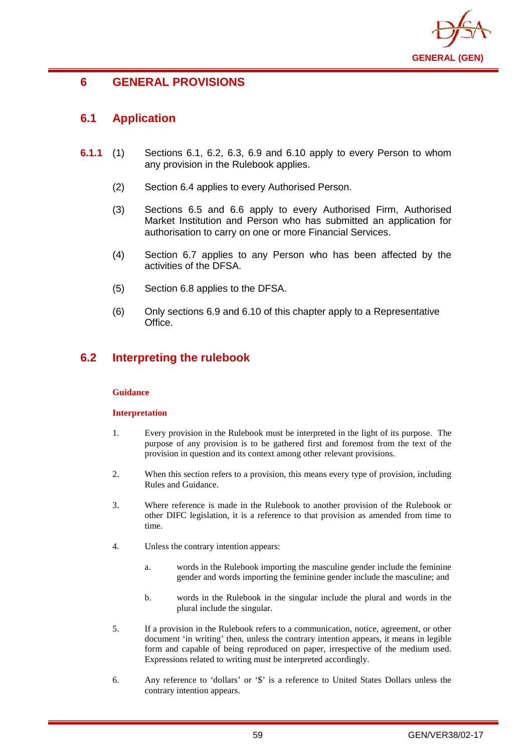# 6 GENERAL PROVISIONS

## 6.1 Application

**6.1.1** (1) Sections 6.1, 6.2, 6.3, 6.9 and 6.10 apply to every Person to whom any provision in the Rulebook applies.

(2) Section 6.4 applies to every Authorised Person.

(3) Sections 6.5 and 6.6 apply to every Authorised Firm, Authorised Market Institution and Person who has submitted an application for authorisation to carry on one or more Financial Services.

(4) Section 6.7 applies to any Person who has been affected by the activities of the DFSA.

(5) Section 6.8 applies to the DFSA.

(6) Only sections 6.9 and 6.10 of this chapter apply to a Representative Office.

## 6.2 Interpreting the rulebook

**Guidance**

**Interpretation**

1. Every provision in the Rulebook must be interpreted in the light of its purpose. The purpose of any provision is to be gathered first and foremost from the text of the provision in question and its context among other relevant provisions.

2. When this section refers to a provision, this means every type of provision, including Rules and Guidance.

3. Where reference is made in the Rulebook to another provision of the Rulebook or other DIFC legislation, it is a reference to that provision as amended from time to time.

4. Unless the contrary intention appears:

   a. words in the Rulebook importing the masculine gender include the feminine gender and words importing the feminine gender include the masculine; and

   b. words in the Rulebook in the singular include the plural and words in the plural include the singular.

5. If a provision in the Rulebook refers to a communication, notice, agreement, or other document 'in writing' then, unless the contrary intention appears, it means in legible form and capable of being reproduced on paper, irrespective of the medium used. Expressions related to writing must be interpreted accordingly.

6. Any reference to 'dollars' or '$' is a reference to United States Dollars unless the contrary intention appears.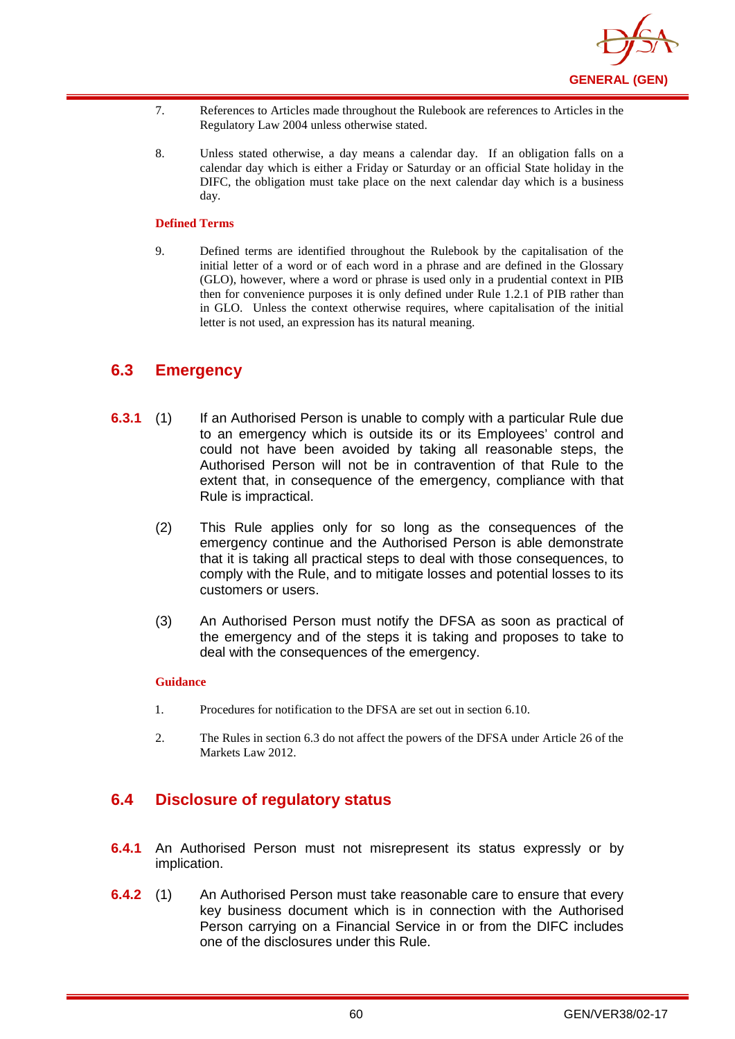7. References to Articles made throughout the Rulebook are references to Articles in the Regulatory Law 2004 unless otherwise stated.

8. Unless stated otherwise, a day means a calendar day. If an obligation falls on a calendar day which is either a Friday or Saturday or an official State holiday in the DIFC, the obligation must take place on the next calendar day which is a business day.

**Defined Terms**

9. Defined terms are identified throughout the Rulebook by the capitalisation of the initial letter of a word or of each word in a phrase and are defined in the Glossary (GLO), however, where a word or phrase is used only in a prudential context in PIB then for convenience purposes it is only defined under Rule 1.2.1 of PIB rather than in GLO. Unless the context otherwise requires, where capitalisation of the initial letter is not used, an expression has its natural meaning.

## 6.3 Emergency

**6.3.1** (1) If an Authorised Person is unable to comply with a particular Rule due to an emergency which is outside its or its Employees' control and could not have been avoided by taking all reasonable steps, the Authorised Person will not be in contravention of that Rule to the extent that, in consequence of the emergency, compliance with that Rule is impractical.

(2) This Rule applies only for so long as the consequences of the emergency continue and the Authorised Person is able demonstrate that it is taking all practical steps to deal with those consequences, to comply with the Rule, and to mitigate losses and potential losses to its customers or users.

(3) An Authorised Person must notify the DFSA as soon as practical of the emergency and of the steps it is taking and proposes to take to deal with the consequences of the emergency.

**Guidance**

1. Procedures for notification to the DFSA are set out in section 6.10.

2. The Rules in section 6.3 do not affect the powers of the DFSA under Article 26 of the Markets Law 2012.

## 6.4 Disclosure of regulatory status

**6.4.1** An Authorised Person must not misrepresent its status expressly or by implication.

**6.4.2** (1) An Authorised Person must take reasonable care to ensure that every key business document which is in connection with the Authorised Person carrying on a Financial Service in or from the DIFC includes one of the disclosures under this Rule.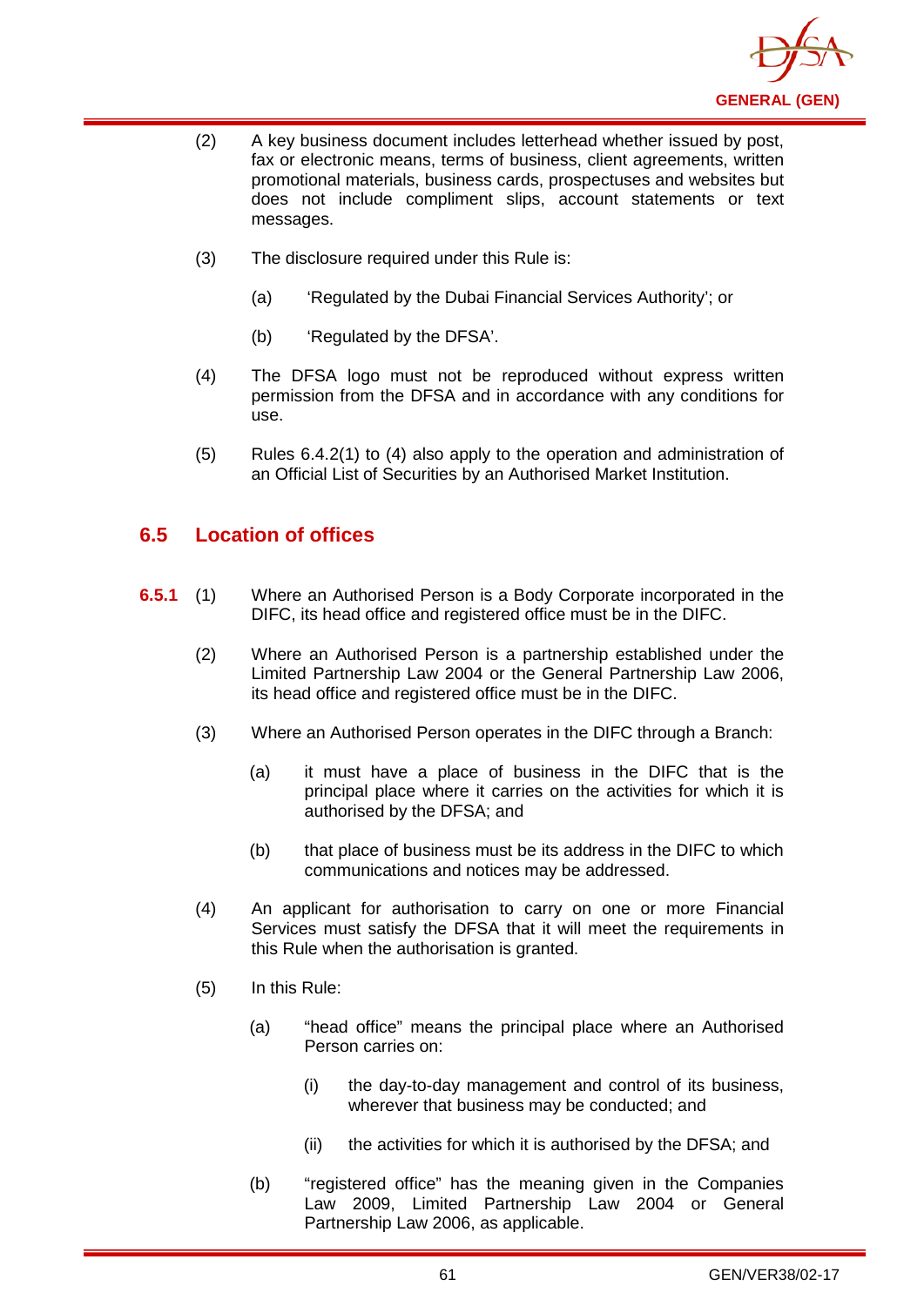(2) A key business document includes letterhead whether issued by post, fax or electronic means, terms of business, client agreements, written promotional materials, business cards, prospectuses and websites but does not include compliment slips, account statements or text messages.

(3) The disclosure required under this Rule is:

  (a) 'Regulated by the Dubai Financial Services Authority'; or

  (b) 'Regulated by the DFSA'.

(4) The DFSA logo must not be reproduced without express written permission from the DFSA and in accordance with any conditions for use.

(5) Rules 6.4.2(1) to (4) also apply to the operation and administration of an Official List of Securities by an Authorised Market Institution.

## 6.5 Location of offices

**6.5.1** (1) Where an Authorised Person is a Body Corporate incorporated in the DIFC, its head office and registered office must be in the DIFC.

(2) Where an Authorised Person is a partnership established under the Limited Partnership Law 2004 or the General Partnership Law 2006, its head office and registered office must be in the DIFC.

(3) Where an Authorised Person operates in the DIFC through a Branch:

  (a) it must have a place of business in the DIFC that is the principal place where it carries on the activities for which it is authorised by the DFSA; and

  (b) that place of business must be its address in the DIFC to which communications and notices may be addressed.

(4) An applicant for authorisation to carry on one or more Financial Services must satisfy the DFSA that it will meet the requirements in this Rule when the authorisation is granted.

(5) In this Rule:

  (a) "head office" means the principal place where an Authorised Person carries on:

    (i) the day-to-day management and control of its business, wherever that business may be conducted; and

    (ii) the activities for which it is authorised by the DFSA; and

  (b) "registered office" has the meaning given in the Companies Law 2009, Limited Partnership Law 2004 or General Partnership Law 2006, as applicable.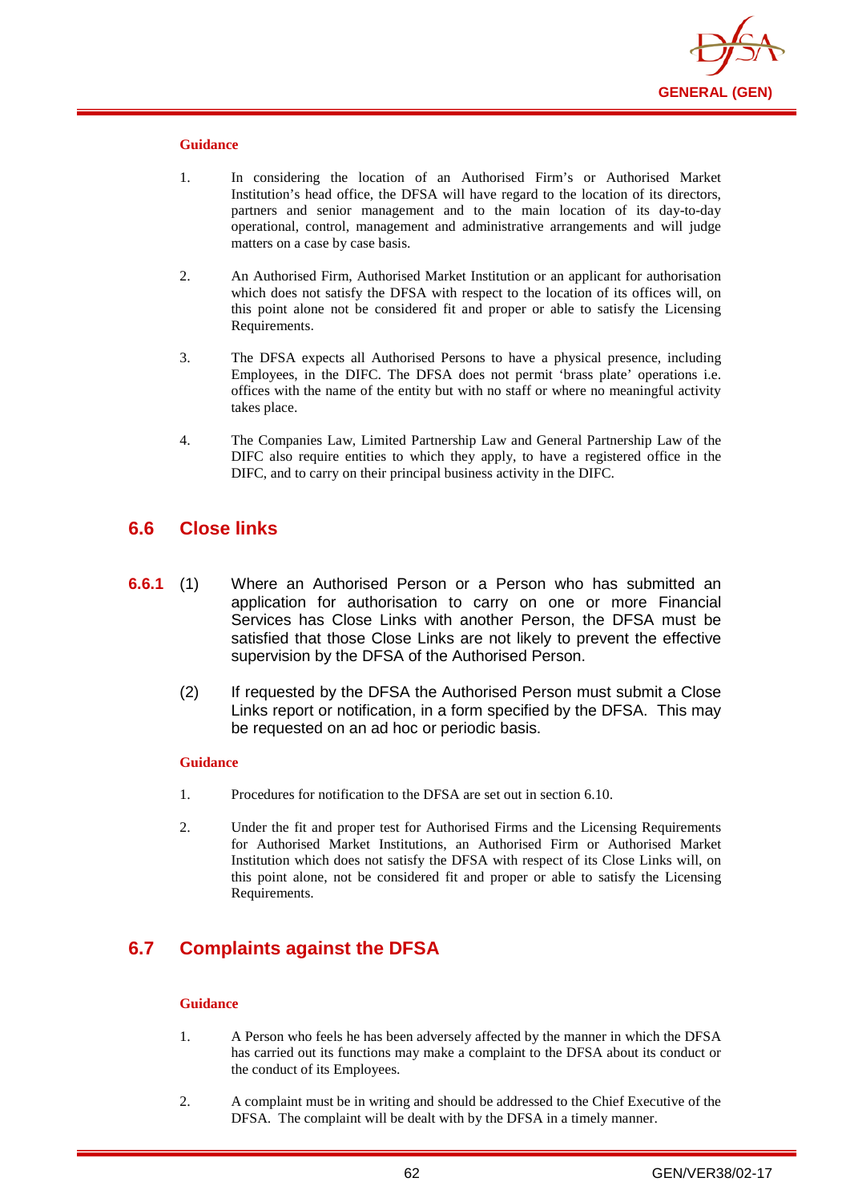**Guidance**

1. In considering the location of an Authorised Firm's or Authorised Market Institution's head office, the DFSA will have regard to the location of its directors, partners and senior management and to the main location of its day-to-day operational, control, management and administrative arrangements and will judge matters on a case by case basis.

2. An Authorised Firm, Authorised Market Institution or an applicant for authorisation which does not satisfy the DFSA with respect to the location of its offices will, on this point alone not be considered fit and proper or able to satisfy the Licensing Requirements.

3. The DFSA expects all Authorised Persons to have a physical presence, including Employees, in the DIFC. The DFSA does not permit 'brass plate' operations i.e. offices with the name of the entity but with no staff or where no meaningful activity takes place.

4. The Companies Law, Limited Partnership Law and General Partnership Law of the DIFC also require entities to which they apply, to have a registered office in the DIFC, and to carry on their principal business activity in the DIFC.

## 6.6 Close links

**6.6.1** (1) Where an Authorised Person or a Person who has submitted an application for authorisation to carry on one or more Financial Services has Close Links with another Person, the DFSA must be satisfied that those Close Links are not likely to prevent the effective supervision by the DFSA of the Authorised Person.

(2) If requested by the DFSA the Authorised Person must submit a Close Links report or notification, in a form specified by the DFSA. This may be requested on an ad hoc or periodic basis.

**Guidance**

1. Procedures for notification to the DFSA are set out in section 6.10.

2. Under the fit and proper test for Authorised Firms and the Licensing Requirements for Authorised Market Institutions, an Authorised Firm or Authorised Market Institution which does not satisfy the DFSA with respect of its Close Links will, on this point alone, not be considered fit and proper or able to satisfy the Licensing Requirements.

## 6.7 Complaints against the DFSA

**Guidance**

1. A Person who feels he has been adversely affected by the manner in which the DFSA has carried out its functions may make a complaint to the DFSA about its conduct or the conduct of its Employees.

2. A complaint must be in writing and should be addressed to the Chief Executive of the DFSA. The complaint will be dealt with by the DFSA in a timely manner.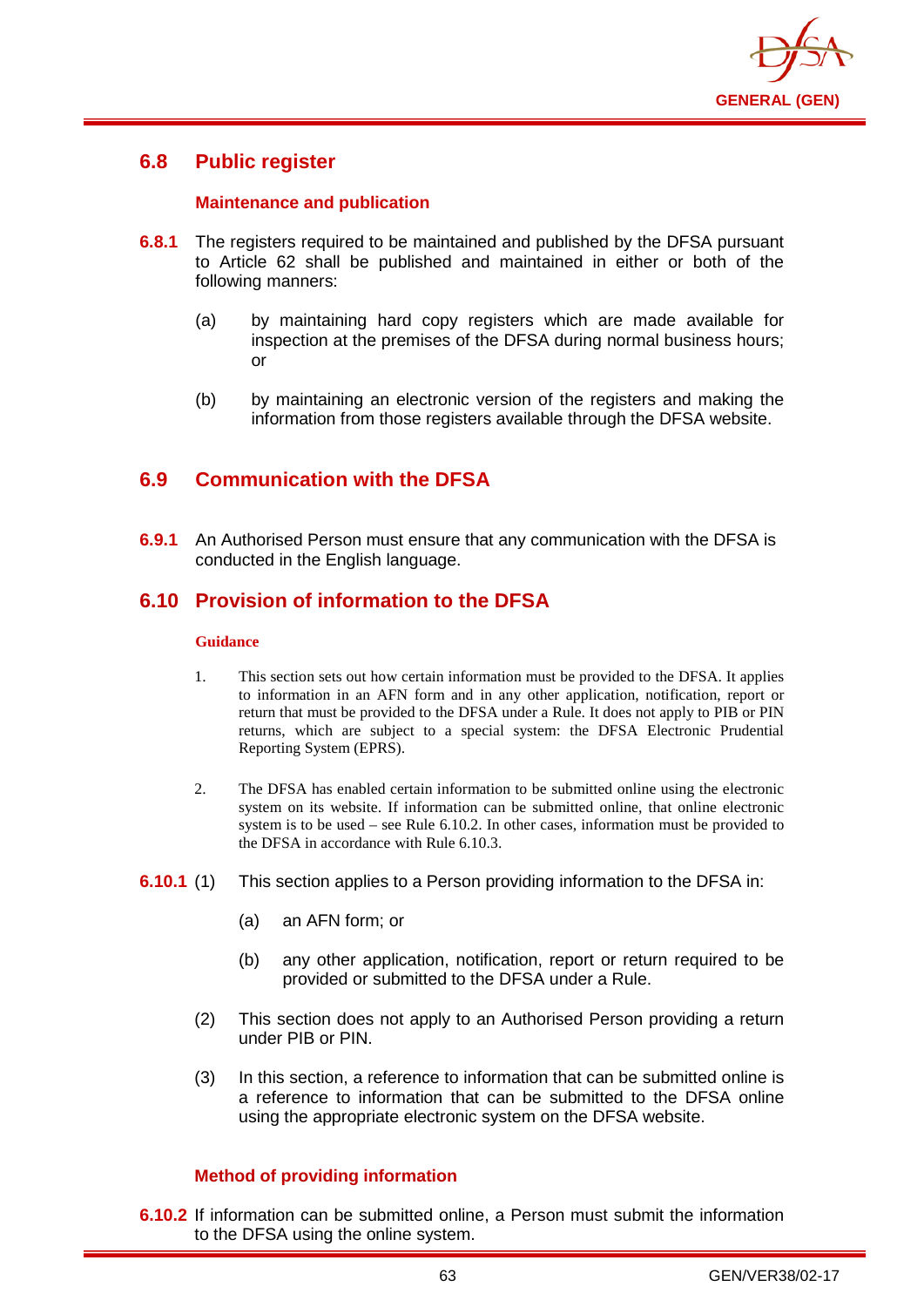## 6.8 Public register

### Maintenance and publication

**6.8.1** The registers required to be maintained and published by the DFSA pursuant to Article 62 shall be published and maintained in either or both of the following manners:

(a) by maintaining hard copy registers which are made available for inspection at the premises of the DFSA during normal business hours; or

(b) by maintaining an electronic version of the registers and making the information from those registers available through the DFSA website.

## 6.9 Communication with the DFSA

**6.9.1** An Authorised Person must ensure that any communication with the DFSA is conducted in the English language.

## 6.10 Provision of information to the DFSA

**Guidance**

1. This section sets out how certain information must be provided to the DFSA. It applies to information in an AFN form and in any other application, notification, report or return that must be provided to the DFSA under a Rule. It does not apply to PIB or PIN returns, which are subject to a special system: the DFSA Electronic Prudential Reporting System (EPRS).

2. The DFSA has enabled certain information to be submitted online using the electronic system on its website. If information can be submitted online, that online electronic system is to be used – see Rule 6.10.2. In other cases, information must be provided to the DFSA in accordance with Rule 6.10.3.

**6.10.1** (1) This section applies to a Person providing information to the DFSA in:

(a) an AFN form; or

(b) any other application, notification, report or return required to be provided or submitted to the DFSA under a Rule.

(2) This section does not apply to an Authorised Person providing a return under PIB or PIN.

(3) In this section, a reference to information that can be submitted online is a reference to information that can be submitted to the DFSA online using the appropriate electronic system on the DFSA website.

### Method of providing information

**6.10.2** If information can be submitted online, a Person must submit the information to the DFSA using the online system.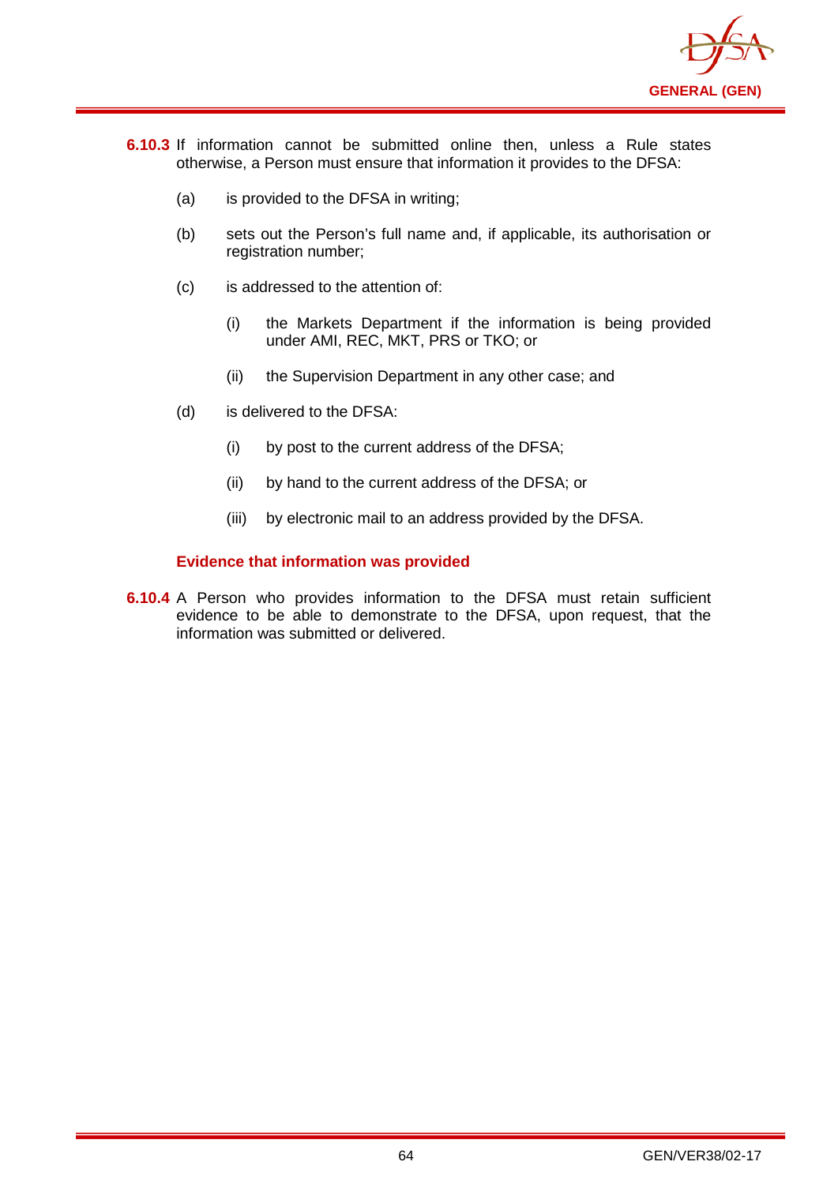**6.10.3** If information cannot be submitted online then, unless a Rule states otherwise, a Person must ensure that information it provides to the DFSA:

(a) is provided to the DFSA in writing;

(b) sets out the Person's full name and, if applicable, its authorisation or registration number;

(c) is addressed to the attention of:

  (i) the Markets Department if the information is being provided under AMI, REC, MKT, PRS or TKO; or

  (ii) the Supervision Department in any other case; and

(d) is delivered to the DFSA:

  (i) by post to the current address of the DFSA;

  (ii) by hand to the current address of the DFSA; or

  (iii) by electronic mail to an address provided by the DFSA.

### Evidence that information was provided

**6.10.4** A Person who provides information to the DFSA must retain sufficient evidence to be able to demonstrate to the DFSA, upon request, that the information was submitted or delivered.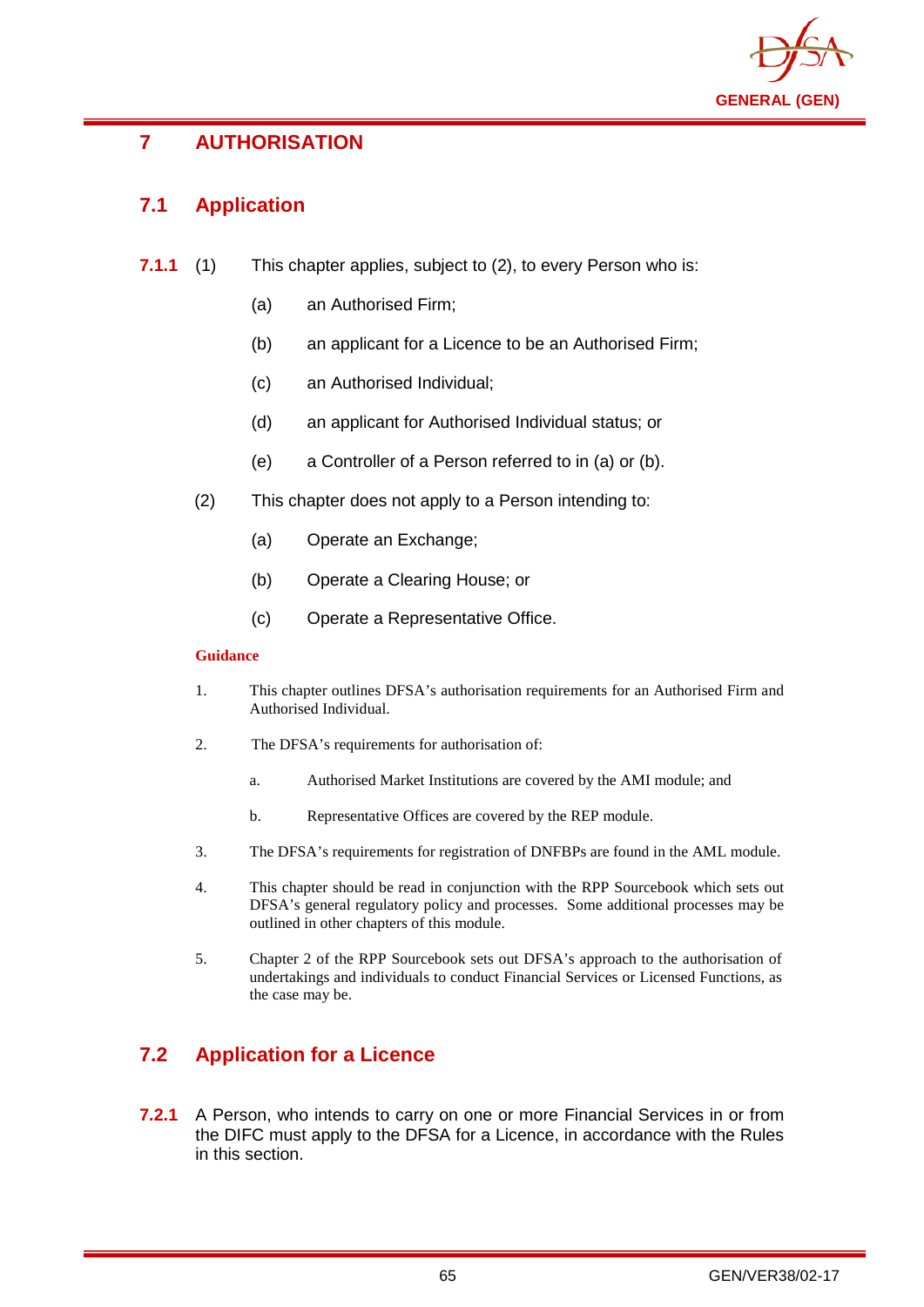# 7 AUTHORISATION

## 7.1 Application

**7.1.1** (1) This chapter applies, subject to (2), to every Person who is:

(a) an Authorised Firm;

(b) an applicant for a Licence to be an Authorised Firm;

(c) an Authorised Individual;

(d) an applicant for Authorised Individual status; or

(e) a Controller of a Person referred to in (a) or (b).

(2) This chapter does not apply to a Person intending to:

(a) Operate an Exchange;

(b) Operate a Clearing House; or

(c) Operate a Representative Office.

**Guidance**

1. This chapter outlines DFSA's authorisation requirements for an Authorised Firm and Authorised Individual.

2. The DFSA's requirements for authorisation of:

   a. Authorised Market Institutions are covered by the AMI module; and

   b. Representative Offices are covered by the REP module.

3. The DFSA's requirements for registration of DNFBPs are found in the AML module.

4. This chapter should be read in conjunction with the RPP Sourcebook which sets out DFSA's general regulatory policy and processes. Some additional processes may be outlined in other chapters of this module.

5. Chapter 2 of the RPP Sourcebook sets out DFSA's approach to the authorisation of undertakings and individuals to conduct Financial Services or Licensed Functions, as the case may be.

## 7.2 Application for a Licence

**7.2.1** A Person, who intends to carry on one or more Financial Services in or from the DIFC must apply to the DFSA for a Licence, in accordance with the Rules in this section.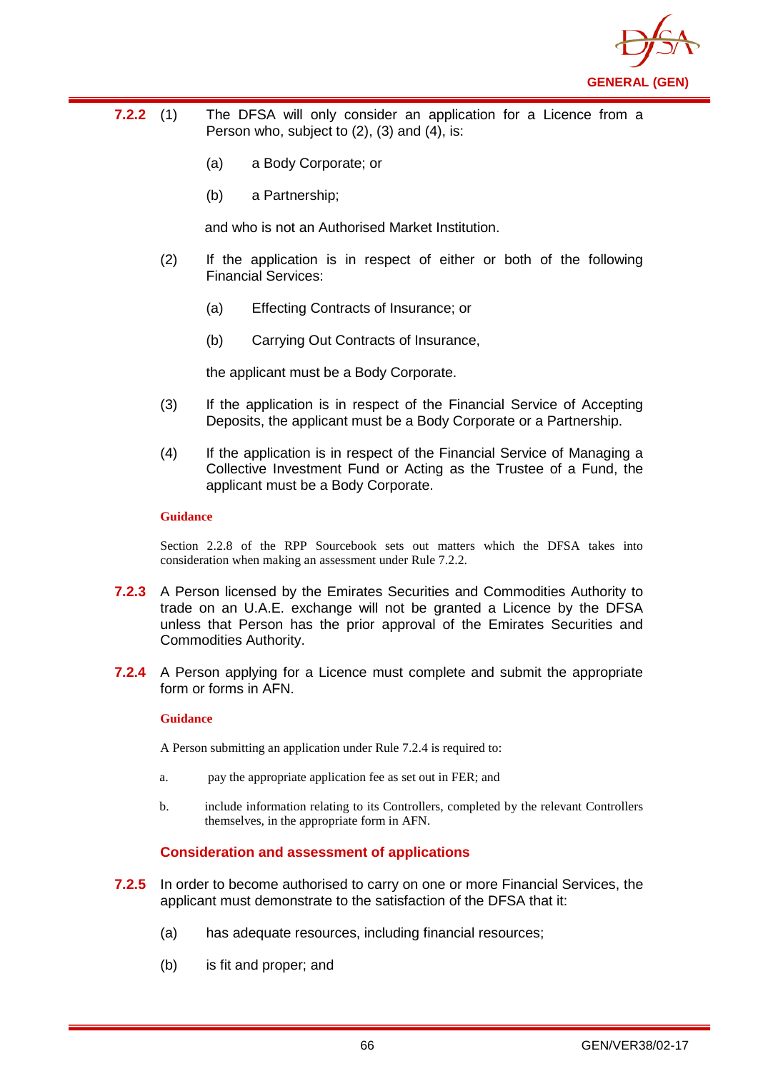**7.2.2** (1) The DFSA will only consider an application for a Licence from a Person who, subject to (2), (3) and (4), is:

(a) a Body Corporate; or

(b) a Partnership;

and who is not an Authorised Market Institution.

(2) If the application is in respect of either or both of the following Financial Services:

(a) Effecting Contracts of Insurance; or

(b) Carrying Out Contracts of Insurance,

the applicant must be a Body Corporate.

(3) If the application is in respect of the Financial Service of Accepting Deposits, the applicant must be a Body Corporate or a Partnership.

(4) If the application is in respect of the Financial Service of Managing a Collective Investment Fund or Acting as the Trustee of a Fund, the applicant must be a Body Corporate.

**Guidance**

Section 2.2.8 of the RPP Sourcebook sets out matters which the DFSA takes into consideration when making an assessment under Rule 7.2.2.

**7.2.3** A Person licensed by the Emirates Securities and Commodities Authority to trade on an U.A.E. exchange will not be granted a Licence by the DFSA unless that Person has the prior approval of the Emirates Securities and Commodities Authority.

**7.2.4** A Person applying for a Licence must complete and submit the appropriate form or forms in AFN.

**Guidance**

A Person submitting an application under Rule 7.2.4 is required to:

a. pay the appropriate application fee as set out in FER; and

b. include information relating to its Controllers, completed by the relevant Controllers themselves, in the appropriate form in AFN.

### Consideration and assessment of applications

**7.2.5** In order to become authorised to carry on one or more Financial Services, the applicant must demonstrate to the satisfaction of the DFSA that it:

(a) has adequate resources, including financial resources;

(b) is fit and proper; and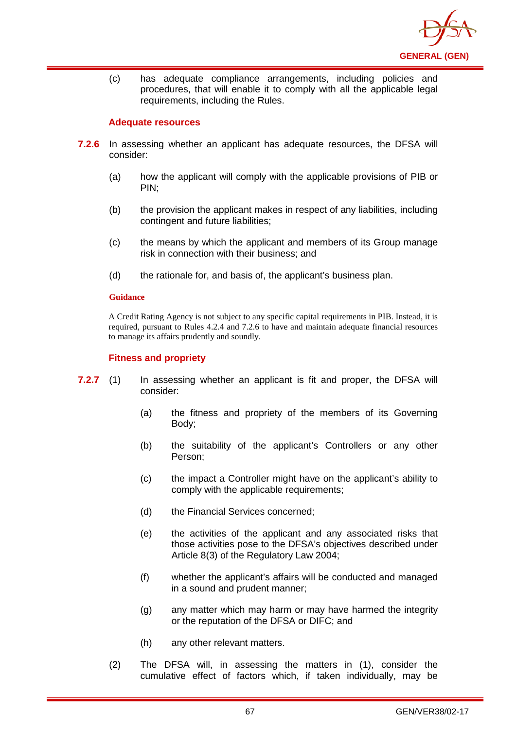(c) has adequate compliance arrangements, including policies and procedures, that will enable it to comply with all the applicable legal requirements, including the Rules.

### Adequate resources

**7.2.6** In assessing whether an applicant has adequate resources, the DFSA will consider:

(a) how the applicant will comply with the applicable provisions of PIB or PIN;

(b) the provision the applicant makes in respect of any liabilities, including contingent and future liabilities;

(c) the means by which the applicant and members of its Group manage risk in connection with their business; and

(d) the rationale for, and basis of, the applicant's business plan.

**Guidance**

A Credit Rating Agency is not subject to any specific capital requirements in PIB. Instead, it is required, pursuant to Rules 4.2.4 and 7.2.6 to have and maintain adequate financial resources to manage its affairs prudently and soundly.

### Fitness and propriety

**7.2.7** (1) In assessing whether an applicant is fit and proper, the DFSA will consider:

(a) the fitness and propriety of the members of its Governing Body;

(b) the suitability of the applicant's Controllers or any other Person;

(c) the impact a Controller might have on the applicant's ability to comply with the applicable requirements;

(d) the Financial Services concerned;

(e) the activities of the applicant and any associated risks that those activities pose to the DFSA's objectives described under Article 8(3) of the Regulatory Law 2004;

(f) whether the applicant's affairs will be conducted and managed in a sound and prudent manner;

(g) any matter which may harm or may have harmed the integrity or the reputation of the DFSA or DIFC; and

(h) any other relevant matters.

(2) The DFSA will, in assessing the matters in (1), consider the cumulative effect of factors which, if taken individually, may be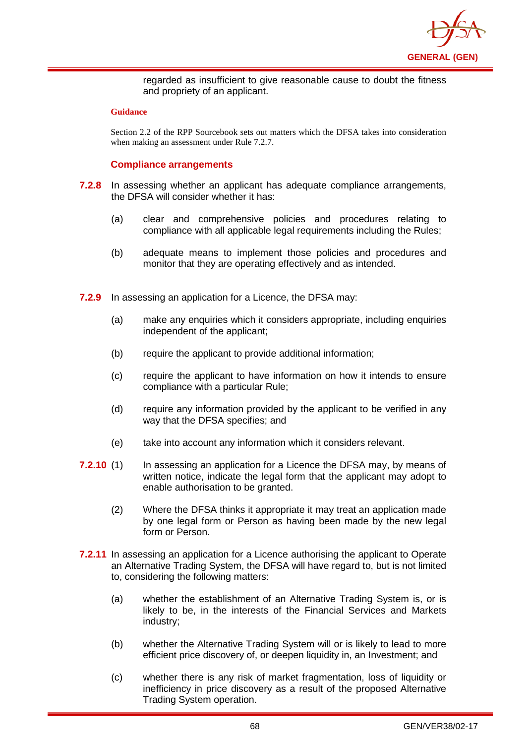regarded as insufficient to give reasonable cause to doubt the fitness and propriety of an applicant.

**Guidance**

Section 2.2 of the RPP Sourcebook sets out matters which the DFSA takes into consideration when making an assessment under Rule 7.2.7.

### Compliance arrangements

**7.2.8** In assessing whether an applicant has adequate compliance arrangements, the DFSA will consider whether it has:

(a) clear and comprehensive policies and procedures relating to compliance with all applicable legal requirements including the Rules;

(b) adequate means to implement those policies and procedures and monitor that they are operating effectively and as intended.

**7.2.9** In assessing an application for a Licence, the DFSA may:

(a) make any enquiries which it considers appropriate, including enquiries independent of the applicant;

(b) require the applicant to provide additional information;

(c) require the applicant to have information on how it intends to ensure compliance with a particular Rule;

(d) require any information provided by the applicant to be verified in any way that the DFSA specifies; and

(e) take into account any information which it considers relevant.

**7.2.10** (1) In assessing an application for a Licence the DFSA may, by means of written notice, indicate the legal form that the applicant may adopt to enable authorisation to be granted.

(2) Where the DFSA thinks it appropriate it may treat an application made by one legal form or Person as having been made by the new legal form or Person.

**7.2.11** In assessing an application for a Licence authorising the applicant to Operate an Alternative Trading System, the DFSA will have regard to, but is not limited to, considering the following matters:

(a) whether the establishment of an Alternative Trading System is, or is likely to be, in the interests of the Financial Services and Markets industry;

(b) whether the Alternative Trading System will or is likely to lead to more efficient price discovery of, or deepen liquidity in, an Investment; and

(c) whether there is any risk of market fragmentation, loss of liquidity or inefficiency in price discovery as a result of the proposed Alternative Trading System operation.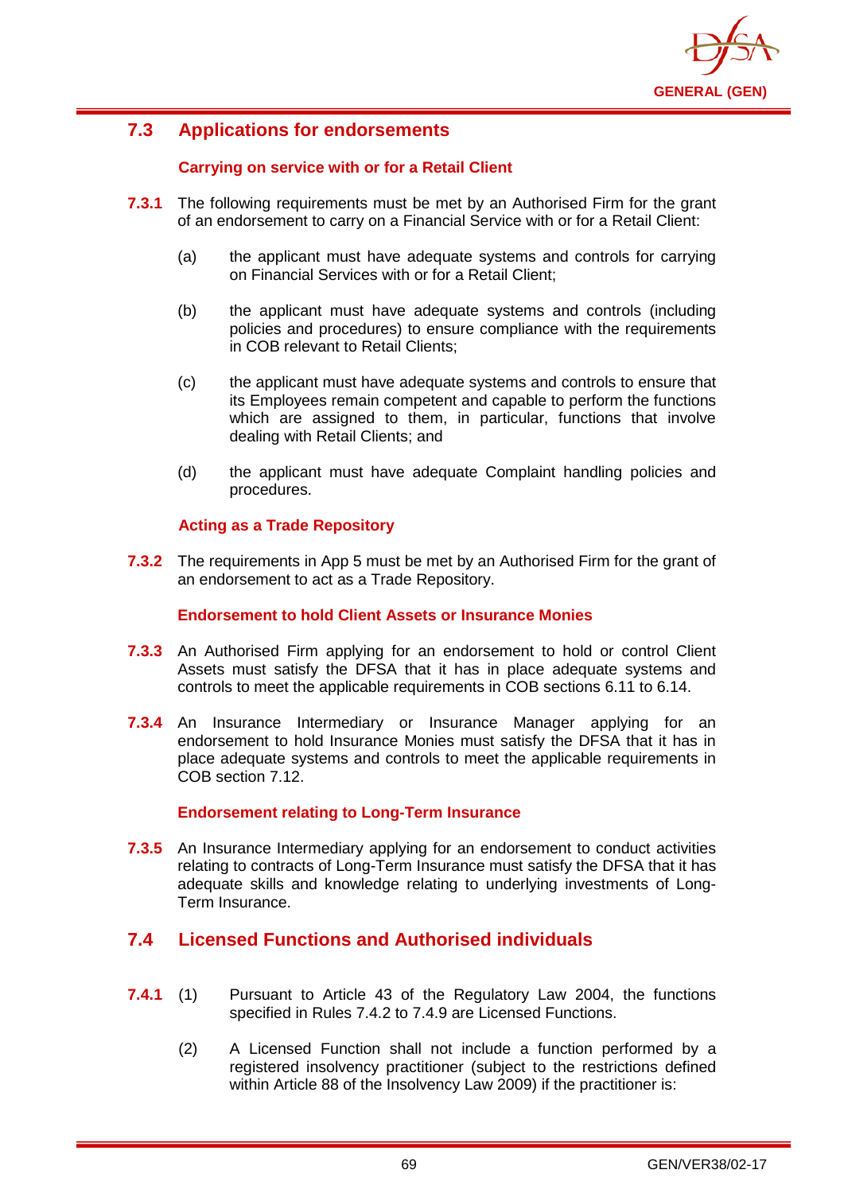## 7.3 Applications for endorsements

### Carrying on service with or for a Retail Client

**7.3.1** The following requirements must be met by an Authorised Firm for the grant of an endorsement to carry on a Financial Service with or for a Retail Client:

(a) the applicant must have adequate systems and controls for carrying on Financial Services with or for a Retail Client;

(b) the applicant must have adequate systems and controls (including policies and procedures) to ensure compliance with the requirements in COB relevant to Retail Clients;

(c) the applicant must have adequate systems and controls to ensure that its Employees remain competent and capable to perform the functions which are assigned to them, in particular, functions that involve dealing with Retail Clients; and

(d) the applicant must have adequate Complaint handling policies and procedures.

### Acting as a Trade Repository

**7.3.2** The requirements in App 5 must be met by an Authorised Firm for the grant of an endorsement to act as a Trade Repository.

### Endorsement to hold Client Assets or Insurance Monies

**7.3.3** An Authorised Firm applying for an endorsement to hold or control Client Assets must satisfy the DFSA that it has in place adequate systems and controls to meet the applicable requirements in COB sections 6.11 to 6.14.

**7.3.4** An Insurance Intermediary or Insurance Manager applying for an endorsement to hold Insurance Monies must satisfy the DFSA that it has in place adequate systems and controls to meet the applicable requirements in COB section 7.12.

### Endorsement relating to Long-Term Insurance

**7.3.5** An Insurance Intermediary applying for an endorsement to conduct activities relating to contracts of Long-Term Insurance must satisfy the DFSA that it has adequate skills and knowledge relating to underlying investments of Long-Term Insurance.

## 7.4 Licensed Functions and Authorised individuals

**7.4.1** (1) Pursuant to Article 43 of the Regulatory Law 2004, the functions specified in Rules 7.4.2 to 7.4.9 are Licensed Functions.

(2) A Licensed Function shall not include a function performed by a registered insolvency practitioner (subject to the restrictions defined within Article 88 of the Insolvency Law 2009) if the practitioner is: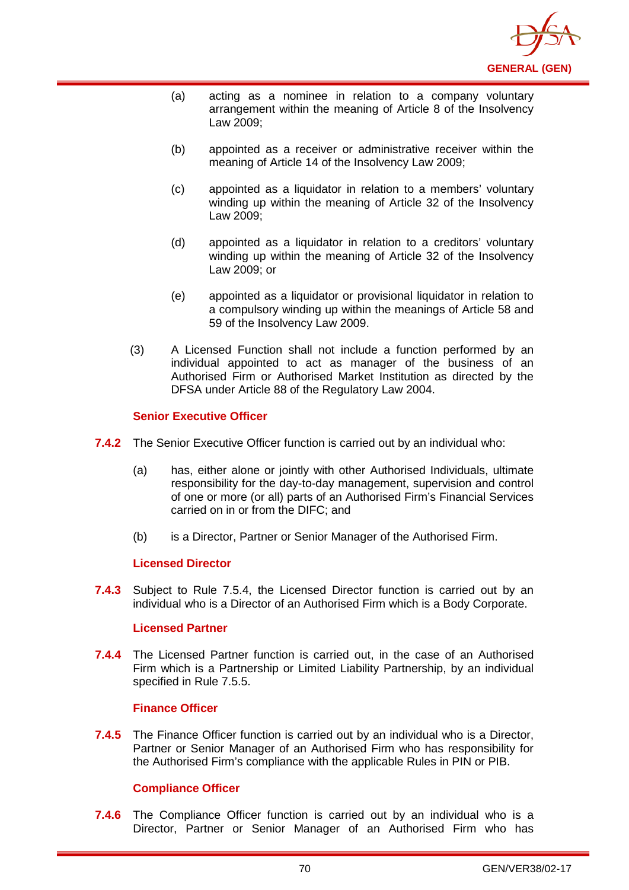(a) acting as a nominee in relation to a company voluntary arrangement within the meaning of Article 8 of the Insolvency Law 2009;

(b) appointed as a receiver or administrative receiver within the meaning of Article 14 of the Insolvency Law 2009;

(c) appointed as a liquidator in relation to a members' voluntary winding up within the meaning of Article 32 of the Insolvency Law 2009;

(d) appointed as a liquidator in relation to a creditors' voluntary winding up within the meaning of Article 32 of the Insolvency Law 2009; or

(e) appointed as a liquidator or provisional liquidator in relation to a compulsory winding up within the meanings of Article 58 and 59 of the Insolvency Law 2009.

(3) A Licensed Function shall not include a function performed by an individual appointed to act as manager of the business of an Authorised Firm or Authorised Market Institution as directed by the DFSA under Article 88 of the Regulatory Law 2004.

**Senior Executive Officer**

**7.4.2** The Senior Executive Officer function is carried out by an individual who:

(a) has, either alone or jointly with other Authorised Individuals, ultimate responsibility for the day-to-day management, supervision and control of one or more (or all) parts of an Authorised Firm's Financial Services carried on in or from the DIFC; and

(b) is a Director, Partner or Senior Manager of the Authorised Firm.

**Licensed Director**

**7.4.3** Subject to Rule 7.5.4, the Licensed Director function is carried out by an individual who is a Director of an Authorised Firm which is a Body Corporate.

**Licensed Partner**

**7.4.4** The Licensed Partner function is carried out, in the case of an Authorised Firm which is a Partnership or Limited Liability Partnership, by an individual specified in Rule 7.5.5.

**Finance Officer**

**7.4.5** The Finance Officer function is carried out by an individual who is a Director, Partner or Senior Manager of an Authorised Firm who has responsibility for the Authorised Firm's compliance with the applicable Rules in PIN or PIB.

**Compliance Officer**

**7.4.6** The Compliance Officer function is carried out by an individual who is a Director, Partner or Senior Manager of an Authorised Firm who has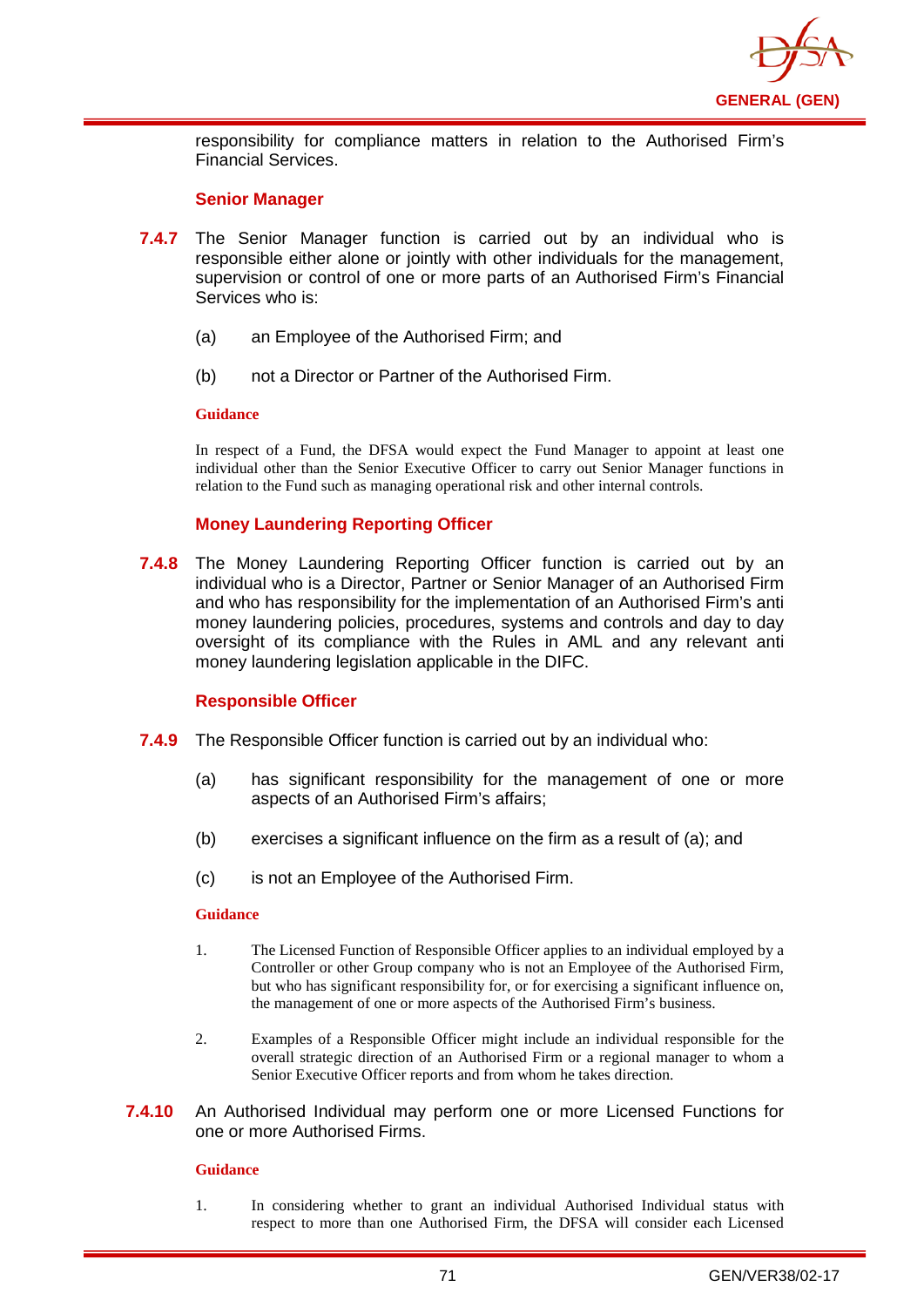responsibility for compliance matters in relation to the Authorised Firm's Financial Services.

### Senior Manager

**7.4.7** The Senior Manager function is carried out by an individual who is responsible either alone or jointly with other individuals for the management, supervision or control of one or more parts of an Authorised Firm's Financial Services who is:

(a) an Employee of the Authorised Firm; and

(b) not a Director or Partner of the Authorised Firm.

**Guidance**

In respect of a Fund, the DFSA would expect the Fund Manager to appoint at least one individual other than the Senior Executive Officer to carry out Senior Manager functions in relation to the Fund such as managing operational risk and other internal controls.

### Money Laundering Reporting Officer

**7.4.8** The Money Laundering Reporting Officer function is carried out by an individual who is a Director, Partner or Senior Manager of an Authorised Firm and who has responsibility for the implementation of an Authorised Firm's anti money laundering policies, procedures, systems and controls and day to day oversight of its compliance with the Rules in AML and any relevant anti money laundering legislation applicable in the DIFC.

### Responsible Officer

**7.4.9** The Responsible Officer function is carried out by an individual who:

(a) has significant responsibility for the management of one or more aspects of an Authorised Firm's affairs;

(b) exercises a significant influence on the firm as a result of (a); and

(c) is not an Employee of the Authorised Firm.

**Guidance**

1. The Licensed Function of Responsible Officer applies to an individual employed by a Controller or other Group company who is not an Employee of the Authorised Firm, but who has significant responsibility for, or for exercising a significant influence on, the management of one or more aspects of the Authorised Firm's business.

2. Examples of a Responsible Officer might include an individual responsible for the overall strategic direction of an Authorised Firm or a regional manager to whom a Senior Executive Officer reports and from whom he takes direction.

**7.4.10** An Authorised Individual may perform one or more Licensed Functions for one or more Authorised Firms.

**Guidance**

1. In considering whether to grant an individual Authorised Individual status with respect to more than one Authorised Firm, the DFSA will consider each Licensed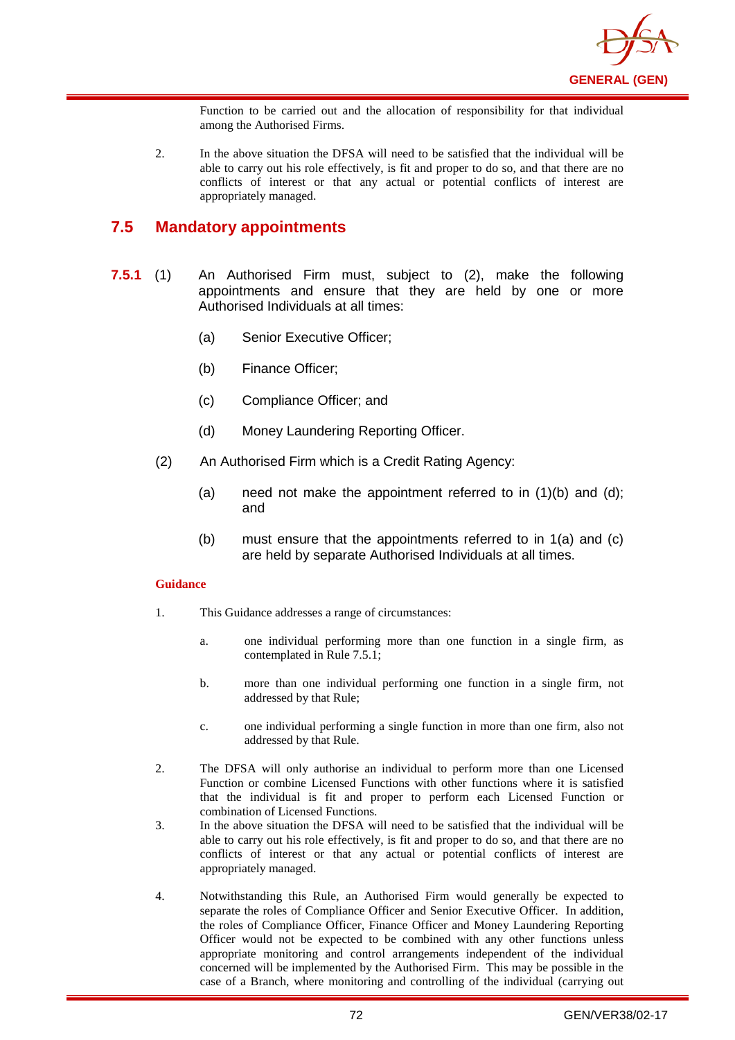Function to be carried out and the allocation of responsibility for that individual among the Authorised Firms.

2. In the above situation the DFSA will need to be satisfied that the individual will be able to carry out his role effectively, is fit and proper to do so, and that there are no conflicts of interest or that any actual or potential conflicts of interest are appropriately managed.

## 7.5 Mandatory appointments

**7.5.1** (1) An Authorised Firm must, subject to (2), make the following appointments and ensure that they are held by one or more Authorised Individuals at all times:

(a) Senior Executive Officer;

(b) Finance Officer;

(c) Compliance Officer; and

(d) Money Laundering Reporting Officer.

(2) An Authorised Firm which is a Credit Rating Agency:

(a) need not make the appointment referred to in (1)(b) and (d); and

(b) must ensure that the appointments referred to in 1(a) and (c) are held by separate Authorised Individuals at all times.

**Guidance**

1. This Guidance addresses a range of circumstances:

   a. one individual performing more than one function in a single firm, as contemplated in Rule 7.5.1;

   b. more than one individual performing one function in a single firm, not addressed by that Rule;

   c. one individual performing a single function in more than one firm, also not addressed by that Rule.

2. The DFSA will only authorise an individual to perform more than one Licensed Function or combine Licensed Functions with other functions where it is satisfied that the individual is fit and proper to perform each Licensed Function or combination of Licensed Functions.

3. In the above situation the DFSA will need to be satisfied that the individual will be able to carry out his role effectively, is fit and proper to do so, and that there are no conflicts of interest or that any actual or potential conflicts of interest are appropriately managed.

4. Notwithstanding this Rule, an Authorised Firm would generally be expected to separate the roles of Compliance Officer and Senior Executive Officer. In addition, the roles of Compliance Officer, Finance Officer and Money Laundering Reporting Officer would not be expected to be combined with any other functions unless appropriate monitoring and control arrangements independent of the individual concerned will be implemented by the Authorised Firm. This may be possible in the case of a Branch, where monitoring and controlling of the individual (carrying out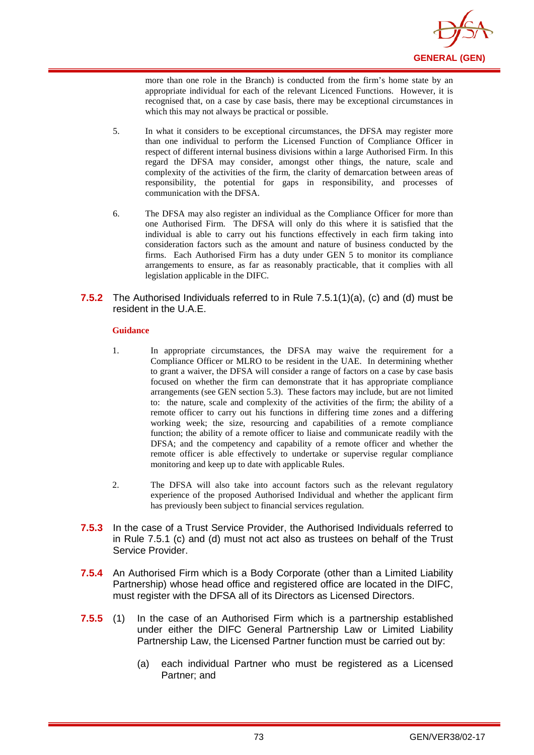more than one role in the Branch) is conducted from the firm's home state by an appropriate individual for each of the relevant Licenced Functions. However, it is recognised that, on a case by case basis, there may be exceptional circumstances in which this may not always be practical or possible.

5. In what it considers to be exceptional circumstances, the DFSA may register more than one individual to perform the Licensed Function of Compliance Officer in respect of different internal business divisions within a large Authorised Firm. In this regard the DFSA may consider, amongst other things, the nature, scale and complexity of the activities of the firm, the clarity of demarcation between areas of responsibility, the potential for gaps in responsibility, and processes of communication with the DFSA.

6. The DFSA may also register an individual as the Compliance Officer for more than one Authorised Firm. The DFSA will only do this where it is satisfied that the individual is able to carry out his functions effectively in each firm taking into consideration factors such as the amount and nature of business conducted by the firms. Each Authorised Firm has a duty under GEN 5 to monitor its compliance arrangements to ensure, as far as reasonably practicable, that it complies with all legislation applicable in the DIFC.

**7.5.2** The Authorised Individuals referred to in Rule 7.5.1(1)(a), (c) and (d) must be resident in the U.A.E.

**Guidance**

1. In appropriate circumstances, the DFSA may waive the requirement for a Compliance Officer or MLRO to be resident in the UAE. In determining whether to grant a waiver, the DFSA will consider a range of factors on a case by case basis focused on whether the firm can demonstrate that it has appropriate compliance arrangements (see GEN section 5.3). These factors may include, but are not limited to: the nature, scale and complexity of the activities of the firm; the ability of a remote officer to carry out his functions in differing time zones and a differing working week; the size, resourcing and capabilities of a remote compliance function; the ability of a remote officer to liaise and communicate readily with the DFSA; and the competency and capability of a remote officer and whether the remote officer is able effectively to undertake or supervise regular compliance monitoring and keep up to date with applicable Rules.

2. The DFSA will also take into account factors such as the relevant regulatory experience of the proposed Authorised Individual and whether the applicant firm has previously been subject to financial services regulation.

**7.5.3** In the case of a Trust Service Provider, the Authorised Individuals referred to in Rule 7.5.1 (c) and (d) must not act also as trustees on behalf of the Trust Service Provider.

**7.5.4** An Authorised Firm which is a Body Corporate (other than a Limited Liability Partnership) whose head office and registered office are located in the DIFC, must register with the DFSA all of its Directors as Licensed Directors.

**7.5.5** (1) In the case of an Authorised Firm which is a partnership established under either the DIFC General Partnership Law or Limited Liability Partnership Law, the Licensed Partner function must be carried out by:

(a) each individual Partner who must be registered as a Licensed Partner; and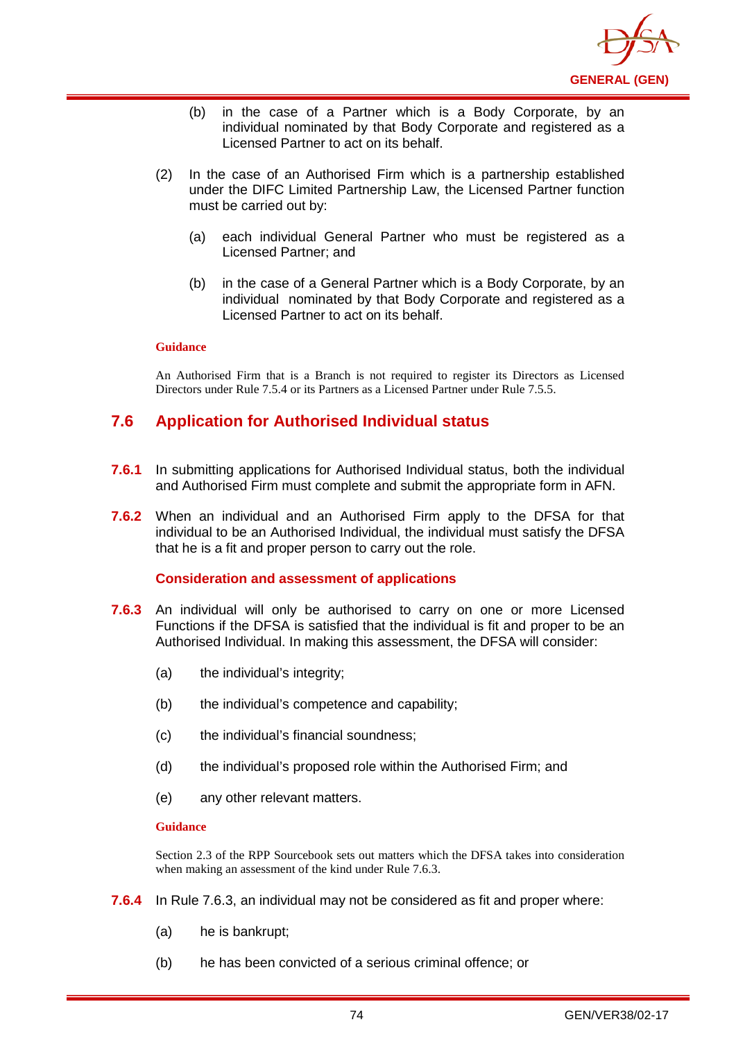(b) in the case of a Partner which is a Body Corporate, by an individual nominated by that Body Corporate and registered as a Licensed Partner to act on its behalf.

(2) In the case of an Authorised Firm which is a partnership established under the DIFC Limited Partnership Law, the Licensed Partner function must be carried out by:

(a) each individual General Partner who must be registered as a Licensed Partner; and

(b) in the case of a General Partner which is a Body Corporate, by an individual nominated by that Body Corporate and registered as a Licensed Partner to act on its behalf.

**Guidance**

An Authorised Firm that is a Branch is not required to register its Directors as Licensed Directors under Rule 7.5.4 or its Partners as a Licensed Partner under Rule 7.5.5.

## 7.6 Application for Authorised Individual status

**7.6.1** In submitting applications for Authorised Individual status, both the individual and Authorised Firm must complete and submit the appropriate form in AFN.

**7.6.2** When an individual and an Authorised Firm apply to the DFSA for that individual to be an Authorised Individual, the individual must satisfy the DFSA that he is a fit and proper person to carry out the role.

### Consideration and assessment of applications

**7.6.3** An individual will only be authorised to carry on one or more Licensed Functions if the DFSA is satisfied that the individual is fit and proper to be an Authorised Individual. In making this assessment, the DFSA will consider:

(a) the individual's integrity;

(b) the individual's competence and capability;

(c) the individual's financial soundness;

(d) the individual's proposed role within the Authorised Firm; and

(e) any other relevant matters.

**Guidance**

Section 2.3 of the RPP Sourcebook sets out matters which the DFSA takes into consideration when making an assessment of the kind under Rule 7.6.3.

**7.6.4** In Rule 7.6.3, an individual may not be considered as fit and proper where:

(a) he is bankrupt;

(b) he has been convicted of a serious criminal offence; or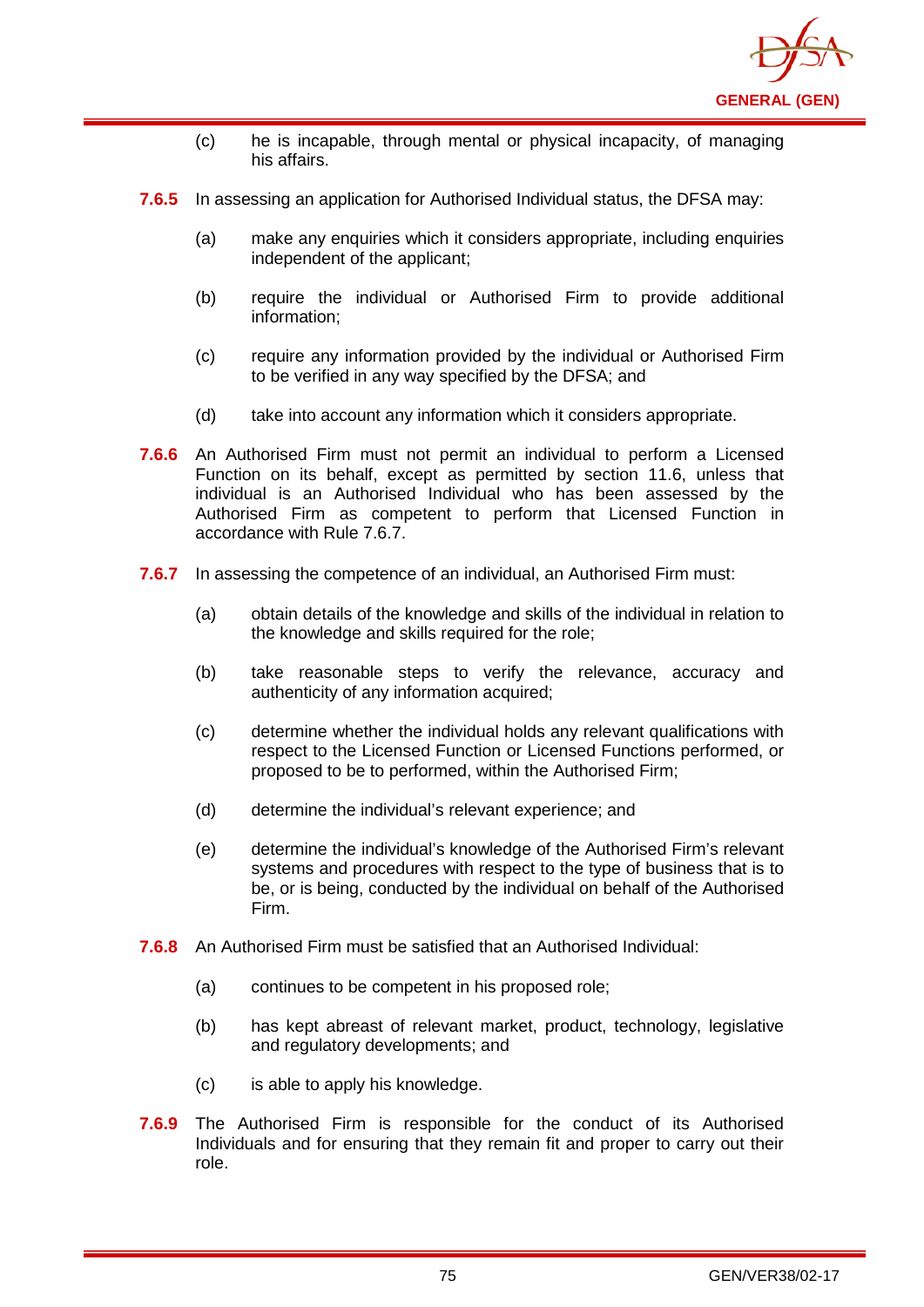(c) he is incapable, through mental or physical incapacity, of managing his affairs.

**7.6.5** In assessing an application for Authorised Individual status, the DFSA may:

(a) make any enquiries which it considers appropriate, including enquiries independent of the applicant;

(b) require the individual or Authorised Firm to provide additional information;

(c) require any information provided by the individual or Authorised Firm to be verified in any way specified by the DFSA; and

(d) take into account any information which it considers appropriate.

**7.6.6** An Authorised Firm must not permit an individual to perform a Licensed Function on its behalf, except as permitted by section 11.6, unless that individual is an Authorised Individual who has been assessed by the Authorised Firm as competent to perform that Licensed Function in accordance with Rule 7.6.7.

**7.6.7** In assessing the competence of an individual, an Authorised Firm must:

(a) obtain details of the knowledge and skills of the individual in relation to the knowledge and skills required for the role;

(b) take reasonable steps to verify the relevance, accuracy and authenticity of any information acquired;

(c) determine whether the individual holds any relevant qualifications with respect to the Licensed Function or Licensed Functions performed, or proposed to be to performed, within the Authorised Firm;

(d) determine the individual's relevant experience; and

(e) determine the individual's knowledge of the Authorised Firm's relevant systems and procedures with respect to the type of business that is to be, or is being, conducted by the individual on behalf of the Authorised Firm.

**7.6.8** An Authorised Firm must be satisfied that an Authorised Individual:

(a) continues to be competent in his proposed role;

(b) has kept abreast of relevant market, product, technology, legislative and regulatory developments; and

(c) is able to apply his knowledge.

**7.6.9** The Authorised Firm is responsible for the conduct of its Authorised Individuals and for ensuring that they remain fit and proper to carry out their role.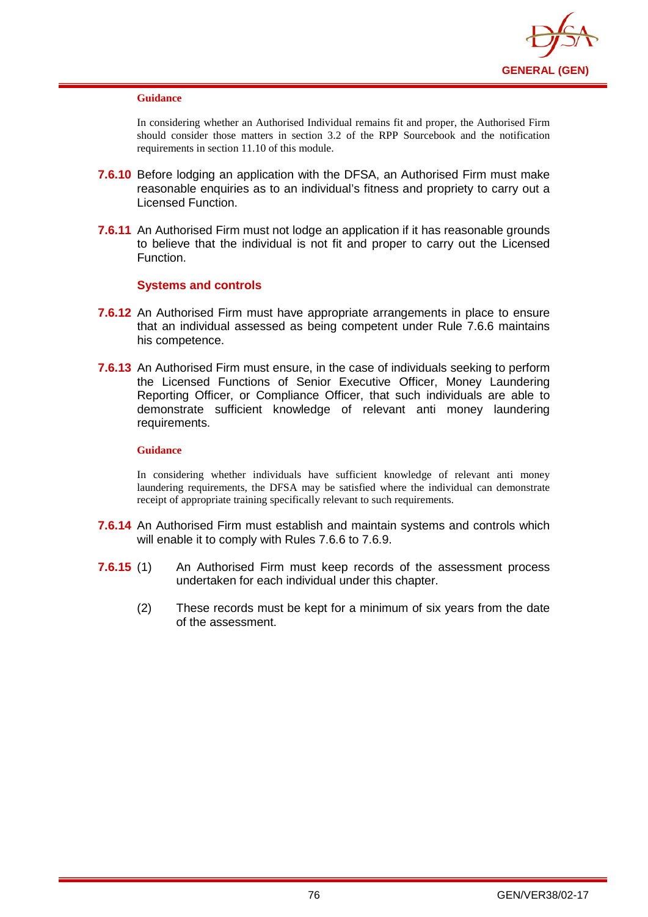**Guidance**

In considering whether an Authorised Individual remains fit and proper, the Authorised Firm should consider those matters in section 3.2 of the RPP Sourcebook and the notification requirements in section 11.10 of this module.

**7.6.10** Before lodging an application with the DFSA, an Authorised Firm must make reasonable enquiries as to an individual's fitness and propriety to carry out a Licensed Function.

**7.6.11** An Authorised Firm must not lodge an application if it has reasonable grounds to believe that the individual is not fit and proper to carry out the Licensed Function.

### Systems and controls

**7.6.12** An Authorised Firm must have appropriate arrangements in place to ensure that an individual assessed as being competent under Rule 7.6.6 maintains his competence.

**7.6.13** An Authorised Firm must ensure, in the case of individuals seeking to perform the Licensed Functions of Senior Executive Officer, Money Laundering Reporting Officer, or Compliance Officer, that such individuals are able to demonstrate sufficient knowledge of relevant anti money laundering requirements.

**Guidance**

In considering whether individuals have sufficient knowledge of relevant anti money laundering requirements, the DFSA may be satisfied where the individual can demonstrate receipt of appropriate training specifically relevant to such requirements.

**7.6.14** An Authorised Firm must establish and maintain systems and controls which will enable it to comply with Rules 7.6.6 to 7.6.9.

**7.6.15** (1) An Authorised Firm must keep records of the assessment process undertaken for each individual under this chapter.

(2) These records must be kept for a minimum of six years from the date of the assessment.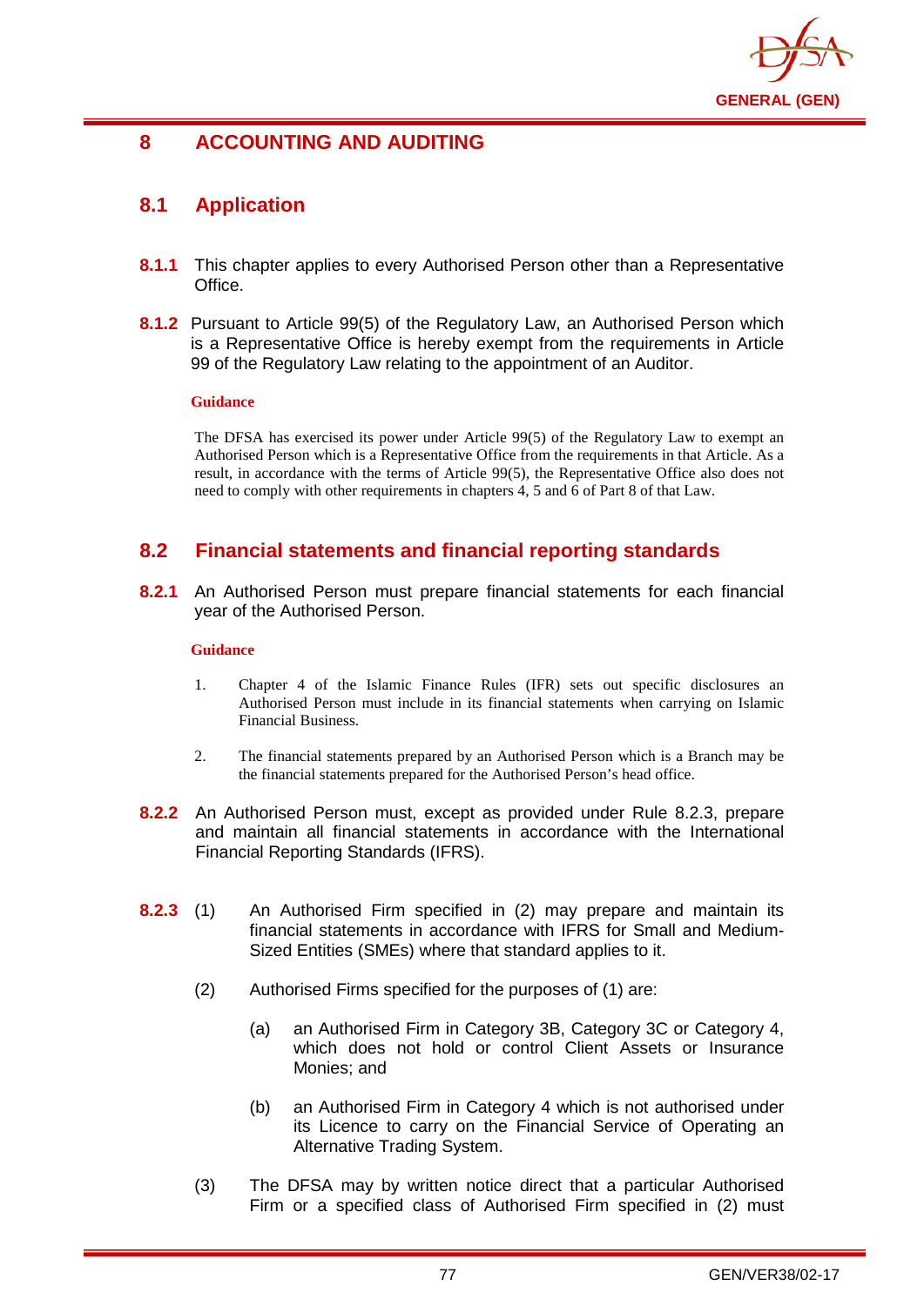# 8 ACCOUNTING AND AUDITING

## 8.1 Application

**8.1.1** This chapter applies to every Authorised Person other than a Representative Office.

**8.1.2** Pursuant to Article 99(5) of the Regulatory Law, an Authorised Person which is a Representative Office is hereby exempt from the requirements in Article 99 of the Regulatory Law relating to the appointment of an Auditor.

**Guidance**

The DFSA has exercised its power under Article 99(5) of the Regulatory Law to exempt an Authorised Person which is a Representative Office from the requirements in that Article. As a result, in accordance with the terms of Article 99(5), the Representative Office also does not need to comply with other requirements in chapters 4, 5 and 6 of Part 8 of that Law.

## 8.2 Financial statements and financial reporting standards

**8.2.1** An Authorised Person must prepare financial statements for each financial year of the Authorised Person.

**Guidance**

1. Chapter 4 of the Islamic Finance Rules (IFR) sets out specific disclosures an Authorised Person must include in its financial statements when carrying on Islamic Financial Business.

2. The financial statements prepared by an Authorised Person which is a Branch may be the financial statements prepared for the Authorised Person's head office.

**8.2.2** An Authorised Person must, except as provided under Rule 8.2.3, prepare and maintain all financial statements in accordance with the International Financial Reporting Standards (IFRS).

**8.2.3** (1) An Authorised Firm specified in (2) may prepare and maintain its financial statements in accordance with IFRS for Small and Medium-Sized Entities (SMEs) where that standard applies to it.

(2) Authorised Firms specified for the purposes of (1) are:

(a) an Authorised Firm in Category 3B, Category 3C or Category 4, which does not hold or control Client Assets or Insurance Monies; and

(b) an Authorised Firm in Category 4 which is not authorised under its Licence to carry on the Financial Service of Operating an Alternative Trading System.

(3) The DFSA may by written notice direct that a particular Authorised Firm or a specified class of Authorised Firm specified in (2) must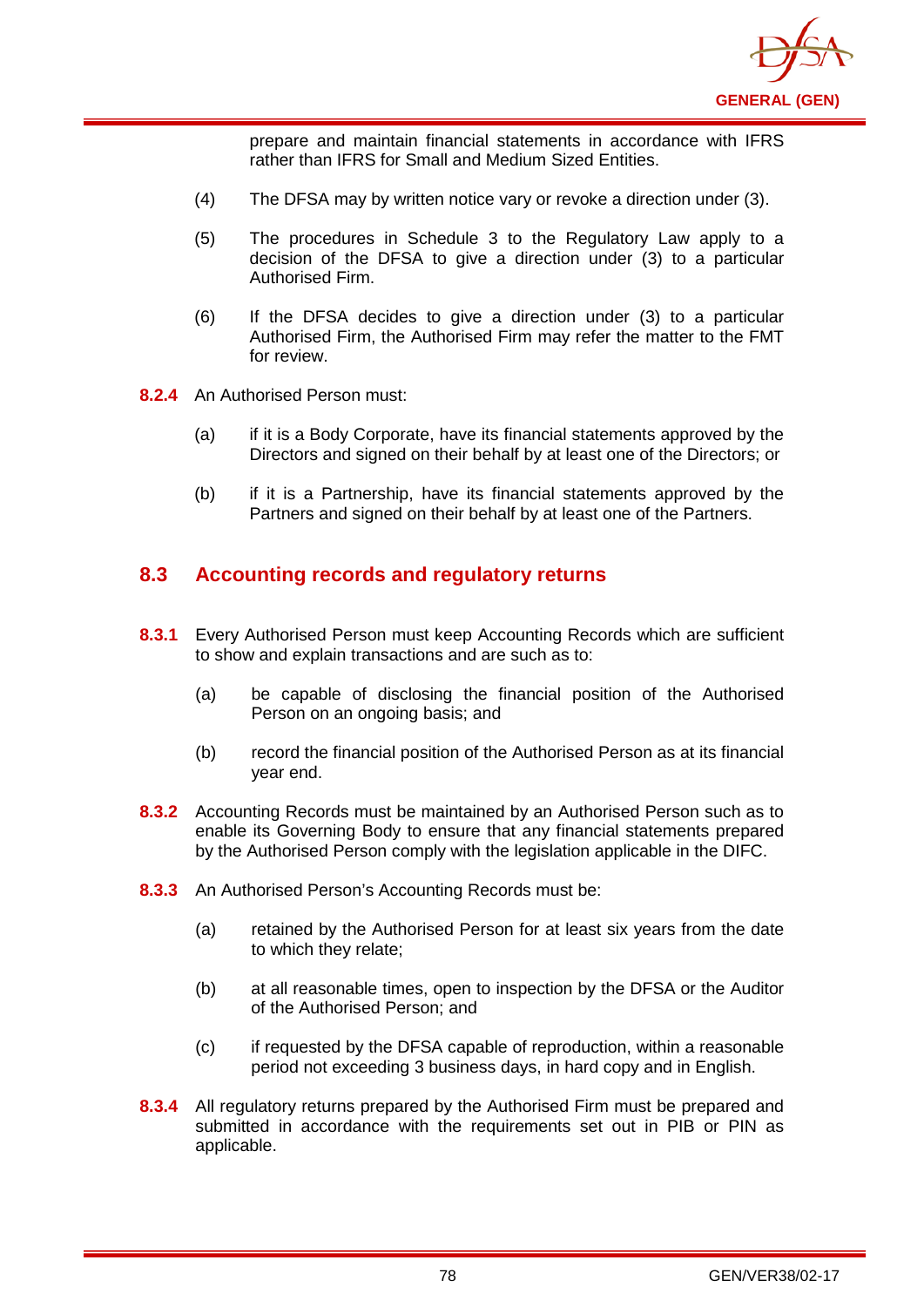prepare and maintain financial statements in accordance with IFRS rather than IFRS for Small and Medium Sized Entities.

(4) The DFSA may by written notice vary or revoke a direction under (3).

(5) The procedures in Schedule 3 to the Regulatory Law apply to a decision of the DFSA to give a direction under (3) to a particular Authorised Firm.

(6) If the DFSA decides to give a direction under (3) to a particular Authorised Firm, the Authorised Firm may refer the matter to the FMT for review.

**8.2.4** An Authorised Person must:

(a) if it is a Body Corporate, have its financial statements approved by the Directors and signed on their behalf by at least one of the Directors; or

(b) if it is a Partnership, have its financial statements approved by the Partners and signed on their behalf by at least one of the Partners.

## 8.3 Accounting records and regulatory returns

**8.3.1** Every Authorised Person must keep Accounting Records which are sufficient to show and explain transactions and are such as to:

(a) be capable of disclosing the financial position of the Authorised Person on an ongoing basis; and

(b) record the financial position of the Authorised Person as at its financial year end.

**8.3.2** Accounting Records must be maintained by an Authorised Person such as to enable its Governing Body to ensure that any financial statements prepared by the Authorised Person comply with the legislation applicable in the DIFC.

**8.3.3** An Authorised Person's Accounting Records must be:

(a) retained by the Authorised Person for at least six years from the date to which they relate;

(b) at all reasonable times, open to inspection by the DFSA or the Auditor of the Authorised Person; and

(c) if requested by the DFSA capable of reproduction, within a reasonable period not exceeding 3 business days, in hard copy and in English.

**8.3.4** All regulatory returns prepared by the Authorised Firm must be prepared and submitted in accordance with the requirements set out in PIB or PIN as applicable.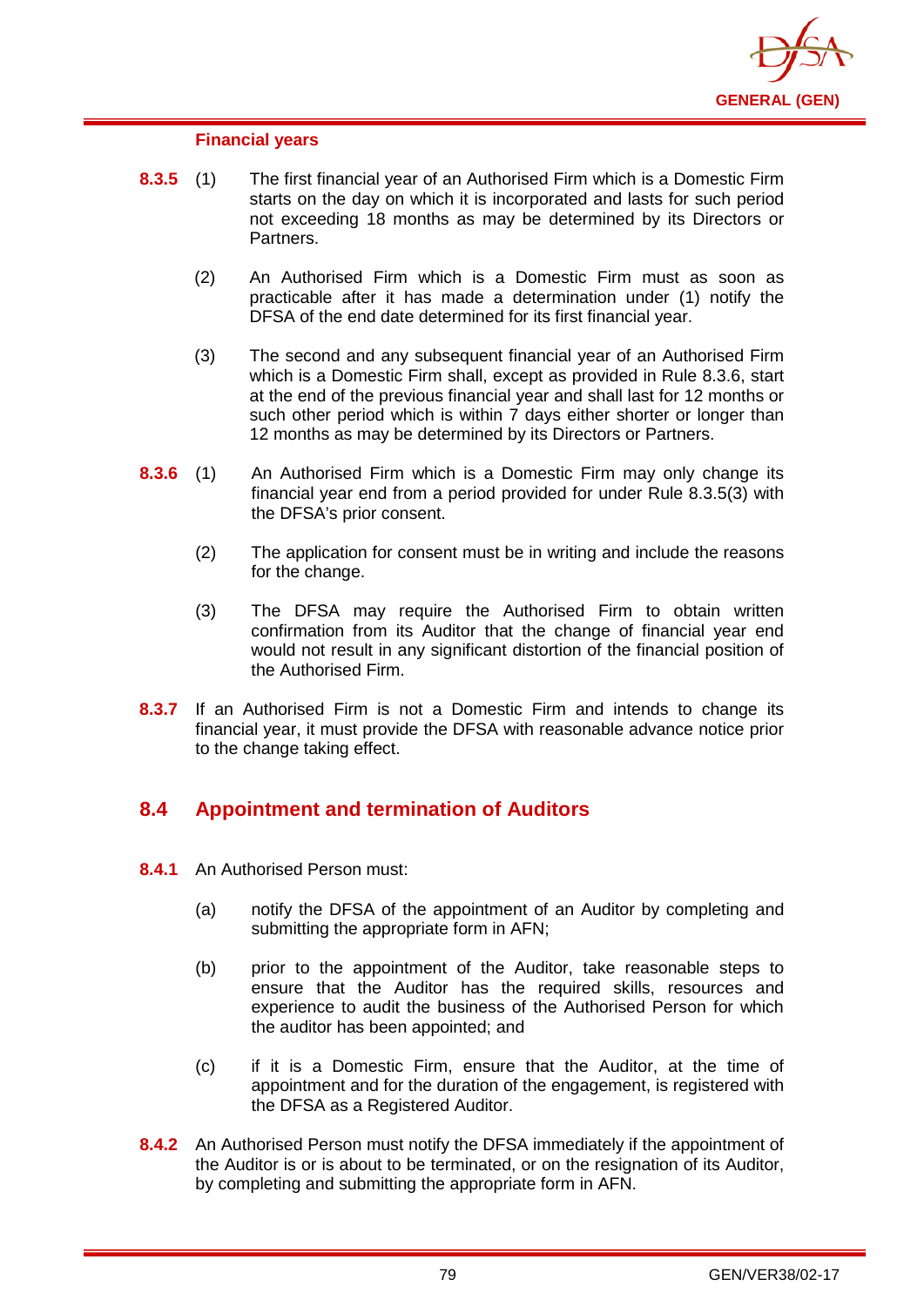### Financial years

**8.3.5** (1) The first financial year of an Authorised Firm which is a Domestic Firm starts on the day on which it is incorporated and lasts for such period not exceeding 18 months as may be determined by its Directors or Partners.

(2) An Authorised Firm which is a Domestic Firm must as soon as practicable after it has made a determination under (1) notify the DFSA of the end date determined for its first financial year.

(3) The second and any subsequent financial year of an Authorised Firm which is a Domestic Firm shall, except as provided in Rule 8.3.6, start at the end of the previous financial year and shall last for 12 months or such other period which is within 7 days either shorter or longer than 12 months as may be determined by its Directors or Partners.

**8.3.6** (1) An Authorised Firm which is a Domestic Firm may only change its financial year end from a period provided for under Rule 8.3.5(3) with the DFSA's prior consent.

(2) The application for consent must be in writing and include the reasons for the change.

(3) The DFSA may require the Authorised Firm to obtain written confirmation from its Auditor that the change of financial year end would not result in any significant distortion of the financial position of the Authorised Firm.

**8.3.7** If an Authorised Firm is not a Domestic Firm and intends to change its financial year, it must provide the DFSA with reasonable advance notice prior to the change taking effect.

## 8.4 Appointment and termination of Auditors

**8.4.1** An Authorised Person must:

(a) notify the DFSA of the appointment of an Auditor by completing and submitting the appropriate form in AFN;

(b) prior to the appointment of the Auditor, take reasonable steps to ensure that the Auditor has the required skills, resources and experience to audit the business of the Authorised Person for which the auditor has been appointed; and

(c) if it is a Domestic Firm, ensure that the Auditor, at the time of appointment and for the duration of the engagement, is registered with the DFSA as a Registered Auditor.

**8.4.2** An Authorised Person must notify the DFSA immediately if the appointment of the Auditor is or is about to be terminated, or on the resignation of its Auditor, by completing and submitting the appropriate form in AFN.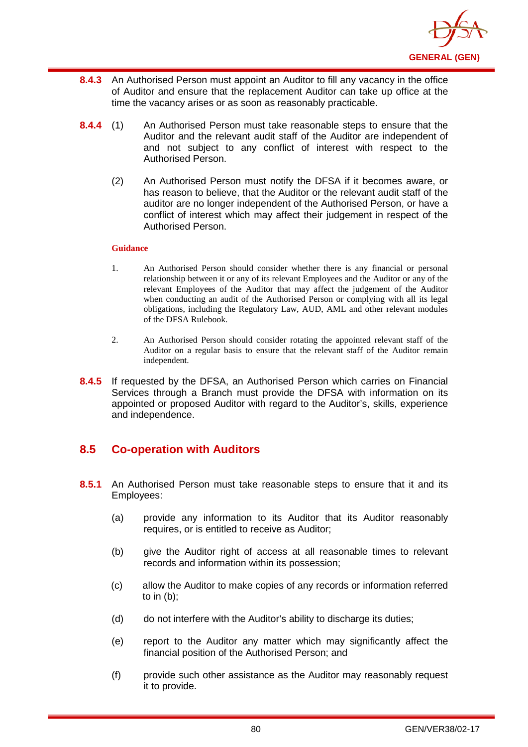**8.4.3** An Authorised Person must appoint an Auditor to fill any vacancy in the office of Auditor and ensure that the replacement Auditor can take up office at the time the vacancy arises or as soon as reasonably practicable.

**8.4.4** (1) An Authorised Person must take reasonable steps to ensure that the Auditor and the relevant audit staff of the Auditor are independent of and not subject to any conflict of interest with respect to the Authorised Person.

(2) An Authorised Person must notify the DFSA if it becomes aware, or has reason to believe, that the Auditor or the relevant audit staff of the auditor are no longer independent of the Authorised Person, or have a conflict of interest which may affect their judgement in respect of the Authorised Person.

**Guidance**

1. An Authorised Person should consider whether there is any financial or personal relationship between it or any of its relevant Employees and the Auditor or any of the relevant Employees of the Auditor that may affect the judgement of the Auditor when conducting an audit of the Authorised Person or complying with all its legal obligations, including the Regulatory Law, AUD, AML and other relevant modules of the DFSA Rulebook.

2. An Authorised Person should consider rotating the appointed relevant staff of the Auditor on a regular basis to ensure that the relevant staff of the Auditor remain independent.

**8.4.5** If requested by the DFSA, an Authorised Person which carries on Financial Services through a Branch must provide the DFSA with information on its appointed or proposed Auditor with regard to the Auditor's, skills, experience and independence.

## 8.5 Co-operation with Auditors

**8.5.1** An Authorised Person must take reasonable steps to ensure that it and its Employees:

(a) provide any information to its Auditor that its Auditor reasonably requires, or is entitled to receive as Auditor;

(b) give the Auditor right of access at all reasonable times to relevant records and information within its possession;

(c) allow the Auditor to make copies of any records or information referred to in (b);

(d) do not interfere with the Auditor's ability to discharge its duties;

(e) report to the Auditor any matter which may significantly affect the financial position of the Authorised Person; and

(f) provide such other assistance as the Auditor may reasonably request it to provide.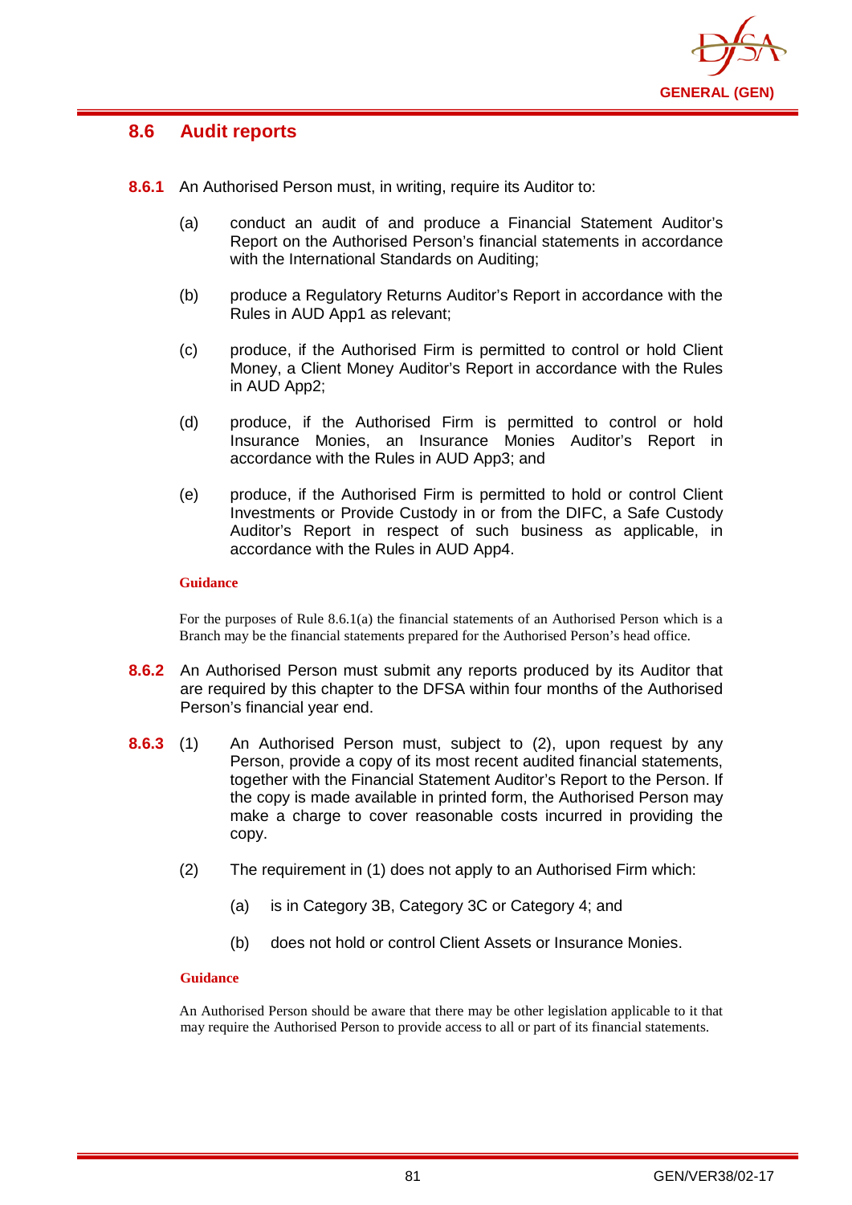## 8.6 Audit reports

**8.6.1** An Authorised Person must, in writing, require its Auditor to:

(a) conduct an audit of and produce a Financial Statement Auditor's Report on the Authorised Person's financial statements in accordance with the International Standards on Auditing;

(b) produce a Regulatory Returns Auditor's Report in accordance with the Rules in AUD App1 as relevant;

(c) produce, if the Authorised Firm is permitted to control or hold Client Money, a Client Money Auditor's Report in accordance with the Rules in AUD App2;

(d) produce, if the Authorised Firm is permitted to control or hold Insurance Monies, an Insurance Monies Auditor's Report in accordance with the Rules in AUD App3; and

(e) produce, if the Authorised Firm is permitted to hold or control Client Investments or Provide Custody in or from the DIFC, a Safe Custody Auditor's Report in respect of such business as applicable, in accordance with the Rules in AUD App4.

**Guidance**

For the purposes of Rule 8.6.1(a) the financial statements of an Authorised Person which is a Branch may be the financial statements prepared for the Authorised Person's head office.

**8.6.2** An Authorised Person must submit any reports produced by its Auditor that are required by this chapter to the DFSA within four months of the Authorised Person's financial year end.

**8.6.3** (1) An Authorised Person must, subject to (2), upon request by any Person, provide a copy of its most recent audited financial statements, together with the Financial Statement Auditor's Report to the Person. If the copy is made available in printed form, the Authorised Person may make a charge to cover reasonable costs incurred in providing the copy.

(2) The requirement in (1) does not apply to an Authorised Firm which:

(a) is in Category 3B, Category 3C or Category 4; and

(b) does not hold or control Client Assets or Insurance Monies.

**Guidance**

An Authorised Person should be aware that there may be other legislation applicable to it that may require the Authorised Person to provide access to all or part of its financial statements.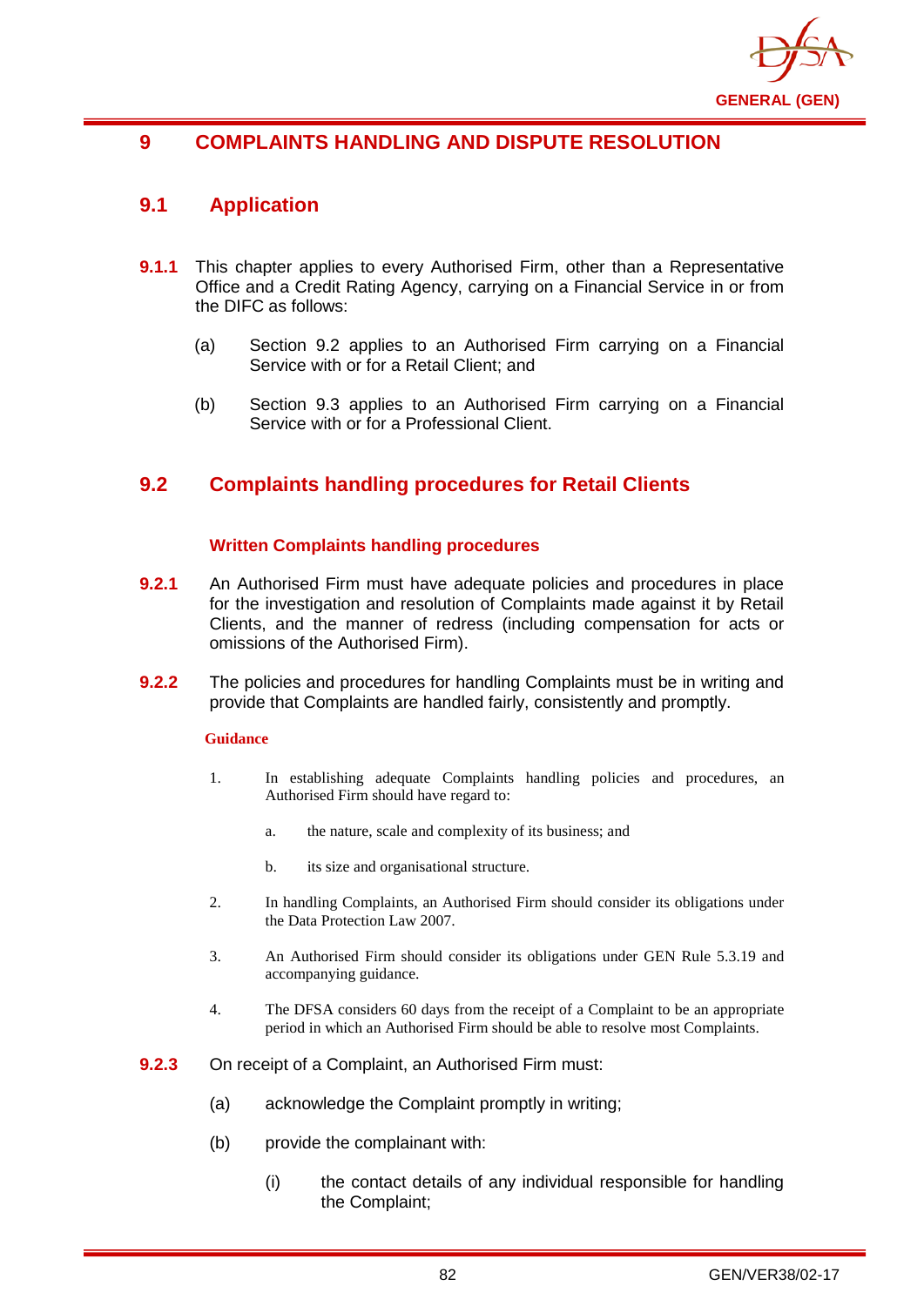# 9 COMPLAINTS HANDLING AND DISPUTE RESOLUTION

## 9.1 Application

**9.1.1** This chapter applies to every Authorised Firm, other than a Representative Office and a Credit Rating Agency, carrying on a Financial Service in or from the DIFC as follows:

(a) Section 9.2 applies to an Authorised Firm carrying on a Financial Service with or for a Retail Client; and

(b) Section 9.3 applies to an Authorised Firm carrying on a Financial Service with or for a Professional Client.

## 9.2 Complaints handling procedures for Retail Clients

### Written Complaints handling procedures

**9.2.1** An Authorised Firm must have adequate policies and procedures in place for the investigation and resolution of Complaints made against it by Retail Clients, and the manner of redress (including compensation for acts or omissions of the Authorised Firm).

**9.2.2** The policies and procedures for handling Complaints must be in writing and provide that Complaints are handled fairly, consistently and promptly.

**Guidance**

1. In establishing adequate Complaints handling policies and procedures, an Authorised Firm should have regard to:

   a. the nature, scale and complexity of its business; and

   b. its size and organisational structure.

2. In handling Complaints, an Authorised Firm should consider its obligations under the Data Protection Law 2007.

3. An Authorised Firm should consider its obligations under GEN Rule 5.3.19 and accompanying guidance.

4. The DFSA considers 60 days from the receipt of a Complaint to be an appropriate period in which an Authorised Firm should be able to resolve most Complaints.

**9.2.3** On receipt of a Complaint, an Authorised Firm must:

(a) acknowledge the Complaint promptly in writing;

(b) provide the complainant with:

   (i) the contact details of any individual responsible for handling the Complaint;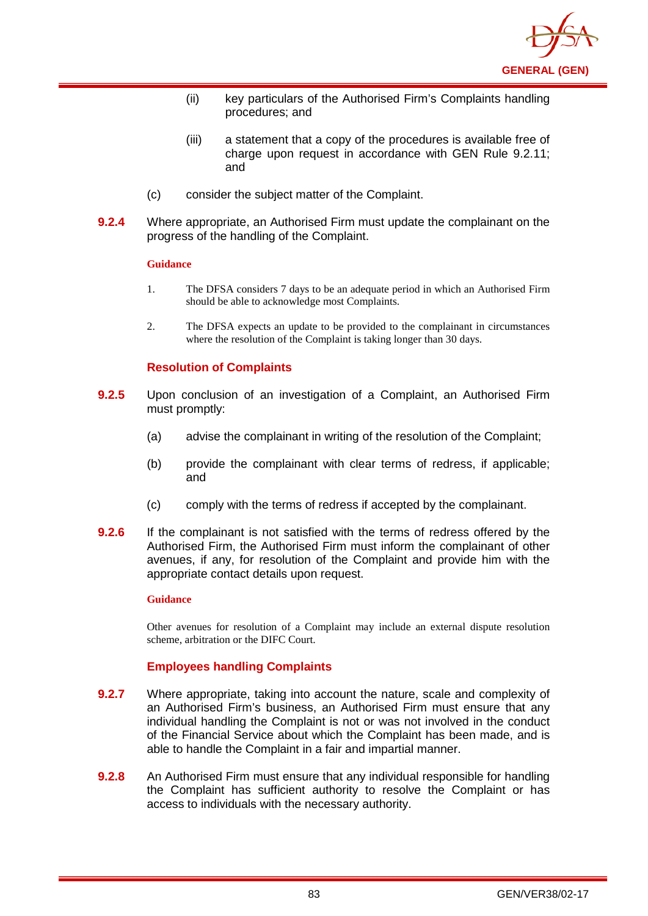(ii) key particulars of the Authorised Firm's Complaints handling procedures; and

(iii) a statement that a copy of the procedures is available free of charge upon request in accordance with GEN Rule 9.2.11; and

(c) consider the subject matter of the Complaint.

**9.2.4** Where appropriate, an Authorised Firm must update the complainant on the progress of the handling of the Complaint.

**Guidance**

1. The DFSA considers 7 days to be an adequate period in which an Authorised Firm should be able to acknowledge most Complaints.

2. The DFSA expects an update to be provided to the complainant in circumstances where the resolution of the Complaint is taking longer than 30 days.

### Resolution of Complaints

**9.2.5** Upon conclusion of an investigation of a Complaint, an Authorised Firm must promptly:

(a) advise the complainant in writing of the resolution of the Complaint;

(b) provide the complainant with clear terms of redress, if applicable; and

(c) comply with the terms of redress if accepted by the complainant.

**9.2.6** If the complainant is not satisfied with the terms of redress offered by the Authorised Firm, the Authorised Firm must inform the complainant of other avenues, if any, for resolution of the Complaint and provide him with the appropriate contact details upon request.

**Guidance**

Other avenues for resolution of a Complaint may include an external dispute resolution scheme, arbitration or the DIFC Court.

### Employees handling Complaints

**9.2.7** Where appropriate, taking into account the nature, scale and complexity of an Authorised Firm's business, an Authorised Firm must ensure that any individual handling the Complaint is not or was not involved in the conduct of the Financial Service about which the Complaint has been made, and is able to handle the Complaint in a fair and impartial manner.

**9.2.8** An Authorised Firm must ensure that any individual responsible for handling the Complaint has sufficient authority to resolve the Complaint or has access to individuals with the necessary authority.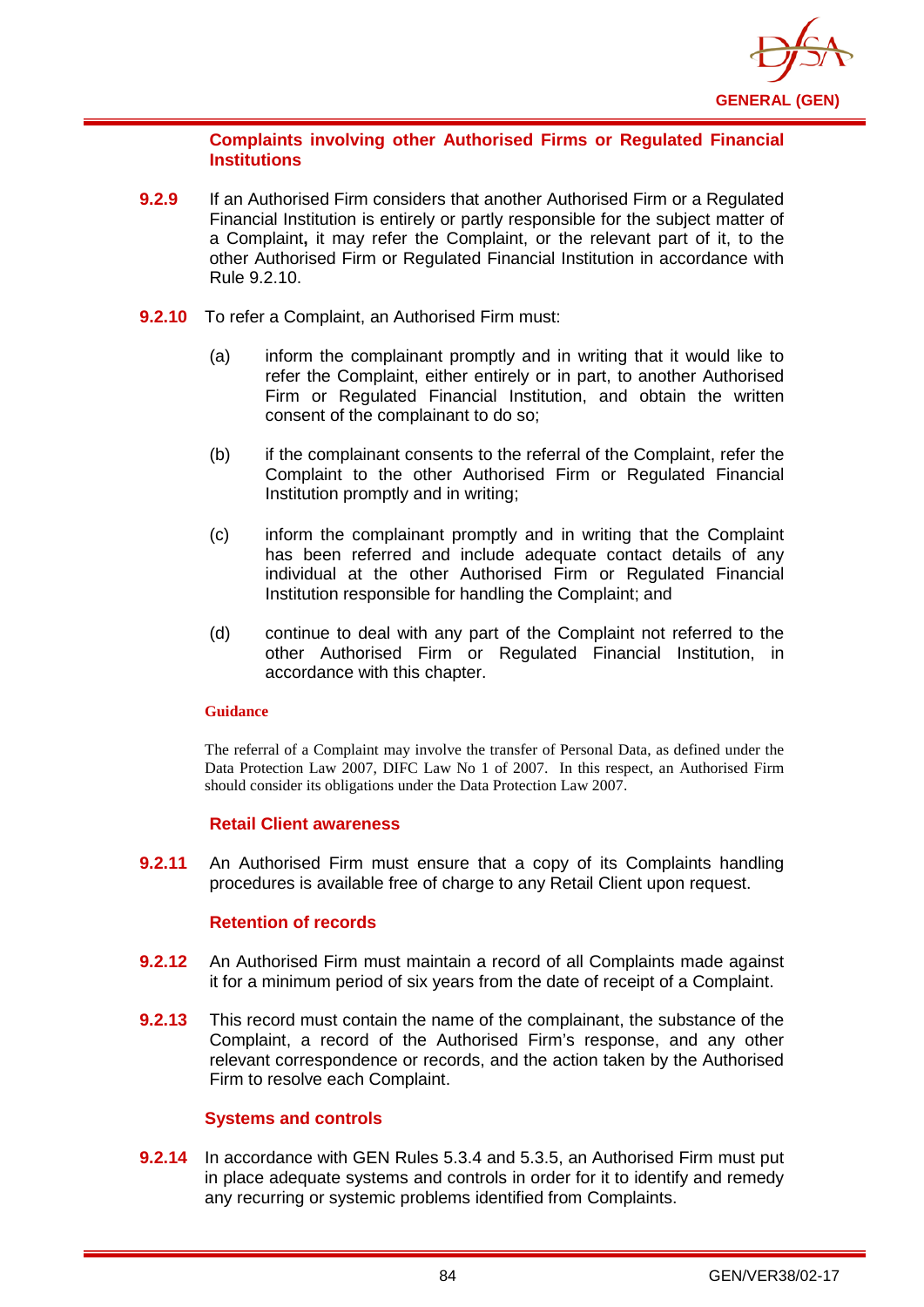### Complaints involving other Authorised Firms or Regulated Financial Institutions

**9.2.9** If an Authorised Firm considers that another Authorised Firm or a Regulated Financial Institution is entirely or partly responsible for the subject matter of a Complaint**,** it may refer the Complaint, or the relevant part of it, to the other Authorised Firm or Regulated Financial Institution in accordance with Rule 9.2.10.

**9.2.10** To refer a Complaint, an Authorised Firm must:

(a) inform the complainant promptly and in writing that it would like to refer the Complaint, either entirely or in part, to another Authorised Firm or Regulated Financial Institution, and obtain the written consent of the complainant to do so;

(b) if the complainant consents to the referral of the Complaint, refer the Complaint to the other Authorised Firm or Regulated Financial Institution promptly and in writing;

(c) inform the complainant promptly and in writing that the Complaint has been referred and include adequate contact details of any individual at the other Authorised Firm or Regulated Financial Institution responsible for handling the Complaint; and

(d) continue to deal with any part of the Complaint not referred to the other Authorised Firm or Regulated Financial Institution, in accordance with this chapter.

**Guidance**

The referral of a Complaint may involve the transfer of Personal Data, as defined under the Data Protection Law 2007, DIFC Law No 1 of 2007. In this respect, an Authorised Firm should consider its obligations under the Data Protection Law 2007.

### Retail Client awareness

**9.2.11** An Authorised Firm must ensure that a copy of its Complaints handling procedures is available free of charge to any Retail Client upon request.

### Retention of records

**9.2.12** An Authorised Firm must maintain a record of all Complaints made against it for a minimum period of six years from the date of receipt of a Complaint.

**9.2.13** This record must contain the name of the complainant, the substance of the Complaint, a record of the Authorised Firm's response, and any other relevant correspondence or records, and the action taken by the Authorised Firm to resolve each Complaint.

### Systems and controls

**9.2.14** In accordance with GEN Rules 5.3.4 and 5.3.5, an Authorised Firm must put in place adequate systems and controls in order for it to identify and remedy any recurring or systemic problems identified from Complaints.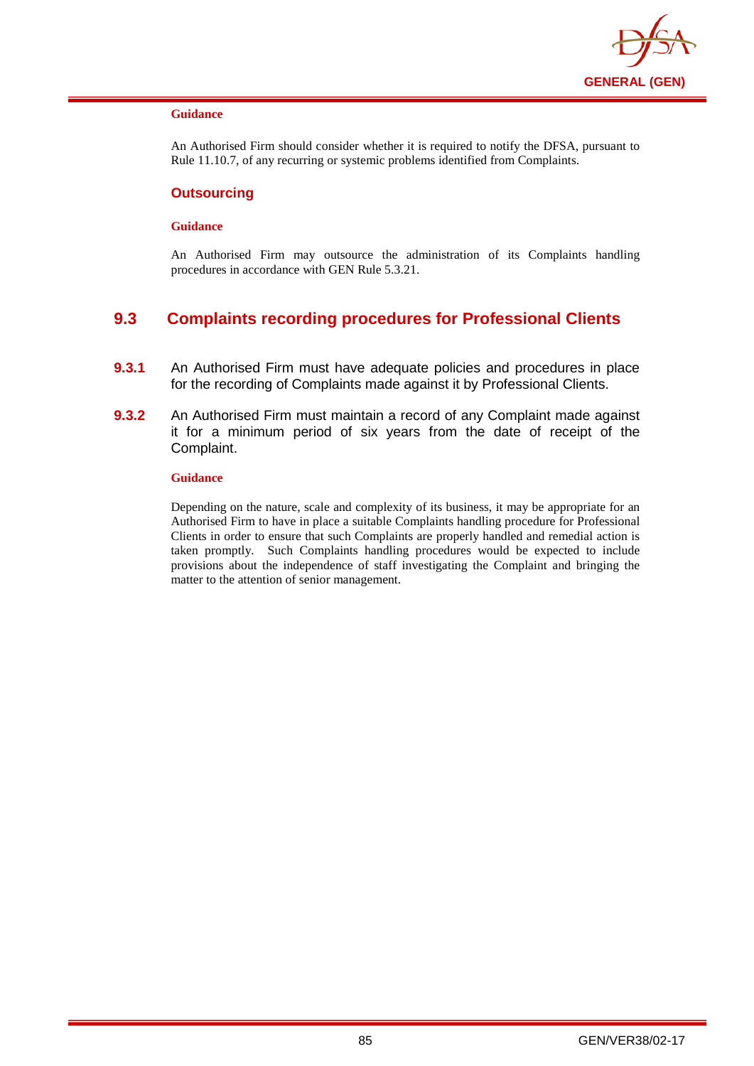#### Guidance

An Authorised Firm should consider whether it is required to notify the DFSA, pursuant to Rule 11.10.7, of any recurring or systemic problems identified from Complaints.

### Outsourcing

#### Guidance

An Authorised Firm may outsource the administration of its Complaints handling procedures in accordance with GEN Rule 5.3.21.

## 9.3 Complaints recording procedures for Professional Clients

**9.3.1** An Authorised Firm must have adequate policies and procedures in place for the recording of Complaints made against it by Professional Clients.

**9.3.2** An Authorised Firm must maintain a record of any Complaint made against it for a minimum period of six years from the date of receipt of the Complaint.

#### Guidance

Depending on the nature, scale and complexity of its business, it may be appropriate for an Authorised Firm to have in place a suitable Complaints handling procedure for Professional Clients in order to ensure that such Complaints are properly handled and remedial action is taken promptly. Such Complaints handling procedures would be expected to include provisions about the independence of staff investigating the Complaint and bringing the matter to the attention of senior management.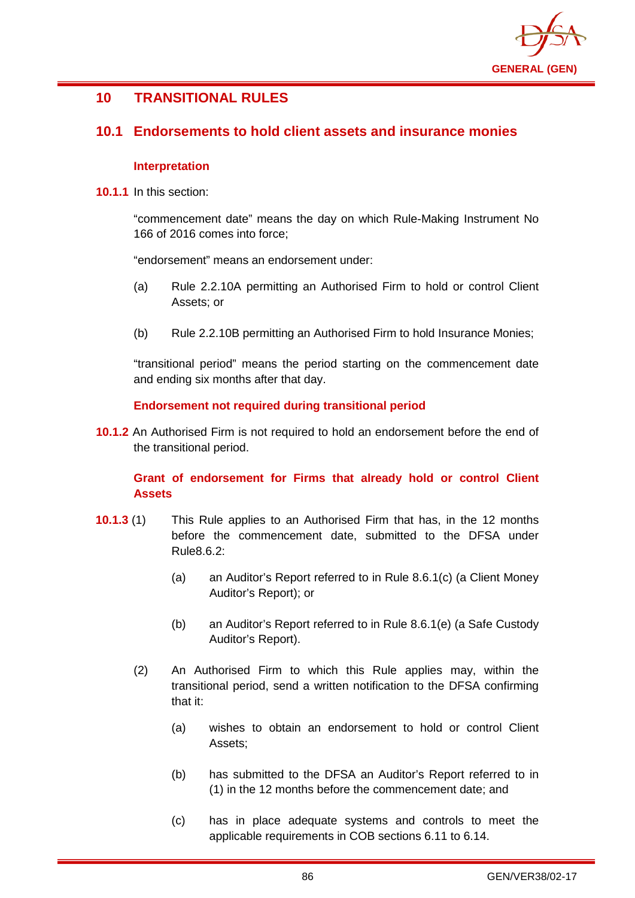## 10 TRANSITIONAL RULES

### 10.1 Endorsements to hold client assets and insurance monies

#### Interpretation

**10.1.1** In this section:

"commencement date" means the day on which Rule-Making Instrument No 166 of 2016 comes into force;

"endorsement" means an endorsement under:

(a) Rule 2.2.10A permitting an Authorised Firm to hold or control Client Assets; or

(b) Rule 2.2.10B permitting an Authorised Firm to hold Insurance Monies;

"transitional period" means the period starting on the commencement date and ending six months after that day.

#### Endorsement not required during transitional period

**10.1.2** An Authorised Firm is not required to hold an endorsement before the end of the transitional period.

#### Grant of endorsement for Firms that already hold or control Client Assets

**10.1.3** (1) This Rule applies to an Authorised Firm that has, in the 12 months before the commencement date, submitted to the DFSA under Rule8.6.2:

(a) an Auditor's Report referred to in Rule 8.6.1(c) (a Client Money Auditor's Report); or

(b) an Auditor's Report referred to in Rule 8.6.1(e) (a Safe Custody Auditor's Report).

(2) An Authorised Firm to which this Rule applies may, within the transitional period, send a written notification to the DFSA confirming that it:

(a) wishes to obtain an endorsement to hold or control Client Assets;

(b) has submitted to the DFSA an Auditor's Report referred to in (1) in the 12 months before the commencement date; and

(c) has in place adequate systems and controls to meet the applicable requirements in COB sections 6.11 to 6.14.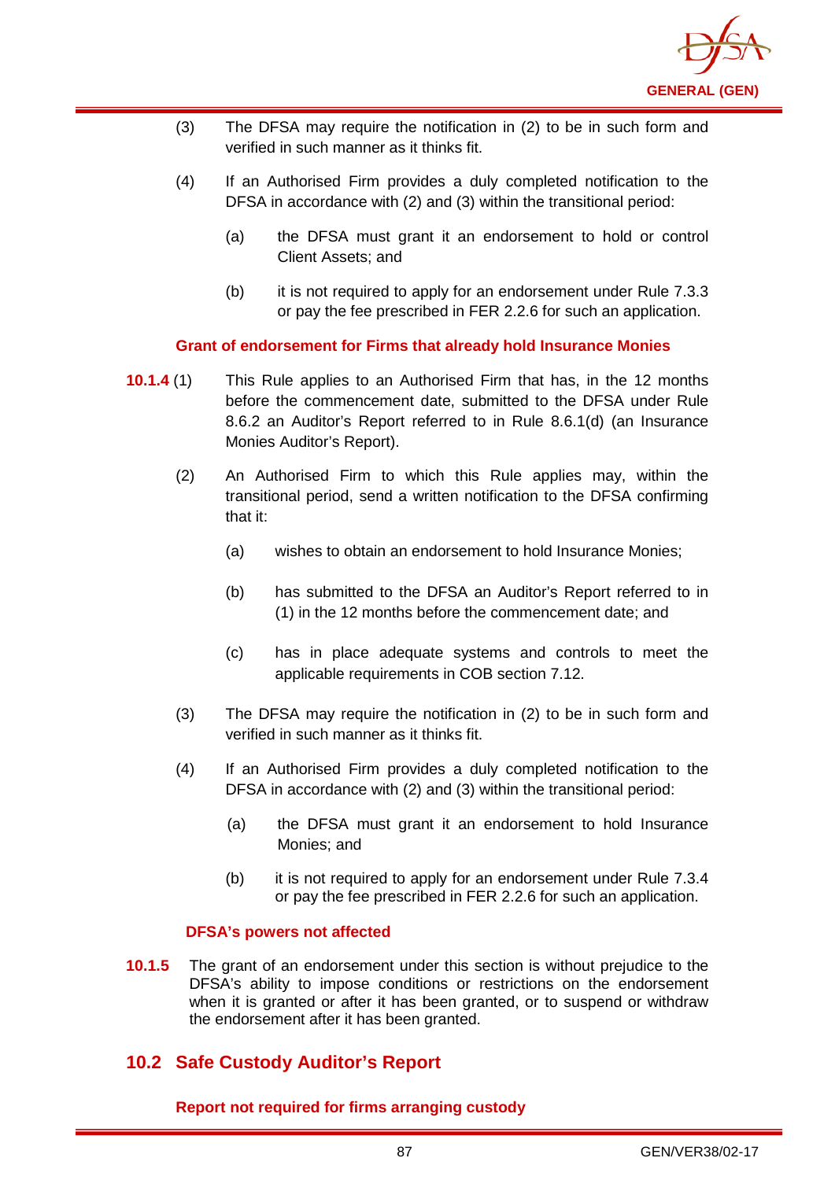(3) The DFSA may require the notification in (2) to be in such form and verified in such manner as it thinks fit.

(4) If an Authorised Firm provides a duly completed notification to the DFSA in accordance with (2) and (3) within the transitional period:

(a) the DFSA must grant it an endorsement to hold or control Client Assets; and

(b) it is not required to apply for an endorsement under Rule 7.3.3 or pay the fee prescribed in FER 2.2.6 for such an application.

#### Grant of endorsement for Firms that already hold Insurance Monies

**10.1.4** (1) This Rule applies to an Authorised Firm that has, in the 12 months before the commencement date, submitted to the DFSA under Rule 8.6.2 an Auditor's Report referred to in Rule 8.6.1(d) (an Insurance Monies Auditor's Report).

(2) An Authorised Firm to which this Rule applies may, within the transitional period, send a written notification to the DFSA confirming that it:

(a) wishes to obtain an endorsement to hold Insurance Monies;

(b) has submitted to the DFSA an Auditor's Report referred to in (1) in the 12 months before the commencement date; and

(c) has in place adequate systems and controls to meet the applicable requirements in COB section 7.12.

(3) The DFSA may require the notification in (2) to be in such form and verified in such manner as it thinks fit.

(4) If an Authorised Firm provides a duly completed notification to the DFSA in accordance with (2) and (3) within the transitional period:

(a) the DFSA must grant it an endorsement to hold Insurance Monies; and

(b) it is not required to apply for an endorsement under Rule 7.3.4 or pay the fee prescribed in FER 2.2.6 for such an application.

#### DFSA's powers not affected

**10.1.5** The grant of an endorsement under this section is without prejudice to the DFSA's ability to impose conditions or restrictions on the endorsement when it is granted or after it has been granted, or to suspend or withdraw the endorsement after it has been granted.

## 10.2 Safe Custody Auditor's Report

#### Report not required for firms arranging custody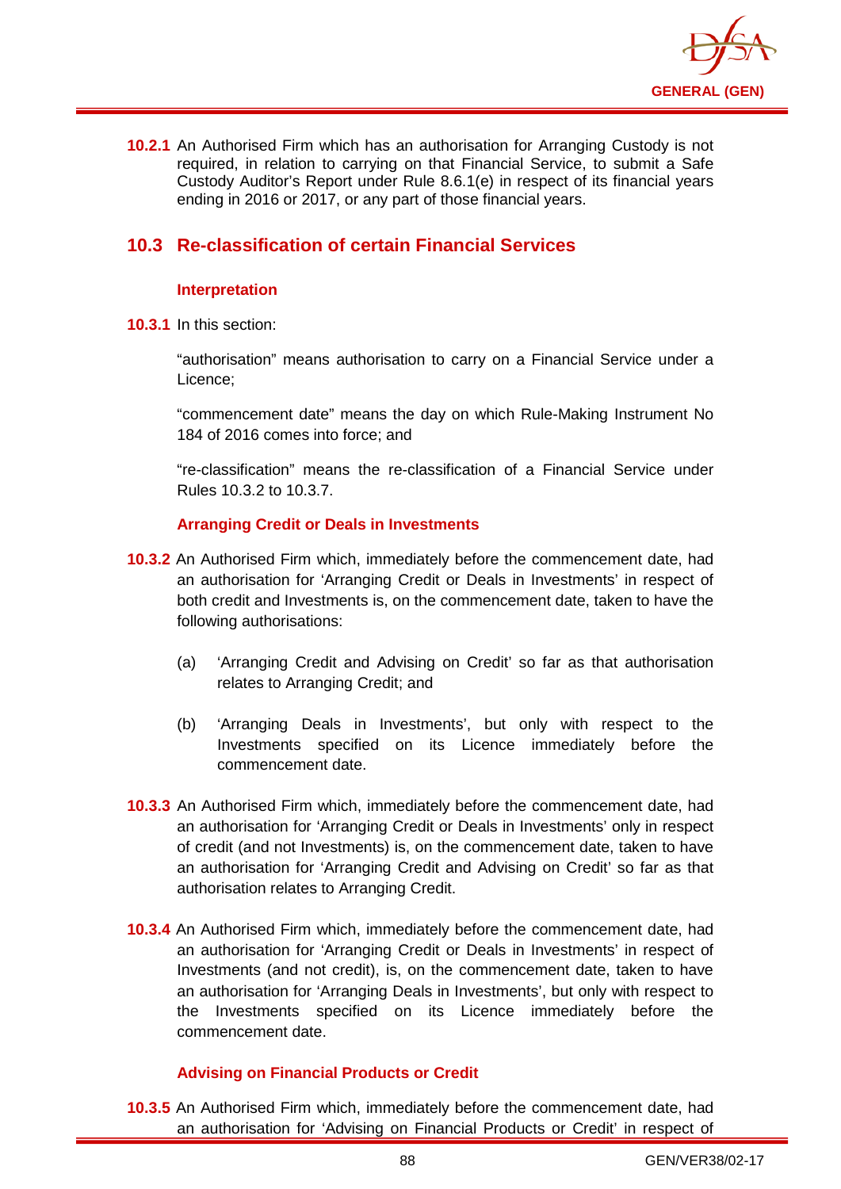**10.2.1** An Authorised Firm which has an authorisation for Arranging Custody is not required, in relation to carrying on that Financial Service, to submit a Safe Custody Auditor's Report under Rule 8.6.1(e) in respect of its financial years ending in 2016 or 2017, or any part of those financial years.

## 10.3 Re-classification of certain Financial Services

### Interpretation

**10.3.1** In this section:

"authorisation" means authorisation to carry on a Financial Service under a Licence;

"commencement date" means the day on which Rule-Making Instrument No 184 of 2016 comes into force; and

"re-classification" means the re-classification of a Financial Service under Rules 10.3.2 to 10.3.7.

### Arranging Credit or Deals in Investments

**10.3.2** An Authorised Firm which, immediately before the commencement date, had an authorisation for 'Arranging Credit or Deals in Investments' in respect of both credit and Investments is, on the commencement date, taken to have the following authorisations:

(a) 'Arranging Credit and Advising on Credit' so far as that authorisation relates to Arranging Credit; and

(b) 'Arranging Deals in Investments', but only with respect to the Investments specified on its Licence immediately before the commencement date.

**10.3.3** An Authorised Firm which, immediately before the commencement date, had an authorisation for 'Arranging Credit or Deals in Investments' only in respect of credit (and not Investments) is, on the commencement date, taken to have an authorisation for 'Arranging Credit and Advising on Credit' so far as that authorisation relates to Arranging Credit.

**10.3.4** An Authorised Firm which, immediately before the commencement date, had an authorisation for 'Arranging Credit or Deals in Investments' in respect of Investments (and not credit), is, on the commencement date, taken to have an authorisation for 'Arranging Deals in Investments', but only with respect to the Investments specified on its Licence immediately before the commencement date.

### Advising on Financial Products or Credit

**10.3.5** An Authorised Firm which, immediately before the commencement date, had an authorisation for 'Advising on Financial Products or Credit' in respect of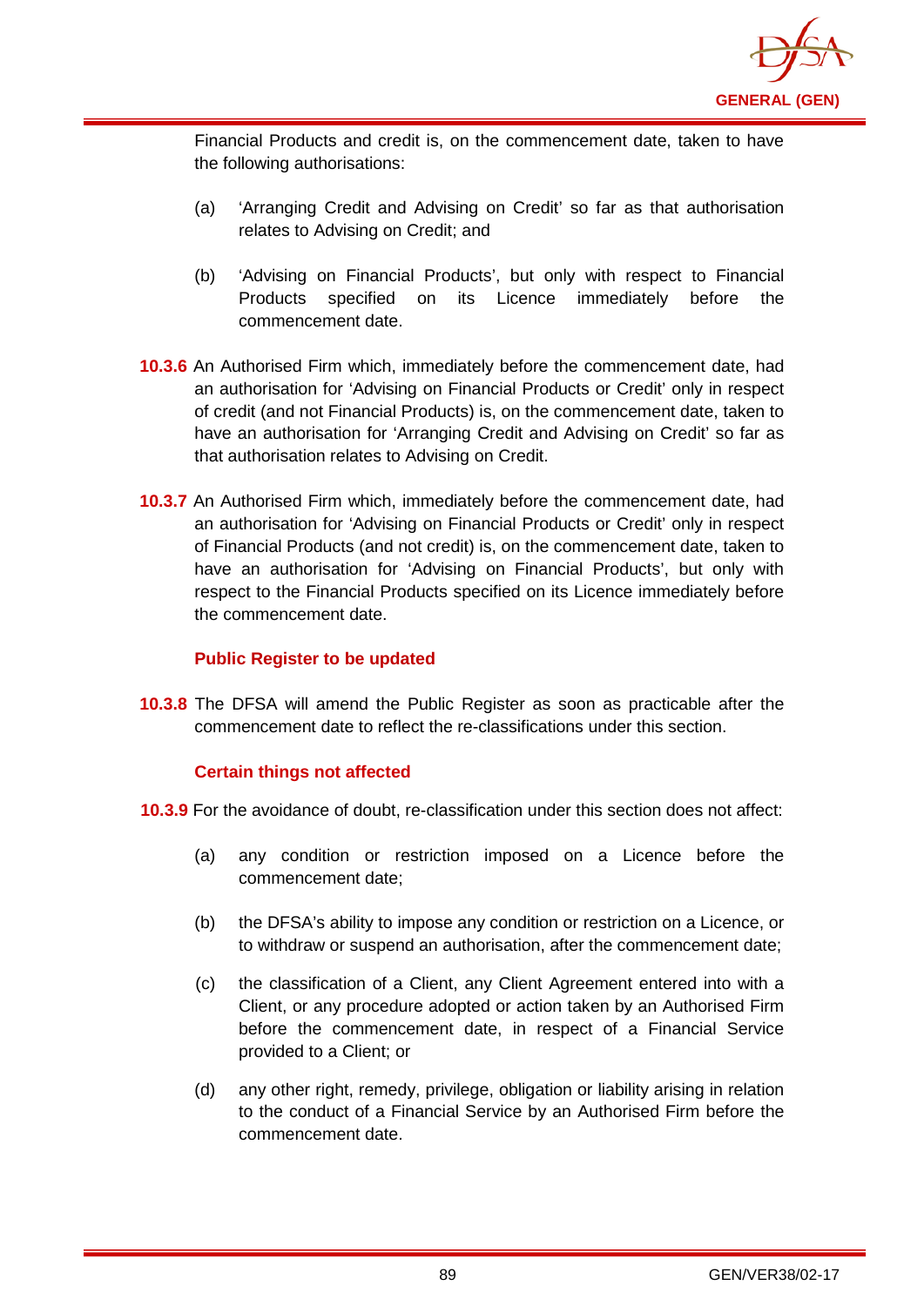Financial Products and credit is, on the commencement date, taken to have the following authorisations:

(a) 'Arranging Credit and Advising on Credit' so far as that authorisation relates to Advising on Credit; and

(b) 'Advising on Financial Products', but only with respect to Financial Products specified on its Licence immediately before the commencement date.

**10.3.6** An Authorised Firm which, immediately before the commencement date, had an authorisation for 'Advising on Financial Products or Credit' only in respect of credit (and not Financial Products) is, on the commencement date, taken to have an authorisation for 'Arranging Credit and Advising on Credit' so far as that authorisation relates to Advising on Credit.

**10.3.7** An Authorised Firm which, immediately before the commencement date, had an authorisation for 'Advising on Financial Products or Credit' only in respect of Financial Products (and not credit) is, on the commencement date, taken to have an authorisation for 'Advising on Financial Products', but only with respect to the Financial Products specified on its Licence immediately before the commencement date.

### Public Register to be updated

**10.3.8** The DFSA will amend the Public Register as soon as practicable after the commencement date to reflect the re-classifications under this section.

### Certain things not affected

**10.3.9** For the avoidance of doubt, re-classification under this section does not affect:

(a) any condition or restriction imposed on a Licence before the commencement date;

(b) the DFSA's ability to impose any condition or restriction on a Licence, or to withdraw or suspend an authorisation, after the commencement date;

(c) the classification of a Client, any Client Agreement entered into with a Client, or any procedure adopted or action taken by an Authorised Firm before the commencement date, in respect of a Financial Service provided to a Client; or

(d) any other right, remedy, privilege, obligation or liability arising in relation to the conduct of a Financial Service by an Authorised Firm before the commencement date.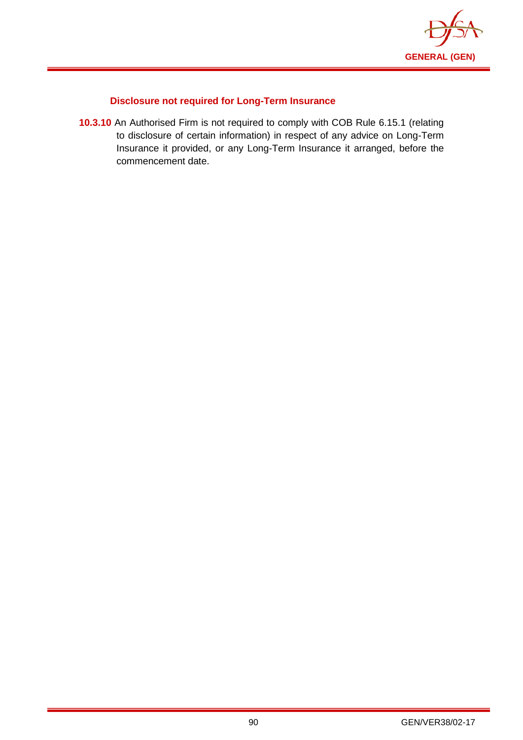### Disclosure not required for Long-Term Insurance

**10.3.10** An Authorised Firm is not required to comply with COB Rule 6.15.1 (relating to disclosure of certain information) in respect of any advice on Long-Term Insurance it provided, or any Long-Term Insurance it arranged, before the commencement date.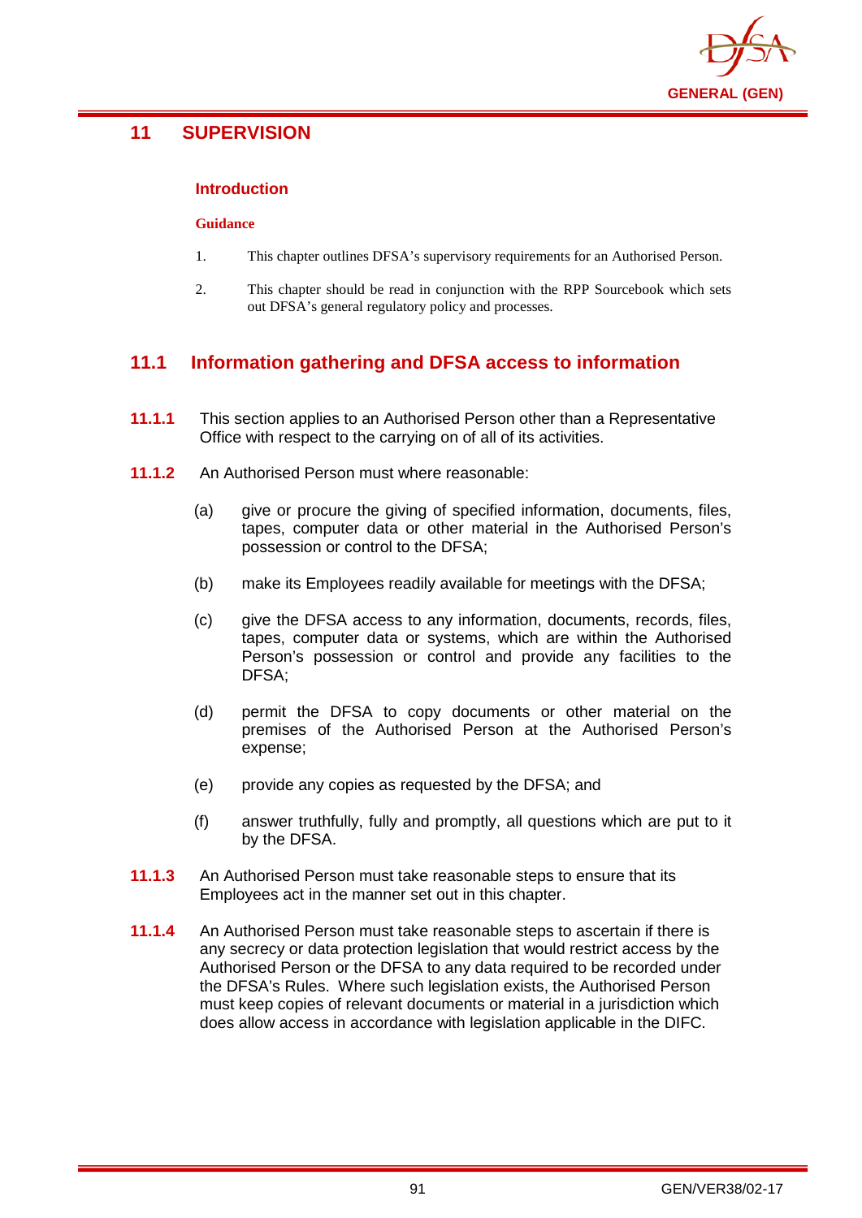# 11 SUPERVISION

### Introduction

**Guidance**

1. This chapter outlines DFSA's supervisory requirements for an Authorised Person.

2. This chapter should be read in conjunction with the RPP Sourcebook which sets out DFSA's general regulatory policy and processes.

## 11.1 Information gathering and DFSA access to information

**11.1.1** This section applies to an Authorised Person other than a Representative Office with respect to the carrying on of all of its activities.

**11.1.2** An Authorised Person must where reasonable:

(a) give or procure the giving of specified information, documents, files, tapes, computer data or other material in the Authorised Person's possession or control to the DFSA;

(b) make its Employees readily available for meetings with the DFSA;

(c) give the DFSA access to any information, documents, records, files, tapes, computer data or systems, which are within the Authorised Person's possession or control and provide any facilities to the DFSA;

(d) permit the DFSA to copy documents or other material on the premises of the Authorised Person at the Authorised Person's expense;

(e) provide any copies as requested by the DFSA; and

(f) answer truthfully, fully and promptly, all questions which are put to it by the DFSA.

**11.1.3** An Authorised Person must take reasonable steps to ensure that its Employees act in the manner set out in this chapter.

**11.1.4** An Authorised Person must take reasonable steps to ascertain if there is any secrecy or data protection legislation that would restrict access by the Authorised Person or the DFSA to any data required to be recorded under the DFSA's Rules. Where such legislation exists, the Authorised Person must keep copies of relevant documents or material in a jurisdiction which does allow access in accordance with legislation applicable in the DIFC.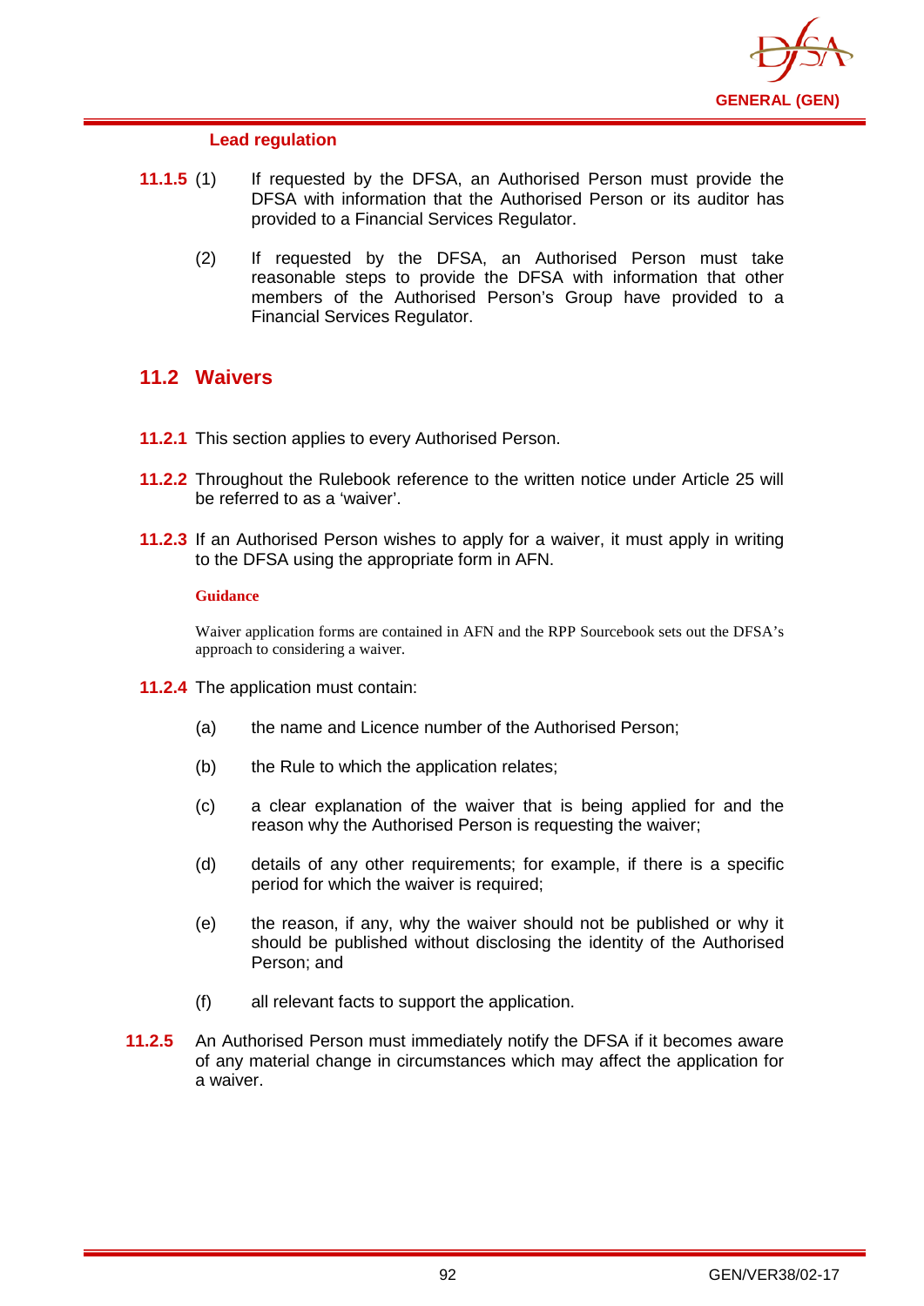### Lead regulation

**11.1.5** (1) If requested by the DFSA, an Authorised Person must provide the DFSA with information that the Authorised Person or its auditor has provided to a Financial Services Regulator.

(2) If requested by the DFSA, an Authorised Person must take reasonable steps to provide the DFSA with information that other members of the Authorised Person's Group have provided to a Financial Services Regulator.

## 11.2 Waivers

**11.2.1** This section applies to every Authorised Person.

**11.2.2** Throughout the Rulebook reference to the written notice under Article 25 will be referred to as a 'waiver'.

**11.2.3** If an Authorised Person wishes to apply for a waiver, it must apply in writing to the DFSA using the appropriate form in AFN.

**Guidance**

Waiver application forms are contained in AFN and the RPP Sourcebook sets out the DFSA's approach to considering a waiver.

**11.2.4** The application must contain:

(a) the name and Licence number of the Authorised Person;

(b) the Rule to which the application relates;

(c) a clear explanation of the waiver that is being applied for and the reason why the Authorised Person is requesting the waiver;

(d) details of any other requirements; for example, if there is a specific period for which the waiver is required;

(e) the reason, if any, why the waiver should not be published or why it should be published without disclosing the identity of the Authorised Person; and

(f) all relevant facts to support the application.

**11.2.5** An Authorised Person must immediately notify the DFSA if it becomes aware of any material change in circumstances which may affect the application for a waiver.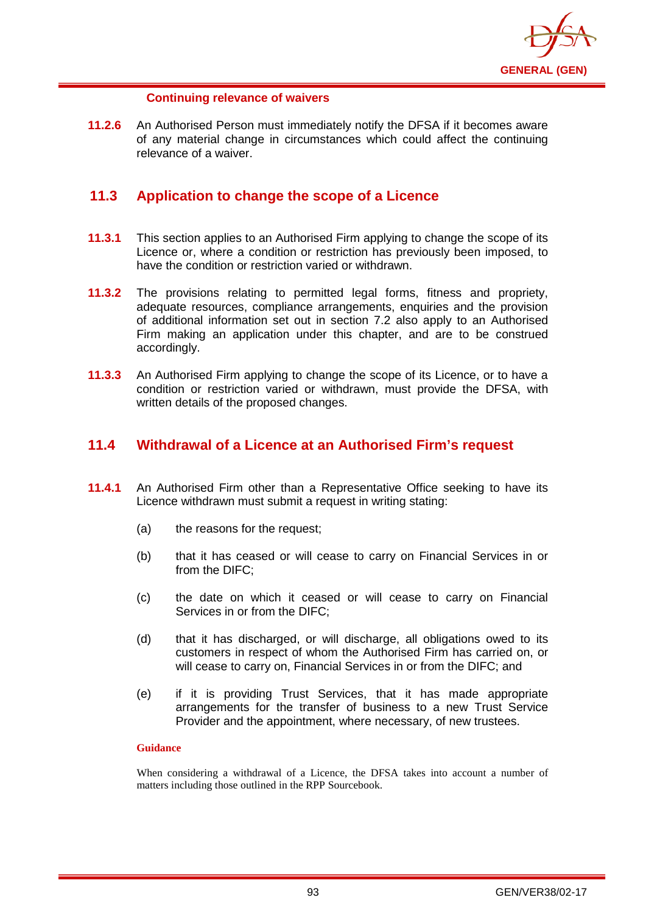#### Continuing relevance of waivers

**11.2.6** An Authorised Person must immediately notify the DFSA if it becomes aware of any material change in circumstances which could affect the continuing relevance of a waiver.

## 11.3 Application to change the scope of a Licence

**11.3.1** This section applies to an Authorised Firm applying to change the scope of its Licence or, where a condition or restriction has previously been imposed, to have the condition or restriction varied or withdrawn.

**11.3.2** The provisions relating to permitted legal forms, fitness and propriety, adequate resources, compliance arrangements, enquiries and the provision of additional information set out in section 7.2 also apply to an Authorised Firm making an application under this chapter, and are to be construed accordingly.

**11.3.3** An Authorised Firm applying to change the scope of its Licence, or to have a condition or restriction varied or withdrawn, must provide the DFSA, with written details of the proposed changes.

## 11.4 Withdrawal of a Licence at an Authorised Firm's request

**11.4.1** An Authorised Firm other than a Representative Office seeking to have its Licence withdrawn must submit a request in writing stating:

(a) the reasons for the request;

(b) that it has ceased or will cease to carry on Financial Services in or from the DIFC;

(c) the date on which it ceased or will cease to carry on Financial Services in or from the DIFC;

(d) that it has discharged, or will discharge, all obligations owed to its customers in respect of whom the Authorised Firm has carried on, or will cease to carry on, Financial Services in or from the DIFC; and

(e) if it is providing Trust Services, that it has made appropriate arrangements for the transfer of business to a new Trust Service Provider and the appointment, where necessary, of new trustees.

**Guidance**

When considering a withdrawal of a Licence, the DFSA takes into account a number of matters including those outlined in the RPP Sourcebook.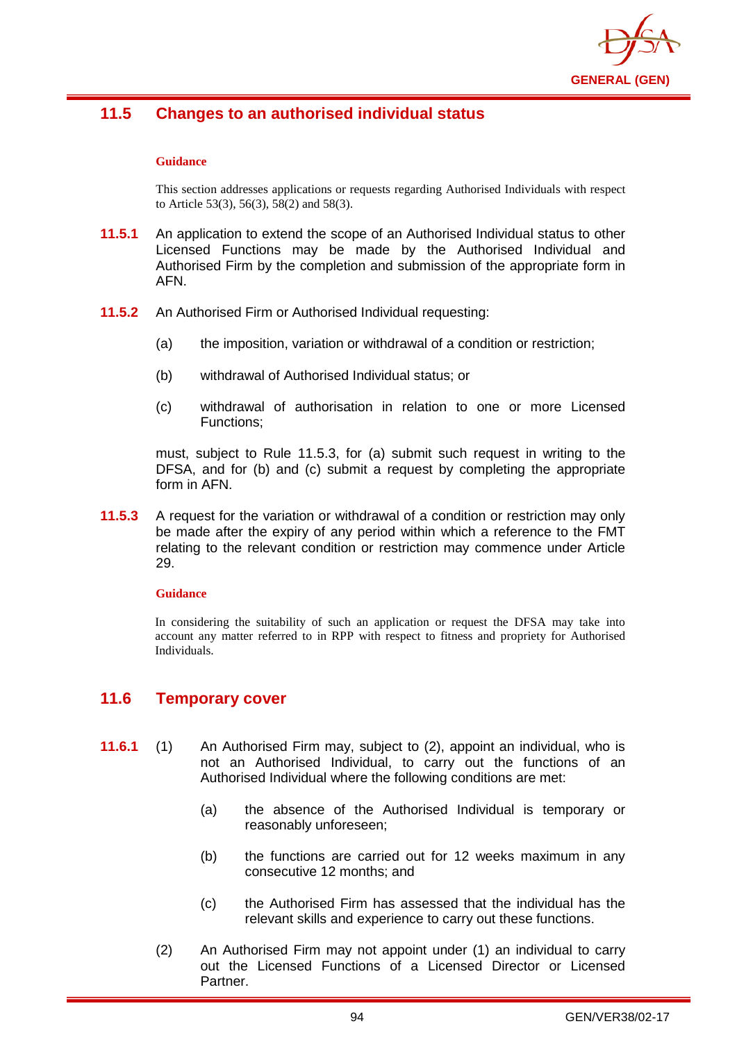## 11.5 Changes to an authorised individual status

**Guidance**

This section addresses applications or requests regarding Authorised Individuals with respect to Article 53(3), 56(3), 58(2) and 58(3).

**11.5.1** An application to extend the scope of an Authorised Individual status to other Licensed Functions may be made by the Authorised Individual and Authorised Firm by the completion and submission of the appropriate form in AFN.

**11.5.2** An Authorised Firm or Authorised Individual requesting:

(a) the imposition, variation or withdrawal of a condition or restriction;

(b) withdrawal of Authorised Individual status; or

(c) withdrawal of authorisation in relation to one or more Licensed Functions;

must, subject to Rule 11.5.3, for (a) submit such request in writing to the DFSA, and for (b) and (c) submit a request by completing the appropriate form in AFN.

**11.5.3** A request for the variation or withdrawal of a condition or restriction may only be made after the expiry of any period within which a reference to the FMT relating to the relevant condition or restriction may commence under Article 29.

**Guidance**

In considering the suitability of such an application or request the DFSA may take into account any matter referred to in RPP with respect to fitness and propriety for Authorised Individuals.

## 11.6 Temporary cover

**11.6.1** (1) An Authorised Firm may, subject to (2), appoint an individual, who is not an Authorised Individual, to carry out the functions of an Authorised Individual where the following conditions are met:

(a) the absence of the Authorised Individual is temporary or reasonably unforeseen;

(b) the functions are carried out for 12 weeks maximum in any consecutive 12 months; and

(c) the Authorised Firm has assessed that the individual has the relevant skills and experience to carry out these functions.

(2) An Authorised Firm may not appoint under (1) an individual to carry out the Licensed Functions of a Licensed Director or Licensed Partner.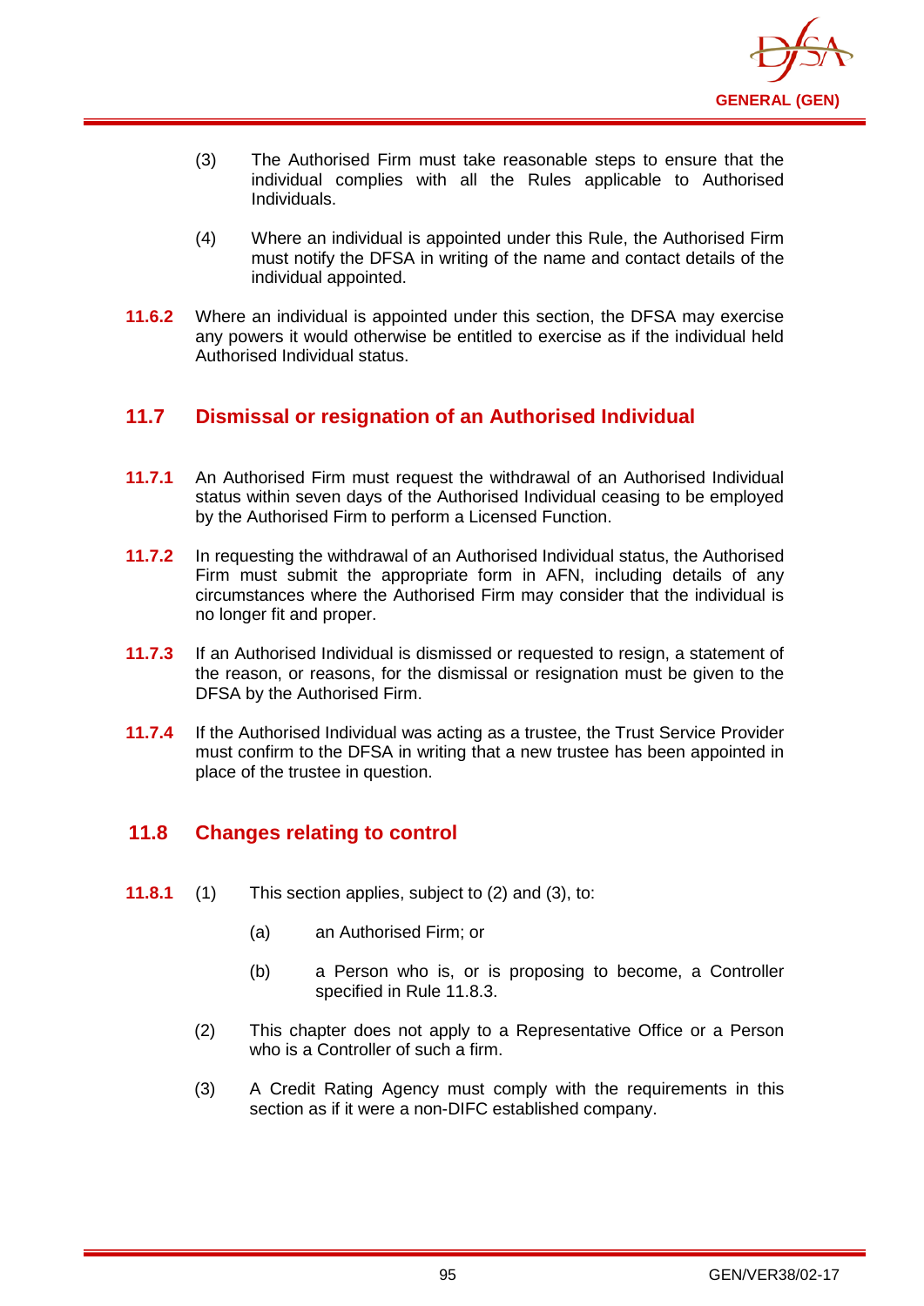(3) The Authorised Firm must take reasonable steps to ensure that the individual complies with all the Rules applicable to Authorised Individuals.

(4) Where an individual is appointed under this Rule, the Authorised Firm must notify the DFSA in writing of the name and contact details of the individual appointed.

**11.6.2** Where an individual is appointed under this section, the DFSA may exercise any powers it would otherwise be entitled to exercise as if the individual held Authorised Individual status.

## 11.7 Dismissal or resignation of an Authorised Individual

**11.7.1** An Authorised Firm must request the withdrawal of an Authorised Individual status within seven days of the Authorised Individual ceasing to be employed by the Authorised Firm to perform a Licensed Function.

**11.7.2** In requesting the withdrawal of an Authorised Individual status, the Authorised Firm must submit the appropriate form in AFN, including details of any circumstances where the Authorised Firm may consider that the individual is no longer fit and proper.

**11.7.3** If an Authorised Individual is dismissed or requested to resign, a statement of the reason, or reasons, for the dismissal or resignation must be given to the DFSA by the Authorised Firm.

**11.7.4** If the Authorised Individual was acting as a trustee, the Trust Service Provider must confirm to the DFSA in writing that a new trustee has been appointed in place of the trustee in question.

## 11.8 Changes relating to control

**11.8.1** (1) This section applies, subject to (2) and (3), to:

(a) an Authorised Firm; or

(b) a Person who is, or is proposing to become, a Controller specified in Rule 11.8.3.

(2) This chapter does not apply to a Representative Office or a Person who is a Controller of such a firm.

(3) A Credit Rating Agency must comply with the requirements in this section as if it were a non-DIFC established company.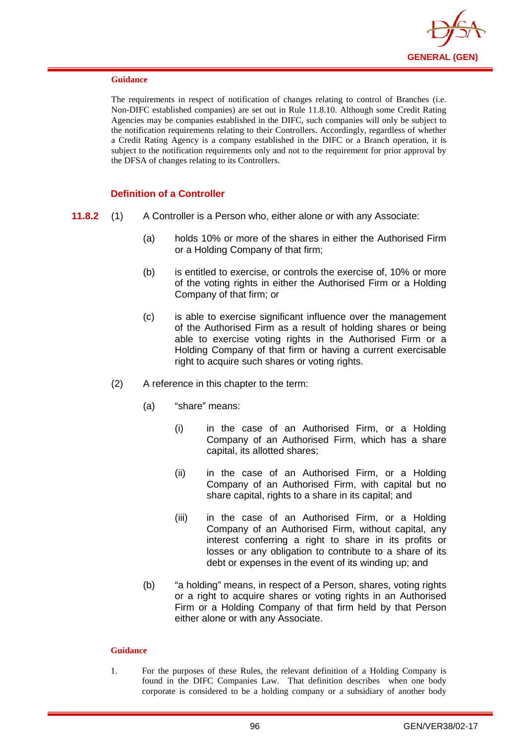**Guidance**

The requirements in respect of notification of changes relating to control of Branches (i.e. Non-DIFC established companies) are set out in Rule 11.8.10. Although some Credit Rating Agencies may be companies established in the DIFC, such companies will only be subject to the notification requirements relating to their Controllers. Accordingly, regardless of whether a Credit Rating Agency is a company established in the DIFC or a Branch operation, it is subject to the notification requirements only and not to the requirement for prior approval by the DFSA of changes relating to its Controllers.

### Definition of a Controller

**11.8.2** (1) A Controller is a Person who, either alone or with any Associate:

(a) holds 10% or more of the shares in either the Authorised Firm or a Holding Company of that firm;

(b) is entitled to exercise, or controls the exercise of, 10% or more of the voting rights in either the Authorised Firm or a Holding Company of that firm; or

(c) is able to exercise significant influence over the management of the Authorised Firm as a result of holding shares or being able to exercise voting rights in the Authorised Firm or a Holding Company of that firm or having a current exercisable right to acquire such shares or voting rights.

(2) A reference in this chapter to the term:

(a) "share" means:

(i) in the case of an Authorised Firm, or a Holding Company of an Authorised Firm, which has a share capital, its allotted shares;

(ii) in the case of an Authorised Firm, or a Holding Company of an Authorised Firm, with capital but no share capital, rights to a share in its capital; and

(iii) in the case of an Authorised Firm, or a Holding Company of an Authorised Firm, without capital, any interest conferring a right to share in its profits or losses or any obligation to contribute to a share of its debt or expenses in the event of its winding up; and

(b) "a holding" means, in respect of a Person, shares, voting rights or a right to acquire shares or voting rights in an Authorised Firm or a Holding Company of that firm held by that Person either alone or with any Associate.

**Guidance**

1. For the purposes of these Rules, the relevant definition of a Holding Company is found in the DIFC Companies Law. That definition describes when one body corporate is considered to be a holding company or a subsidiary of another body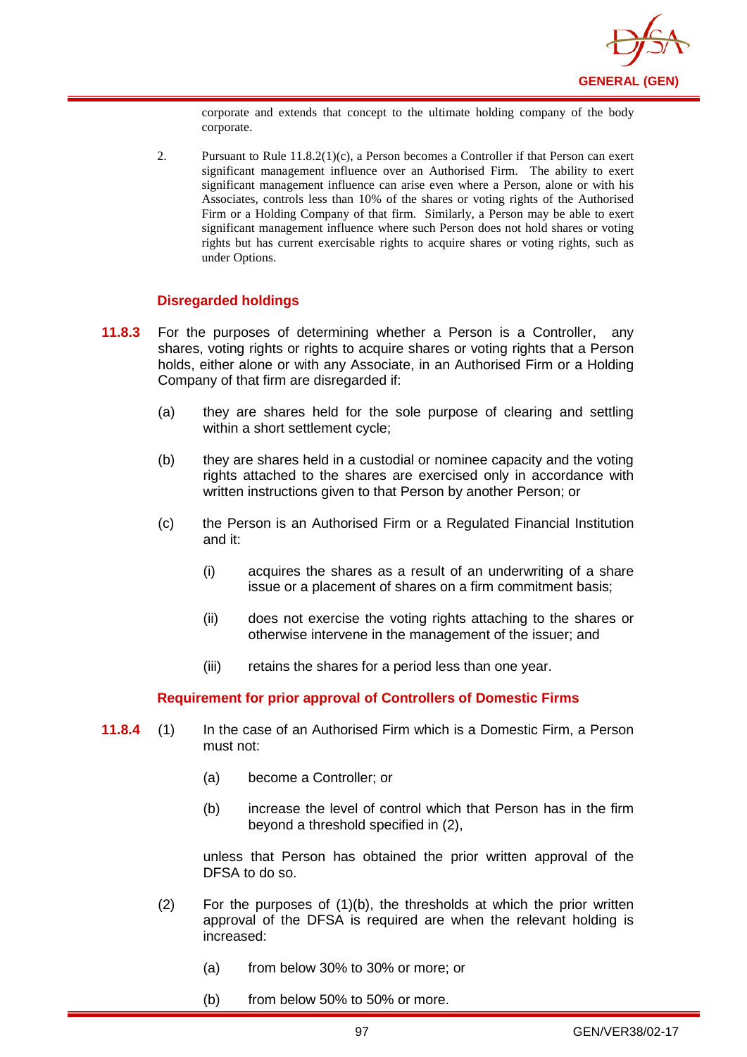corporate and extends that concept to the ultimate holding company of the body corporate.

2. Pursuant to Rule 11.8.2(1)(c), a Person becomes a Controller if that Person can exert significant management influence over an Authorised Firm. The ability to exert significant management influence can arise even where a Person, alone or with his Associates, controls less than 10% of the shares or voting rights of the Authorised Firm or a Holding Company of that firm. Similarly, a Person may be able to exert significant management influence where such Person does not hold shares or voting rights but has current exercisable rights to acquire shares or voting rights, such as under Options.

### Disregarded holdings

**11.8.3** For the purposes of determining whether a Person is a Controller, any shares, voting rights or rights to acquire shares or voting rights that a Person holds, either alone or with any Associate, in an Authorised Firm or a Holding Company of that firm are disregarded if:

(a) they are shares held for the sole purpose of clearing and settling within a short settlement cycle;

(b) they are shares held in a custodial or nominee capacity and the voting rights attached to the shares are exercised only in accordance with written instructions given to that Person by another Person; or

(c) the Person is an Authorised Firm or a Regulated Financial Institution and it:

(i) acquires the shares as a result of an underwriting of a share issue or a placement of shares on a firm commitment basis;

(ii) does not exercise the voting rights attaching to the shares or otherwise intervene in the management of the issuer; and

(iii) retains the shares for a period less than one year.

### Requirement for prior approval of Controllers of Domestic Firms

**11.8.4** (1) In the case of an Authorised Firm which is a Domestic Firm, a Person must not:

(a) become a Controller; or

(b) increase the level of control which that Person has in the firm beyond a threshold specified in (2),

unless that Person has obtained the prior written approval of the DFSA to do so.

(2) For the purposes of (1)(b), the thresholds at which the prior written approval of the DFSA is required are when the relevant holding is increased:

(a) from below 30% to 30% or more; or

(b) from below 50% to 50% or more.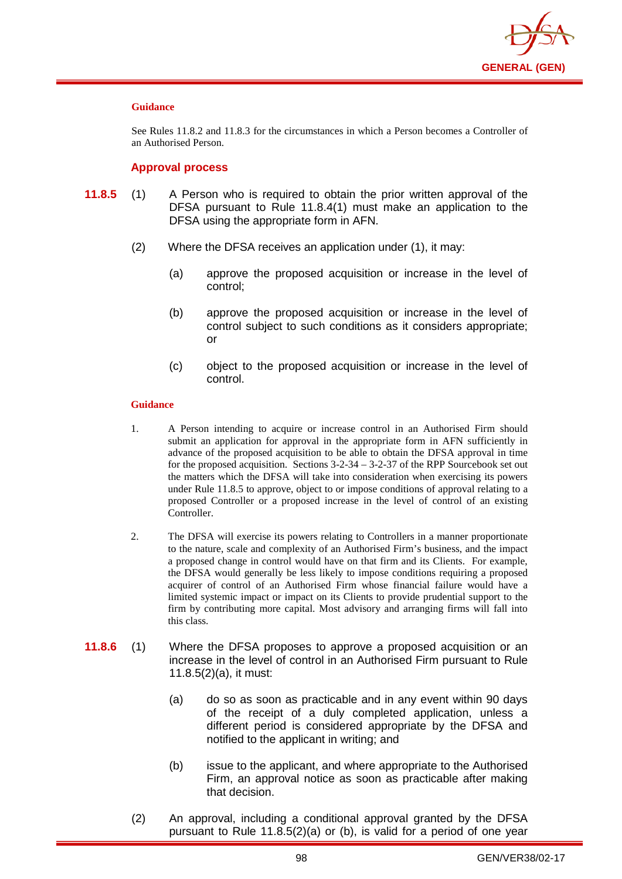**Guidance**

See Rules 11.8.2 and 11.8.3 for the circumstances in which a Person becomes a Controller of an Authorised Person.

### Approval process

**11.8.5** (1) A Person who is required to obtain the prior written approval of the DFSA pursuant to Rule 11.8.4(1) must make an application to the DFSA using the appropriate form in AFN.

(2) Where the DFSA receives an application under (1), it may:

(a) approve the proposed acquisition or increase in the level of control;

(b) approve the proposed acquisition or increase in the level of control subject to such conditions as it considers appropriate; or

(c) object to the proposed acquisition or increase in the level of control.

**Guidance**

1. A Person intending to acquire or increase control in an Authorised Firm should submit an application for approval in the appropriate form in AFN sufficiently in advance of the proposed acquisition to be able to obtain the DFSA approval in time for the proposed acquisition. Sections 3-2-34 – 3-2-37 of the RPP Sourcebook set out the matters which the DFSA will take into consideration when exercising its powers under Rule 11.8.5 to approve, object to or impose conditions of approval relating to a proposed Controller or a proposed increase in the level of control of an existing Controller.

2. The DFSA will exercise its powers relating to Controllers in a manner proportionate to the nature, scale and complexity of an Authorised Firm's business, and the impact a proposed change in control would have on that firm and its Clients. For example, the DFSA would generally be less likely to impose conditions requiring a proposed acquirer of control of an Authorised Firm whose financial failure would have a limited systemic impact or impact on its Clients to provide prudential support to the firm by contributing more capital. Most advisory and arranging firms will fall into this class.

**11.8.6** (1) Where the DFSA proposes to approve a proposed acquisition or an increase in the level of control in an Authorised Firm pursuant to Rule 11.8.5(2)(a), it must:

(a) do so as soon as practicable and in any event within 90 days of the receipt of a duly completed application, unless a different period is considered appropriate by the DFSA and notified to the applicant in writing; and

(b) issue to the applicant, and where appropriate to the Authorised Firm, an approval notice as soon as practicable after making that decision.

(2) An approval, including a conditional approval granted by the DFSA pursuant to Rule 11.8.5(2)(a) or (b), is valid for a period of one year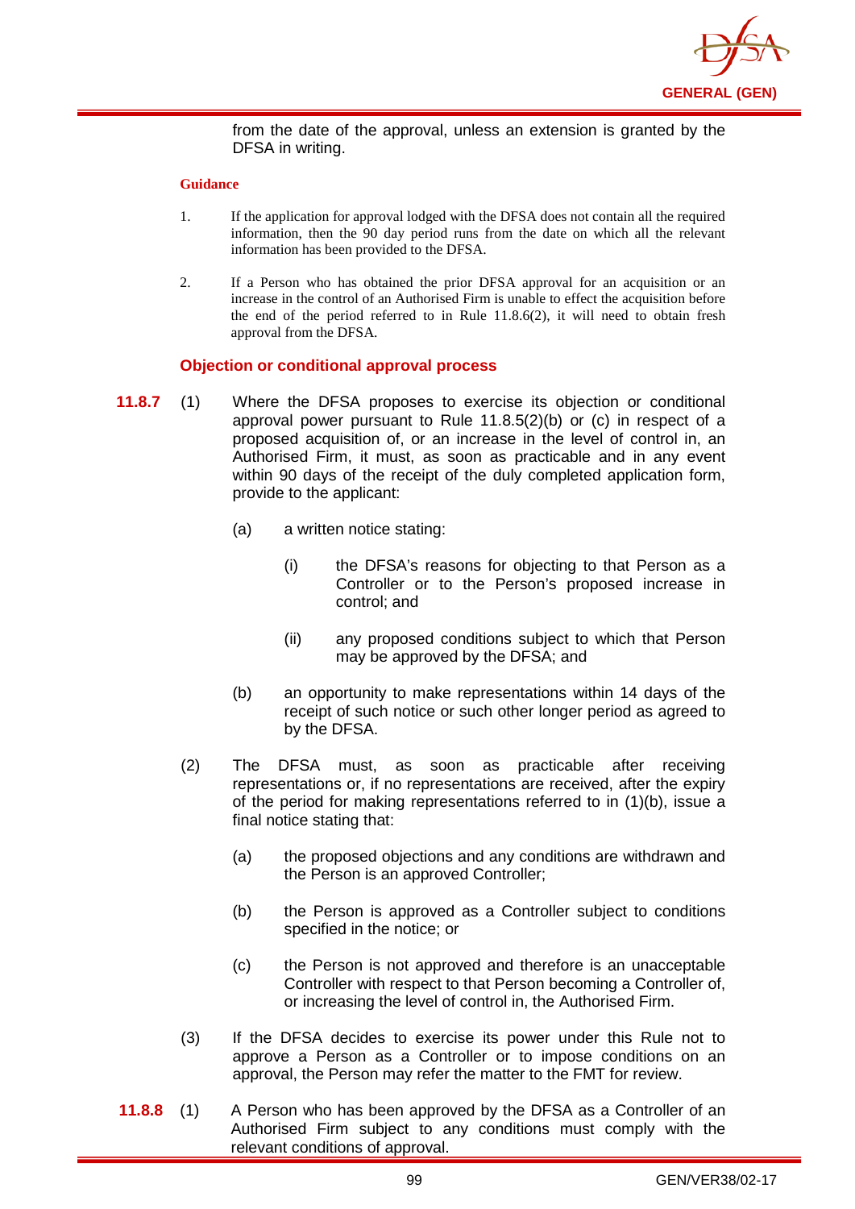from the date of the approval, unless an extension is granted by the DFSA in writing.

**Guidance**

1. If the application for approval lodged with the DFSA does not contain all the required information, then the 90 day period runs from the date on which all the relevant information has been provided to the DFSA.

2. If a Person who has obtained the prior DFSA approval for an acquisition or an increase in the control of an Authorised Firm is unable to effect the acquisition before the end of the period referred to in Rule 11.8.6(2), it will need to obtain fresh approval from the DFSA.

### Objection or conditional approval process

**11.8.7** (1) Where the DFSA proposes to exercise its objection or conditional approval power pursuant to Rule 11.8.5(2)(b) or (c) in respect of a proposed acquisition of, or an increase in the level of control in, an Authorised Firm, it must, as soon as practicable and in any event within 90 days of the receipt of the duly completed application form, provide to the applicant:

(a) a written notice stating:

(i) the DFSA's reasons for objecting to that Person as a Controller or to the Person's proposed increase in control; and

(ii) any proposed conditions subject to which that Person may be approved by the DFSA; and

(b) an opportunity to make representations within 14 days of the receipt of such notice or such other longer period as agreed to by the DFSA.

(2) The DFSA must, as soon as practicable after receiving representations or, if no representations are received, after the expiry of the period for making representations referred to in (1)(b), issue a final notice stating that:

(a) the proposed objections and any conditions are withdrawn and the Person is an approved Controller;

(b) the Person is approved as a Controller subject to conditions specified in the notice; or

(c) the Person is not approved and therefore is an unacceptable Controller with respect to that Person becoming a Controller of, or increasing the level of control in, the Authorised Firm.

(3) If the DFSA decides to exercise its power under this Rule not to approve a Person as a Controller or to impose conditions on an approval, the Person may refer the matter to the FMT for review.

**11.8.8** (1) A Person who has been approved by the DFSA as a Controller of an Authorised Firm subject to any conditions must comply with the relevant conditions of approval.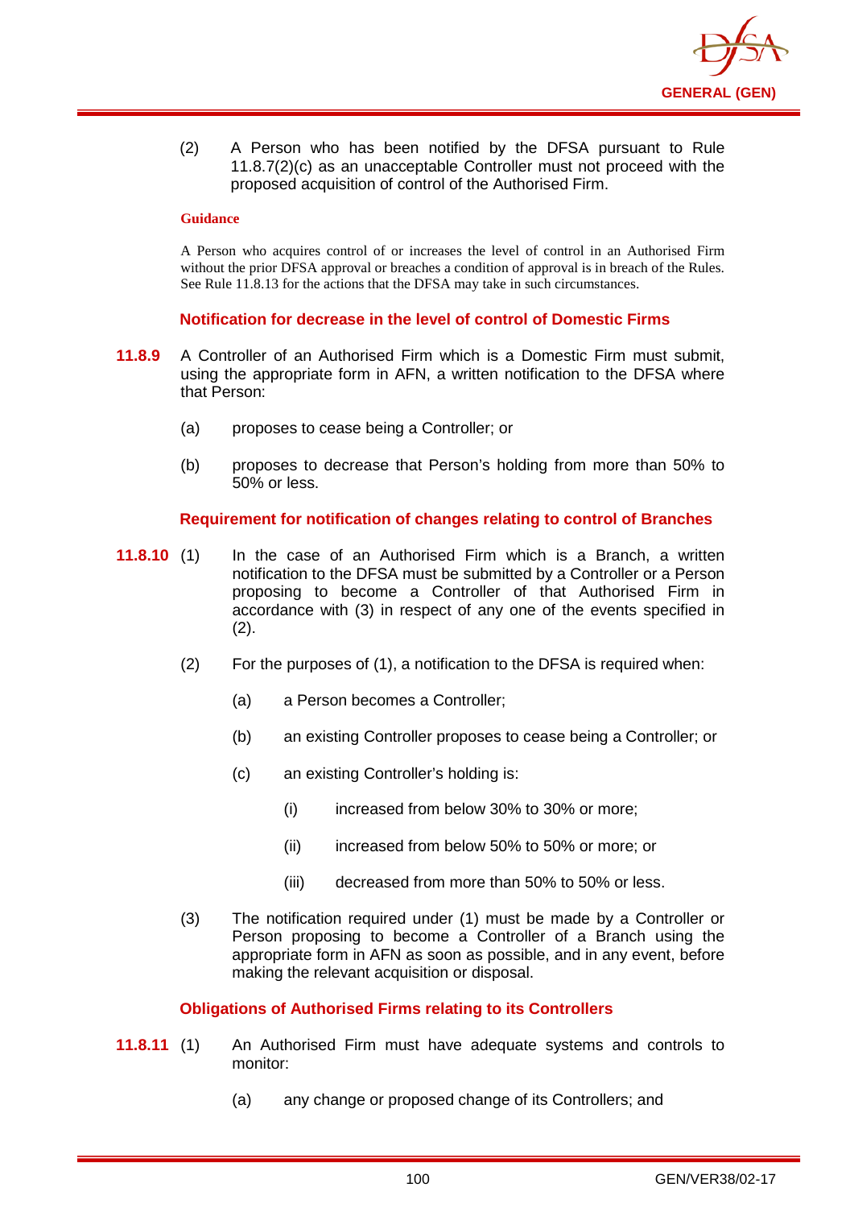(2) A Person who has been notified by the DFSA pursuant to Rule 11.8.7(2)(c) as an unacceptable Controller must not proceed with the proposed acquisition of control of the Authorised Firm.

**Guidance**

A Person who acquires control of or increases the level of control in an Authorised Firm without the prior DFSA approval or breaches a condition of approval is in breach of the Rules. See Rule 11.8.13 for the actions that the DFSA may take in such circumstances.

### Notification for decrease in the level of control of Domestic Firms

**11.8.9** A Controller of an Authorised Firm which is a Domestic Firm must submit, using the appropriate form in AFN, a written notification to the DFSA where that Person:

(a) proposes to cease being a Controller; or

(b) proposes to decrease that Person's holding from more than 50% to 50% or less.

### Requirement for notification of changes relating to control of Branches

**11.8.10** (1) In the case of an Authorised Firm which is a Branch, a written notification to the DFSA must be submitted by a Controller or a Person proposing to become a Controller of that Authorised Firm in accordance with (3) in respect of any one of the events specified in (2).

(2) For the purposes of (1), a notification to the DFSA is required when:

(a) a Person becomes a Controller;

(b) an existing Controller proposes to cease being a Controller; or

(c) an existing Controller's holding is:

(i) increased from below 30% to 30% or more;

(ii) increased from below 50% to 50% or more; or

(iii) decreased from more than 50% to 50% or less.

(3) The notification required under (1) must be made by a Controller or Person proposing to become a Controller of a Branch using the appropriate form in AFN as soon as possible, and in any event, before making the relevant acquisition or disposal.

### Obligations of Authorised Firms relating to its Controllers

**11.8.11** (1) An Authorised Firm must have adequate systems and controls to monitor:

(a) any change or proposed change of its Controllers; and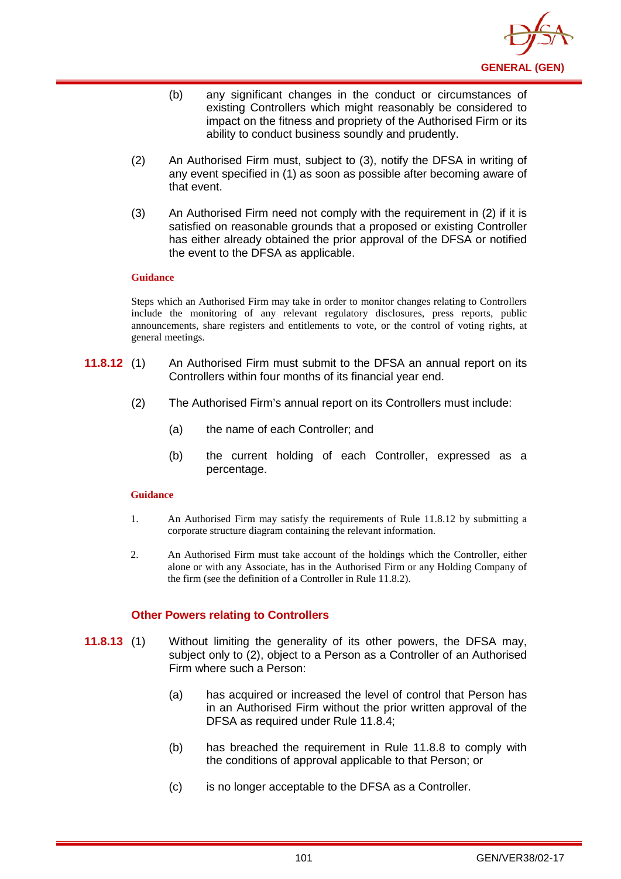(b) any significant changes in the conduct or circumstances of existing Controllers which might reasonably be considered to impact on the fitness and propriety of the Authorised Firm or its ability to conduct business soundly and prudently.

(2) An Authorised Firm must, subject to (3), notify the DFSA in writing of any event specified in (1) as soon as possible after becoming aware of that event.

(3) An Authorised Firm need not comply with the requirement in (2) if it is satisfied on reasonable grounds that a proposed or existing Controller has either already obtained the prior approval of the DFSA or notified the event to the DFSA as applicable.

**Guidance**

Steps which an Authorised Firm may take in order to monitor changes relating to Controllers include the monitoring of any relevant regulatory disclosures, press reports, public announcements, share registers and entitlements to vote, or the control of voting rights, at general meetings.

**11.8.12** (1) An Authorised Firm must submit to the DFSA an annual report on its Controllers within four months of its financial year end.

(2) The Authorised Firm's annual report on its Controllers must include:

(a) the name of each Controller; and

(b) the current holding of each Controller, expressed as a percentage.

**Guidance**

1. An Authorised Firm may satisfy the requirements of Rule 11.8.12 by submitting a corporate structure diagram containing the relevant information.

2. An Authorised Firm must take account of the holdings which the Controller, either alone or with any Associate, has in the Authorised Firm or any Holding Company of the firm (see the definition of a Controller in Rule 11.8.2).

### Other Powers relating to Controllers

**11.8.13** (1) Without limiting the generality of its other powers, the DFSA may, subject only to (2), object to a Person as a Controller of an Authorised Firm where such a Person:

(a) has acquired or increased the level of control that Person has in an Authorised Firm without the prior written approval of the DFSA as required under Rule 11.8.4;

(b) has breached the requirement in Rule 11.8.8 to comply with the conditions of approval applicable to that Person; or

(c) is no longer acceptable to the DFSA as a Controller.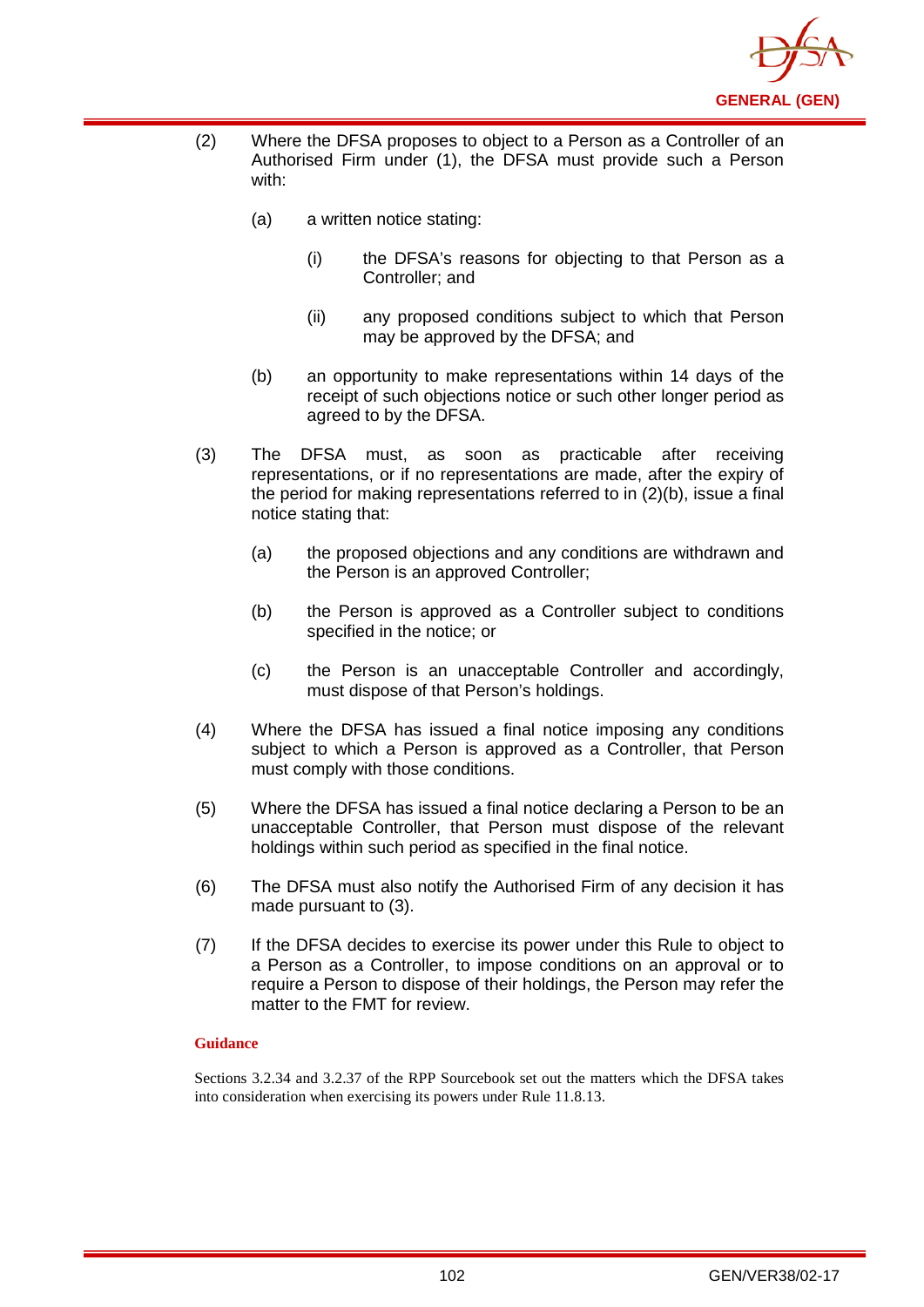(2) Where the DFSA proposes to object to a Person as a Controller of an Authorised Firm under (1), the DFSA must provide such a Person with:

   (a) a written notice stating:

      (i) the DFSA's reasons for objecting to that Person as a Controller; and

      (ii) any proposed conditions subject to which that Person may be approved by the DFSA; and

   (b) an opportunity to make representations within 14 days of the receipt of such objections notice or such other longer period as agreed to by the DFSA.

(3) The DFSA must, as soon as practicable after receiving representations, or if no representations are made, after the expiry of the period for making representations referred to in (2)(b), issue a final notice stating that:

   (a) the proposed objections and any conditions are withdrawn and the Person is an approved Controller;

   (b) the Person is approved as a Controller subject to conditions specified in the notice; or

   (c) the Person is an unacceptable Controller and accordingly, must dispose of that Person's holdings.

(4) Where the DFSA has issued a final notice imposing any conditions subject to which a Person is approved as a Controller, that Person must comply with those conditions.

(5) Where the DFSA has issued a final notice declaring a Person to be an unacceptable Controller, that Person must dispose of the relevant holdings within such period as specified in the final notice.

(6) The DFSA must also notify the Authorised Firm of any decision it has made pursuant to (3).

(7) If the DFSA decides to exercise its power under this Rule to object to a Person as a Controller, to impose conditions on an approval or to require a Person to dispose of their holdings, the Person may refer the matter to the FMT for review.

**Guidance**

Sections 3.2.34 and 3.2.37 of the RPP Sourcebook set out the matters which the DFSA takes into consideration when exercising its powers under Rule 11.8.13.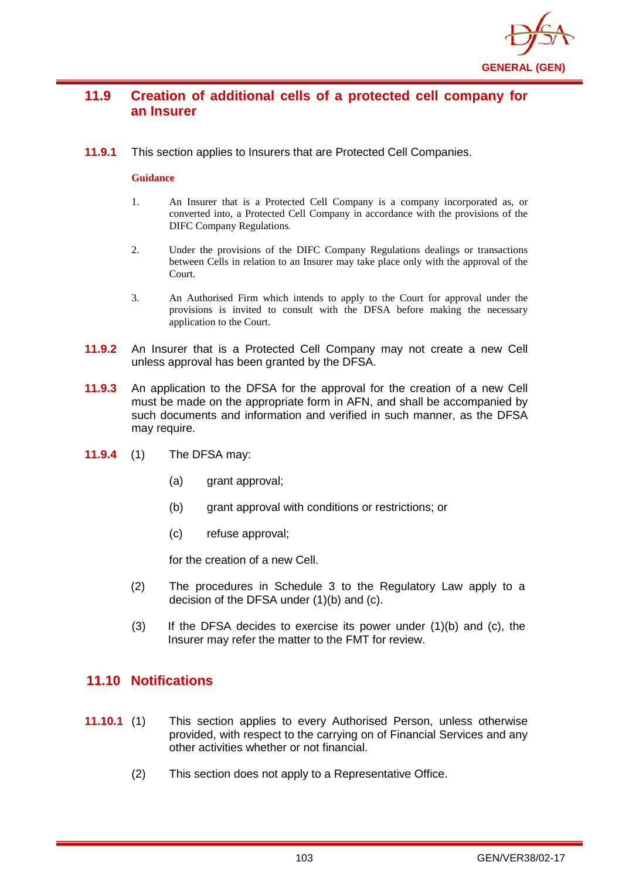## 11.9 Creation of additional cells of a protected cell company for an Insurer

**11.9.1** This section applies to Insurers that are Protected Cell Companies.

**Guidance**

1. An Insurer that is a Protected Cell Company is a company incorporated as, or converted into, a Protected Cell Company in accordance with the provisions of the DIFC Company Regulations.

2. Under the provisions of the DIFC Company Regulations dealings or transactions between Cells in relation to an Insurer may take place only with the approval of the Court.

3. An Authorised Firm which intends to apply to the Court for approval under the provisions is invited to consult with the DFSA before making the necessary application to the Court.

**11.9.2** An Insurer that is a Protected Cell Company may not create a new Cell unless approval has been granted by the DFSA.

**11.9.3** An application to the DFSA for the approval for the creation of a new Cell must be made on the appropriate form in AFN, and shall be accompanied by such documents and information and verified in such manner, as the DFSA may require.

**11.9.4** (1) The DFSA may:

(a) grant approval;

(b) grant approval with conditions or restrictions; or

(c) refuse approval;

for the creation of a new Cell.

(2) The procedures in Schedule 3 to the Regulatory Law apply to a decision of the DFSA under (1)(b) and (c).

(3) If the DFSA decides to exercise its power under (1)(b) and (c), the Insurer may refer the matter to the FMT for review.

## 11.10 Notifications

**11.10.1** (1) This section applies to every Authorised Person, unless otherwise provided, with respect to the carrying on of Financial Services and any other activities whether or not financial.

(2) This section does not apply to a Representative Office.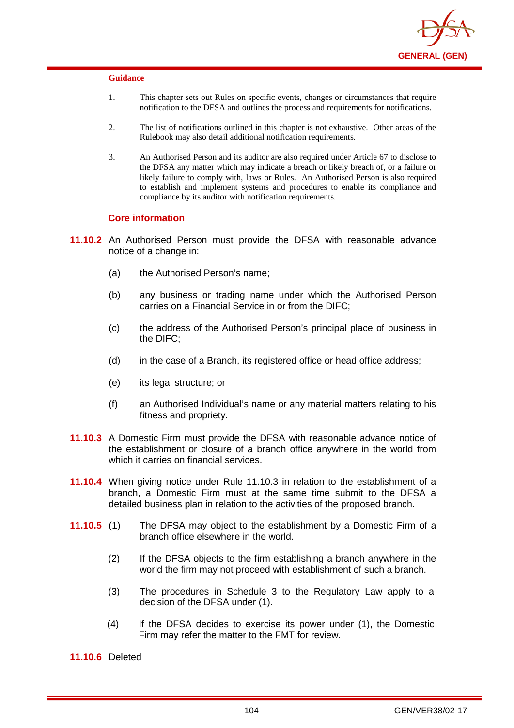**Guidance**

1. This chapter sets out Rules on specific events, changes or circumstances that require notification to the DFSA and outlines the process and requirements for notifications.

2. The list of notifications outlined in this chapter is not exhaustive. Other areas of the Rulebook may also detail additional notification requirements.

3. An Authorised Person and its auditor are also required under Article 67 to disclose to the DFSA any matter which may indicate a breach or likely breach of, or a failure or likely failure to comply with, laws or Rules. An Authorised Person is also required to establish and implement systems and procedures to enable its compliance and compliance by its auditor with notification requirements.

### Core information

**11.10.2** An Authorised Person must provide the DFSA with reasonable advance notice of a change in:

(a) the Authorised Person's name;

(b) any business or trading name under which the Authorised Person carries on a Financial Service in or from the DIFC;

(c) the address of the Authorised Person's principal place of business in the DIFC;

(d) in the case of a Branch, its registered office or head office address;

(e) its legal structure; or

(f) an Authorised Individual's name or any material matters relating to his fitness and propriety.

**11.10.3** A Domestic Firm must provide the DFSA with reasonable advance notice of the establishment or closure of a branch office anywhere in the world from which it carries on financial services.

**11.10.4** When giving notice under Rule 11.10.3 in relation to the establishment of a branch, a Domestic Firm must at the same time submit to the DFSA a detailed business plan in relation to the activities of the proposed branch.

**11.10.5** (1) The DFSA may object to the establishment by a Domestic Firm of a branch office elsewhere in the world.

(2) If the DFSA objects to the firm establishing a branch anywhere in the world the firm may not proceed with establishment of such a branch.

(3) The procedures in Schedule 3 to the Regulatory Law apply to a decision of the DFSA under (1).

(4) If the DFSA decides to exercise its power under (1), the Domestic Firm may refer the matter to the FMT for review.

**11.10.6** Deleted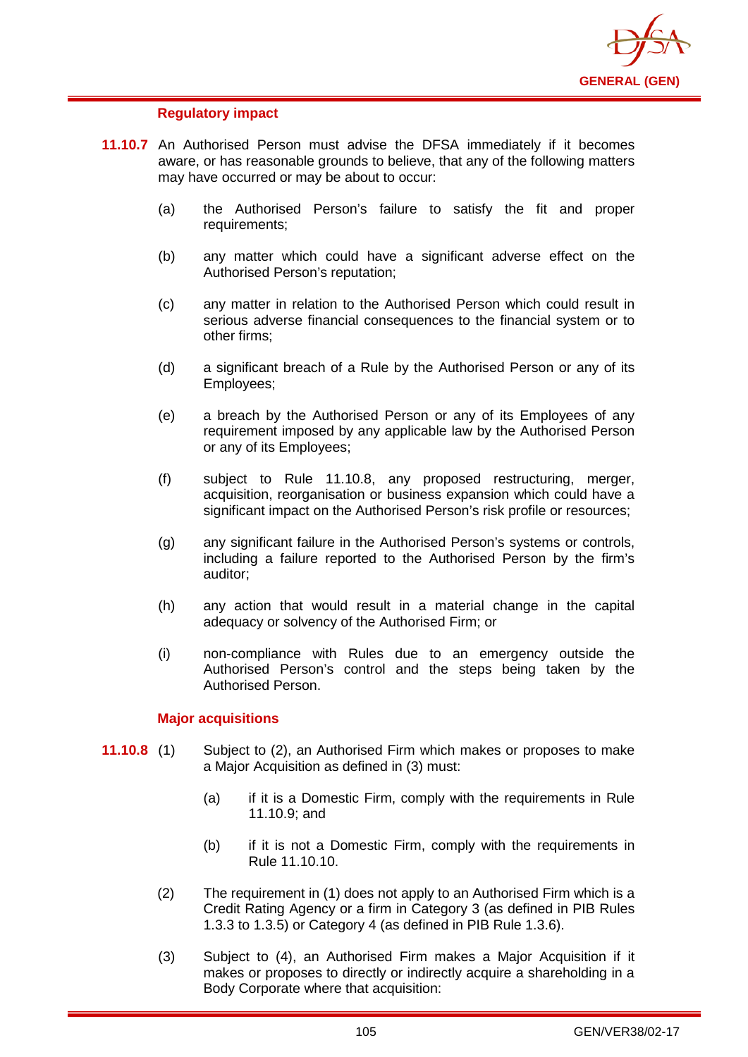#### Regulatory impact

**11.10.7** An Authorised Person must advise the DFSA immediately if it becomes aware, or has reasonable grounds to believe, that any of the following matters may have occurred or may be about to occur:

- (a) the Authorised Person's failure to satisfy the fit and proper requirements;
- (b) any matter which could have a significant adverse effect on the Authorised Person's reputation;
- (c) any matter in relation to the Authorised Person which could result in serious adverse financial consequences to the financial system or to other firms;
- (d) a significant breach of a Rule by the Authorised Person or any of its Employees;
- (e) a breach by the Authorised Person or any of its Employees of any requirement imposed by any applicable law by the Authorised Person or any of its Employees;
- (f) subject to Rule 11.10.8, any proposed restructuring, merger, acquisition, reorganisation or business expansion which could have a significant impact on the Authorised Person's risk profile or resources;
- (g) any significant failure in the Authorised Person's systems or controls, including a failure reported to the Authorised Person by the firm's auditor;
- (h) any action that would result in a material change in the capital adequacy or solvency of the Authorised Firm; or
- (i) non-compliance with Rules due to an emergency outside the Authorised Person's control and the steps being taken by the Authorised Person.

#### Major acquisitions

**11.10.8** (1) Subject to (2), an Authorised Firm which makes or proposes to make a Major Acquisition as defined in (3) must:

- (a) if it is a Domestic Firm, comply with the requirements in Rule 11.10.9; and
- (b) if it is not a Domestic Firm, comply with the requirements in Rule 11.10.10.

(2) The requirement in (1) does not apply to an Authorised Firm which is a Credit Rating Agency or a firm in Category 3 (as defined in PIB Rules 1.3.3 to 1.3.5) or Category 4 (as defined in PIB Rule 1.3.6).

(3) Subject to (4), an Authorised Firm makes a Major Acquisition if it makes or proposes to directly or indirectly acquire a shareholding in a Body Corporate where that acquisition: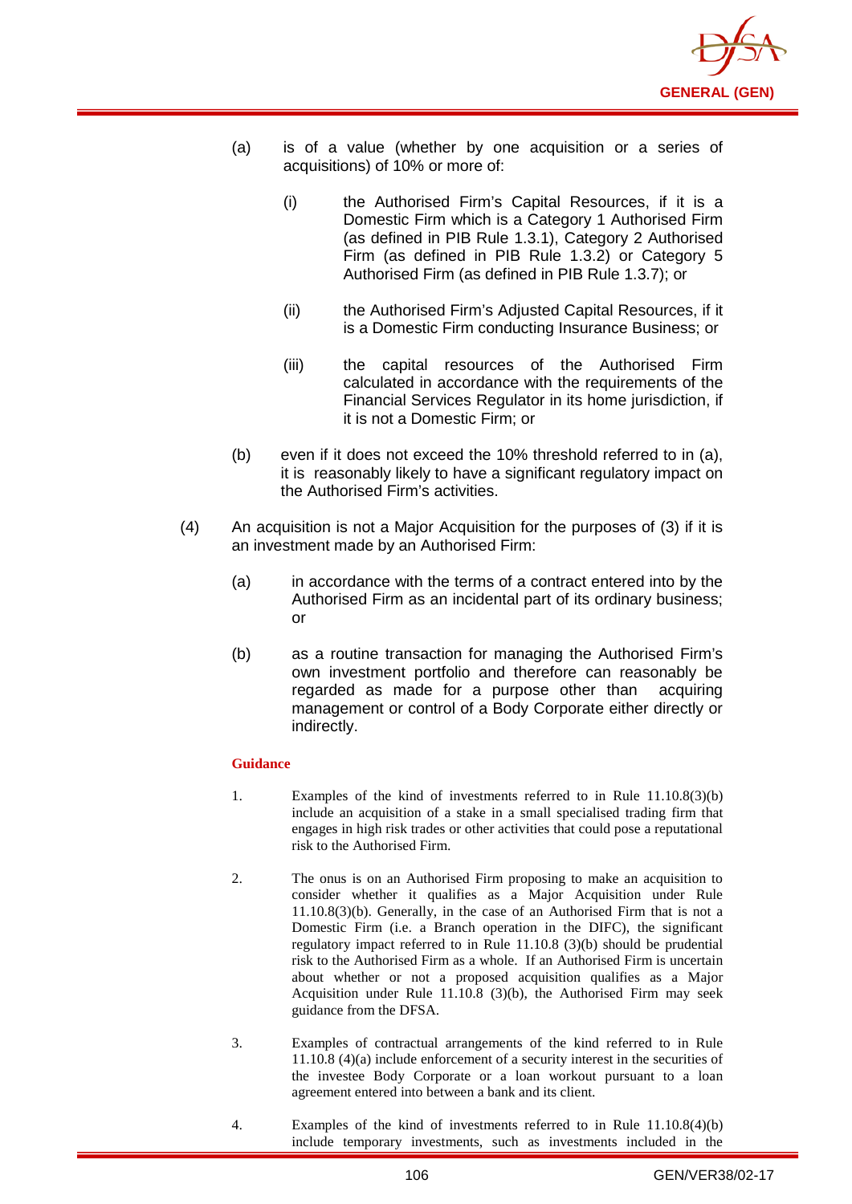(a) is of a value (whether by one acquisition or a series of acquisitions) of 10% or more of:

   (i) the Authorised Firm's Capital Resources, if it is a Domestic Firm which is a Category 1 Authorised Firm (as defined in PIB Rule 1.3.1), Category 2 Authorised Firm (as defined in PIB Rule 1.3.2) or Category 5 Authorised Firm (as defined in PIB Rule 1.3.7); or

   (ii) the Authorised Firm's Adjusted Capital Resources, if it is a Domestic Firm conducting Insurance Business; or

   (iii) the capital resources of the Authorised Firm calculated in accordance with the requirements of the Financial Services Regulator in its home jurisdiction, if it is not a Domestic Firm; or

(b) even if it does not exceed the 10% threshold referred to in (a), it is reasonably likely to have a significant regulatory impact on the Authorised Firm's activities.

(4) An acquisition is not a Major Acquisition for the purposes of (3) if it is an investment made by an Authorised Firm:

   (a) in accordance with the terms of a contract entered into by the Authorised Firm as an incidental part of its ordinary business; or

   (b) as a routine transaction for managing the Authorised Firm's own investment portfolio and therefore can reasonably be regarded as made for a purpose other than acquiring management or control of a Body Corporate either directly or indirectly.

**Guidance**

1. Examples of the kind of investments referred to in Rule 11.10.8(3)(b) include an acquisition of a stake in a small specialised trading firm that engages in high risk trades or other activities that could pose a reputational risk to the Authorised Firm.

2. The onus is on an Authorised Firm proposing to make an acquisition to consider whether it qualifies as a Major Acquisition under Rule 11.10.8(3)(b). Generally, in the case of an Authorised Firm that is not a Domestic Firm (i.e. a Branch operation in the DIFC), the significant regulatory impact referred to in Rule 11.10.8 (3)(b) should be prudential risk to the Authorised Firm as a whole. If an Authorised Firm is uncertain about whether or not a proposed acquisition qualifies as a Major Acquisition under Rule 11.10.8 (3)(b), the Authorised Firm may seek guidance from the DFSA.

3. Examples of contractual arrangements of the kind referred to in Rule 11.10.8 (4)(a) include enforcement of a security interest in the securities of the investee Body Corporate or a loan workout pursuant to a loan agreement entered into between a bank and its client.

4. Examples of the kind of investments referred to in Rule 11.10.8(4)(b) include temporary investments, such as investments included in the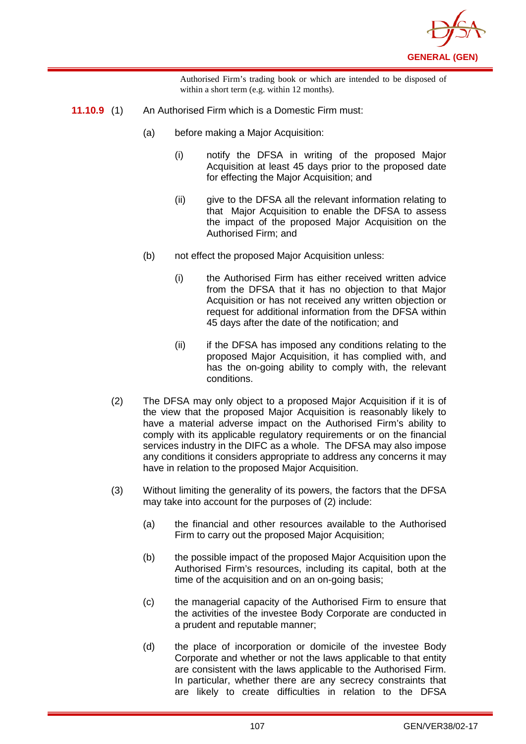Authorised Firm's trading book or which are intended to be disposed of within a short term (e.g. within 12 months).

**11.10.9** (1) An Authorised Firm which is a Domestic Firm must:

(a) before making a Major Acquisition:

(i) notify the DFSA in writing of the proposed Major Acquisition at least 45 days prior to the proposed date for effecting the Major Acquisition; and

(ii) give to the DFSA all the relevant information relating to that Major Acquisition to enable the DFSA to assess the impact of the proposed Major Acquisition on the Authorised Firm; and

(b) not effect the proposed Major Acquisition unless:

(i) the Authorised Firm has either received written advice from the DFSA that it has no objection to that Major Acquisition or has not received any written objection or request for additional information from the DFSA within 45 days after the date of the notification; and

(ii) if the DFSA has imposed any conditions relating to the proposed Major Acquisition, it has complied with, and has the on-going ability to comply with, the relevant conditions.

(2) The DFSA may only object to a proposed Major Acquisition if it is of the view that the proposed Major Acquisition is reasonably likely to have a material adverse impact on the Authorised Firm's ability to comply with its applicable regulatory requirements or on the financial services industry in the DIFC as a whole. The DFSA may also impose any conditions it considers appropriate to address any concerns it may have in relation to the proposed Major Acquisition.

(3) Without limiting the generality of its powers, the factors that the DFSA may take into account for the purposes of (2) include:

(a) the financial and other resources available to the Authorised Firm to carry out the proposed Major Acquisition;

(b) the possible impact of the proposed Major Acquisition upon the Authorised Firm's resources, including its capital, both at the time of the acquisition and on an on-going basis;

(c) the managerial capacity of the Authorised Firm to ensure that the activities of the investee Body Corporate are conducted in a prudent and reputable manner;

(d) the place of incorporation or domicile of the investee Body Corporate and whether or not the laws applicable to that entity are consistent with the laws applicable to the Authorised Firm. In particular, whether there are any secrecy constraints that are likely to create difficulties in relation to the DFSA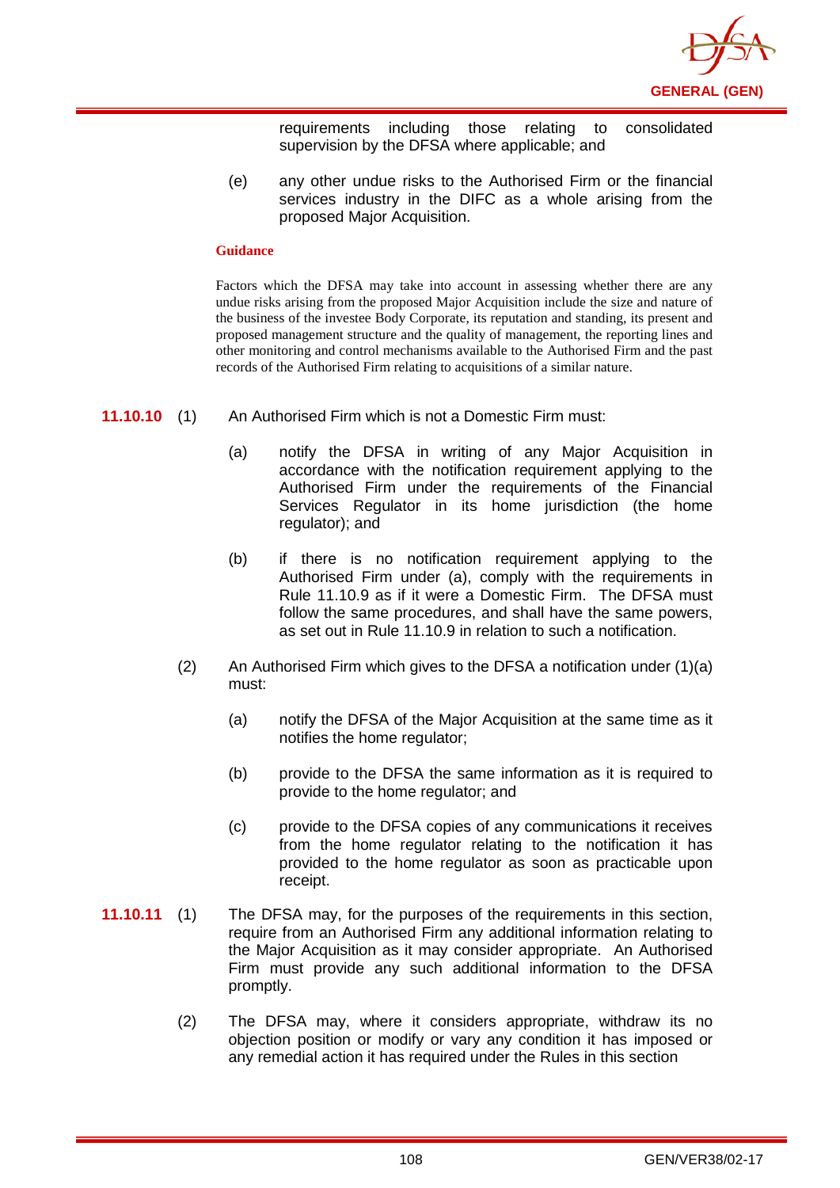requirements including those relating to consolidated supervision by the DFSA where applicable; and

(e) any other undue risks to the Authorised Firm or the financial services industry in the DIFC as a whole arising from the proposed Major Acquisition.

**Guidance**

Factors which the DFSA may take into account in assessing whether there are any undue risks arising from the proposed Major Acquisition include the size and nature of the business of the investee Body Corporate, its reputation and standing, its present and proposed management structure and the quality of management, the reporting lines and other monitoring and control mechanisms available to the Authorised Firm and the past records of the Authorised Firm relating to acquisitions of a similar nature.

**11.10.10** (1) An Authorised Firm which is not a Domestic Firm must:

(a) notify the DFSA in writing of any Major Acquisition in accordance with the notification requirement applying to the Authorised Firm under the requirements of the Financial Services Regulator in its home jurisdiction (the home regulator); and

(b) if there is no notification requirement applying to the Authorised Firm under (a), comply with the requirements in Rule 11.10.9 as if it were a Domestic Firm. The DFSA must follow the same procedures, and shall have the same powers, as set out in Rule 11.10.9 in relation to such a notification.

(2) An Authorised Firm which gives to the DFSA a notification under (1)(a) must:

(a) notify the DFSA of the Major Acquisition at the same time as it notifies the home regulator;

(b) provide to the DFSA the same information as it is required to provide to the home regulator; and

(c) provide to the DFSA copies of any communications it receives from the home regulator relating to the notification it has provided to the home regulator as soon as practicable upon receipt.

**11.10.11** (1) The DFSA may, for the purposes of the requirements in this section, require from an Authorised Firm any additional information relating to the Major Acquisition as it may consider appropriate. An Authorised Firm must provide any such additional information to the DFSA promptly.

(2) The DFSA may, where it considers appropriate, withdraw its no objection position or modify or vary any condition it has imposed or any remedial action it has required under the Rules in this section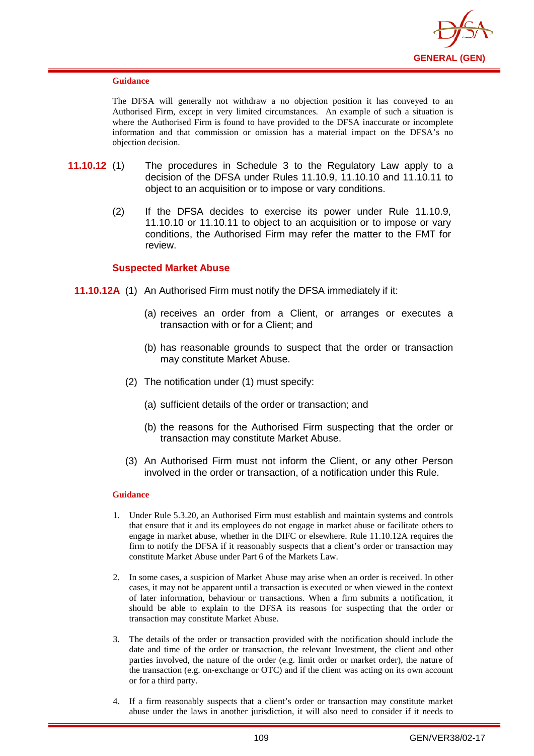**Guidance**

The DFSA will generally not withdraw a no objection position it has conveyed to an Authorised Firm, except in very limited circumstances. An example of such a situation is where the Authorised Firm is found to have provided to the DFSA inaccurate or incomplete information and that commission or omission has a material impact on the DFSA's no objection decision.

**11.10.12** (1) The procedures in Schedule 3 to the Regulatory Law apply to a decision of the DFSA under Rules 11.10.9, 11.10.10 and 11.10.11 to object to an acquisition or to impose or vary conditions.

(2) If the DFSA decides to exercise its power under Rule 11.10.9, 11.10.10 or 11.10.11 to object to an acquisition or to impose or vary conditions, the Authorised Firm may refer the matter to the FMT for review.

### Suspected Market Abuse

**11.10.12A** (1) An Authorised Firm must notify the DFSA immediately if it:

(a) receives an order from a Client, or arranges or executes a transaction with or for a Client; and

(b) has reasonable grounds to suspect that the order or transaction may constitute Market Abuse.

(2) The notification under (1) must specify:

(a) sufficient details of the order or transaction; and

(b) the reasons for the Authorised Firm suspecting that the order or transaction may constitute Market Abuse.

(3) An Authorised Firm must not inform the Client, or any other Person involved in the order or transaction, of a notification under this Rule.

**Guidance**

1. Under Rule 5.3.20, an Authorised Firm must establish and maintain systems and controls that ensure that it and its employees do not engage in market abuse or facilitate others to engage in market abuse, whether in the DIFC or elsewhere. Rule 11.10.12A requires the firm to notify the DFSA if it reasonably suspects that a client's order or transaction may constitute Market Abuse under Part 6 of the Markets Law.

2. In some cases, a suspicion of Market Abuse may arise when an order is received. In other cases, it may not be apparent until a transaction is executed or when viewed in the context of later information, behaviour or transactions. When a firm submits a notification, it should be able to explain to the DFSA its reasons for suspecting that the order or transaction may constitute Market Abuse.

3. The details of the order or transaction provided with the notification should include the date and time of the order or transaction, the relevant Investment, the client and other parties involved, the nature of the order (e.g. limit order or market order), the nature of the transaction (e.g. on-exchange or OTC) and if the client was acting on its own account or for a third party.

4. If a firm reasonably suspects that a client's order or transaction may constitute market abuse under the laws in another jurisdiction, it will also need to consider if it needs to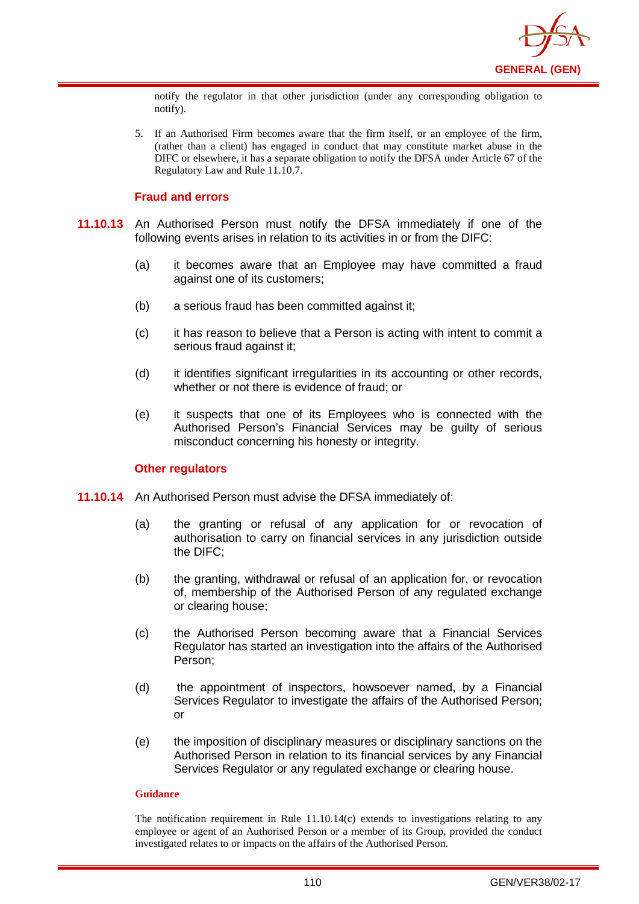notify the regulator in that other jurisdiction (under any corresponding obligation to notify).

5. If an Authorised Firm becomes aware that the firm itself, or an employee of the firm, (rather than a client) has engaged in conduct that may constitute market abuse in the DIFC or elsewhere, it has a separate obligation to notify the DFSA under Article 67 of the Regulatory Law and Rule 11.10.7.

### Fraud and errors

**11.10.13** An Authorised Person must notify the DFSA immediately if one of the following events arises in relation to its activities in or from the DIFC:

(a) it becomes aware that an Employee may have committed a fraud against one of its customers;

(b) a serious fraud has been committed against it;

(c) it has reason to believe that a Person is acting with intent to commit a serious fraud against it;

(d) it identifies significant irregularities in its accounting or other records, whether or not there is evidence of fraud; or

(e) it suspects that one of its Employees who is connected with the Authorised Person's Financial Services may be guilty of serious misconduct concerning his honesty or integrity.

### Other regulators

**11.10.14** An Authorised Person must advise the DFSA immediately of:

(a) the granting or refusal of any application for or revocation of authorisation to carry on financial services in any jurisdiction outside the DIFC;

(b) the granting, withdrawal or refusal of an application for, or revocation of, membership of the Authorised Person of any regulated exchange or clearing house;

(c) the Authorised Person becoming aware that a Financial Services Regulator has started an investigation into the affairs of the Authorised Person;

(d) the appointment of inspectors, howsoever named, by a Financial Services Regulator to investigate the affairs of the Authorised Person; or

(e) the imposition of disciplinary measures or disciplinary sanctions on the Authorised Person in relation to its financial services by any Financial Services Regulator or any regulated exchange or clearing house.

**Guidance**

The notification requirement in Rule 11.10.14(c) extends to investigations relating to any employee or agent of an Authorised Person or a member of its Group, provided the conduct investigated relates to or impacts on the affairs of the Authorised Person.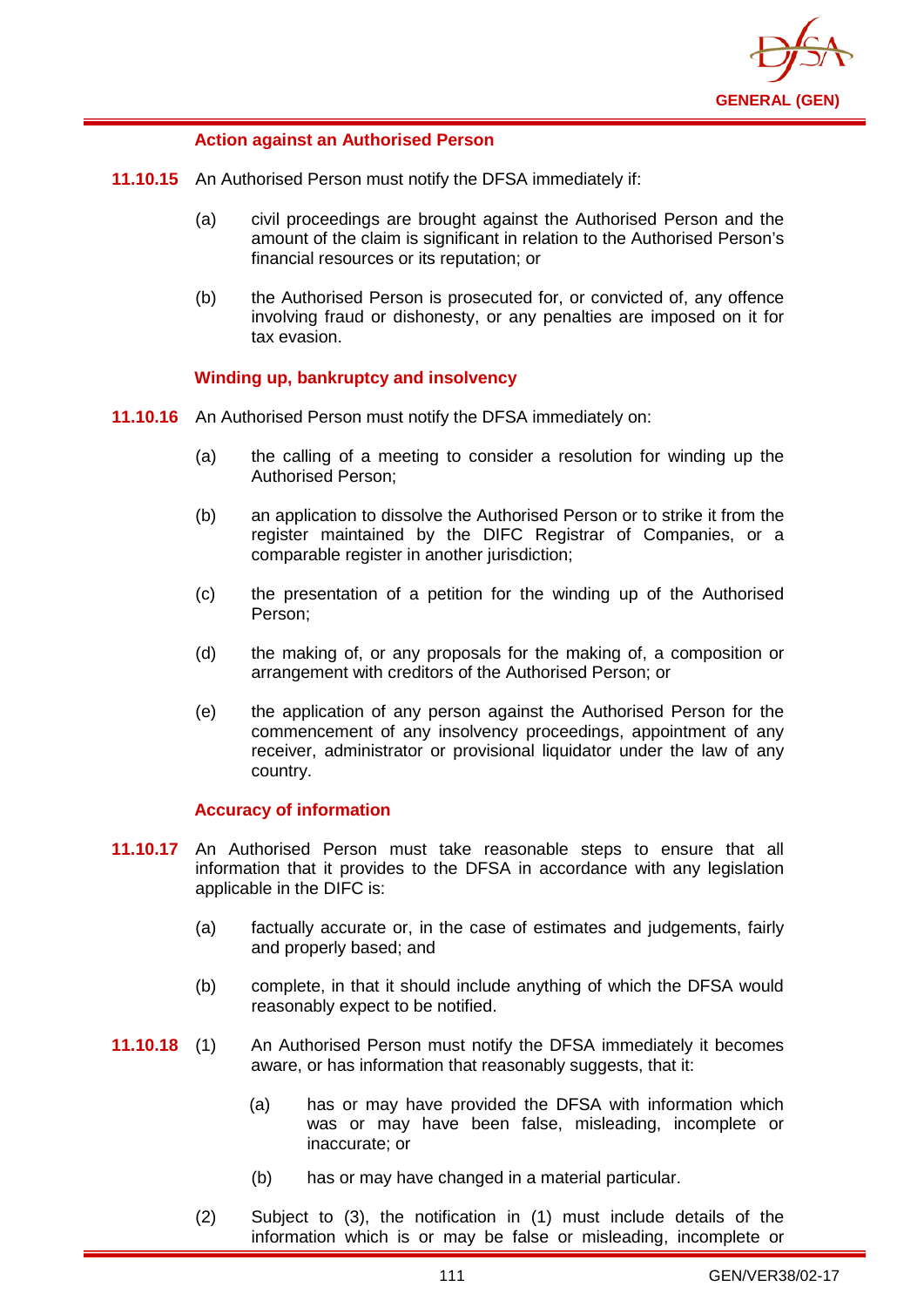### Action against an Authorised Person

**11.10.15** An Authorised Person must notify the DFSA immediately if:

(a) civil proceedings are brought against the Authorised Person and the amount of the claim is significant in relation to the Authorised Person's financial resources or its reputation; or

(b) the Authorised Person is prosecuted for, or convicted of, any offence involving fraud or dishonesty, or any penalties are imposed on it for tax evasion.

### Winding up, bankruptcy and insolvency

**11.10.16** An Authorised Person must notify the DFSA immediately on:

(a) the calling of a meeting to consider a resolution for winding up the Authorised Person;

(b) an application to dissolve the Authorised Person or to strike it from the register maintained by the DIFC Registrar of Companies, or a comparable register in another jurisdiction;

(c) the presentation of a petition for the winding up of the Authorised Person;

(d) the making of, or any proposals for the making of, a composition or arrangement with creditors of the Authorised Person; or

(e) the application of any person against the Authorised Person for the commencement of any insolvency proceedings, appointment of any receiver, administrator or provisional liquidator under the law of any country.

### Accuracy of information

**11.10.17** An Authorised Person must take reasonable steps to ensure that all information that it provides to the DFSA in accordance with any legislation applicable in the DIFC is:

(a) factually accurate or, in the case of estimates and judgements, fairly and properly based; and

(b) complete, in that it should include anything of which the DFSA would reasonably expect to be notified.

**11.10.18** (1) An Authorised Person must notify the DFSA immediately it becomes aware, or has information that reasonably suggests, that it:

(a) has or may have provided the DFSA with information which was or may have been false, misleading, incomplete or inaccurate; or

(b) has or may have changed in a material particular.

(2) Subject to (3), the notification in (1) must include details of the information which is or may be false or misleading, incomplete or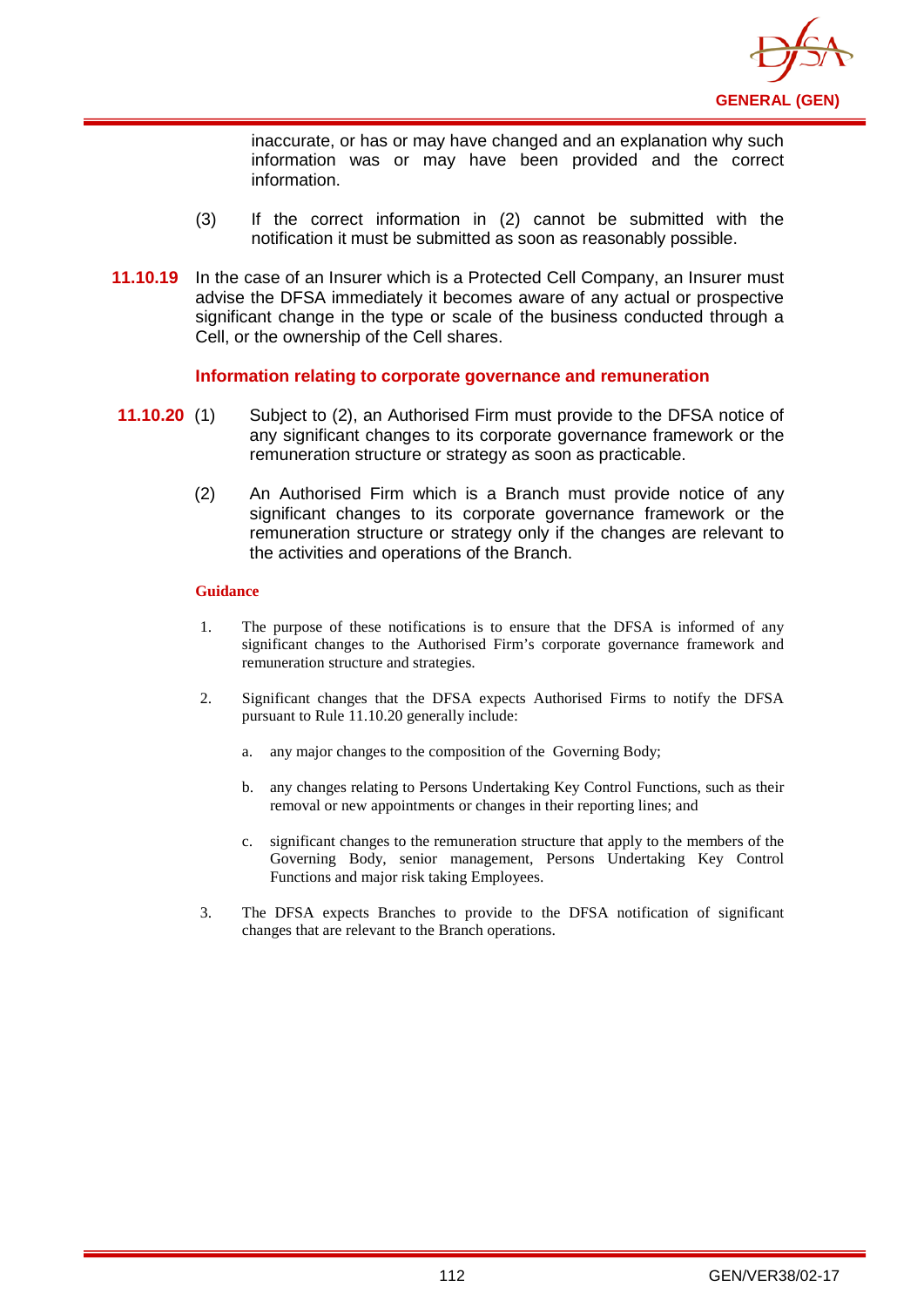inaccurate, or has or may have changed and an explanation why such information was or may have been provided and the correct information.

(3) If the correct information in (2) cannot be submitted with the notification it must be submitted as soon as reasonably possible.

**11.10.19** In the case of an Insurer which is a Protected Cell Company, an Insurer must advise the DFSA immediately it becomes aware of any actual or prospective significant change in the type or scale of the business conducted through a Cell, or the ownership of the Cell shares.

### Information relating to corporate governance and remuneration

**11.10.20** (1) Subject to (2), an Authorised Firm must provide to the DFSA notice of any significant changes to its corporate governance framework or the remuneration structure or strategy as soon as practicable.

(2) An Authorised Firm which is a Branch must provide notice of any significant changes to its corporate governance framework or the remuneration structure or strategy only if the changes are relevant to the activities and operations of the Branch.

**Guidance**

1. The purpose of these notifications is to ensure that the DFSA is informed of any significant changes to the Authorised Firm's corporate governance framework and remuneration structure and strategies.

2. Significant changes that the DFSA expects Authorised Firms to notify the DFSA pursuant to Rule 11.10.20 generally include:

   a. any major changes to the composition of the Governing Body;

   b. any changes relating to Persons Undertaking Key Control Functions, such as their removal or new appointments or changes in their reporting lines; and

   c. significant changes to the remuneration structure that apply to the members of the Governing Body, senior management, Persons Undertaking Key Control Functions and major risk taking Employees.

3. The DFSA expects Branches to provide to the DFSA notification of significant changes that are relevant to the Branch operations.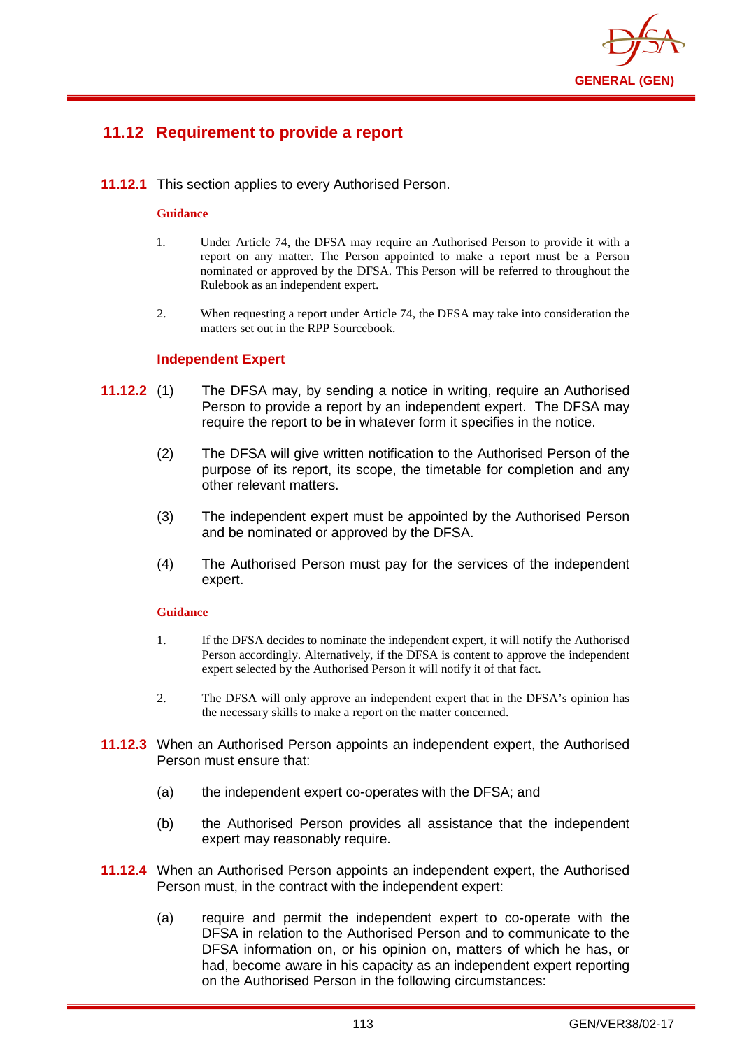## 11.12 Requirement to provide a report

**11.12.1** This section applies to every Authorised Person.

**Guidance**

1. Under Article 74, the DFSA may require an Authorised Person to provide it with a report on any matter. The Person appointed to make a report must be a Person nominated or approved by the DFSA. This Person will be referred to throughout the Rulebook as an independent expert.

2. When requesting a report under Article 74, the DFSA may take into consideration the matters set out in the RPP Sourcebook.

### Independent Expert

**11.12.2** (1) The DFSA may, by sending a notice in writing, require an Authorised Person to provide a report by an independent expert. The DFSA may require the report to be in whatever form it specifies in the notice.

(2) The DFSA will give written notification to the Authorised Person of the purpose of its report, its scope, the timetable for completion and any other relevant matters.

(3) The independent expert must be appointed by the Authorised Person and be nominated or approved by the DFSA.

(4) The Authorised Person must pay for the services of the independent expert.

**Guidance**

1. If the DFSA decides to nominate the independent expert, it will notify the Authorised Person accordingly. Alternatively, if the DFSA is content to approve the independent expert selected by the Authorised Person it will notify it of that fact.

2. The DFSA will only approve an independent expert that in the DFSA's opinion has the necessary skills to make a report on the matter concerned.

**11.12.3** When an Authorised Person appoints an independent expert, the Authorised Person must ensure that:

(a) the independent expert co-operates with the DFSA; and

(b) the Authorised Person provides all assistance that the independent expert may reasonably require.

**11.12.4** When an Authorised Person appoints an independent expert, the Authorised Person must, in the contract with the independent expert:

(a) require and permit the independent expert to co-operate with the DFSA in relation to the Authorised Person and to communicate to the DFSA information on, or his opinion on, matters of which he has, or had, become aware in his capacity as an independent expert reporting on the Authorised Person in the following circumstances: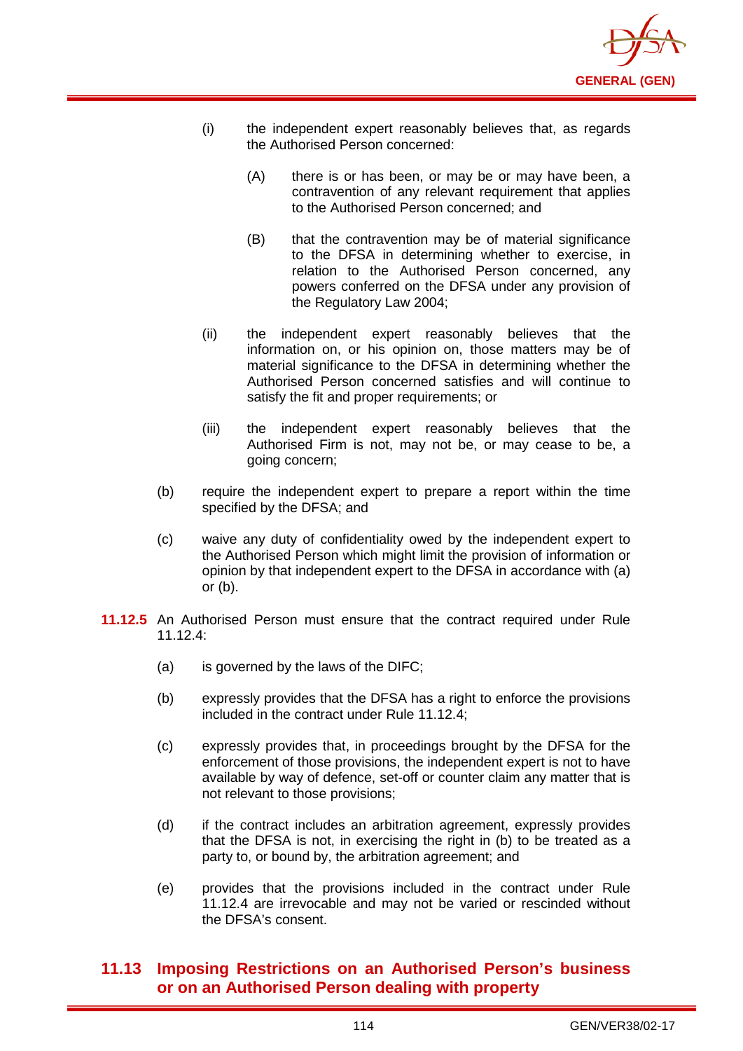- (i) the independent expert reasonably believes that, as regards the Authorised Person concerned:

     - (A) there is or has been, or may be or may have been, a contravention of any relevant requirement that applies to the Authorised Person concerned; and

     - (B) that the contravention may be of material significance to the DFSA in determining whether to exercise, in relation to the Authorised Person concerned, any powers conferred on the DFSA under any provision of the Regulatory Law 2004;

   - (ii) the independent expert reasonably believes that the information on, or his opinion on, those matters may be of material significance to the DFSA in determining whether the Authorised Person concerned satisfies and will continue to satisfy the fit and proper requirements; or

   - (iii) the independent expert reasonably believes that the Authorised Firm is not, may not be, or may cease to be, a going concern;

- (b) require the independent expert to prepare a report within the time specified by the DFSA; and

- (c) waive any duty of confidentiality owed by the independent expert to the Authorised Person which might limit the provision of information or opinion by that independent expert to the DFSA in accordance with (a) or (b).

**11.12.5** An Authorised Person must ensure that the contract required under Rule 11.12.4:

- (a) is governed by the laws of the DIFC;

- (b) expressly provides that the DFSA has a right to enforce the provisions included in the contract under Rule 11.12.4;

- (c) expressly provides that, in proceedings brought by the DFSA for the enforcement of those provisions, the independent expert is not to have available by way of defence, set-off or counter claim any matter that is not relevant to those provisions;

- (d) if the contract includes an arbitration agreement, expressly provides that the DFSA is not, in exercising the right in (b) to be treated as a party to, or bound by, the arbitration agreement; and

- (e) provides that the provisions included in the contract under Rule 11.12.4 are irrevocable and may not be varied or rescinded without the DFSA's consent.

## 11.13 Imposing Restrictions on an Authorised Person's business or on an Authorised Person dealing with property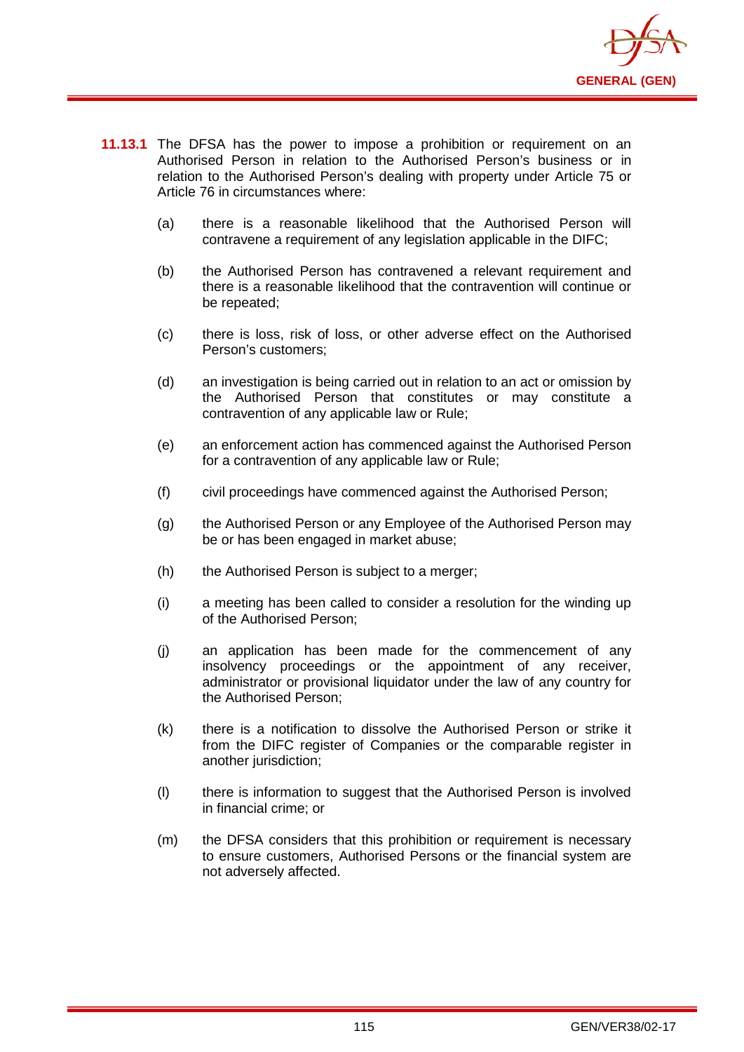**11.13.1** The DFSA has the power to impose a prohibition or requirement on an Authorised Person in relation to the Authorised Person's business or in relation to the Authorised Person's dealing with property under Article 75 or Article 76 in circumstances where:

(a) there is a reasonable likelihood that the Authorised Person will contravene a requirement of any legislation applicable in the DIFC;

(b) the Authorised Person has contravened a relevant requirement and there is a reasonable likelihood that the contravention will continue or be repeated;

(c) there is loss, risk of loss, or other adverse effect on the Authorised Person's customers;

(d) an investigation is being carried out in relation to an act or omission by the Authorised Person that constitutes or may constitute a contravention of any applicable law or Rule;

(e) an enforcement action has commenced against the Authorised Person for a contravention of any applicable law or Rule;

(f) civil proceedings have commenced against the Authorised Person;

(g) the Authorised Person or any Employee of the Authorised Person may be or has been engaged in market abuse;

(h) the Authorised Person is subject to a merger;

(i) a meeting has been called to consider a resolution for the winding up of the Authorised Person;

(j) an application has been made for the commencement of any insolvency proceedings or the appointment of any receiver, administrator or provisional liquidator under the law of any country for the Authorised Person;

(k) there is a notification to dissolve the Authorised Person or strike it from the DIFC register of Companies or the comparable register in another jurisdiction;

(l) there is information to suggest that the Authorised Person is involved in financial crime; or

(m) the DFSA considers that this prohibition or requirement is necessary to ensure customers, Authorised Persons or the financial system are not adversely affected.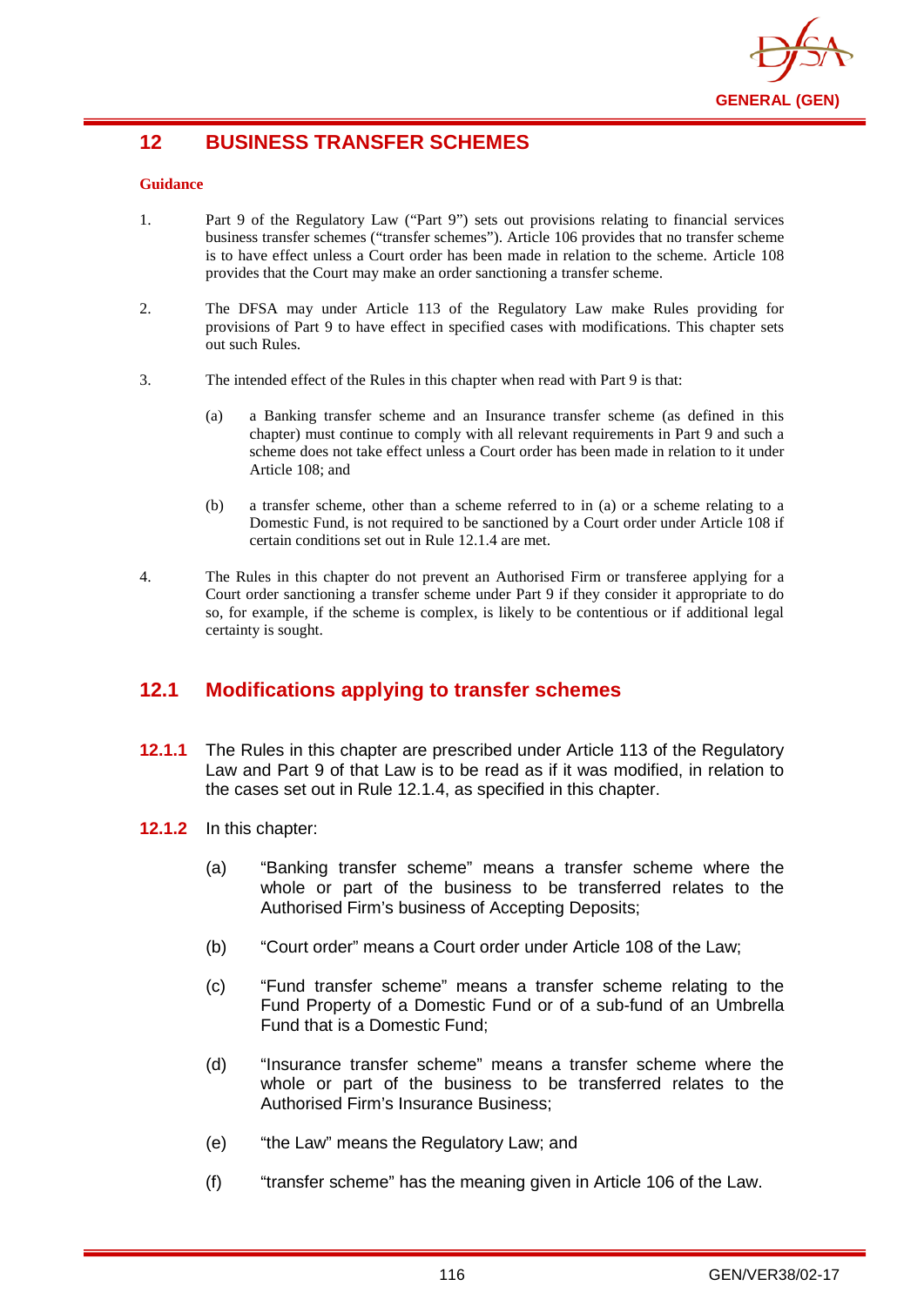# 12 BUSINESS TRANSFER SCHEMES

**Guidance**

1. Part 9 of the Regulatory Law ("Part 9") sets out provisions relating to financial services business transfer schemes ("transfer schemes"). Article 106 provides that no transfer scheme is to have effect unless a Court order has been made in relation to the scheme. Article 108 provides that the Court may make an order sanctioning a transfer scheme.

2. The DFSA may under Article 113 of the Regulatory Law make Rules providing for provisions of Part 9 to have effect in specified cases with modifications. This chapter sets out such Rules.

3. The intended effect of the Rules in this chapter when read with Part 9 is that:

   (a) a Banking transfer scheme and an Insurance transfer scheme (as defined in this chapter) must continue to comply with all relevant requirements in Part 9 and such a scheme does not take effect unless a Court order has been made in relation to it under Article 108; and

   (b) a transfer scheme, other than a scheme referred to in (a) or a scheme relating to a Domestic Fund, is not required to be sanctioned by a Court order under Article 108 if certain conditions set out in Rule 12.1.4 are met.

4. The Rules in this chapter do not prevent an Authorised Firm or transferee applying for a Court order sanctioning a transfer scheme under Part 9 if they consider it appropriate to do so, for example, if the scheme is complex, is likely to be contentious or if additional legal certainty is sought.

## 12.1 Modifications applying to transfer schemes

**12.1.1** The Rules in this chapter are prescribed under Article 113 of the Regulatory Law and Part 9 of that Law is to be read as if it was modified, in relation to the cases set out in Rule 12.1.4, as specified in this chapter.

**12.1.2** In this chapter:

(a) "Banking transfer scheme" means a transfer scheme where the whole or part of the business to be transferred relates to the Authorised Firm's business of Accepting Deposits;

(b) "Court order" means a Court order under Article 108 of the Law;

(c) "Fund transfer scheme" means a transfer scheme relating to the Fund Property of a Domestic Fund or of a sub-fund of an Umbrella Fund that is a Domestic Fund;

(d) "Insurance transfer scheme" means a transfer scheme where the whole or part of the business to be transferred relates to the Authorised Firm's Insurance Business;

(e) "the Law" means the Regulatory Law; and

(f) "transfer scheme" has the meaning given in Article 106 of the Law.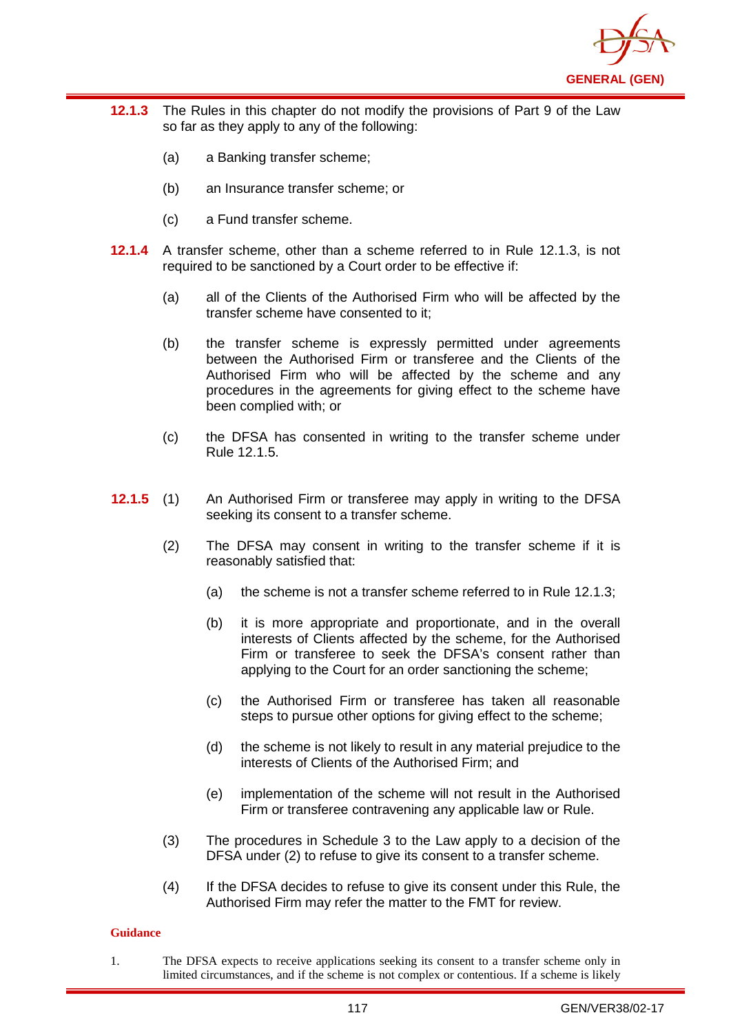**12.1.3** The Rules in this chapter do not modify the provisions of Part 9 of the Law so far as they apply to any of the following:

(a) a Banking transfer scheme;

(b) an Insurance transfer scheme; or

(c) a Fund transfer scheme.

**12.1.4** A transfer scheme, other than a scheme referred to in Rule 12.1.3, is not required to be sanctioned by a Court order to be effective if:

(a) all of the Clients of the Authorised Firm who will be affected by the transfer scheme have consented to it;

(b) the transfer scheme is expressly permitted under agreements between the Authorised Firm or transferee and the Clients of the Authorised Firm who will be affected by the scheme and any procedures in the agreements for giving effect to the scheme have been complied with; or

(c) the DFSA has consented in writing to the transfer scheme under Rule 12.1.5.

**12.1.5** (1) An Authorised Firm or transferee may apply in writing to the DFSA seeking its consent to a transfer scheme.

(2) The DFSA may consent in writing to the transfer scheme if it is reasonably satisfied that:

(a) the scheme is not a transfer scheme referred to in Rule 12.1.3;

(b) it is more appropriate and proportionate, and in the overall interests of Clients affected by the scheme, for the Authorised Firm or transferee to seek the DFSA's consent rather than applying to the Court for an order sanctioning the scheme;

(c) the Authorised Firm or transferee has taken all reasonable steps to pursue other options for giving effect to the scheme;

(d) the scheme is not likely to result in any material prejudice to the interests of Clients of the Authorised Firm; and

(e) implementation of the scheme will not result in the Authorised Firm or transferee contravening any applicable law or Rule.

(3) The procedures in Schedule 3 to the Law apply to a decision of the DFSA under (2) to refuse to give its consent to a transfer scheme.

(4) If the DFSA decides to refuse to give its consent under this Rule, the Authorised Firm may refer the matter to the FMT for review.

**Guidance**

1. The DFSA expects to receive applications seeking its consent to a transfer scheme only in limited circumstances, and if the scheme is not complex or contentious. If a scheme is likely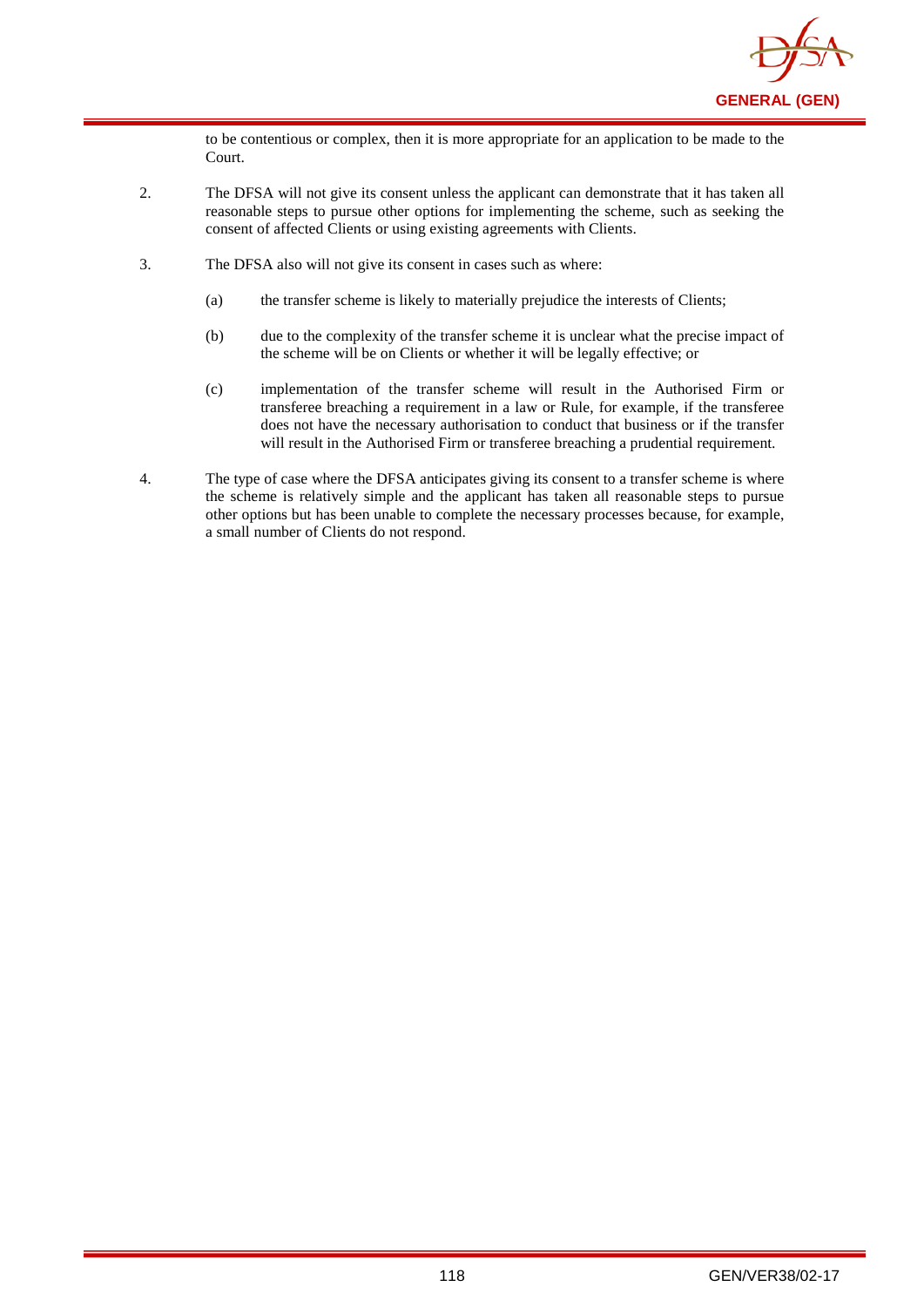to be contentious or complex, then it is more appropriate for an application to be made to the Court.

2. The DFSA will not give its consent unless the applicant can demonstrate that it has taken all reasonable steps to pursue other options for implementing the scheme, such as seeking the consent of affected Clients or using existing agreements with Clients.

3. The DFSA also will not give its consent in cases such as where:

   (a) the transfer scheme is likely to materially prejudice the interests of Clients;

   (b) due to the complexity of the transfer scheme it is unclear what the precise impact of the scheme will be on Clients or whether it will be legally effective; or

   (c) implementation of the transfer scheme will result in the Authorised Firm or transferee breaching a requirement in a law or Rule, for example, if the transferee does not have the necessary authorisation to conduct that business or if the transfer will result in the Authorised Firm or transferee breaching a prudential requirement.

4. The type of case where the DFSA anticipates giving its consent to a transfer scheme is where the scheme is relatively simple and the applicant has taken all reasonable steps to pursue other options but has been unable to complete the necessary processes because, for example, a small number of Clients do not respond.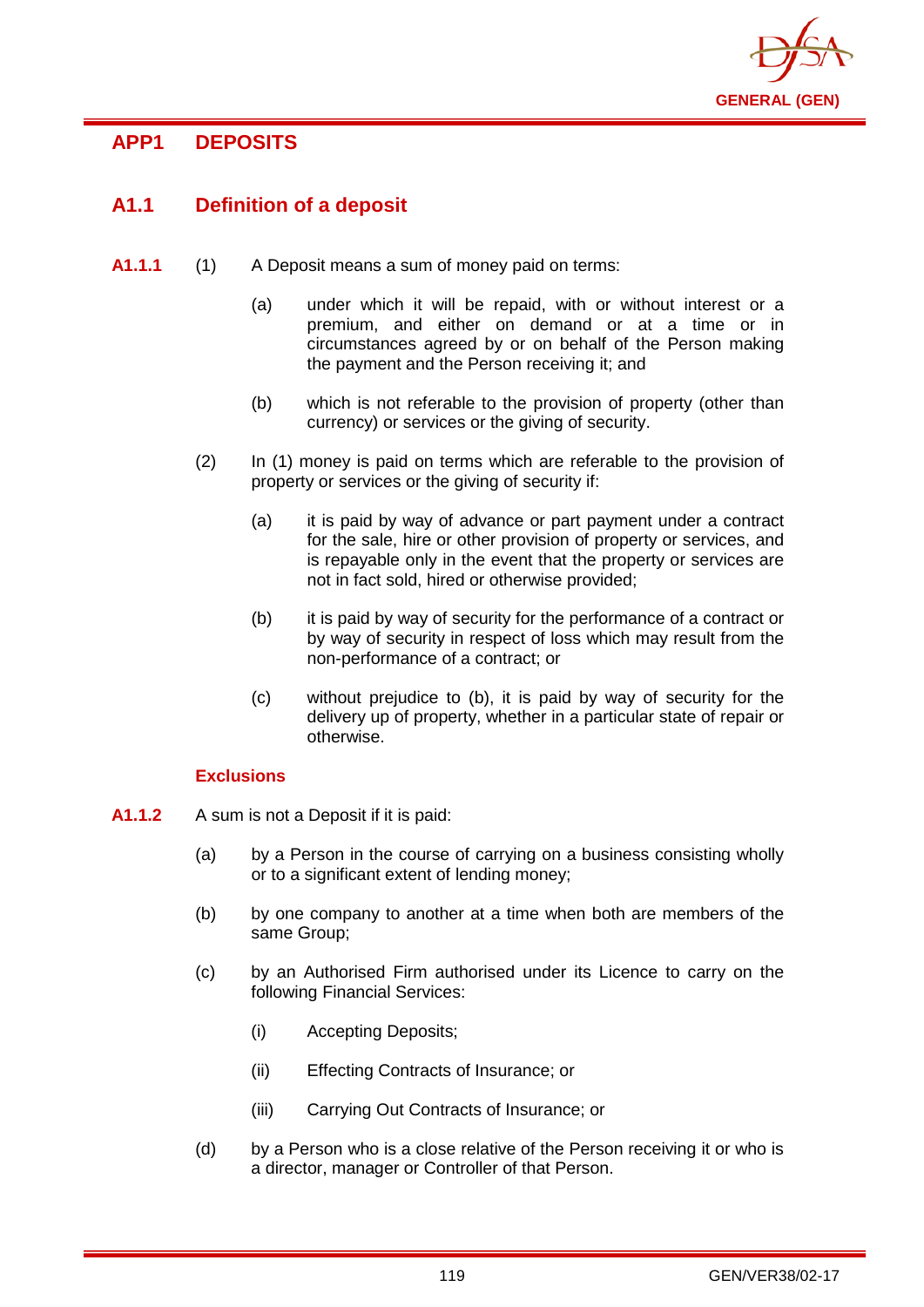## APP1 DEPOSITS

### A1.1 Definition of a deposit

**A1.1.1** (1) A Deposit means a sum of money paid on terms:

(a) under which it will be repaid, with or without interest or a premium, and either on demand or at a time or in circumstances agreed by or on behalf of the Person making the payment and the Person receiving it; and

(b) which is not referable to the provision of property (other than currency) or services or the giving of security.

(2) In (1) money is paid on terms which are referable to the provision of property or services or the giving of security if:

(a) it is paid by way of advance or part payment under a contract for the sale, hire or other provision of property or services, and is repayable only in the event that the property or services are not in fact sold, hired or otherwise provided;

(b) it is paid by way of security for the performance of a contract or by way of security in respect of loss which may result from the non-performance of a contract; or

(c) without prejudice to (b), it is paid by way of security for the delivery up of property, whether in a particular state of repair or otherwise.

#### Exclusions

**A1.1.2** A sum is not a Deposit if it is paid:

(a) by a Person in the course of carrying on a business consisting wholly or to a significant extent of lending money;

(b) by one company to another at a time when both are members of the same Group;

(c) by an Authorised Firm authorised under its Licence to carry on the following Financial Services:

(i) Accepting Deposits;

(ii) Effecting Contracts of Insurance; or

(iii) Carrying Out Contracts of Insurance; or

(d) by a Person who is a close relative of the Person receiving it or who is a director, manager or Controller of that Person.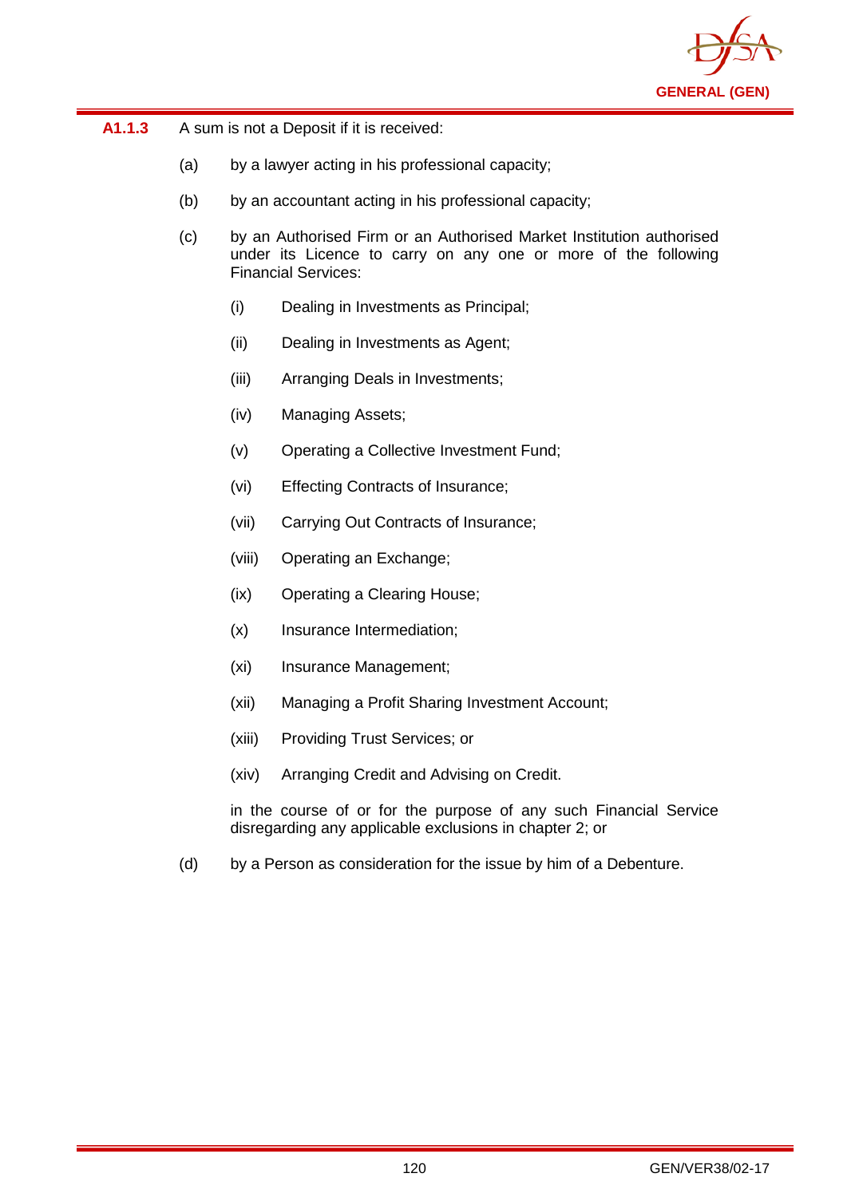**A1.1.3** A sum is not a Deposit if it is received:

(a) by a lawyer acting in his professional capacity;

(b) by an accountant acting in his professional capacity;

(c) by an Authorised Firm or an Authorised Market Institution authorised under its Licence to carry on any one or more of the following Financial Services:

   (i) Dealing in Investments as Principal;

   (ii) Dealing in Investments as Agent;

   (iii) Arranging Deals in Investments;

   (iv) Managing Assets;

   (v) Operating a Collective Investment Fund;

   (vi) Effecting Contracts of Insurance;

   (vii) Carrying Out Contracts of Insurance;

   (viii) Operating an Exchange;

   (ix) Operating a Clearing House;

   (x) Insurance Intermediation;

   (xi) Insurance Management;

   (xii) Managing a Profit Sharing Investment Account;

   (xiii) Providing Trust Services; or

   (xiv) Arranging Credit and Advising on Credit.

   in the course of or for the purpose of any such Financial Service disregarding any applicable exclusions in chapter 2; or

(d) by a Person as consideration for the issue by him of a Debenture.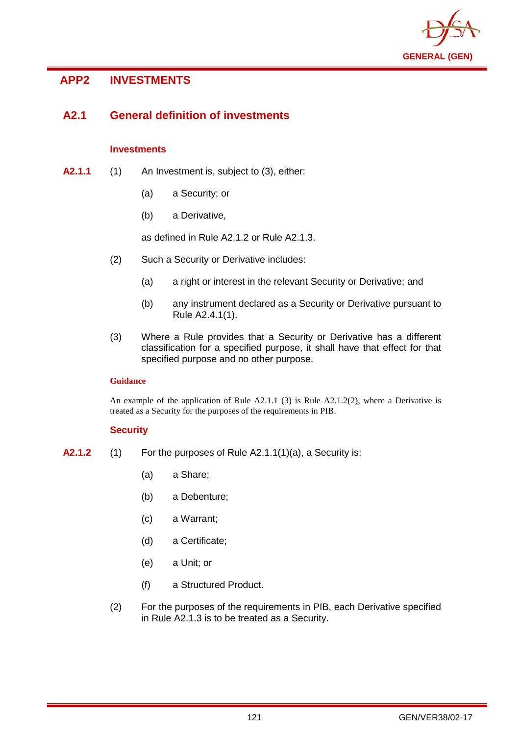# APP2 INVESTMENTS

## A2.1 General definition of investments

### Investments

**A2.1.1** (1) An Investment is, subject to (3), either:

(a) a Security; or

(b) a Derivative,

as defined in Rule A2.1.2 or Rule A2.1.3.

(2) Such a Security or Derivative includes:

(a) a right or interest in the relevant Security or Derivative; and

(b) any instrument declared as a Security or Derivative pursuant to Rule A2.4.1(1).

(3) Where a Rule provides that a Security or Derivative has a different classification for a specified purpose, it shall have that effect for that specified purpose and no other purpose.

#### Guidance

An example of the application of Rule A2.1.1 (3) is Rule A2.1.2(2), where a Derivative is treated as a Security for the purposes of the requirements in PIB.

### Security

**A2.1.2** (1) For the purposes of Rule A2.1.1(1)(a), a Security is:

(a) a Share;

(b) a Debenture;

(c) a Warrant;

(d) a Certificate;

(e) a Unit; or

(f) a Structured Product.

(2) For the purposes of the requirements in PIB, each Derivative specified in Rule A2.1.3 is to be treated as a Security.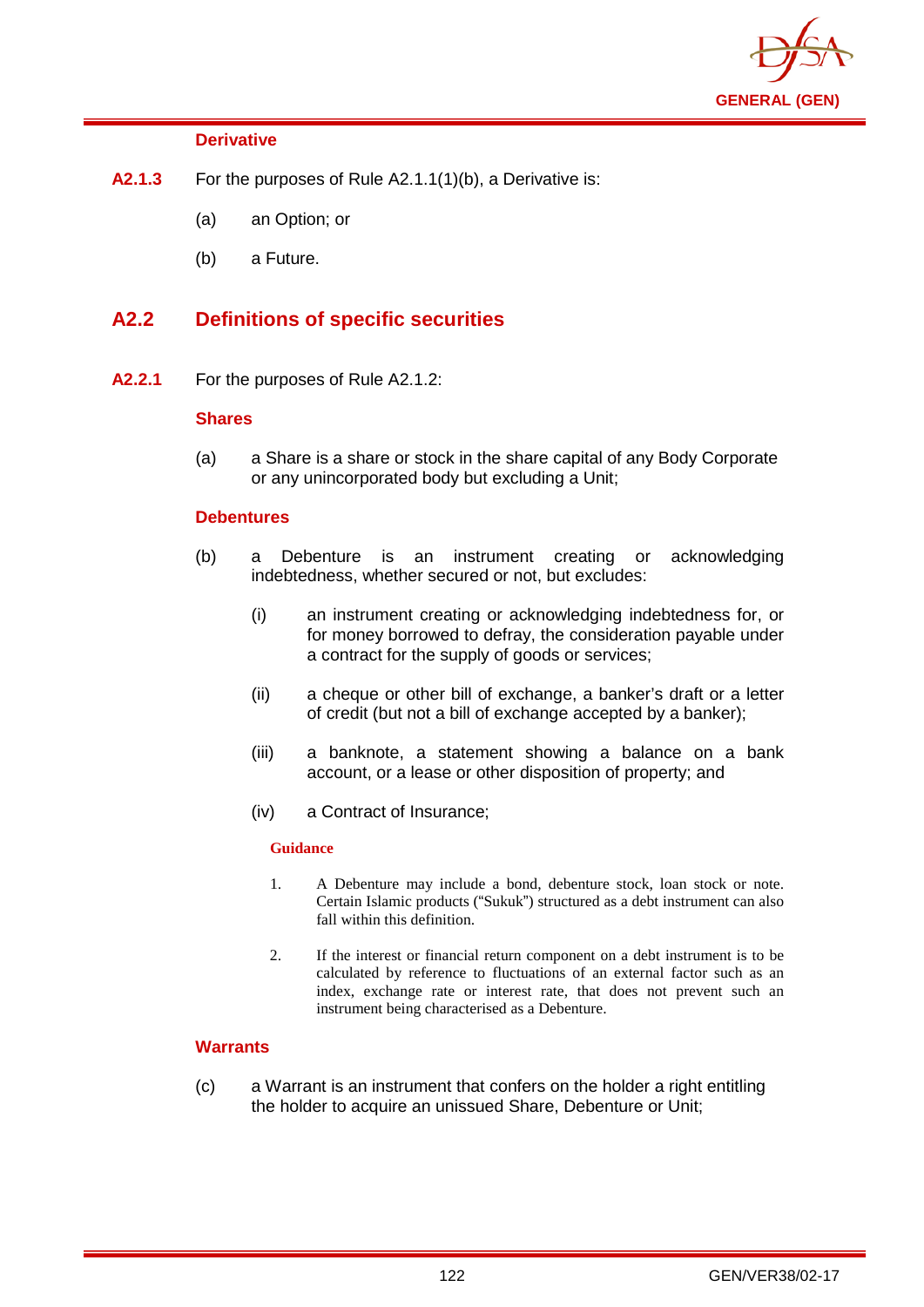### Derivative

**A2.1.3** For the purposes of Rule A2.1.1(1)(b), a Derivative is:

(a) an Option; or

(b) a Future.

## A2.2 Definitions of specific securities

**A2.2.1** For the purposes of Rule A2.1.2:

### Shares

(a) a Share is a share or stock in the share capital of any Body Corporate or any unincorporated body but excluding a Unit;

### Debentures

(b) a Debenture is an instrument creating or acknowledging indebtedness, whether secured or not, but excludes:

(i) an instrument creating or acknowledging indebtedness for, or for money borrowed to defray, the consideration payable under a contract for the supply of goods or services;

(ii) a cheque or other bill of exchange, a banker's draft or a letter of credit (but not a bill of exchange accepted by a banker);

(iii) a banknote, a statement showing a balance on a bank account, or a lease or other disposition of property; and

(iv) a Contract of Insurance;

**Guidance**

1. A Debenture may include a bond, debenture stock, loan stock or note. Certain Islamic products ("Sukuk") structured as a debt instrument can also fall within this definition.

2. If the interest or financial return component on a debt instrument is to be calculated by reference to fluctuations of an external factor such as an index, exchange rate or interest rate, that does not prevent such an instrument being characterised as a Debenture.

### Warrants

(c) a Warrant is an instrument that confers on the holder a right entitling the holder to acquire an unissued Share, Debenture or Unit;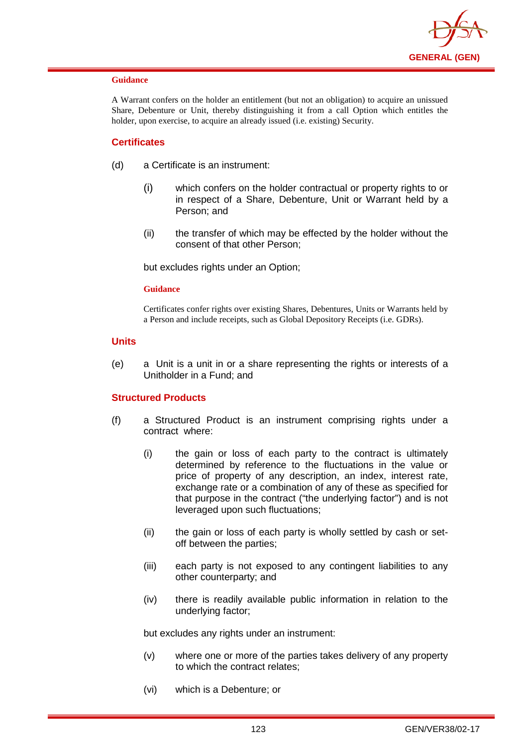##### Guidance

A Warrant confers on the holder an entitlement (but not an obligation) to acquire an unissued Share, Debenture or Unit, thereby distinguishing it from a call Option which entitles the holder, upon exercise, to acquire an already issued (i.e. existing) Security.

### Certificates

(d) a Certificate is an instrument:

(i) which confers on the holder contractual or property rights to or in respect of a Share, Debenture, Unit or Warrant held by a Person; and

(ii) the transfer of which may be effected by the holder without the consent of that other Person;

but excludes rights under an Option;

##### Guidance

Certificates confer rights over existing Shares, Debentures, Units or Warrants held by a Person and include receipts, such as Global Depository Receipts (i.e. GDRs).

### Units

(e) a Unit is a unit in or a share representing the rights or interests of a Unitholder in a Fund; and

### Structured Products

(f) a Structured Product is an instrument comprising rights under a contract where:

(i) the gain or loss of each party to the contract is ultimately determined by reference to the fluctuations in the value or price of property of any description, an index, interest rate, exchange rate or a combination of any of these as specified for that purpose in the contract ("the underlying factor") and is not leveraged upon such fluctuations;

(ii) the gain or loss of each party is wholly settled by cash or set-off between the parties;

(iii) each party is not exposed to any contingent liabilities to any other counterparty; and

(iv) there is readily available public information in relation to the underlying factor;

but excludes any rights under an instrument:

(v) where one or more of the parties takes delivery of any property to which the contract relates;

(vi) which is a Debenture; or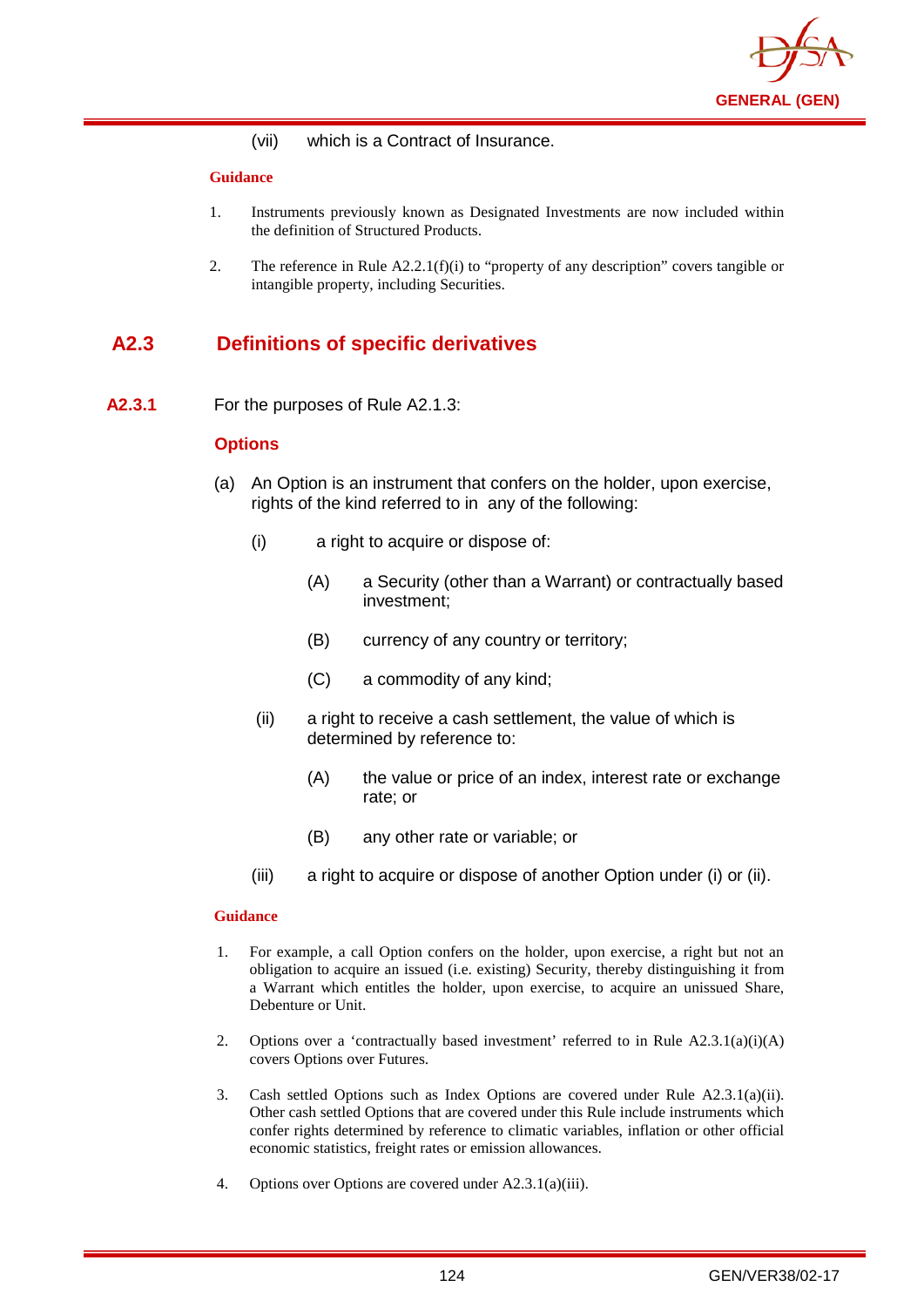(vii) which is a Contract of Insurance.

**Guidance**

1. Instruments previously known as Designated Investments are now included within the definition of Structured Products.

2. The reference in Rule A2.2.1(f)(i) to "property of any description" covers tangible or intangible property, including Securities.

## A2.3 Definitions of specific derivatives

**A2.3.1** For the purposes of Rule A2.1.3:

### Options

(a) An Option is an instrument that confers on the holder, upon exercise, rights of the kind referred to in any of the following:

   (i) a right to acquire or dispose of:

      (A) a Security (other than a Warrant) or contractually based investment;

      (B) currency of any country or territory;

      (C) a commodity of any kind;

   (ii) a right to receive a cash settlement, the value of which is determined by reference to:

      (A) the value or price of an index, interest rate or exchange rate; or

      (B) any other rate or variable; or

   (iii) a right to acquire or dispose of another Option under (i) or (ii).

**Guidance**

1. For example, a call Option confers on the holder, upon exercise, a right but not an obligation to acquire an issued (i.e. existing) Security, thereby distinguishing it from a Warrant which entitles the holder, upon exercise, to acquire an unissued Share, Debenture or Unit.

2. Options over a 'contractually based investment' referred to in Rule A2.3.1(a)(i)(A) covers Options over Futures.

3. Cash settled Options such as Index Options are covered under Rule A2.3.1(a)(ii). Other cash settled Options that are covered under this Rule include instruments which confer rights determined by reference to climatic variables, inflation or other official economic statistics, freight rates or emission allowances.

4. Options over Options are covered under A2.3.1(a)(iii).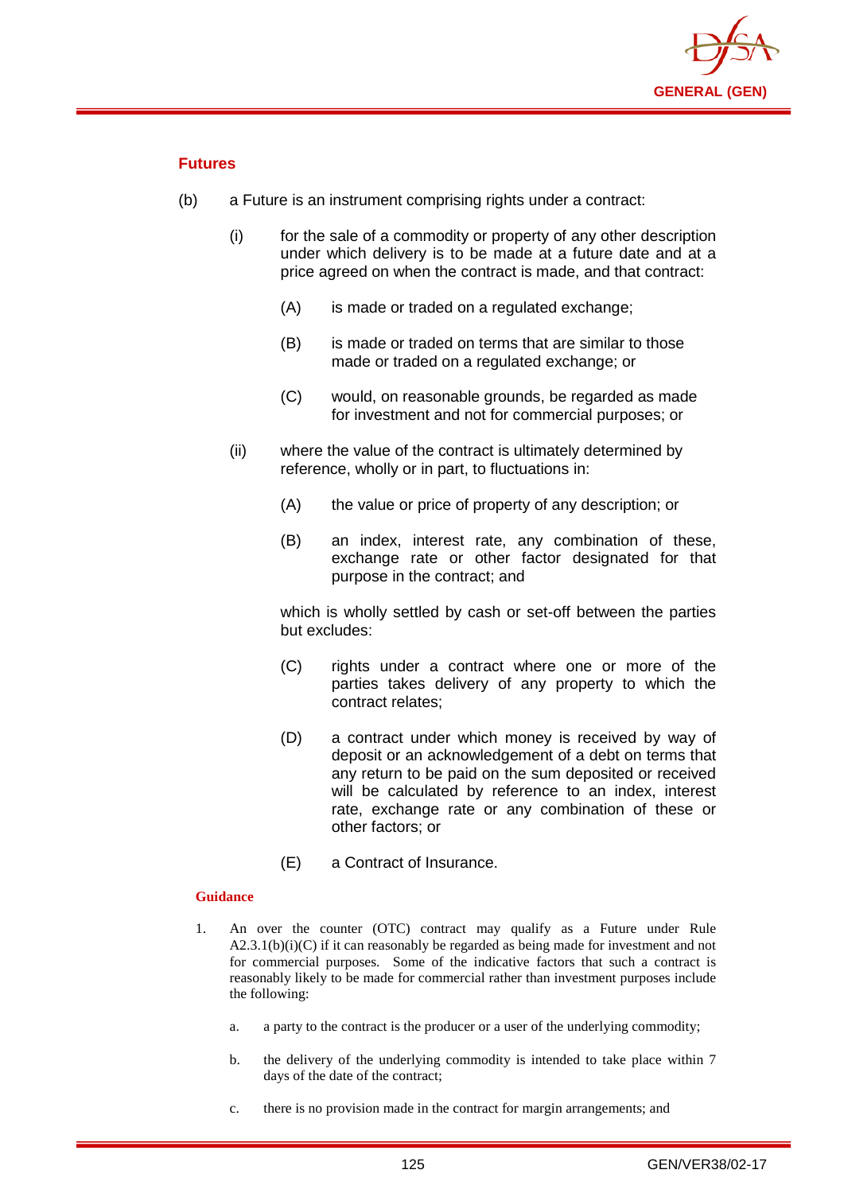### Futures

(b) a Future is an instrument comprising rights under a contract:

  (i) for the sale of a commodity or property of any other description under which delivery is to be made at a future date and at a price agreed on when the contract is made, and that contract:

    (A) is made or traded on a regulated exchange;

    (B) is made or traded on terms that are similar to those made or traded on a regulated exchange; or

    (C) would, on reasonable grounds, be regarded as made for investment and not for commercial purposes; or

  (ii) where the value of the contract is ultimately determined by reference, wholly or in part, to fluctuations in:

    (A) the value or price of property of any description; or

    (B) an index, interest rate, any combination of these, exchange rate or other factor designated for that purpose in the contract; and

  which is wholly settled by cash or set-off between the parties but excludes:

    (C) rights under a contract where one or more of the parties takes delivery of any property to which the contract relates;

    (D) a contract under which money is received by way of deposit or an acknowledgement of a debt on terms that any return to be paid on the sum deposited or received will be calculated by reference to an index, interest rate, exchange rate or any combination of these or other factors; or

    (E) a Contract of Insurance.

#### Guidance

1. An over the counter (OTC) contract may qualify as a Future under Rule A2.3.1(b)(i)(C) if it can reasonably be regarded as being made for investment and not for commercial purposes. Some of the indicative factors that such a contract is reasonably likely to be made for commercial rather than investment purposes include the following:

   a. a party to the contract is the producer or a user of the underlying commodity;

   b. the delivery of the underlying commodity is intended to take place within 7 days of the date of the contract;

   c. there is no provision made in the contract for margin arrangements; and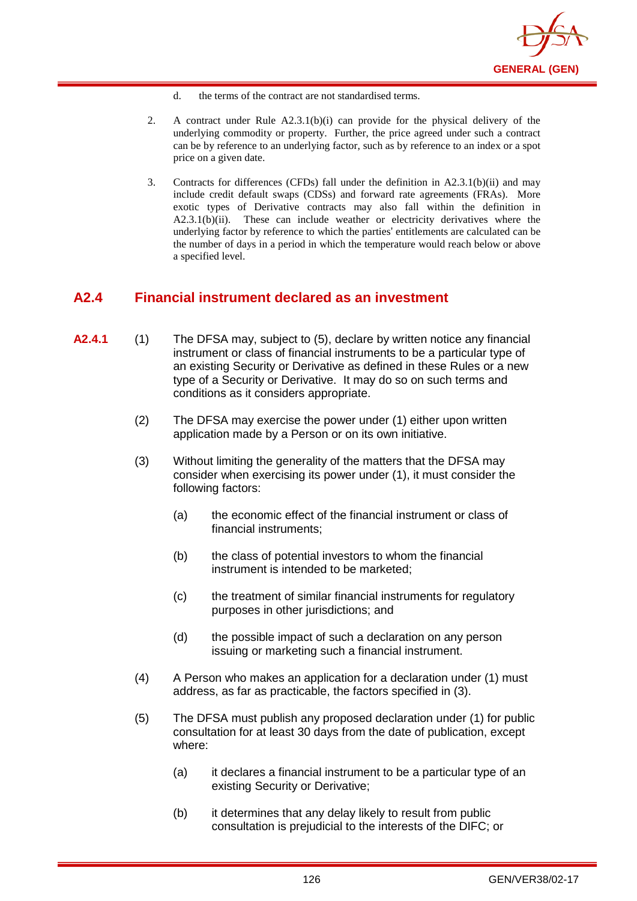d. the terms of the contract are not standardised terms.

2. A contract under Rule A2.3.1(b)(i) can provide for the physical delivery of the underlying commodity or property. Further, the price agreed under such a contract can be by reference to an underlying factor, such as by reference to an index or a spot price on a given date.

3. Contracts for differences (CFDs) fall under the definition in A2.3.1(b)(ii) and may include credit default swaps (CDSs) and forward rate agreements (FRAs). More exotic types of Derivative contracts may also fall within the definition in A2.3.1(b)(ii). These can include weather or electricity derivatives where the underlying factor by reference to which the parties' entitlements are calculated can be the number of days in a period in which the temperature would reach below or above a specified level.

## A2.4 Financial instrument declared as an investment

**A2.4.1** (1) The DFSA may, subject to (5), declare by written notice any financial instrument or class of financial instruments to be a particular type of an existing Security or Derivative as defined in these Rules or a new type of a Security or Derivative. It may do so on such terms and conditions as it considers appropriate.

(2) The DFSA may exercise the power under (1) either upon written application made by a Person or on its own initiative.

(3) Without limiting the generality of the matters that the DFSA may consider when exercising its power under (1), it must consider the following factors:

(a) the economic effect of the financial instrument or class of financial instruments;

(b) the class of potential investors to whom the financial instrument is intended to be marketed;

(c) the treatment of similar financial instruments for regulatory purposes in other jurisdictions; and

(d) the possible impact of such a declaration on any person issuing or marketing such a financial instrument.

(4) A Person who makes an application for a declaration under (1) must address, as far as practicable, the factors specified in (3).

(5) The DFSA must publish any proposed declaration under (1) for public consultation for at least 30 days from the date of publication, except where:

(a) it declares a financial instrument to be a particular type of an existing Security or Derivative;

(b) it determines that any delay likely to result from public consultation is prejudicial to the interests of the DIFC; or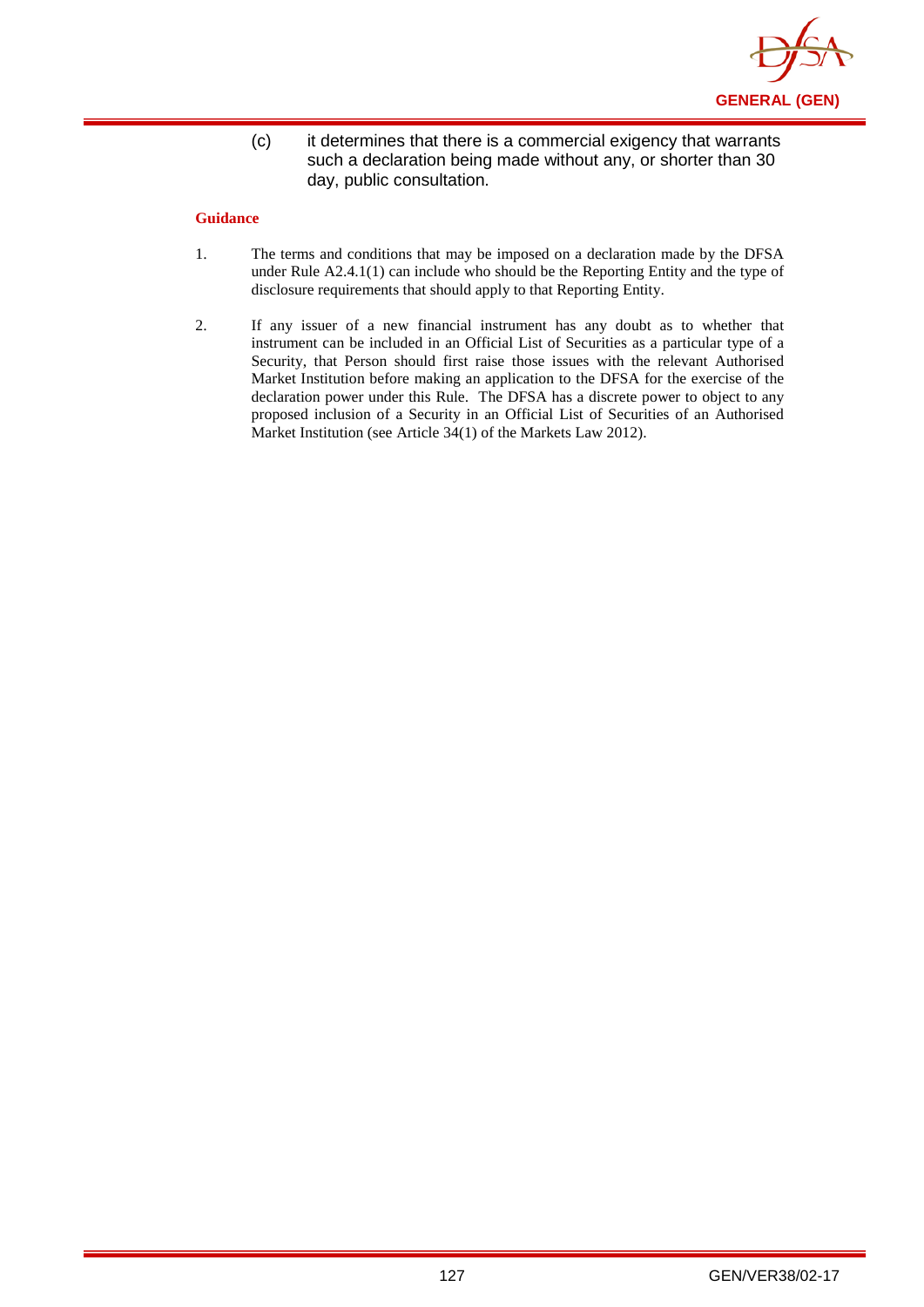(c) it determines that there is a commercial exigency that warrants such a declaration being made without any, or shorter than 30 day, public consultation.

**Guidance**

1. The terms and conditions that may be imposed on a declaration made by the DFSA under Rule A2.4.1(1) can include who should be the Reporting Entity and the type of disclosure requirements that should apply to that Reporting Entity.

2. If any issuer of a new financial instrument has any doubt as to whether that instrument can be included in an Official List of Securities as a particular type of a Security, that Person should first raise those issues with the relevant Authorised Market Institution before making an application to the DFSA for the exercise of the declaration power under this Rule. The DFSA has a discrete power to object to any proposed inclusion of a Security in an Official List of Securities of an Authorised Market Institution (see Article 34(1) of the Markets Law 2012).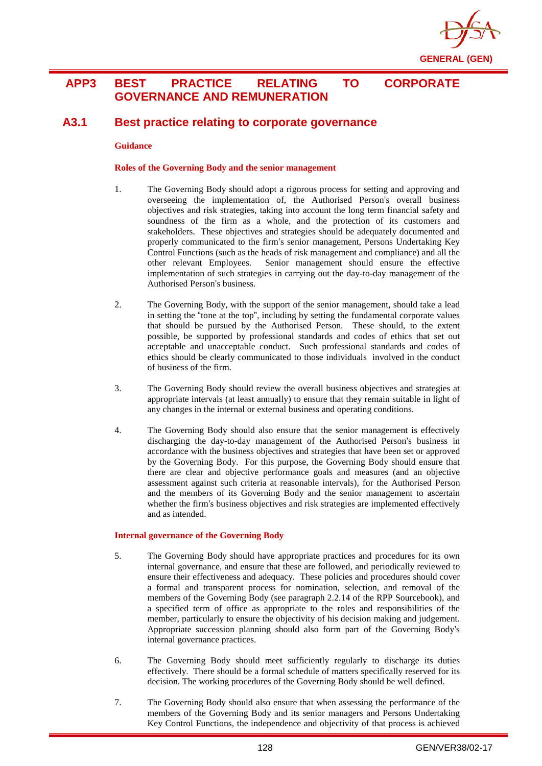# APP3 BEST PRACTICE RELATING TO CORPORATE GOVERNANCE AND REMUNERATION

## A3.1 Best practice relating to corporate governance

**Guidance**

**Roles of the Governing Body and the senior management**

1. The Governing Body should adopt a rigorous process for setting and approving and overseeing the implementation of, the Authorised Person's overall business objectives and risk strategies, taking into account the long term financial safety and soundness of the firm as a whole, and the protection of its customers and stakeholders. These objectives and strategies should be adequately documented and properly communicated to the firm's senior management, Persons Undertaking Key Control Functions (such as the heads of risk management and compliance) and all the other relevant Employees. Senior management should ensure the effective implementation of such strategies in carrying out the day-to-day management of the Authorised Person's business.

2. The Governing Body, with the support of the senior management, should take a lead in setting the "tone at the top", including by setting the fundamental corporate values that should be pursued by the Authorised Person. These should, to the extent possible, be supported by professional standards and codes of ethics that set out acceptable and unacceptable conduct. Such professional standards and codes of ethics should be clearly communicated to those individuals involved in the conduct of business of the firm.

3. The Governing Body should review the overall business objectives and strategies at appropriate intervals (at least annually) to ensure that they remain suitable in light of any changes in the internal or external business and operating conditions.

4. The Governing Body should also ensure that the senior management is effectively discharging the day-to-day management of the Authorised Person's business in accordance with the business objectives and strategies that have been set or approved by the Governing Body. For this purpose, the Governing Body should ensure that there are clear and objective performance goals and measures (and an objective assessment against such criteria at reasonable intervals), for the Authorised Person and the members of its Governing Body and the senior management to ascertain whether the firm's business objectives and risk strategies are implemented effectively and as intended.

**Internal governance of the Governing Body**

5. The Governing Body should have appropriate practices and procedures for its own internal governance, and ensure that these are followed, and periodically reviewed to ensure their effectiveness and adequacy. These policies and procedures should cover a formal and transparent process for nomination, selection, and removal of the members of the Governing Body (see paragraph 2.2.14 of the RPP Sourcebook), and a specified term of office as appropriate to the roles and responsibilities of the member, particularly to ensure the objectivity of his decision making and judgement. Appropriate succession planning should also form part of the Governing Body's internal governance practices.

6. The Governing Body should meet sufficiently regularly to discharge its duties effectively. There should be a formal schedule of matters specifically reserved for its decision. The working procedures of the Governing Body should be well defined.

7. The Governing Body should also ensure that when assessing the performance of the members of the Governing Body and its senior managers and Persons Undertaking Key Control Functions, the independence and objectivity of that process is achieved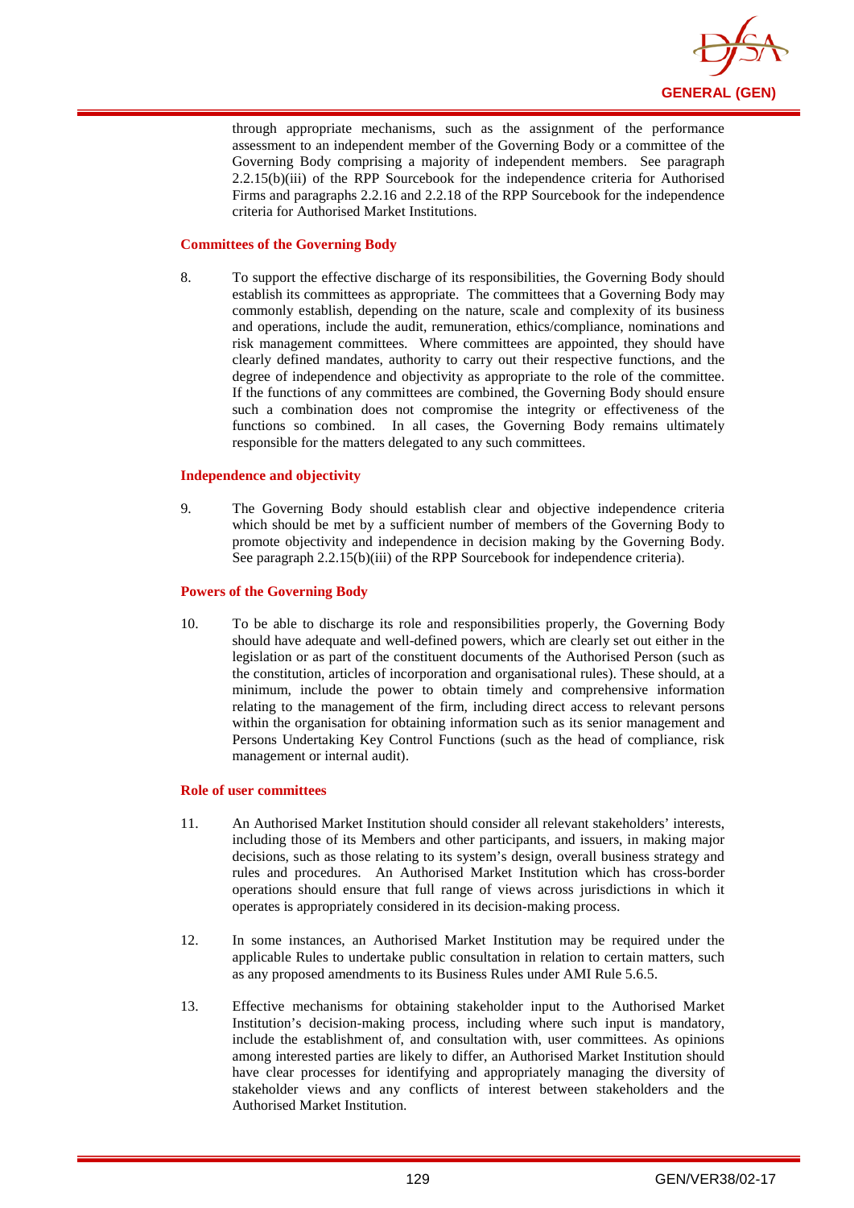through appropriate mechanisms, such as the assignment of the performance assessment to an independent member of the Governing Body or a committee of the Governing Body comprising a majority of independent members. See paragraph 2.2.15(b)(iii) of the RPP Sourcebook for the independence criteria for Authorised Firms and paragraphs 2.2.16 and 2.2.18 of the RPP Sourcebook for the independence criteria for Authorised Market Institutions.

**Committees of the Governing Body**

8. To support the effective discharge of its responsibilities, the Governing Body should establish its committees as appropriate. The committees that a Governing Body may commonly establish, depending on the nature, scale and complexity of its business and operations, include the audit, remuneration, ethics/compliance, nominations and risk management committees. Where committees are appointed, they should have clearly defined mandates, authority to carry out their respective functions, and the degree of independence and objectivity as appropriate to the role of the committee. If the functions of any committees are combined, the Governing Body should ensure such a combination does not compromise the integrity or effectiveness of the functions so combined. In all cases, the Governing Body remains ultimately responsible for the matters delegated to any such committees.

**Independence and objectivity**

9. The Governing Body should establish clear and objective independence criteria which should be met by a sufficient number of members of the Governing Body to promote objectivity and independence in decision making by the Governing Body. See paragraph 2.2.15(b)(iii) of the RPP Sourcebook for independence criteria).

**Powers of the Governing Body**

10. To be able to discharge its role and responsibilities properly, the Governing Body should have adequate and well-defined powers, which are clearly set out either in the legislation or as part of the constituent documents of the Authorised Person (such as the constitution, articles of incorporation and organisational rules). These should, at a minimum, include the power to obtain timely and comprehensive information relating to the management of the firm, including direct access to relevant persons within the organisation for obtaining information such as its senior management and Persons Undertaking Key Control Functions (such as the head of compliance, risk management or internal audit).

**Role of user committees**

11. An Authorised Market Institution should consider all relevant stakeholders' interests, including those of its Members and other participants, and issuers, in making major decisions, such as those relating to its system's design, overall business strategy and rules and procedures. An Authorised Market Institution which has cross-border operations should ensure that full range of views across jurisdictions in which it operates is appropriately considered in its decision-making process.

12. In some instances, an Authorised Market Institution may be required under the applicable Rules to undertake public consultation in relation to certain matters, such as any proposed amendments to its Business Rules under AMI Rule 5.6.5.

13. Effective mechanisms for obtaining stakeholder input to the Authorised Market Institution's decision-making process, including where such input is mandatory, include the establishment of, and consultation with, user committees. As opinions among interested parties are likely to differ, an Authorised Market Institution should have clear processes for identifying and appropriately managing the diversity of stakeholder views and any conflicts of interest between stakeholders and the Authorised Market Institution.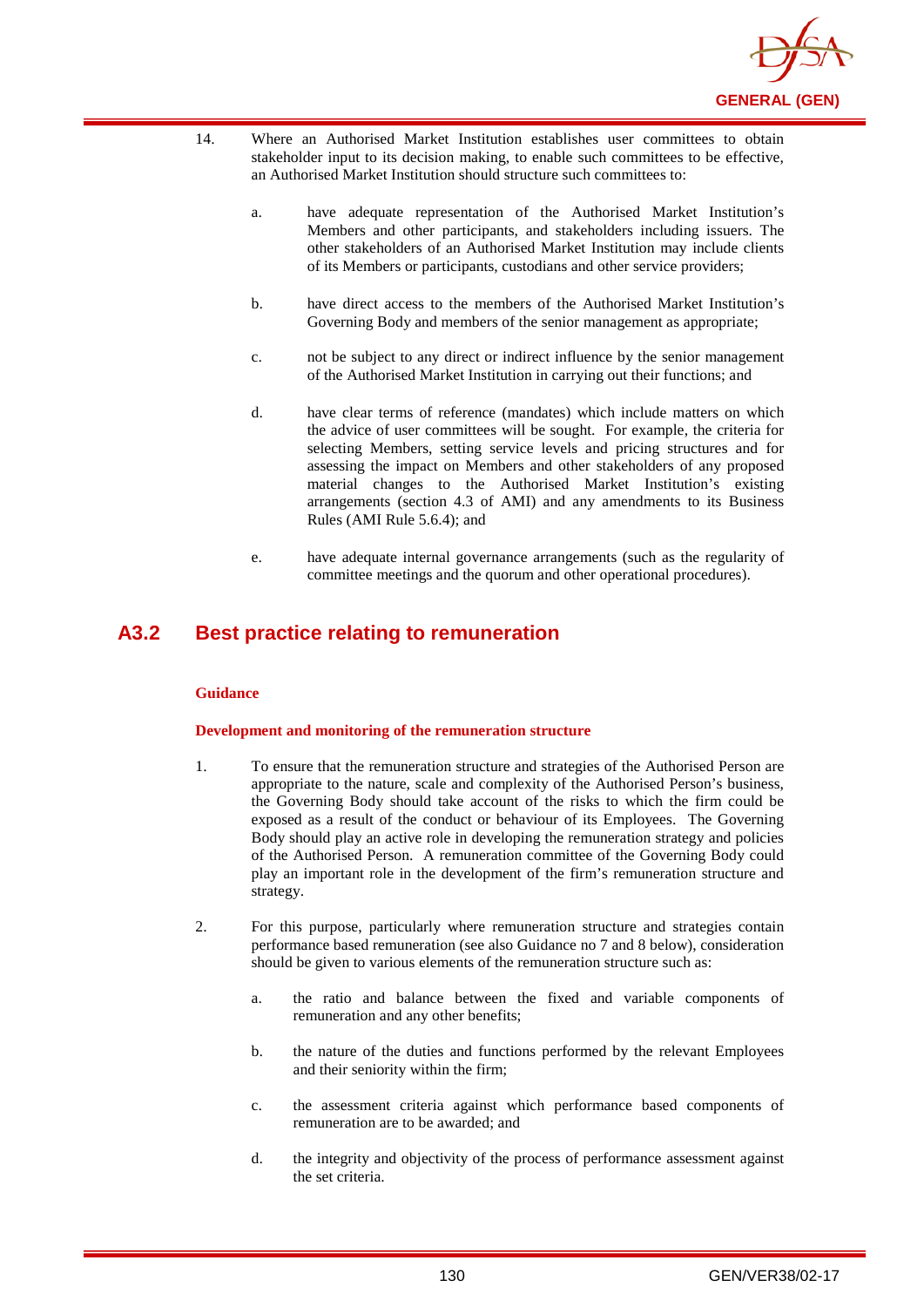14. Where an Authorised Market Institution establishes user committees to obtain stakeholder input to its decision making, to enable such committees to be effective, an Authorised Market Institution should structure such committees to:

    a. have adequate representation of the Authorised Market Institution's Members and other participants, and stakeholders including issuers. The other stakeholders of an Authorised Market Institution may include clients of its Members or participants, custodians and other service providers;

    b. have direct access to the members of the Authorised Market Institution's Governing Body and members of the senior management as appropriate;

    c. not be subject to any direct or indirect influence by the senior management of the Authorised Market Institution in carrying out their functions; and

    d. have clear terms of reference (mandates) which include matters on which the advice of user committees will be sought. For example, the criteria for selecting Members, setting service levels and pricing structures and for assessing the impact on Members and other stakeholders of any proposed material changes to the Authorised Market Institution's existing arrangements (section 4.3 of AMI) and any amendments to its Business Rules (AMI Rule 5.6.4); and

    e. have adequate internal governance arrangements (such as the regularity of committee meetings and the quorum and other operational procedures).

## A3.2 Best practice relating to remuneration

**Guidance**

**Development and monitoring of the remuneration structure**

1. To ensure that the remuneration structure and strategies of the Authorised Person are appropriate to the nature, scale and complexity of the Authorised Person's business, the Governing Body should take account of the risks to which the firm could be exposed as a result of the conduct or behaviour of its Employees. The Governing Body should play an active role in developing the remuneration strategy and policies of the Authorised Person. A remuneration committee of the Governing Body could play an important role in the development of the firm's remuneration structure and strategy.

2. For this purpose, particularly where remuneration structure and strategies contain performance based remuneration (see also Guidance no 7 and 8 below), consideration should be given to various elements of the remuneration structure such as:

    a. the ratio and balance between the fixed and variable components of remuneration and any other benefits;

    b. the nature of the duties and functions performed by the relevant Employees and their seniority within the firm;

    c. the assessment criteria against which performance based components of remuneration are to be awarded; and

    d. the integrity and objectivity of the process of performance assessment against the set criteria.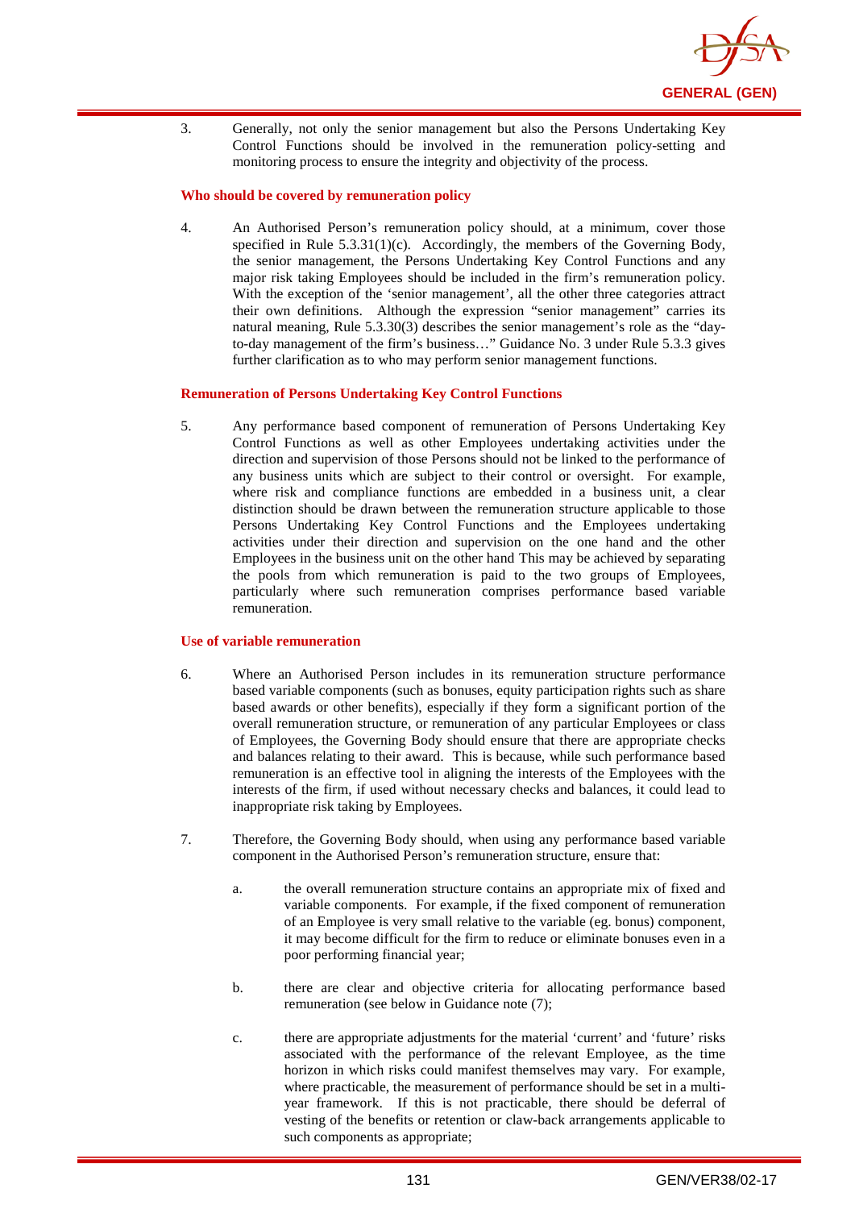3. Generally, not only the senior management but also the Persons Undertaking Key Control Functions should be involved in the remuneration policy-setting and monitoring process to ensure the integrity and objectivity of the process.

**Who should be covered by remuneration policy**

4. An Authorised Person's remuneration policy should, at a minimum, cover those specified in Rule 5.3.31(1)(c). Accordingly, the members of the Governing Body, the senior management, the Persons Undertaking Key Control Functions and any major risk taking Employees should be included in the firm's remuneration policy. With the exception of the 'senior management', all the other three categories attract their own definitions. Although the expression "senior management" carries its natural meaning, Rule 5.3.30(3) describes the senior management's role as the "day-to-day management of the firm's business…" Guidance No. 3 under Rule 5.3.3 gives further clarification as to who may perform senior management functions.

**Remuneration of Persons Undertaking Key Control Functions**

5. Any performance based component of remuneration of Persons Undertaking Key Control Functions as well as other Employees undertaking activities under the direction and supervision of those Persons should not be linked to the performance of any business units which are subject to their control or oversight. For example, where risk and compliance functions are embedded in a business unit, a clear distinction should be drawn between the remuneration structure applicable to those Persons Undertaking Key Control Functions and the Employees undertaking activities under their direction and supervision on the one hand and the other Employees in the business unit on the other hand This may be achieved by separating the pools from which remuneration is paid to the two groups of Employees, particularly where such remuneration comprises performance based variable remuneration.

**Use of variable remuneration**

6. Where an Authorised Person includes in its remuneration structure performance based variable components (such as bonuses, equity participation rights such as share based awards or other benefits), especially if they form a significant portion of the overall remuneration structure, or remuneration of any particular Employees or class of Employees, the Governing Body should ensure that there are appropriate checks and balances relating to their award. This is because, while such performance based remuneration is an effective tool in aligning the interests of the Employees with the interests of the firm, if used without necessary checks and balances, it could lead to inappropriate risk taking by Employees.

7. Therefore, the Governing Body should, when using any performance based variable component in the Authorised Person's remuneration structure, ensure that:

   a. the overall remuneration structure contains an appropriate mix of fixed and variable components. For example, if the fixed component of remuneration of an Employee is very small relative to the variable (eg. bonus) component, it may become difficult for the firm to reduce or eliminate bonuses even in a poor performing financial year;

   b. there are clear and objective criteria for allocating performance based remuneration (see below in Guidance note (7);

   c. there are appropriate adjustments for the material 'current' and 'future' risks associated with the performance of the relevant Employee, as the time horizon in which risks could manifest themselves may vary. For example, where practicable, the measurement of performance should be set in a multi-year framework. If this is not practicable, there should be deferral of vesting of the benefits or retention or claw-back arrangements applicable to such components as appropriate;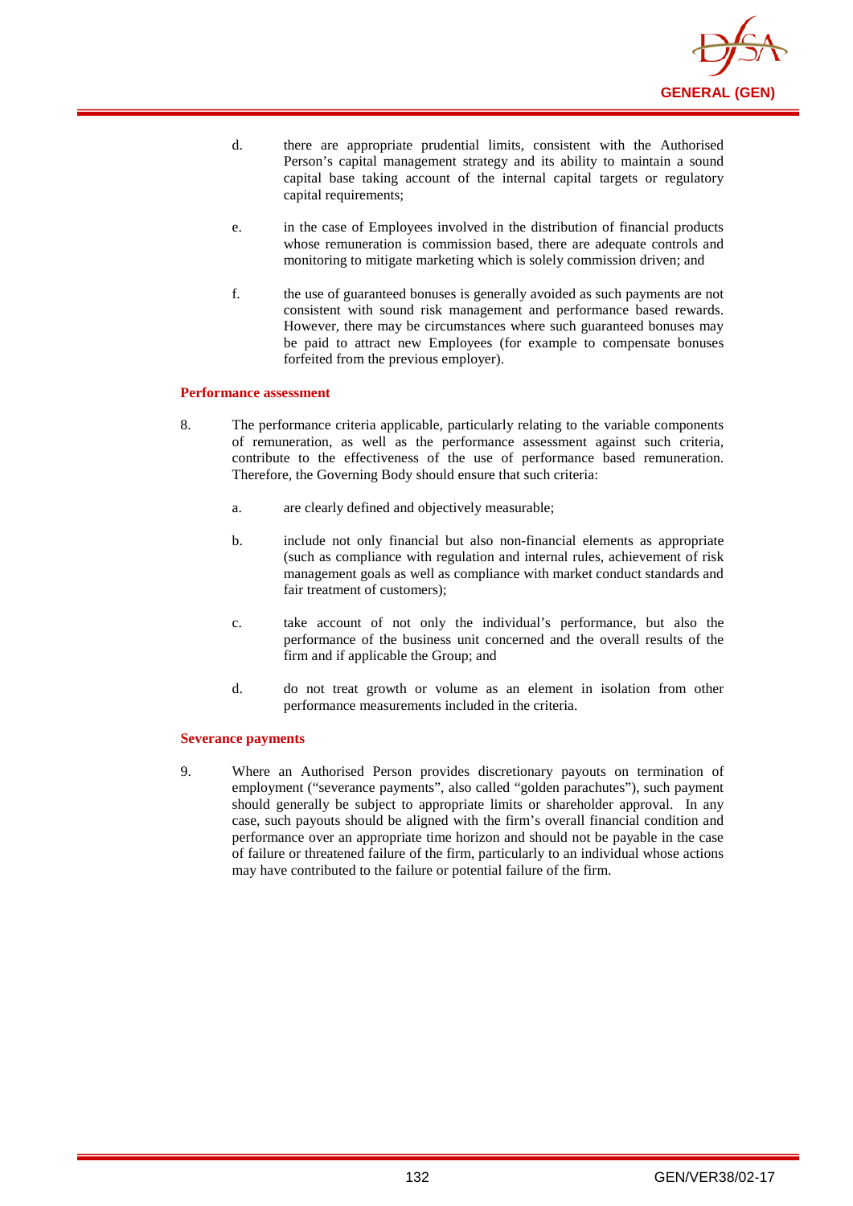d. there are appropriate prudential limits, consistent with the Authorised Person's capital management strategy and its ability to maintain a sound capital base taking account of the internal capital targets or regulatory capital requirements;

e. in the case of Employees involved in the distribution of financial products whose remuneration is commission based, there are adequate controls and monitoring to mitigate marketing which is solely commission driven; and

f. the use of guaranteed bonuses is generally avoided as such payments are not consistent with sound risk management and performance based rewards. However, there may be circumstances where such guaranteed bonuses may be paid to attract new Employees (for example to compensate bonuses forfeited from the previous employer).

**Performance assessment**

8. The performance criteria applicable, particularly relating to the variable components of remuneration, as well as the performance assessment against such criteria, contribute to the effectiveness of the use of performance based remuneration. Therefore, the Governing Body should ensure that such criteria:

   a. are clearly defined and objectively measurable;

   b. include not only financial but also non-financial elements as appropriate (such as compliance with regulation and internal rules, achievement of risk management goals as well as compliance with market conduct standards and fair treatment of customers);

   c. take account of not only the individual's performance, but also the performance of the business unit concerned and the overall results of the firm and if applicable the Group; and

   d. do not treat growth or volume as an element in isolation from other performance measurements included in the criteria.

**Severance payments**

9. Where an Authorised Person provides discretionary payouts on termination of employment ("severance payments", also called "golden parachutes"), such payment should generally be subject to appropriate limits or shareholder approval. In any case, such payouts should be aligned with the firm's overall financial condition and performance over an appropriate time horizon and should not be payable in the case of failure or threatened failure of the firm, particularly to an individual whose actions may have contributed to the failure or potential failure of the firm.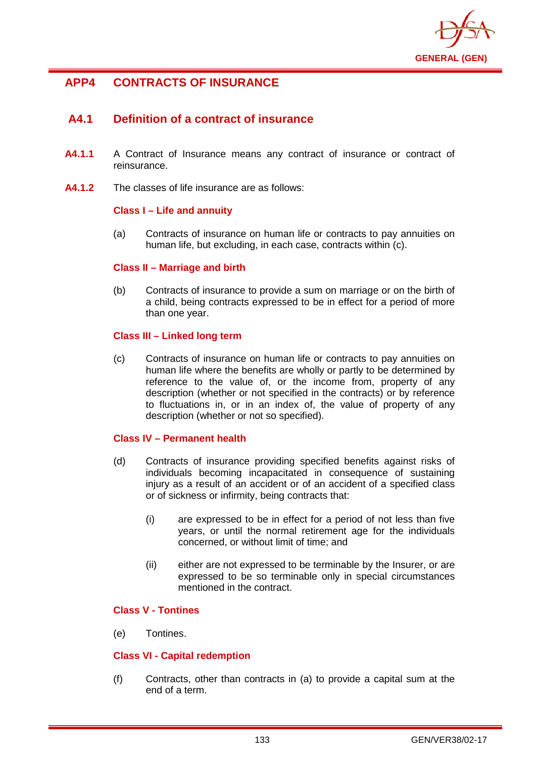## APP4 CONTRACTS OF INSURANCE

### A4.1 Definition of a contract of insurance

**A4.1.1** A Contract of Insurance means any contract of insurance or contract of reinsurance.

**A4.1.2** The classes of life insurance are as follows:

**Class I – Life and annuity**

(a) Contracts of insurance on human life or contracts to pay annuities on human life, but excluding, in each case, contracts within (c).

**Class II – Marriage and birth**

(b) Contracts of insurance to provide a sum on marriage or on the birth of a child, being contracts expressed to be in effect for a period of more than one year.

**Class III – Linked long term**

(c) Contracts of insurance on human life or contracts to pay annuities on human life where the benefits are wholly or partly to be determined by reference to the value of, or the income from, property of any description (whether or not specified in the contracts) or by reference to fluctuations in, or in an index of, the value of property of any description (whether or not so specified).

**Class IV – Permanent health**

(d) Contracts of insurance providing specified benefits against risks of individuals becoming incapacitated in consequence of sustaining injury as a result of an accident or of an accident of a specified class or of sickness or infirmity, being contracts that:

(i) are expressed to be in effect for a period of not less than five years, or until the normal retirement age for the individuals concerned, or without limit of time; and

(ii) either are not expressed to be terminable by the Insurer, or are expressed to be so terminable only in special circumstances mentioned in the contract.

**Class V - Tontines**

(e) Tontines.

**Class VI - Capital redemption**

(f) Contracts, other than contracts in (a) to provide a capital sum at the end of a term.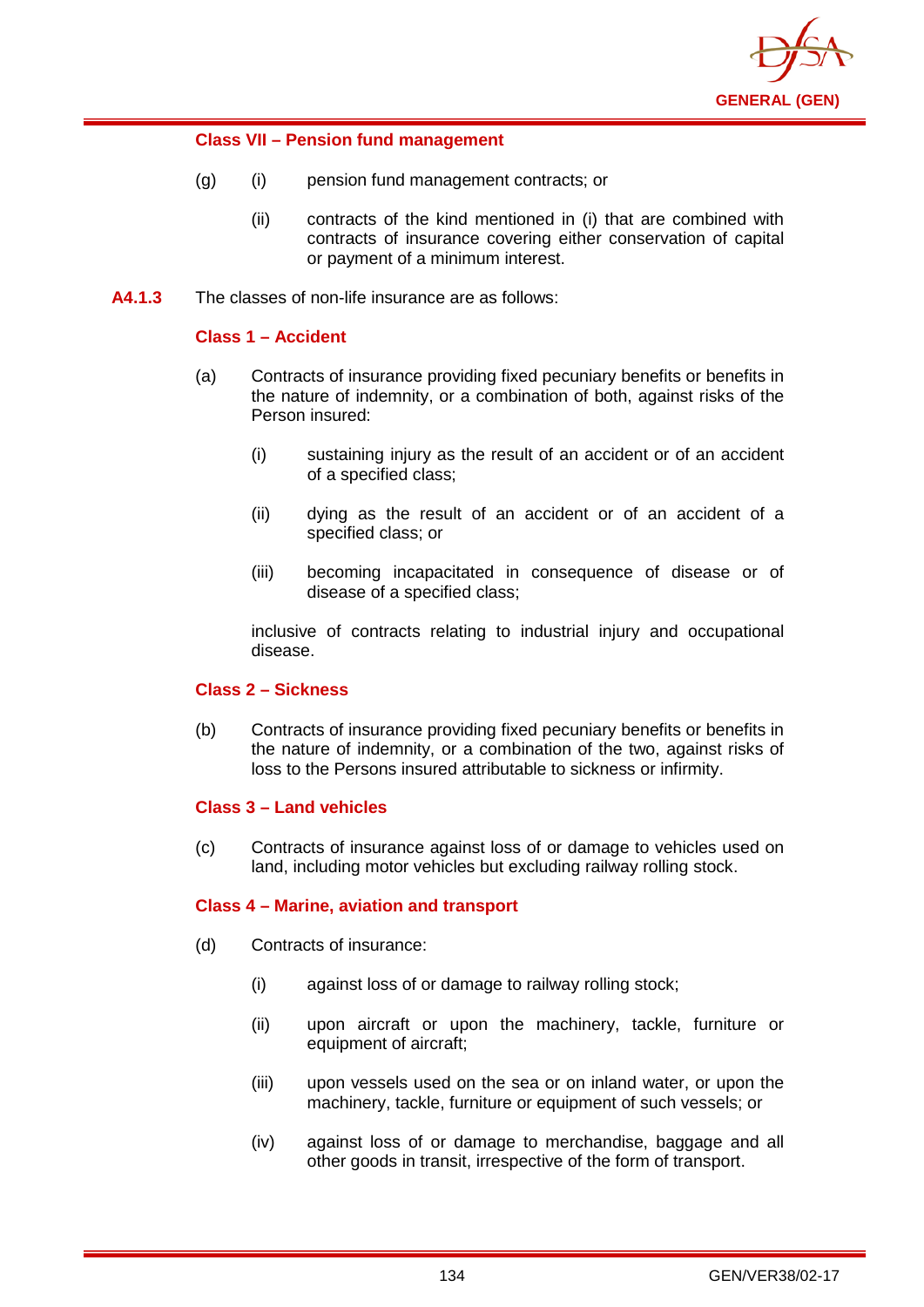**Class VII – Pension fund management**

(g) (i) pension fund management contracts; or

(ii) contracts of the kind mentioned in (i) that are combined with contracts of insurance covering either conservation of capital or payment of a minimum interest.

**A4.1.3** The classes of non-life insurance are as follows:

**Class 1 – Accident**

(a) Contracts of insurance providing fixed pecuniary benefits or benefits in the nature of indemnity, or a combination of both, against risks of the Person insured:

(i) sustaining injury as the result of an accident or of an accident of a specified class;

(ii) dying as the result of an accident or of an accident of a specified class; or

(iii) becoming incapacitated in consequence of disease or of disease of a specified class;

inclusive of contracts relating to industrial injury and occupational disease.

**Class 2 – Sickness**

(b) Contracts of insurance providing fixed pecuniary benefits or benefits in the nature of indemnity, or a combination of the two, against risks of loss to the Persons insured attributable to sickness or infirmity.

**Class 3 – Land vehicles**

(c) Contracts of insurance against loss of or damage to vehicles used on land, including motor vehicles but excluding railway rolling stock.

**Class 4 – Marine, aviation and transport**

(d) Contracts of insurance:

(i) against loss of or damage to railway rolling stock;

(ii) upon aircraft or upon the machinery, tackle, furniture or equipment of aircraft;

(iii) upon vessels used on the sea or on inland water, or upon the machinery, tackle, furniture or equipment of such vessels; or

(iv) against loss of or damage to merchandise, baggage and all other goods in transit, irrespective of the form of transport.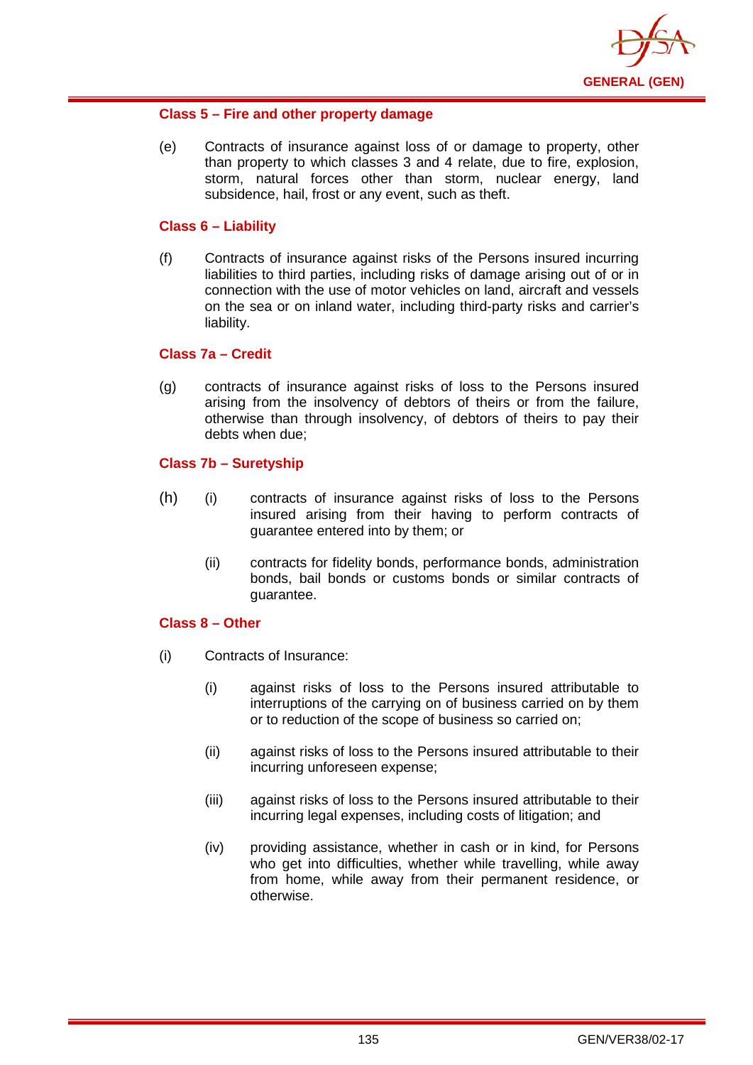**Class 5 – Fire and other property damage**

(e) Contracts of insurance against loss of or damage to property, other than property to which classes 3 and 4 relate, due to fire, explosion, storm, natural forces other than storm, nuclear energy, land subsidence, hail, frost or any event, such as theft.

**Class 6 – Liability**

(f) Contracts of insurance against risks of the Persons insured incurring liabilities to third parties, including risks of damage arising out of or in connection with the use of motor vehicles on land, aircraft and vessels on the sea or on inland water, including third-party risks and carrier's liability.

**Class 7a – Credit**

(g) contracts of insurance against risks of loss to the Persons insured arising from the insolvency of debtors of theirs or from the failure, otherwise than through insolvency, of debtors of theirs to pay their debts when due;

**Class 7b – Suretyship**

(h)
- (i) contracts of insurance against risks of loss to the Persons insured arising from their having to perform contracts of guarantee entered into by them; or
- (ii) contracts for fidelity bonds, performance bonds, administration bonds, bail bonds or customs bonds or similar contracts of guarantee.

**Class 8 – Other**

(i) Contracts of Insurance:

- (i) against risks of loss to the Persons insured attributable to interruptions of the carrying on of business carried on by them or to reduction of the scope of business so carried on;
- (ii) against risks of loss to the Persons insured attributable to their incurring unforeseen expense;
- (iii) against risks of loss to the Persons insured attributable to their incurring legal expenses, including costs of litigation; and
- (iv) providing assistance, whether in cash or in kind, for Persons who get into difficulties, whether while travelling, while away from home, while away from their permanent residence, or otherwise.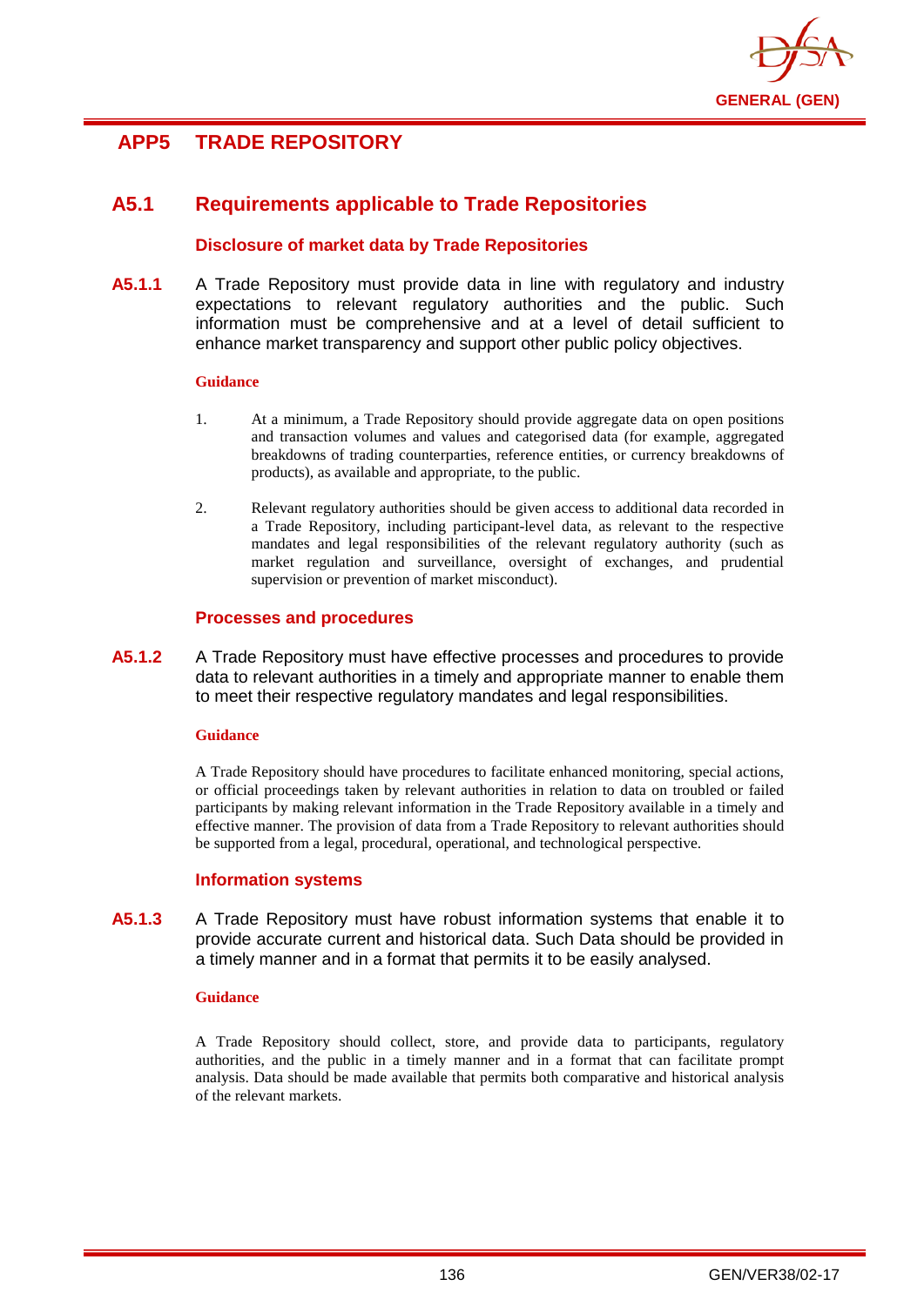# APP5 TRADE REPOSITORY

## A5.1 Requirements applicable to Trade Repositories

### Disclosure of market data by Trade Repositories

**A5.1.1** A Trade Repository must provide data in line with regulatory and industry expectations to relevant regulatory authorities and the public. Such information must be comprehensive and at a level of detail sufficient to enhance market transparency and support other public policy objectives.

**Guidance**

1. At a minimum, a Trade Repository should provide aggregate data on open positions and transaction volumes and values and categorised data (for example, aggregated breakdowns of trading counterparties, reference entities, or currency breakdowns of products), as available and appropriate, to the public.

2. Relevant regulatory authorities should be given access to additional data recorded in a Trade Repository, including participant-level data, as relevant to the respective mandates and legal responsibilities of the relevant regulatory authority (such as market regulation and surveillance, oversight of exchanges, and prudential supervision or prevention of market misconduct).

### Processes and procedures

**A5.1.2** A Trade Repository must have effective processes and procedures to provide data to relevant authorities in a timely and appropriate manner to enable them to meet their respective regulatory mandates and legal responsibilities.

**Guidance**

A Trade Repository should have procedures to facilitate enhanced monitoring, special actions, or official proceedings taken by relevant authorities in relation to data on troubled or failed participants by making relevant information in the Trade Repository available in a timely and effective manner. The provision of data from a Trade Repository to relevant authorities should be supported from a legal, procedural, operational, and technological perspective.

### Information systems

**A5.1.3** A Trade Repository must have robust information systems that enable it to provide accurate current and historical data. Such Data should be provided in a timely manner and in a format that permits it to be easily analysed.

**Guidance**

A Trade Repository should collect, store, and provide data to participants, regulatory authorities, and the public in a timely manner and in a format that can facilitate prompt analysis. Data should be made available that permits both comparative and historical analysis of the relevant markets.